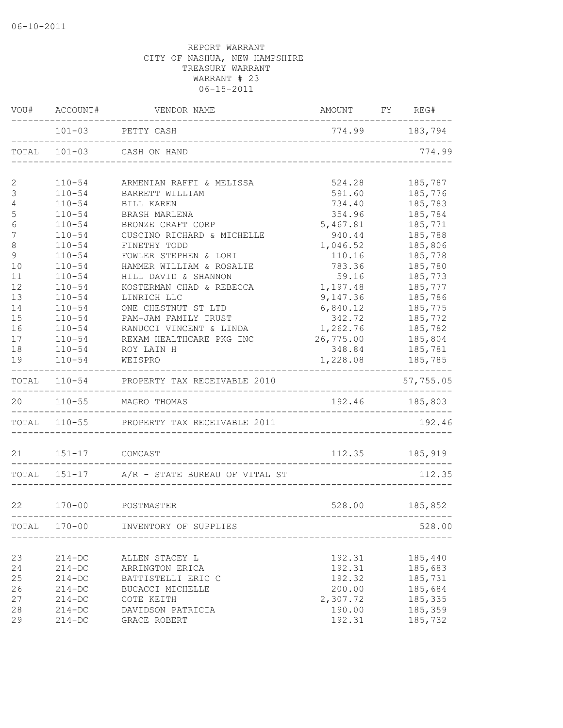06-10-2011

REPORT WARRANT
CITY OF NASHUA, NEW HAMPSHIRE
TREASURY WARRANT
WARRANT # 23
06-15-2011

| VOU# | ACCOUNT# | VENDOR NAME | AMOUNT | FY | REG# |
|---|---|---|---|---|---|
| | 101-03 | PETTY CASH | 774.99 | | 183,794 |
| TOTAL | 101-03 | CASH ON HAND | | | 774.99 |
| 2 | 110-54 | ARMENIAN RAFFI & MELISSA | 524.28 | | 185,787 |
| 3 | 110-54 | BARRETT WILLIAM | 591.60 | | 185,776 |
| 4 | 110-54 | BILL KAREN | 734.40 | | 185,783 |
| 5 | 110-54 | BRASH MARLENA | 354.96 | | 185,784 |
| 6 | 110-54 | BRONZE CRAFT CORP | 5,467.81 | | 185,771 |
| 7 | 110-54 | CUSCINO RICHARD & MICHELLE | 940.44 | | 185,788 |
| 8 | 110-54 | FINETHY TODD | 1,046.52 | | 185,806 |
| 9 | 110-54 | FOWLER STEPHEN & LORI | 110.16 | | 185,778 |
| 10 | 110-54 | HAMMER WILLIAM & ROSALIE | 783.36 | | 185,780 |
| 11 | 110-54 | HILL DAVID & SHANNON | 59.16 | | 185,773 |
| 12 | 110-54 | KOSTERMAN CHAD & REBECCA | 1,197.48 | | 185,777 |
| 13 | 110-54 | LINRICH LLC | 9,147.36 | | 185,786 |
| 14 | 110-54 | ONE CHESTNUT ST LTD | 6,840.12 | | 185,775 |
| 15 | 110-54 | PAM-JAM FAMILY TRUST | 342.72 | | 185,772 |
| 16 | 110-54 | RANUCCI VINCENT & LINDA | 1,262.76 | | 185,782 |
| 17 | 110-54 | REXAM HEALTHCARE PKG INC | 26,775.00 | | 185,804 |
| 18 | 110-54 | ROY LAIN H | 348.84 | | 185,781 |
| 19 | 110-54 | WEISPRO | 1,228.08 | | 185,785 |
| TOTAL | 110-54 | PROPERTY TAX RECEIVABLE 2010 | | | 57,755.05 |
| 20 | 110-55 | MAGRO THOMAS | 192.46 | | 185,803 |
| TOTAL | 110-55 | PROPERTY TAX RECEIVABLE 2011 | | | 192.46 |
| 21 | 151-17 | COMCAST | 112.35 | | 185,919 |
| TOTAL | 151-17 | A/R - STATE BUREAU OF VITAL ST | | | 112.35 |
| 22 | 170-00 | POSTMASTER | 528.00 | | 185,852 |
| TOTAL | 170-00 | INVENTORY OF SUPPLIES | | | 528.00 |
| 23 | 214-DC | ALLEN STACEY L | 192.31 | | 185,440 |
| 24 | 214-DC | ARRINGTON ERICA | 192.31 | | 185,683 |
| 25 | 214-DC | BATTISTELLI ERIC C | 192.32 | | 185,731 |
| 26 | 214-DC | BUCACCI MICHELLE | 200.00 | | 185,684 |
| 27 | 214-DC | COTE KEITH | 2,307.72 | | 185,335 |
| 28 | 214-DC | DAVIDSON PATRICIA | 190.00 | | 185,359 |
| 29 | 214-DC | GRACE ROBERT | 192.31 | | 185,732 |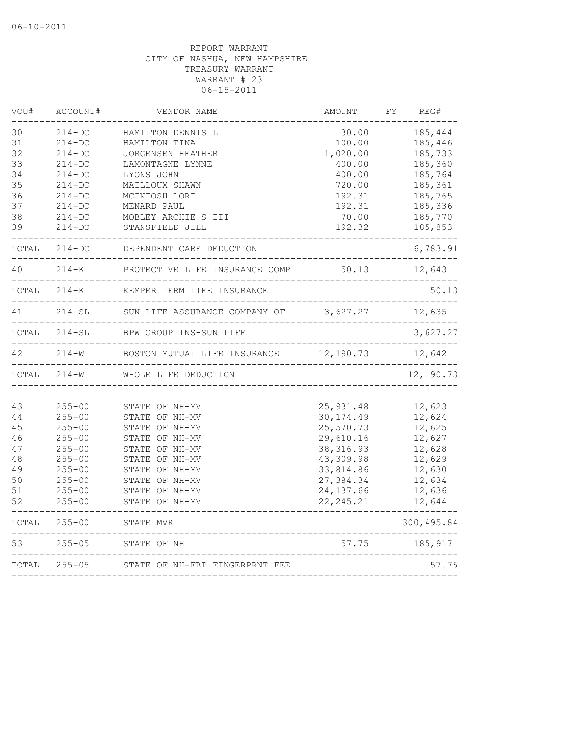06-10-2011

REPORT WARRANT
CITY OF NASHUA, NEW HAMPSHIRE
TREASURY WARRANT
WARRANT # 23
06-15-2011

| VOU# | ACCOUNT# | VENDOR NAME | AMOUNT | FY | REG# |
|---|---|---|---|---|---|
| 30 | 214-DC | HAMILTON DENNIS L | 30.00 | | 185,444 |
| 31 | 214-DC | HAMILTON TINA | 100.00 | | 185,446 |
| 32 | 214-DC | JORGENSEN HEATHER | 1,020.00 | | 185,733 |
| 33 | 214-DC | LAMONTAGNE LYNNE | 400.00 | | 185,360 |
| 34 | 214-DC | LYONS JOHN | 400.00 | | 185,764 |
| 35 | 214-DC | MAILLOUX SHAWN | 720.00 | | 185,361 |
| 36 | 214-DC | MCINTOSH LORI | 192.31 | | 185,765 |
| 37 | 214-DC | MENARD PAUL | 192.31 | | 185,336 |
| 38 | 214-DC | MOBLEY ARCHIE S III | 70.00 | | 185,770 |
| 39 | 214-DC | STANSFIELD JILL | 192.32 | | 185,853 |
| TOTAL | 214-DC | DEPENDENT CARE DEDUCTION | | | 6,783.91 |
| 40 | 214-K | PROTECTIVE LIFE INSURANCE COMP | 50.13 | | 12,643 |
| TOTAL | 214-K | KEMPER TERM LIFE INSURANCE | | | 50.13 |
| 41 | 214-SL | SUN LIFE ASSURANCE COMPANY OF | 3,627.27 | | 12,635 |
| TOTAL | 214-SL | BPW GROUP INS-SUN LIFE | | | 3,627.27 |
| 42 | 214-W | BOSTON MUTUAL LIFE INSURANCE | 12,190.73 | | 12,642 |
| TOTAL | 214-W | WHOLE LIFE DEDUCTION | | | 12,190.73 |
| 43 | 255-00 | STATE OF NH-MV | 25,931.48 | | 12,623 |
| 44 | 255-00 | STATE OF NH-MV | 30,174.49 | | 12,624 |
| 45 | 255-00 | STATE OF NH-MV | 25,570.73 | | 12,625 |
| 46 | 255-00 | STATE OF NH-MV | 29,610.16 | | 12,627 |
| 47 | 255-00 | STATE OF NH-MV | 38,316.93 | | 12,628 |
| 48 | 255-00 | STATE OF NH-MV | 43,309.98 | | 12,629 |
| 49 | 255-00 | STATE OF NH-MV | 33,814.86 | | 12,630 |
| 50 | 255-00 | STATE OF NH-MV | 27,384.34 | | 12,634 |
| 51 | 255-00 | STATE OF NH-MV | 24,137.66 | | 12,636 |
| 52 | 255-00 | STATE OF NH-MV | 22,245.21 | | 12,644 |
| TOTAL | 255-00 | STATE MVR | | | 300,495.84 |
| 53 | 255-05 | STATE OF NH | 57.75 | | 185,917 |
| TOTAL | 255-05 | STATE OF NH-FBI FINGERPRNT FEE | | | 57.75 |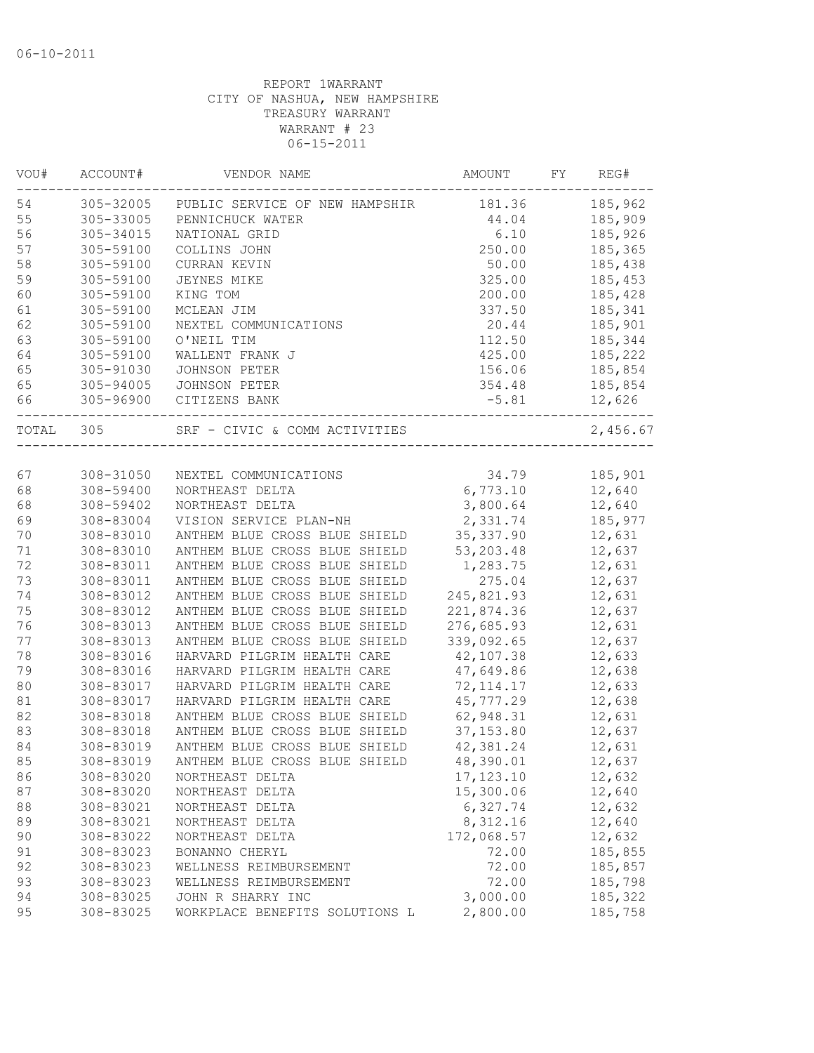06-10-2011

REPORT 1WARRANT
CITY OF NASHUA, NEW HAMPSHIRE
TREASURY WARRANT
WARRANT # 23
06-15-2011

| VOU# | ACCOUNT# | VENDOR NAME | AMOUNT | FY | REG# |
|---|---|---|---|---|---|
| 54 | 305-32005 | PUBLIC SERVICE OF NEW HAMPSHIR | 181.36 | | 185,962 |
| 55 | 305-33005 | PENNICHUCK WATER | 44.04 | | 185,909 |
| 56 | 305-34015 | NATIONAL GRID | 6.10 | | 185,926 |
| 57 | 305-59100 | COLLINS JOHN | 250.00 | | 185,365 |
| 58 | 305-59100 | CURRAN KEVIN | 50.00 | | 185,438 |
| 59 | 305-59100 | JEYNES MIKE | 325.00 | | 185,453 |
| 60 | 305-59100 | KING TOM | 200.00 | | 185,428 |
| 61 | 305-59100 | MCLEAN JIM | 337.50 | | 185,341 |
| 62 | 305-59100 | NEXTEL COMMUNICATIONS | 20.44 | | 185,901 |
| 63 | 305-59100 | O'NEIL TIM | 112.50 | | 185,344 |
| 64 | 305-59100 | WALLENT FRANK J | 425.00 | | 185,222 |
| 65 | 305-91030 | JOHNSON PETER | 156.06 | | 185,854 |
| 65 | 305-94005 | JOHNSON PETER | 354.48 | | 185,854 |
| 66 | 305-96900 | CITIZENS BANK | -5.81 | | 12,626 |
| TOTAL | 305 | SRF - CIVIC & COMM ACTIVITIES | | | 2,456.67 |
| 67 | 308-31050 | NEXTEL COMMUNICATIONS | 34.79 | | 185,901 |
| 68 | 308-59400 | NORTHEAST DELTA | 6,773.10 | | 12,640 |
| 68 | 308-59402 | NORTHEAST DELTA | 3,800.64 | | 12,640 |
| 69 | 308-83004 | VISION SERVICE PLAN-NH | 2,331.74 | | 185,977 |
| 70 | 308-83010 | ANTHEM BLUE CROSS BLUE SHIELD | 35,337.90 | | 12,631 |
| 71 | 308-83010 | ANTHEM BLUE CROSS BLUE SHIELD | 53,203.48 | | 12,637 |
| 72 | 308-83011 | ANTHEM BLUE CROSS BLUE SHIELD | 1,283.75 | | 12,631 |
| 73 | 308-83011 | ANTHEM BLUE CROSS BLUE SHIELD | 275.04 | | 12,637 |
| 74 | 308-83012 | ANTHEM BLUE CROSS BLUE SHIELD | 245,821.93 | | 12,631 |
| 75 | 308-83012 | ANTHEM BLUE CROSS BLUE SHIELD | 221,874.36 | | 12,637 |
| 76 | 308-83013 | ANTHEM BLUE CROSS BLUE SHIELD | 276,685.93 | | 12,631 |
| 77 | 308-83013 | ANTHEM BLUE CROSS BLUE SHIELD | 339,092.65 | | 12,637 |
| 78 | 308-83016 | HARVARD PILGRIM HEALTH CARE | 42,107.38 | | 12,633 |
| 79 | 308-83016 | HARVARD PILGRIM HEALTH CARE | 47,649.86 | | 12,638 |
| 80 | 308-83017 | HARVARD PILGRIM HEALTH CARE | 72,114.17 | | 12,633 |
| 81 | 308-83017 | HARVARD PILGRIM HEALTH CARE | 45,777.29 | | 12,638 |
| 82 | 308-83018 | ANTHEM BLUE CROSS BLUE SHIELD | 62,948.31 | | 12,631 |
| 83 | 308-83018 | ANTHEM BLUE CROSS BLUE SHIELD | 37,153.80 | | 12,637 |
| 84 | 308-83019 | ANTHEM BLUE CROSS BLUE SHIELD | 42,381.24 | | 12,631 |
| 85 | 308-83019 | ANTHEM BLUE CROSS BLUE SHIELD | 48,390.01 | | 12,637 |
| 86 | 308-83020 | NORTHEAST DELTA | 17,123.10 | | 12,632 |
| 87 | 308-83020 | NORTHEAST DELTA | 15,300.06 | | 12,640 |
| 88 | 308-83021 | NORTHEAST DELTA | 6,327.74 | | 12,632 |
| 89 | 308-83021 | NORTHEAST DELTA | 8,312.16 | | 12,640 |
| 90 | 308-83022 | NORTHEAST DELTA | 172,068.57 | | 12,632 |
| 91 | 308-83023 | BONANNO CHERYL | 72.00 | | 185,855 |
| 92 | 308-83023 | WELLNESS REIMBURSEMENT | 72.00 | | 185,857 |
| 93 | 308-83023 | WELLNESS REIMBURSEMENT | 72.00 | | 185,798 |
| 94 | 308-83025 | JOHN R SHARRY INC | 3,000.00 | | 185,322 |
| 95 | 308-83025 | WORKPLACE BENEFITS SOLUTIONS L | 2,800.00 | | 185,758 |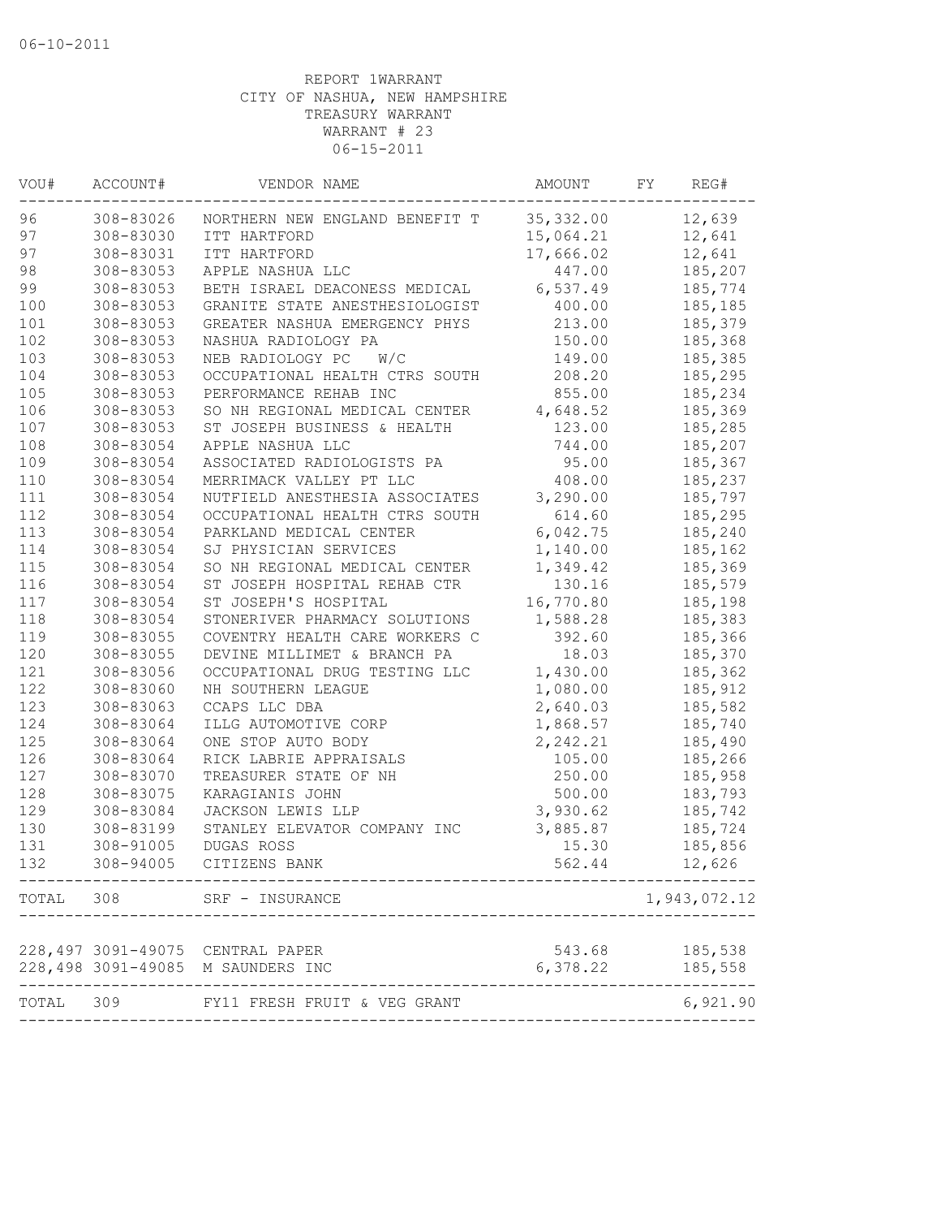06-10-2011

REPORT 1WARRANT
CITY OF NASHUA, NEW HAMPSHIRE
TREASURY WARRANT
WARRANT # 23
06-15-2011

| VOU# | ACCOUNT# | VENDOR NAME | AMOUNT | FY | REG# |
|---|---|---|---|---|---|
| 96 | 308-83026 | NORTHERN NEW ENGLAND BENEFIT T | 35,332.00 | | 12,639 |
| 97 | 308-83030 | ITT HARTFORD | 15,064.21 | | 12,641 |
| 97 | 308-83031 | ITT HARTFORD | 17,666.02 | | 12,641 |
| 98 | 308-83053 | APPLE NASHUA LLC | 447.00 | | 185,207 |
| 99 | 308-83053 | BETH ISRAEL DEACONESS MEDICAL | 6,537.49 | | 185,774 |
| 100 | 308-83053 | GRANITE STATE ANESTHESIOLOGIST | 400.00 | | 185,185 |
| 101 | 308-83053 | GREATER NASHUA EMERGENCY PHYS | 213.00 | | 185,379 |
| 102 | 308-83053 | NASHUA RADIOLOGY PA | 150.00 | | 185,368 |
| 103 | 308-83053 | NEB RADIOLOGY PC W/C | 149.00 | | 185,385 |
| 104 | 308-83053 | OCCUPATIONAL HEALTH CTRS SOUTH | 208.20 | | 185,295 |
| 105 | 308-83053 | PERFORMANCE REHAB INC | 855.00 | | 185,234 |
| 106 | 308-83053 | SO NH REGIONAL MEDICAL CENTER | 4,648.52 | | 185,369 |
| 107 | 308-83053 | ST JOSEPH BUSINESS & HEALTH | 123.00 | | 185,285 |
| 108 | 308-83054 | APPLE NASHUA LLC | 744.00 | | 185,207 |
| 109 | 308-83054 | ASSOCIATED RADIOLOGISTS PA | 95.00 | | 185,367 |
| 110 | 308-83054 | MERRIMACK VALLEY PT LLC | 408.00 | | 185,237 |
| 111 | 308-83054 | NUTFIELD ANESTHESIA ASSOCIATES | 3,290.00 | | 185,797 |
| 112 | 308-83054 | OCCUPATIONAL HEALTH CTRS SOUTH | 614.60 | | 185,295 |
| 113 | 308-83054 | PARKLAND MEDICAL CENTER | 6,042.75 | | 185,240 |
| 114 | 308-83054 | SJ PHYSICIAN SERVICES | 1,140.00 | | 185,162 |
| 115 | 308-83054 | SO NH REGIONAL MEDICAL CENTER | 1,349.42 | | 185,369 |
| 116 | 308-83054 | ST JOSEPH HOSPITAL REHAB CTR | 130.16 | | 185,579 |
| 117 | 308-83054 | ST JOSEPH'S HOSPITAL | 16,770.80 | | 185,198 |
| 118 | 308-83054 | STONERIVER PHARMACY SOLUTIONS | 1,588.28 | | 185,383 |
| 119 | 308-83055 | COVENTRY HEALTH CARE WORKERS C | 392.60 | | 185,366 |
| 120 | 308-83055 | DEVINE MILLIMET & BRANCH PA | 18.03 | | 185,370 |
| 121 | 308-83056 | OCCUPATIONAL DRUG TESTING LLC | 1,430.00 | | 185,362 |
| 122 | 308-83060 | NH SOUTHERN LEAGUE | 1,080.00 | | 185,912 |
| 123 | 308-83063 | CCAPS LLC DBA | 2,640.03 | | 185,582 |
| 124 | 308-83064 | ILLG AUTOMOTIVE CORP | 1,868.57 | | 185,740 |
| 125 | 308-83064 | ONE STOP AUTO BODY | 2,242.21 | | 185,490 |
| 126 | 308-83064 | RICK LABRIE APPRAISALS | 105.00 | | 185,266 |
| 127 | 308-83070 | TREASURER STATE OF NH | 250.00 | | 185,958 |
| 128 | 308-83075 | KARAGIANIS JOHN | 500.00 | | 183,793 |
| 129 | 308-83084 | JACKSON LEWIS LLP | 3,930.62 | | 185,742 |
| 130 | 308-83199 | STANLEY ELEVATOR COMPANY INC | 3,885.87 | | 185,724 |
| 131 | 308-91005 | DUGAS ROSS | 15.30 | | 185,856 |
| 132 | 308-94005 | CITIZENS BANK | 562.44 | | 12,626 |
| TOTAL | 308 | SRF - INSURANCE | | | 1,943,072.12 |
| 228,497 | 3091-49075 | CENTRAL PAPER | 543.68 | | 185,538 |
| 228,498 | 3091-49085 | M SAUNDERS INC | 6,378.22 | | 185,558 |
| TOTAL | 309 | FY11 FRESH FRUIT & VEG GRANT | | | 6,921.90 |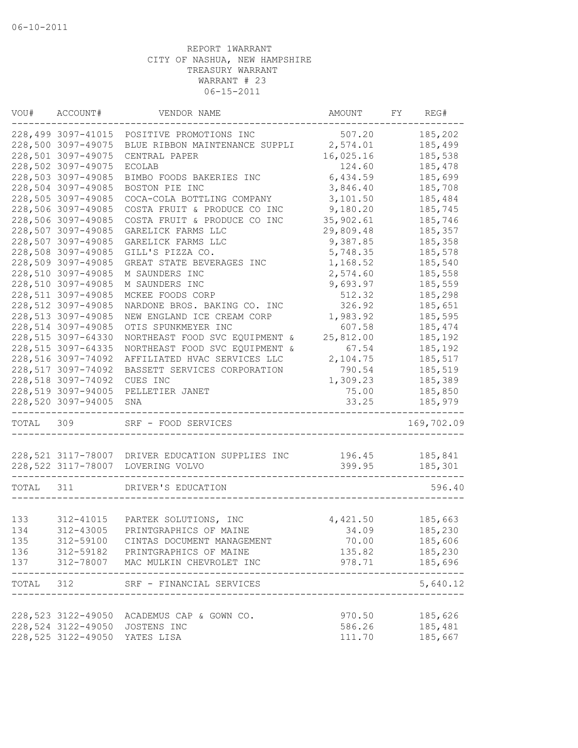06-10-2011

REPORT 1WARRANT
CITY OF NASHUA, NEW HAMPSHIRE
TREASURY WARRANT
WARRANT # 23
06-15-2011

| VOU# | ACCOUNT# | VENDOR NAME | AMOUNT | FY | REG# |
|---|---|---|---|---|---|
| 228,499 | 3097-41015 | POSITIVE PROMOTIONS INC | 507.20 | | 185,202 |
| 228,500 | 3097-49075 | BLUE RIBBON MAINTENANCE SUPPLI | 2,574.01 | | 185,499 |
| 228,501 | 3097-49075 | CENTRAL PAPER | 16,025.16 | | 185,538 |
| 228,502 | 3097-49075 | ECOLAB | 124.60 | | 185,478 |
| 228,503 | 3097-49085 | BIMBO FOODS BAKERIES INC | 6,434.59 | | 185,699 |
| 228,504 | 3097-49085 | BOSTON PIE INC | 3,846.40 | | 185,708 |
| 228,505 | 3097-49085 | COCA-COLA BOTTLING COMPANY | 3,101.50 | | 185,484 |
| 228,506 | 3097-49085 | COSTA FRUIT & PRODUCE CO INC | 9,180.20 | | 185,745 |
| 228,506 | 3097-49085 | COSTA FRUIT & PRODUCE CO INC | 35,902.61 | | 185,746 |
| 228,507 | 3097-49085 | GARELICK FARMS LLC | 29,809.48 | | 185,357 |
| 228,507 | 3097-49085 | GARELICK FARMS LLC | 9,387.85 | | 185,358 |
| 228,508 | 3097-49085 | GILL'S PIZZA CO. | 5,748.35 | | 185,578 |
| 228,509 | 3097-49085 | GREAT STATE BEVERAGES INC | 1,168.52 | | 185,540 |
| 228,510 | 3097-49085 | M SAUNDERS INC | 2,574.60 | | 185,558 |
| 228,510 | 3097-49085 | M SAUNDERS INC | 9,693.97 | | 185,559 |
| 228,511 | 3097-49085 | MCKEE FOODS CORP | 512.32 | | 185,298 |
| 228,512 | 3097-49085 | NARDONE BROS. BAKING CO. INC | 326.92 | | 185,651 |
| 228,513 | 3097-49085 | NEW ENGLAND ICE CREAM CORP | 1,983.92 | | 185,595 |
| 228,514 | 3097-49085 | OTIS SPUNKMEYER INC | 607.58 | | 185,474 |
| 228,515 | 3097-64330 | NORTHEAST FOOD SVC EQUIPMENT & | 25,812.00 | | 185,192 |
| 228,515 | 3097-64335 | NORTHEAST FOOD SVC EQUIPMENT & | 67.54 | | 185,192 |
| 228,516 | 3097-74092 | AFFILIATED HVAC SERVICES LLC | 2,104.75 | | 185,517 |
| 228,517 | 3097-74092 | BASSETT SERVICES CORPORATION | 790.54 | | 185,519 |
| 228,518 | 3097-74092 | CUES INC | 1,309.23 | | 185,389 |
| 228,519 | 3097-94005 | PELLETIER JANET | 75.00 | | 185,850 |
| 228,520 | 3097-94005 | SNA | 33.25 | | 185,979 |
| TOTAL | 309 | SRF - FOOD SERVICES | | | 169,702.09 |
| 228,521 | 3117-78007 | DRIVER EDUCATION SUPPLIES INC | 196.45 | | 185,841 |
| 228,522 | 3117-78007 | LOVERING VOLVO | 399.95 | | 185,301 |
| TOTAL | 311 | DRIVER'S EDUCATION | | | 596.40 |
| 133 | 312-41015 | PARTEK SOLUTIONS, INC | 4,421.50 | | 185,663 |
| 134 | 312-43005 | PRINTGRAPHICS OF MAINE | 34.09 | | 185,230 |
| 135 | 312-59100 | CINTAS DOCUMENT MANAGEMENT | 70.00 | | 185,606 |
| 136 | 312-59182 | PRINTGRAPHICS OF MAINE | 135.82 | | 185,230 |
| 137 | 312-78007 | MAC MULKIN CHEVROLET INC | 978.71 | | 185,696 |
| TOTAL | 312 | SRF - FINANCIAL SERVICES | | | 5,640.12 |
| 228,523 | 3122-49050 | ACADEMUS CAP & GOWN CO. | 970.50 | | 185,626 |
| 228,524 | 3122-49050 | JOSTENS INC | 586.26 | | 185,481 |
| 228,525 | 3122-49050 | YATES LISA | 111.70 | | 185,667 |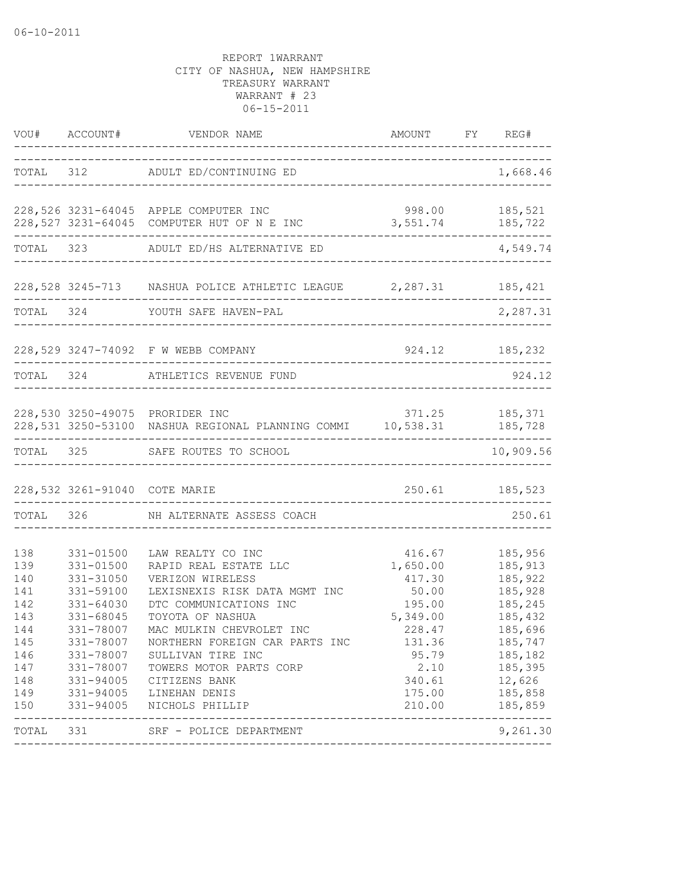06-10-2011

REPORT 1WARRANT
CITY OF NASHUA, NEW HAMPSHIRE
TREASURY WARRANT
WARRANT # 23
06-15-2011

| VOU# | ACCOUNT# | VENDOR NAME | AMOUNT | FY | REG# |
|---|---|---|---|---|---|
| TOTAL | 312 | ADULT ED/CONTINUING ED | | | 1,668.46 |
| 228,526 | 3231-64045 | APPLE COMPUTER INC | 998.00 | | 185,521 |
| 228,527 | 3231-64045 | COMPUTER HUT OF N E INC | 3,551.74 | | 185,722 |
| TOTAL | 323 | ADULT ED/HS ALTERNATIVE ED | | | 4,549.74 |
| 228,528 | 3245-713 | NASHUA POLICE ATHLETIC LEAGUE | 2,287.31 | | 185,421 |
| TOTAL | 324 | YOUTH SAFE HAVEN-PAL | | | 2,287.31 |
| 228,529 | 3247-74092 | F W WEBB COMPANY | 924.12 | | 185,232 |
| TOTAL | 324 | ATHLETICS REVENUE FUND | | | 924.12 |
| 228,530 | 3250-49075 | PRORIDER INC | 371.25 | | 185,371 |
| 228,531 | 3250-53100 | NASHUA REGIONAL PLANNING COMMI | 10,538.31 | | 185,728 |
| TOTAL | 325 | SAFE ROUTES TO SCHOOL | | | 10,909.56 |
| 228,532 | 3261-91040 | COTE MARIE | 250.61 | | 185,523 |
| TOTAL | 326 | NH ALTERNATE ASSESS COACH | | | 250.61 |
| 138 | 331-01500 | LAW REALTY CO INC | 416.67 | | 185,956 |
| 139 | 331-01500 | RAPID REAL ESTATE LLC | 1,650.00 | | 185,913 |
| 140 | 331-31050 | VERIZON WIRELESS | 417.30 | | 185,922 |
| 141 | 331-59100 | LEXISNEXIS RISK DATA MGMT INC | 50.00 | | 185,928 |
| 142 | 331-64030 | DTC COMMUNICATIONS INC | 195.00 | | 185,245 |
| 143 | 331-68045 | TOYOTA OF NASHUA | 5,349.00 | | 185,432 |
| 144 | 331-78007 | MAC MULKIN CHEVROLET INC | 228.47 | | 185,696 |
| 145 | 331-78007 | NORTHERN FOREIGN CAR PARTS INC | 131.36 | | 185,747 |
| 146 | 331-78007 | SULLIVAN TIRE INC | 95.79 | | 185,182 |
| 147 | 331-78007 | TOWERS MOTOR PARTS CORP | 2.10 | | 185,395 |
| 148 | 331-94005 | CITIZENS BANK | 340.61 | | 12,626 |
| 149 | 331-94005 | LINEHAN DENIS | 175.00 | | 185,858 |
| 150 | 331-94005 | NICHOLS PHILLIP | 210.00 | | 185,859 |
| TOTAL | 331 | SRF - POLICE DEPARTMENT | | | 9,261.30 |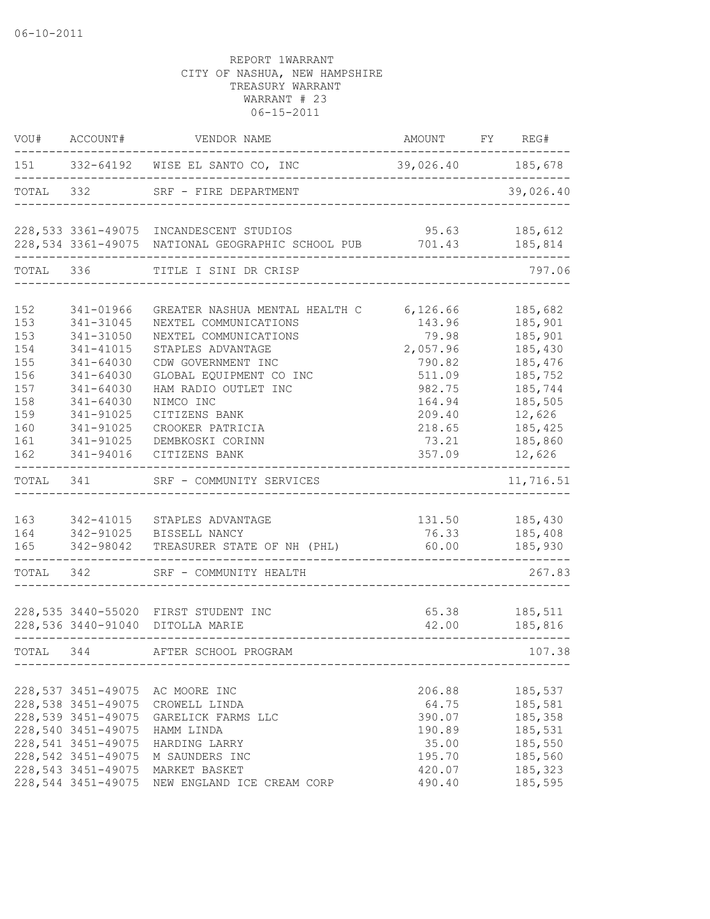06-10-2011

REPORT 1WARRANT
CITY OF NASHUA, NEW HAMPSHIRE
TREASURY WARRANT
WARRANT # 23
06-15-2011

| VOU# | ACCOUNT# | VENDOR NAME | AMOUNT | FY | REG# |
|---|---|---|---|---|---|
| 151 | 332-64192 | WISE EL SANTO CO, INC | 39,026.40 | | 185,678 |
| TOTAL | 332 | SRF - FIRE DEPARTMENT | | | 39,026.40 |
| 228,533 | 3361-49075 | INCANDESCENT STUDIOS | 95.63 | | 185,612 |
| 228,534 | 3361-49075 | NATIONAL GEOGRAPHIC SCHOOL PUB | 701.43 | | 185,814 |
| TOTAL | 336 | TITLE I SINI DR CRISP | | | 797.06 |
| 152 | 341-01966 | GREATER NASHUA MENTAL HEALTH C | 6,126.66 | | 185,682 |
| 153 | 341-31045 | NEXTEL COMMUNICATIONS | 143.96 | | 185,901 |
| 153 | 341-31050 | NEXTEL COMMUNICATIONS | 79.98 | | 185,901 |
| 154 | 341-41015 | STAPLES ADVANTAGE | 2,057.96 | | 185,430 |
| 155 | 341-64030 | CDW GOVERNMENT INC | 790.82 | | 185,476 |
| 156 | 341-64030 | GLOBAL EQUIPMENT CO INC | 511.09 | | 185,752 |
| 157 | 341-64030 | HAM RADIO OUTLET INC | 982.75 | | 185,744 |
| 158 | 341-64030 | NIMCO INC | 164.94 | | 185,505 |
| 159 | 341-91025 | CITIZENS BANK | 209.40 | | 12,626 |
| 160 | 341-91025 | CROOKER PATRICIA | 218.65 | | 185,425 |
| 161 | 341-91025 | DEMBKOSKI CORINN | 73.21 | | 185,860 |
| 162 | 341-94016 | CITIZENS BANK | 357.09 | | 12,626 |
| TOTAL | 341 | SRF - COMMUNITY SERVICES | | | 11,716.51 |
| 163 | 342-41015 | STAPLES ADVANTAGE | 131.50 | | 185,430 |
| 164 | 342-91025 | BISSELL NANCY | 76.33 | | 185,408 |
| 165 | 342-98042 | TREASURER STATE OF NH (PHL) | 60.00 | | 185,930 |
| TOTAL | 342 | SRF - COMMUNITY HEALTH | | | 267.83 |
| 228,535 | 3440-55020 | FIRST STUDENT INC | 65.38 | | 185,511 |
| 228,536 | 3440-91040 | DITOLLA MARIE | 42.00 | | 185,816 |
| TOTAL | 344 | AFTER SCHOOL PROGRAM | | | 107.38 |
| 228,537 | 3451-49075 | AC MOORE INC | 206.88 | | 185,537 |
| 228,538 | 3451-49075 | CROWELL LINDA | 64.75 | | 185,581 |
| 228,539 | 3451-49075 | GARELICK FARMS LLC | 390.07 | | 185,358 |
| 228,540 | 3451-49075 | HAMM LINDA | 190.89 | | 185,531 |
| 228,541 | 3451-49075 | HARDING LARRY | 35.00 | | 185,550 |
| 228,542 | 3451-49075 | M SAUNDERS INC | 195.70 | | 185,560 |
| 228,543 | 3451-49075 | MARKET BASKET | 420.07 | | 185,323 |
| 228,544 | 3451-49075 | NEW ENGLAND ICE CREAM CORP | 490.40 | | 185,595 |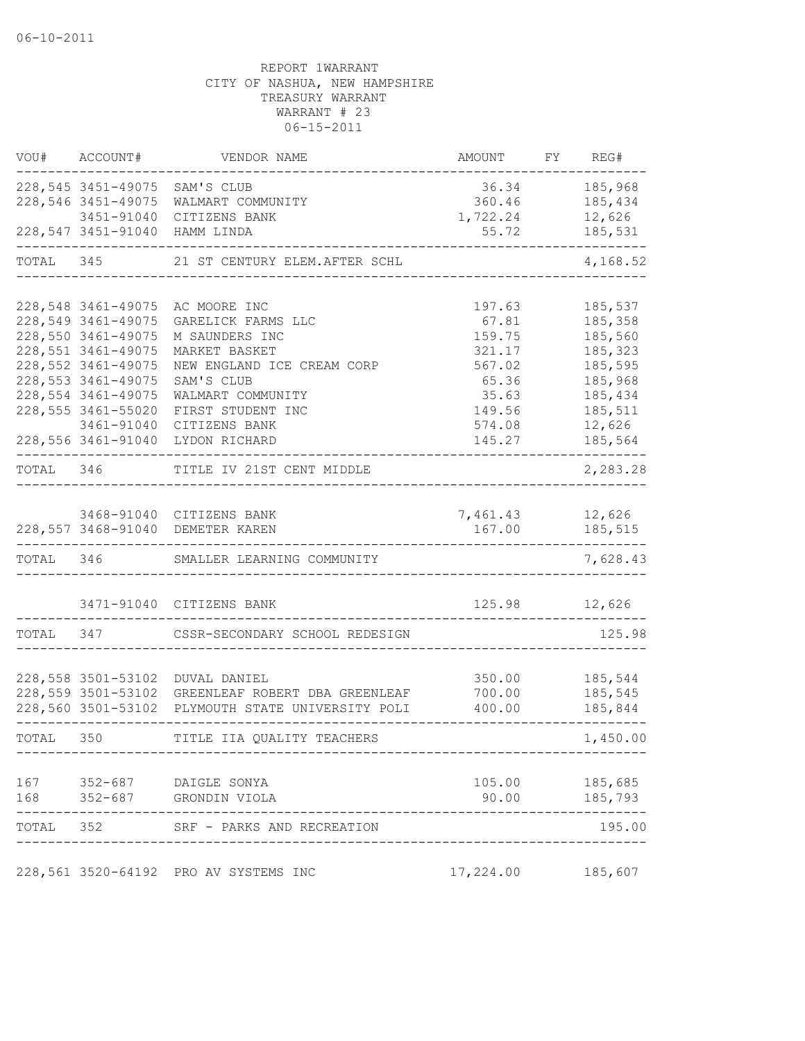06-10-2011

REPORT 1WARRANT
CITY OF NASHUA, NEW HAMPSHIRE
TREASURY WARRANT
WARRANT # 23
06-15-2011

| VOU# | ACCOUNT# | VENDOR NAME | AMOUNT | FY | REG# |
|---|---|---|---|---|---|
| 228,545 | 3451-49075 | SAM'S CLUB | 36.34 | | 185,968 |
| 228,546 | 3451-49075 | WALMART COMMUNITY | 360.46 | | 185,434 |
| | 3451-91040 | CITIZENS BANK | 1,722.24 | | 12,626 |
| 228,547 | 3451-91040 | HAMM LINDA | 55.72 | | 185,531 |
| TOTAL | 345 | 21 ST CENTURY ELEM.AFTER SCHL | | | 4,168.52 |
| 228,548 | 3461-49075 | AC MOORE INC | 197.63 | | 185,537 |
| 228,549 | 3461-49075 | GARELICK FARMS LLC | 67.81 | | 185,358 |
| 228,550 | 3461-49075 | M SAUNDERS INC | 159.75 | | 185,560 |
| 228,551 | 3461-49075 | MARKET BASKET | 321.17 | | 185,323 |
| 228,552 | 3461-49075 | NEW ENGLAND ICE CREAM CORP | 567.02 | | 185,595 |
| 228,553 | 3461-49075 | SAM'S CLUB | 65.36 | | 185,968 |
| 228,554 | 3461-49075 | WALMART COMMUNITY | 35.63 | | 185,434 |
| 228,555 | 3461-55020 | FIRST STUDENT INC | 149.56 | | 185,511 |
| | 3461-91040 | CITIZENS BANK | 574.08 | | 12,626 |
| 228,556 | 3461-91040 | LYDON RICHARD | 145.27 | | 185,564 |
| TOTAL | 346 | TITLE IV 21ST CENT MIDDLE | | | 2,283.28 |
| | 3468-91040 | CITIZENS BANK | 7,461.43 | | 12,626 |
| 228,557 | 3468-91040 | DEMETER KAREN | 167.00 | | 185,515 |
| TOTAL | 346 | SMALLER LEARNING COMMUNITY | | | 7,628.43 |
| | 3471-91040 | CITIZENS BANK | 125.98 | | 12,626 |
| TOTAL | 347 | CSSR-SECONDARY SCHOOL REDESIGN | | | 125.98 |
| 228,558 | 3501-53102 | DUVAL DANIEL | 350.00 | | 185,544 |
| 228,559 | 3501-53102 | GREENLEAF ROBERT DBA GREENLEAF | 700.00 | | 185,545 |
| 228,560 | 3501-53102 | PLYMOUTH STATE UNIVERSITY POLI | 400.00 | | 185,844 |
| TOTAL | 350 | TITLE IIA QUALITY TEACHERS | | | 1,450.00 |
| 167 | 352-687 | DAIGLE SONYA | 105.00 | | 185,685 |
| 168 | 352-687 | GRONDIN VIOLA | 90.00 | | 185,793 |
| TOTAL | 352 | SRF - PARKS AND RECREATION | | | 195.00 |
| 228,561 | 3520-64192 | PRO AV SYSTEMS INC | 17,224.00 | | 185,607 |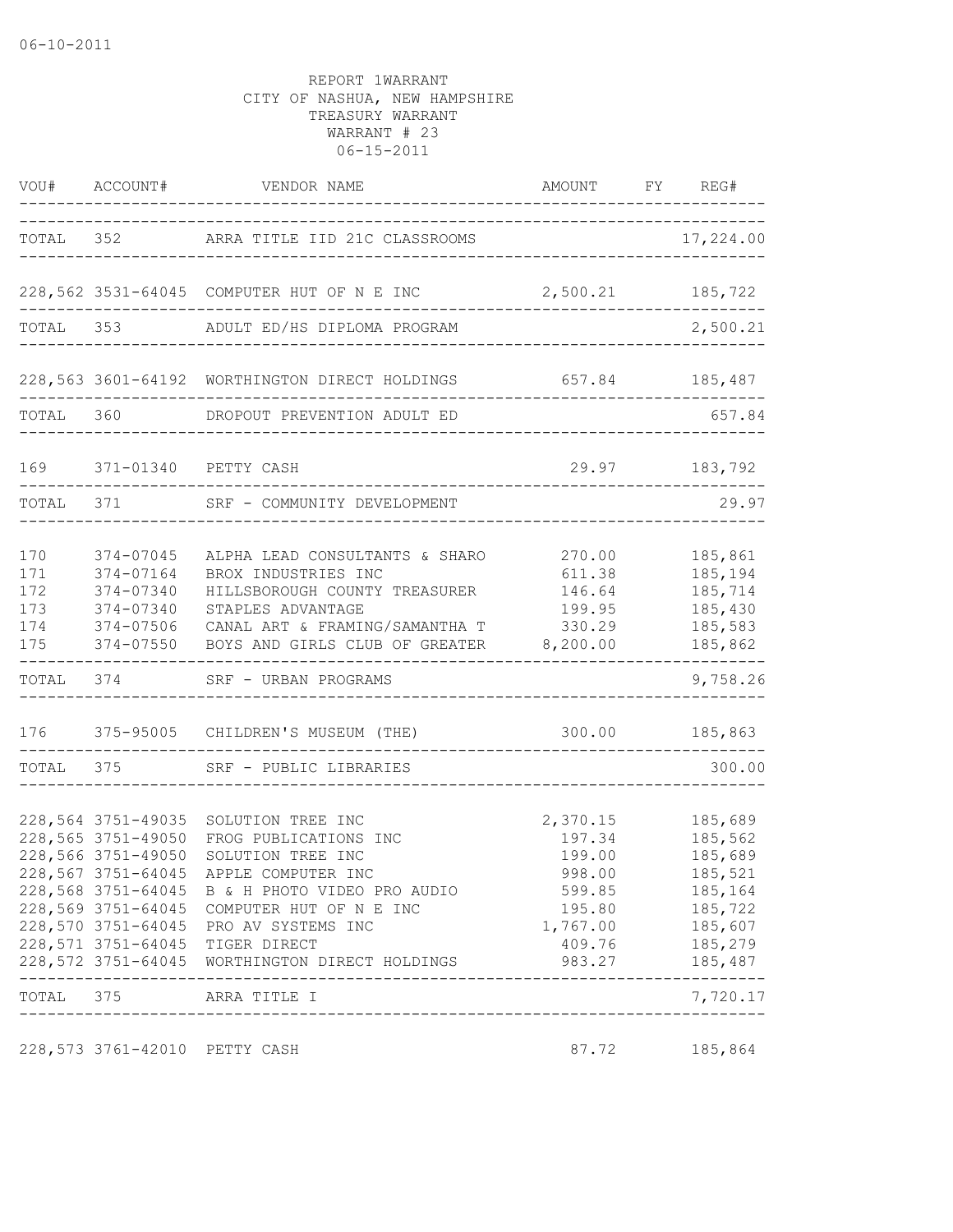06-10-2011

REPORT 1WARRANT
CITY OF NASHUA, NEW HAMPSHIRE
TREASURY WARRANT
WARRANT # 23
06-15-2011

| VOU# | ACCOUNT# | VENDOR NAME | AMOUNT | FY | REG# |
|---|---|---|---|---|---|
| TOTAL | 352 | ARRA TITLE IID 21C CLASSROOMS | | | 17,224.00 |
| 228,562 | 3531-64045 | COMPUTER HUT OF N E INC | 2,500.21 | | 185,722 |
| TOTAL | 353 | ADULT ED/HS DIPLOMA PROGRAM | | | 2,500.21 |
| 228,563 | 3601-64192 | WORTHINGTON DIRECT HOLDINGS | 657.84 | | 185,487 |
| TOTAL | 360 | DROPOUT PREVENTION ADULT ED | | | 657.84 |
| 169 | 371-01340 | PETTY CASH | 29.97 | | 183,792 |
| TOTAL | 371 | SRF - COMMUNITY DEVELOPMENT | | | 29.97 |
| 170 | 374-07045 | ALPHA LEAD CONSULTANTS & SHARO | 270.00 | | 185,861 |
| 171 | 374-07164 | BROX INDUSTRIES INC | 611.38 | | 185,194 |
| 172 | 374-07340 | HILLSBOROUGH COUNTY TREASURER | 146.64 | | 185,714 |
| 173 | 374-07340 | STAPLES ADVANTAGE | 199.95 | | 185,430 |
| 174 | 374-07506 | CANAL ART & FRAMING/SAMANTHA T | 330.29 | | 185,583 |
| 175 | 374-07550 | BOYS AND GIRLS CLUB OF GREATER | 8,200.00 | | 185,862 |
| TOTAL | 374 | SRF - URBAN PROGRAMS | | | 9,758.26 |
| 176 | 375-95005 | CHILDREN'S MUSEUM (THE) | 300.00 | | 185,863 |
| TOTAL | 375 | SRF - PUBLIC LIBRARIES | | | 300.00 |
| 228,564 | 3751-49035 | SOLUTION TREE INC | 2,370.15 | | 185,689 |
| 228,565 | 3751-49050 | FROG PUBLICATIONS INC | 197.34 | | 185,562 |
| 228,566 | 3751-49050 | SOLUTION TREE INC | 199.00 | | 185,689 |
| 228,567 | 3751-64045 | APPLE COMPUTER INC | 998.00 | | 185,521 |
| 228,568 | 3751-64045 | B & H PHOTO VIDEO PRO AUDIO | 599.85 | | 185,164 |
| 228,569 | 3751-64045 | COMPUTER HUT OF N E INC | 195.80 | | 185,722 |
| 228,570 | 3751-64045 | PRO AV SYSTEMS INC | 1,767.00 | | 185,607 |
| 228,571 | 3751-64045 | TIGER DIRECT | 409.76 | | 185,279 |
| 228,572 | 3751-64045 | WORTHINGTON DIRECT HOLDINGS | 983.27 | | 185,487 |
| TOTAL | 375 | ARRA TITLE I | | | 7,720.17 |
| 228,573 | 3761-42010 | PETTY CASH | 87.72 | | 185,864 |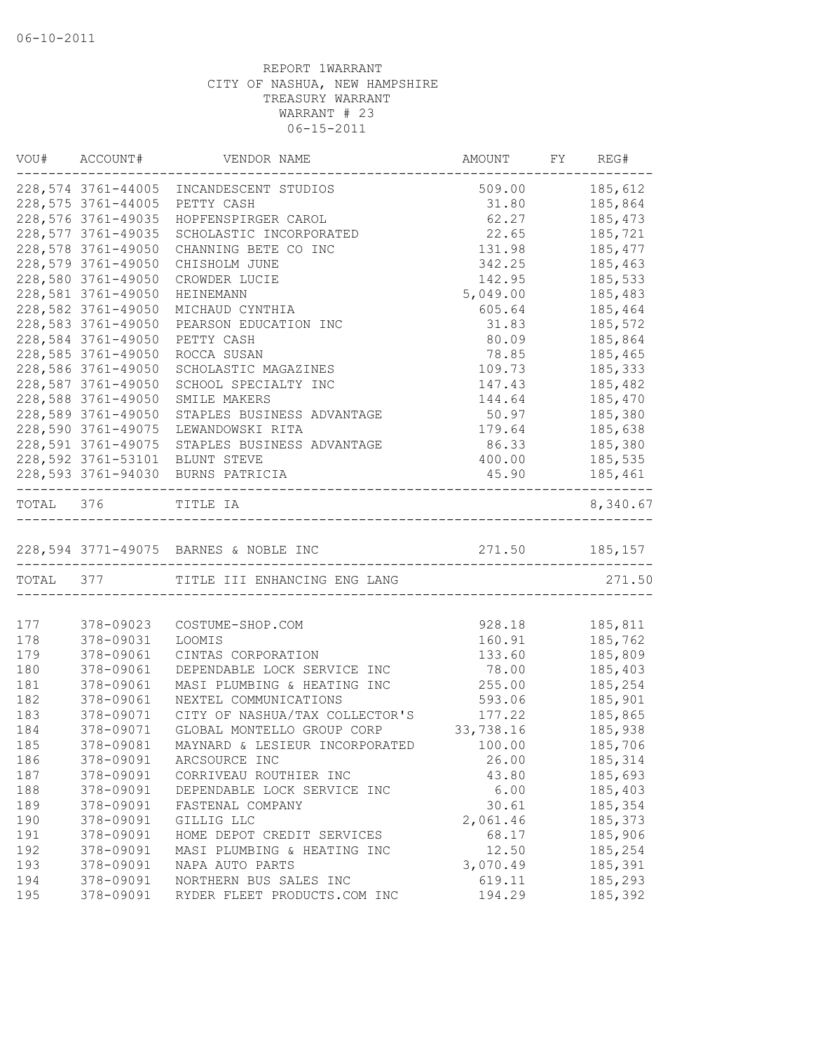06-10-2011

REPORT 1WARRANT
CITY OF NASHUA, NEW HAMPSHIRE
TREASURY WARRANT
WARRANT # 23
06-15-2011

| VOU# | ACCOUNT# | VENDOR NAME | AMOUNT | FY | REG# |
|---|---|---|---|---|---|
| 228,574 | 3761-44005 | INCANDESCENT STUDIOS | 509.00 | | 185,612 |
| 228,575 | 3761-44005 | PETTY CASH | 31.80 | | 185,864 |
| 228,576 | 3761-49035 | HOPFENSPIRGER CAROL | 62.27 | | 185,473 |
| 228,577 | 3761-49035 | SCHOLASTIC INCORPORATED | 22.65 | | 185,721 |
| 228,578 | 3761-49050 | CHANNING BETE CO INC | 131.98 | | 185,477 |
| 228,579 | 3761-49050 | CHISHOLM JUNE | 342.25 | | 185,463 |
| 228,580 | 3761-49050 | CROWDER LUCIE | 142.95 | | 185,533 |
| 228,581 | 3761-49050 | HEINEMANN | 5,049.00 | | 185,483 |
| 228,582 | 3761-49050 | MICHAUD CYNTHIA | 605.64 | | 185,464 |
| 228,583 | 3761-49050 | PEARSON EDUCATION INC | 31.83 | | 185,572 |
| 228,584 | 3761-49050 | PETTY CASH | 80.09 | | 185,864 |
| 228,585 | 3761-49050 | ROCCA SUSAN | 78.85 | | 185,465 |
| 228,586 | 3761-49050 | SCHOLASTIC MAGAZINES | 109.73 | | 185,333 |
| 228,587 | 3761-49050 | SCHOOL SPECIALTY INC | 147.43 | | 185,482 |
| 228,588 | 3761-49050 | SMILE MAKERS | 144.64 | | 185,470 |
| 228,589 | 3761-49050 | STAPLES BUSINESS ADVANTAGE | 50.97 | | 185,380 |
| 228,590 | 3761-49075 | LEWANDOWSKI RITA | 179.64 | | 185,638 |
| 228,591 | 3761-49075 | STAPLES BUSINESS ADVANTAGE | 86.33 | | 185,380 |
| 228,592 | 3761-53101 | BLUNT STEVE | 400.00 | | 185,535 |
| 228,593 | 3761-94030 | BURNS PATRICIA | 45.90 | | 185,461 |
| TOTAL | 376 | TITLE IA | | | 8,340.67 |
| 228,594 | 3771-49075 | BARNES & NOBLE INC | 271.50 | | 185,157 |
| TOTAL | 377 | TITLE III ENHANCING ENG LANG | | | 271.50 |
| 177 | 378-09023 | COSTUME-SHOP.COM | 928.18 | | 185,811 |
| 178 | 378-09031 | LOOMIS | 160.91 | | 185,762 |
| 179 | 378-09061 | CINTAS CORPORATION | 133.60 | | 185,809 |
| 180 | 378-09061 | DEPENDABLE LOCK SERVICE INC | 78.00 | | 185,403 |
| 181 | 378-09061 | MASI PLUMBING & HEATING INC | 255.00 | | 185,254 |
| 182 | 378-09061 | NEXTEL COMMUNICATIONS | 593.06 | | 185,901 |
| 183 | 378-09071 | CITY OF NASHUA/TAX COLLECTOR'S | 177.22 | | 185,865 |
| 184 | 378-09071 | GLOBAL MONTELLO GROUP CORP | 33,738.16 | | 185,938 |
| 185 | 378-09081 | MAYNARD & LESIEUR INCORPORATED | 100.00 | | 185,706 |
| 186 | 378-09091 | ARCSOURCE INC | 26.00 | | 185,314 |
| 187 | 378-09091 | CORRIVEAU ROUTHIER INC | 43.80 | | 185,693 |
| 188 | 378-09091 | DEPENDABLE LOCK SERVICE INC | 6.00 | | 185,403 |
| 189 | 378-09091 | FASTENAL COMPANY | 30.61 | | 185,354 |
| 190 | 378-09091 | GILLIG LLC | 2,061.46 | | 185,373 |
| 191 | 378-09091 | HOME DEPOT CREDIT SERVICES | 68.17 | | 185,906 |
| 192 | 378-09091 | MASI PLUMBING & HEATING INC | 12.50 | | 185,254 |
| 193 | 378-09091 | NAPA AUTO PARTS | 3,070.49 | | 185,391 |
| 194 | 378-09091 | NORTHERN BUS SALES INC | 619.11 | | 185,293 |
| 195 | 378-09091 | RYDER FLEET PRODUCTS.COM INC | 194.29 | | 185,392 |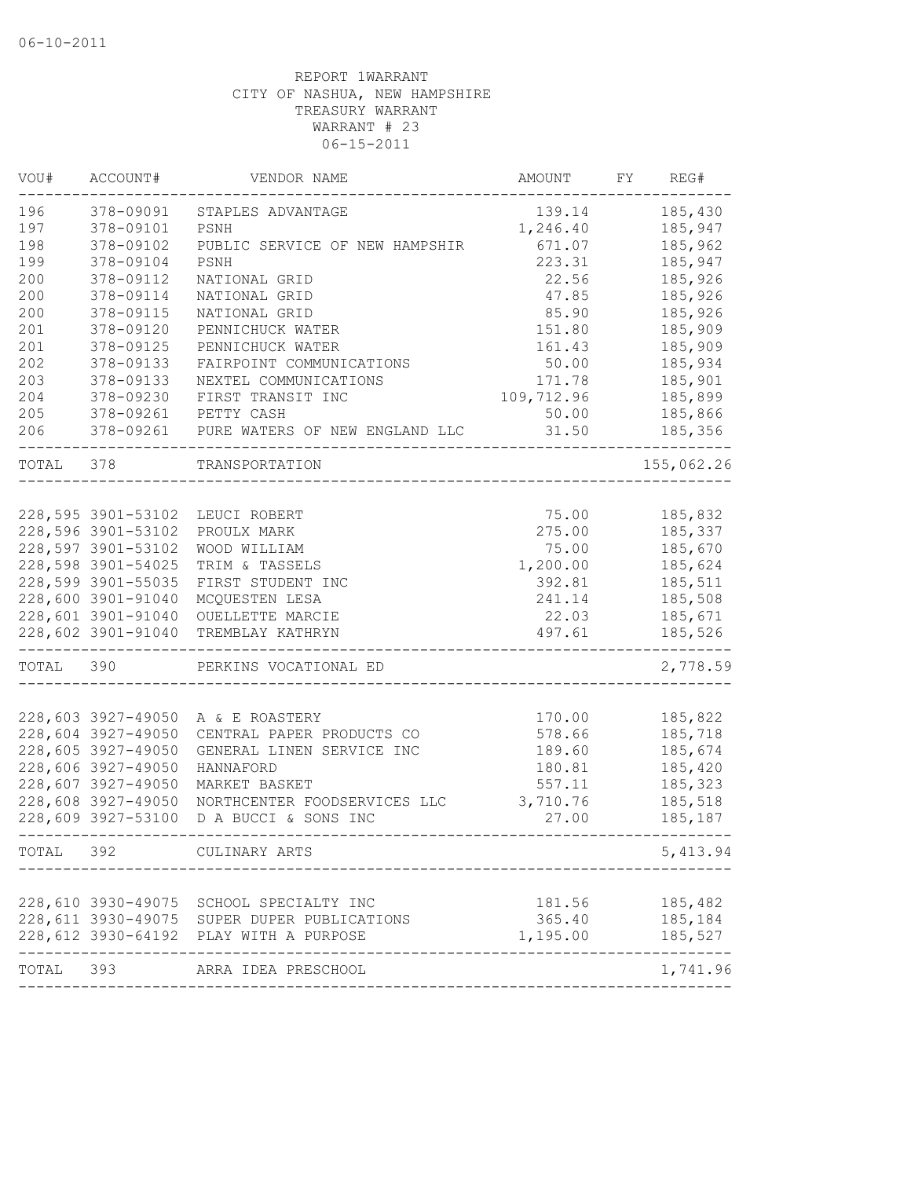06-10-2011

REPORT 1WARRANT
CITY OF NASHUA, NEW HAMPSHIRE
TREASURY WARRANT
WARRANT # 23
06-15-2011

| VOU# | ACCOUNT# | VENDOR NAME | AMOUNT | FY | REG# |
|---|---|---|---|---|---|
| 196 | 378-09091 | STAPLES ADVANTAGE | 139.14 | | 185,430 |
| 197 | 378-09101 | PSNH | 1,246.40 | | 185,947 |
| 198 | 378-09102 | PUBLIC SERVICE OF NEW HAMPSHIR | 671.07 | | 185,962 |
| 199 | 378-09104 | PSNH | 223.31 | | 185,947 |
| 200 | 378-09112 | NATIONAL GRID | 22.56 | | 185,926 |
| 200 | 378-09114 | NATIONAL GRID | 47.85 | | 185,926 |
| 200 | 378-09115 | NATIONAL GRID | 85.90 | | 185,926 |
| 201 | 378-09120 | PENNICHUCK WATER | 151.80 | | 185,909 |
| 201 | 378-09125 | PENNICHUCK WATER | 161.43 | | 185,909 |
| 202 | 378-09133 | FAIRPOINT COMMUNICATIONS | 50.00 | | 185,934 |
| 203 | 378-09133 | NEXTEL COMMUNICATIONS | 171.78 | | 185,901 |
| 204 | 378-09230 | FIRST TRANSIT INC | 109,712.96 | | 185,899 |
| 205 | 378-09261 | PETTY CASH | 50.00 | | 185,866 |
| 206 | 378-09261 | PURE WATERS OF NEW ENGLAND LLC | 31.50 | | 185,356 |
| TOTAL | 378 | TRANSPORTATION | | | 155,062.26 |
| 228,595 | 3901-53102 | LEUCI ROBERT | 75.00 | | 185,832 |
| 228,596 | 3901-53102 | PROULX MARK | 275.00 | | 185,337 |
| 228,597 | 3901-53102 | WOOD WILLIAM | 75.00 | | 185,670 |
| 228,598 | 3901-54025 | TRIM & TASSELS | 1,200.00 | | 185,624 |
| 228,599 | 3901-55035 | FIRST STUDENT INC | 392.81 | | 185,511 |
| 228,600 | 3901-91040 | MCQUESTEN LESA | 241.14 | | 185,508 |
| 228,601 | 3901-91040 | OUELLETTE MARCIE | 22.03 | | 185,671 |
| 228,602 | 3901-91040 | TREMBLAY KATHRYN | 497.61 | | 185,526 |
| TOTAL | 390 | PERKINS VOCATIONAL ED | | | 2,778.59 |
| 228,603 | 3927-49050 | A & E ROASTERY | 170.00 | | 185,822 |
| 228,604 | 3927-49050 | CENTRAL PAPER PRODUCTS CO | 578.66 | | 185,718 |
| 228,605 | 3927-49050 | GENERAL LINEN SERVICE INC | 189.60 | | 185,674 |
| 228,606 | 3927-49050 | HANNAFORD | 180.81 | | 185,420 |
| 228,607 | 3927-49050 | MARKET BASKET | 557.11 | | 185,323 |
| 228,608 | 3927-49050 | NORTHCENTER FOODSERVICES LLC | 3,710.76 | | 185,518 |
| 228,609 | 3927-53100 | D A BUCCI & SONS INC | 27.00 | | 185,187 |
| TOTAL | 392 | CULINARY ARTS | | | 5,413.94 |
| 228,610 | 3930-49075 | SCHOOL SPECIALTY INC | 181.56 | | 185,482 |
| 228,611 | 3930-49075 | SUPER DUPER PUBLICATIONS | 365.40 | | 185,184 |
| 228,612 | 3930-64192 | PLAY WITH A PURPOSE | 1,195.00 | | 185,527 |
| TOTAL | 393 | ARRA IDEA PRESCHOOL | | | 1,741.96 |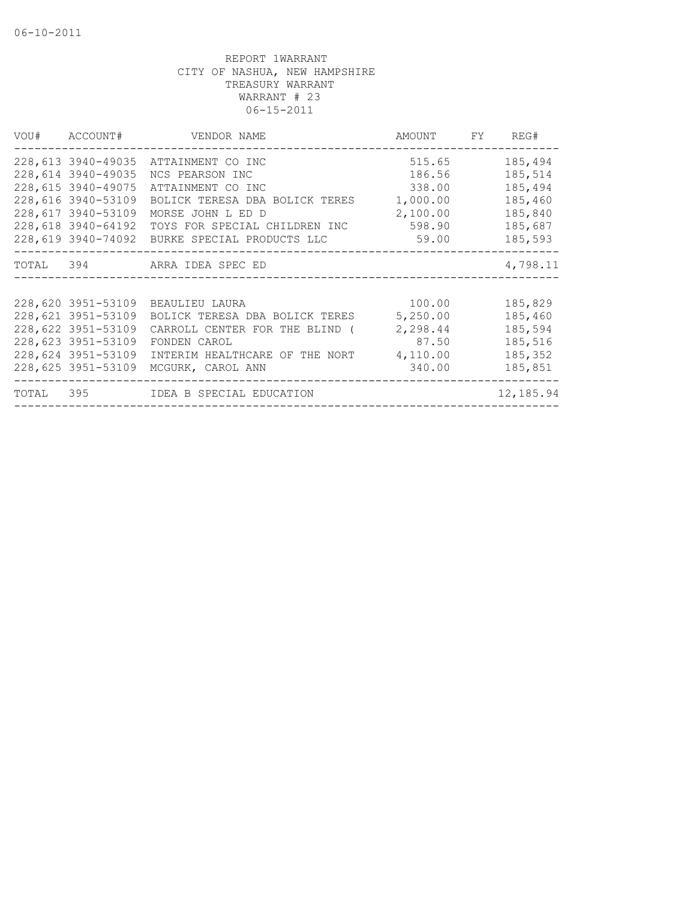06-10-2011

REPORT 1WARRANT
CITY OF NASHUA, NEW HAMPSHIRE
TREASURY WARRANT
WARRANT # 23
06-15-2011

| VOU# | ACCOUNT# | VENDOR NAME | AMOUNT | FY | REG# |
|---|---|---|---|---|---|
| 228,613 | 3940-49035 | ATTAINMENT CO INC | 515.65 | | 185,494 |
| 228,614 | 3940-49035 | NCS PEARSON INC | 186.56 | | 185,514 |
| 228,615 | 3940-49075 | ATTAINMENT CO INC | 338.00 | | 185,494 |
| 228,616 | 3940-53109 | BOLICK TERESA DBA BOLICK TERES | 1,000.00 | | 185,460 |
| 228,617 | 3940-53109 | MORSE JOHN L ED D | 2,100.00 | | 185,840 |
| 228,618 | 3940-64192 | TOYS FOR SPECIAL CHILDREN INC | 598.90 | | 185,687 |
| 228,619 | 3940-74092 | BURKE SPECIAL PRODUCTS LLC | 59.00 | | 185,593 |
| TOTAL | 394 | ARRA IDEA SPEC ED | | | 4,798.11 |
| 228,620 | 3951-53109 | BEAULIEU LAURA | 100.00 | | 185,829 |
| 228,621 | 3951-53109 | BOLICK TERESA DBA BOLICK TERES | 5,250.00 | | 185,460 |
| 228,622 | 3951-53109 | CARROLL CENTER FOR THE BLIND ( | 2,298.44 | | 185,594 |
| 228,623 | 3951-53109 | FONDEN CAROL | 87.50 | | 185,516 |
| 228,624 | 3951-53109 | INTERIM HEALTHCARE OF THE NORT | 4,110.00 | | 185,352 |
| 228,625 | 3951-53109 | MCGURK, CAROL ANN | 340.00 | | 185,851 |
| TOTAL | 395 | IDEA B SPECIAL EDUCATION | | | 12,185.94 |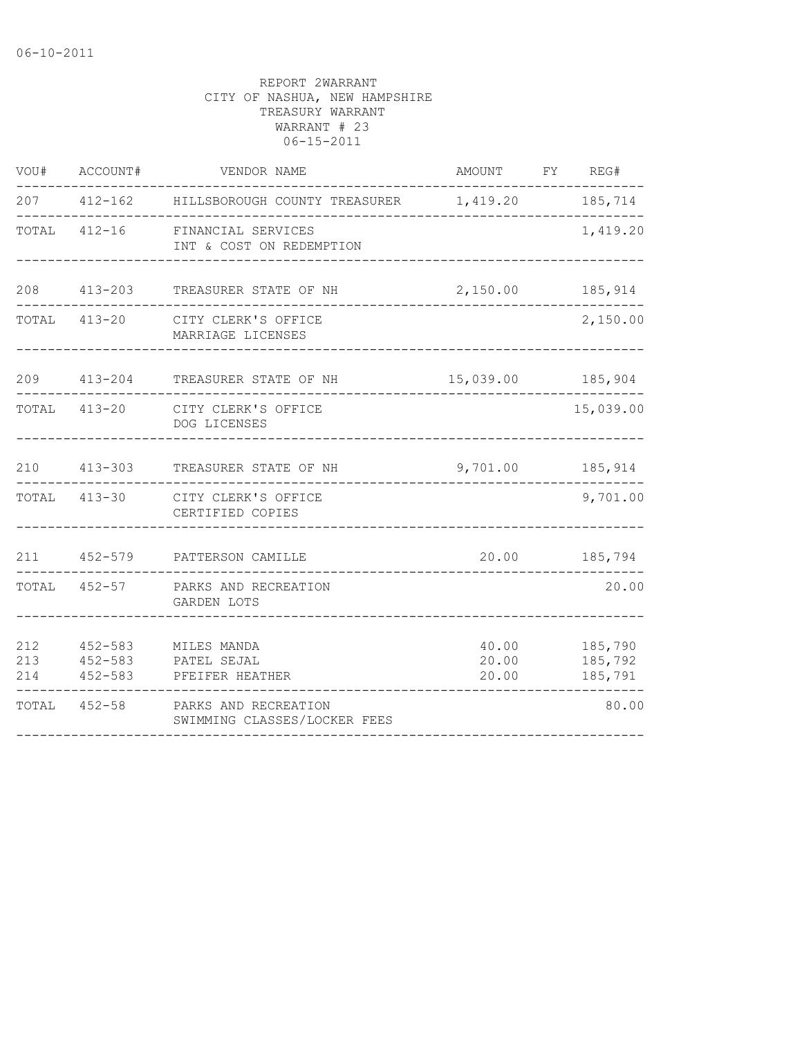06-10-2011

REPORT 2WARRANT
CITY OF NASHUA, NEW HAMPSHIRE
TREASURY WARRANT
WARRANT # 23
06-15-2011

| VOU# | ACCOUNT# | VENDOR NAME | AMOUNT | FY | REG# |
|---|---|---|---|---|---|
| 207 | 412-162 | HILLSBOROUGH COUNTY TREASURER | 1,419.20 | | 185,714 |
| TOTAL | 412-16 | FINANCIAL SERVICES<br>INT & COST ON REDEMPTION | | | 1,419.20 |
| 208 | 413-203 | TREASURER STATE OF NH | 2,150.00 | | 185,914 |
| TOTAL | 413-20 | CITY CLERK'S OFFICE<br>MARRIAGE LICENSES | | | 2,150.00 |
| 209 | 413-204 | TREASURER STATE OF NH | 15,039.00 | | 185,904 |
| TOTAL | 413-20 | CITY CLERK'S OFFICE<br>DOG LICENSES | | | 15,039.00 |
| 210 | 413-303 | TREASURER STATE OF NH | 9,701.00 | | 185,914 |
| TOTAL | 413-30 | CITY CLERK'S OFFICE<br>CERTIFIED COPIES | | | 9,701.00 |
| 211 | 452-579 | PATTERSON CAMILLE | 20.00 | | 185,794 |
| TOTAL | 452-57 | PARKS AND RECREATION<br>GARDEN LOTS | | | 20.00 |
| 212 | 452-583 | MILES MANDA | 40.00 | | 185,790 |
| 213 | 452-583 | PATEL SEJAL | 20.00 | | 185,792 |
| 214 | 452-583 | PFEIFER HEATHER | 20.00 | | 185,791 |
| TOTAL | 452-58 | PARKS AND RECREATION<br>SWIMMING CLASSES/LOCKER FEES | | | 80.00 |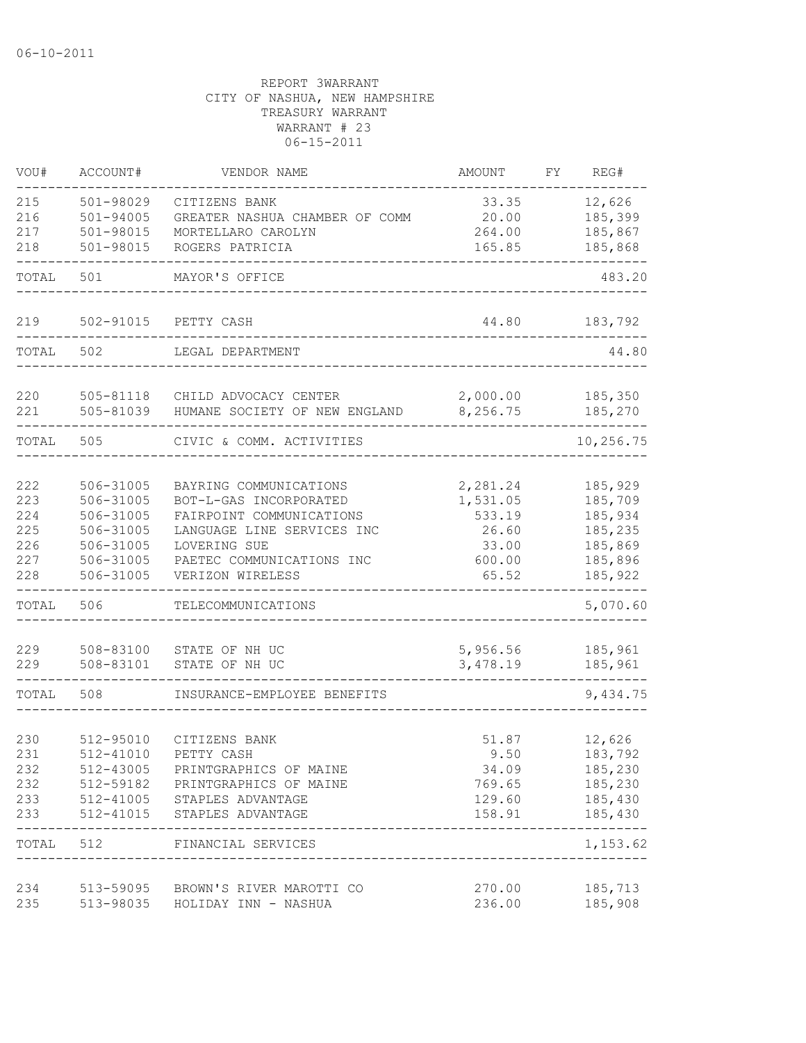06-10-2011

REPORT 3WARRANT
CITY OF NASHUA, NEW HAMPSHIRE
TREASURY WARRANT
WARRANT # 23
06-15-2011

| VOU# | ACCOUNT# | VENDOR NAME | AMOUNT | FY | REG# |
|---|---|---|---|---|---|
| 215 | 501-98029 | CITIZENS BANK | 33.35 | | 12,626 |
| 216 | 501-94005 | GREATER NASHUA CHAMBER OF COMM | 20.00 | | 185,399 |
| 217 | 501-98015 | MORTELLARO CAROLYN | 264.00 | | 185,867 |
| 218 | 501-98015 | ROGERS PATRICIA | 165.85 | | 185,868 |
| TOTAL | 501 | MAYOR'S OFFICE | | | 483.20 |
| 219 | 502-91015 | PETTY CASH | 44.80 | | 183,792 |
| TOTAL | 502 | LEGAL DEPARTMENT | | | 44.80 |
| 220 | 505-81118 | CHILD ADVOCACY CENTER | 2,000.00 | | 185,350 |
| 221 | 505-81039 | HUMANE SOCIETY OF NEW ENGLAND | 8,256.75 | | 185,270 |
| TOTAL | 505 | CIVIC & COMM. ACTIVITIES | | | 10,256.75 |
| 222 | 506-31005 | BAYRING COMMUNICATIONS | 2,281.24 | | 185,929 |
| 223 | 506-31005 | BOT-L-GAS INCORPORATED | 1,531.05 | | 185,709 |
| 224 | 506-31005 | FAIRPOINT COMMUNICATIONS | 533.19 | | 185,934 |
| 225 | 506-31005 | LANGUAGE LINE SERVICES INC | 26.60 | | 185,235 |
| 226 | 506-31005 | LOVERING SUE | 33.00 | | 185,869 |
| 227 | 506-31005 | PAETEC COMMUNICATIONS INC | 600.00 | | 185,896 |
| 228 | 506-31005 | VERIZON WIRELESS | 65.52 | | 185,922 |
| TOTAL | 506 | TELECOMMUNICATIONS | | | 5,070.60 |
| 229 | 508-83100 | STATE OF NH UC | 5,956.56 | | 185,961 |
| 229 | 508-83101 | STATE OF NH UC | 3,478.19 | | 185,961 |
| TOTAL | 508 | INSURANCE-EMPLOYEE BENEFITS | | | 9,434.75 |
| 230 | 512-95010 | CITIZENS BANK | 51.87 | | 12,626 |
| 231 | 512-41010 | PETTY CASH | 9.50 | | 183,792 |
| 232 | 512-43005 | PRINTGRAPHICS OF MAINE | 34.09 | | 185,230 |
| 232 | 512-59182 | PRINTGRAPHICS OF MAINE | 769.65 | | 185,230 |
| 233 | 512-41005 | STAPLES ADVANTAGE | 129.60 | | 185,430 |
| 233 | 512-41015 | STAPLES ADVANTAGE | 158.91 | | 185,430 |
| TOTAL | 512 | FINANCIAL SERVICES | | | 1,153.62 |
| 234 | 513-59095 | BROWN'S RIVER MAROTTI CO | 270.00 | | 185,713 |
| 235 | 513-98035 | HOLIDAY INN - NASHUA | 236.00 | | 185,908 |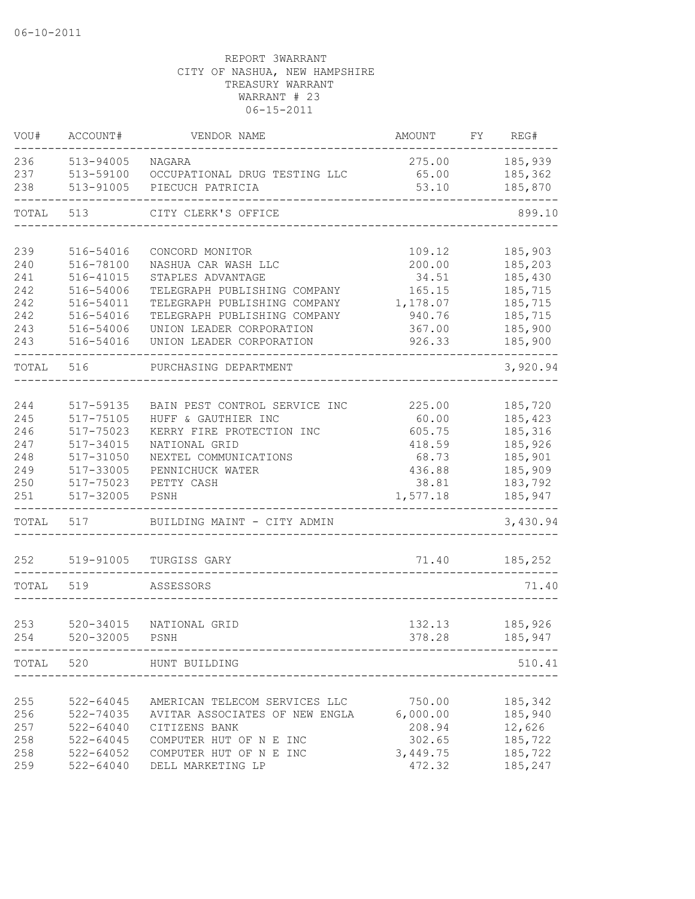06-10-2011

REPORT 3WARRANT
CITY OF NASHUA, NEW HAMPSHIRE
TREASURY WARRANT
WARRANT # 23
06-15-2011

| VOU# | ACCOUNT# | VENDOR NAME | AMOUNT | FY | REG# |
|---|---|---|---|---|---|
| 236 | 513-94005 | NAGARA | 275.00 | | 185,939 |
| 237 | 513-59100 | OCCUPATIONAL DRUG TESTING LLC | 65.00 | | 185,362 |
| 238 | 513-91005 | PIECUCH PATRICIA | 53.10 | | 185,870 |
| TOTAL | 513 | CITY CLERK'S OFFICE | | | 899.10 |
| 239 | 516-54016 | CONCORD MONITOR | 109.12 | | 185,903 |
| 240 | 516-78100 | NASHUA CAR WASH LLC | 200.00 | | 185,203 |
| 241 | 516-41015 | STAPLES ADVANTAGE | 34.51 | | 185,430 |
| 242 | 516-54006 | TELEGRAPH PUBLISHING COMPANY | 165.15 | | 185,715 |
| 242 | 516-54011 | TELEGRAPH PUBLISHING COMPANY | 1,178.07 | | 185,715 |
| 242 | 516-54016 | TELEGRAPH PUBLISHING COMPANY | 940.76 | | 185,715 |
| 243 | 516-54006 | UNION LEADER CORPORATION | 367.00 | | 185,900 |
| 243 | 516-54016 | UNION LEADER CORPORATION | 926.33 | | 185,900 |
| TOTAL | 516 | PURCHASING DEPARTMENT | | | 3,920.94 |
| 244 | 517-59135 | BAIN PEST CONTROL SERVICE INC | 225.00 | | 185,720 |
| 245 | 517-75105 | HUFF & GAUTHIER INC | 60.00 | | 185,423 |
| 246 | 517-75023 | KERRY FIRE PROTECTION INC | 605.75 | | 185,316 |
| 247 | 517-34015 | NATIONAL GRID | 418.59 | | 185,926 |
| 248 | 517-31050 | NEXTEL COMMUNICATIONS | 68.73 | | 185,901 |
| 249 | 517-33005 | PENNICHUCK WATER | 436.88 | | 185,909 |
| 250 | 517-75023 | PETTY CASH | 38.81 | | 183,792 |
| 251 | 517-32005 | PSNH | 1,577.18 | | 185,947 |
| TOTAL | 517 | BUILDING MAINT - CITY ADMIN | | | 3,430.94 |
| 252 | 519-91005 | TURGISS GARY | 71.40 | | 185,252 |
| TOTAL | 519 | ASSESSORS | | | 71.40 |
| 253 | 520-34015 | NATIONAL GRID | 132.13 | | 185,926 |
| 254 | 520-32005 | PSNH | 378.28 | | 185,947 |
| TOTAL | 520 | HUNT BUILDING | | | 510.41 |
| 255 | 522-64045 | AMERICAN TELECOM SERVICES LLC | 750.00 | | 185,342 |
| 256 | 522-74035 | AVITAR ASSOCIATES OF NEW ENGLA | 6,000.00 | | 185,940 |
| 257 | 522-64040 | CITIZENS BANK | 208.94 | | 12,626 |
| 258 | 522-64045 | COMPUTER HUT OF N E INC | 302.65 | | 185,722 |
| 258 | 522-64052 | COMPUTER HUT OF N E INC | 3,449.75 | | 185,722 |
| 259 | 522-64040 | DELL MARKETING LP | 472.32 | | 185,247 |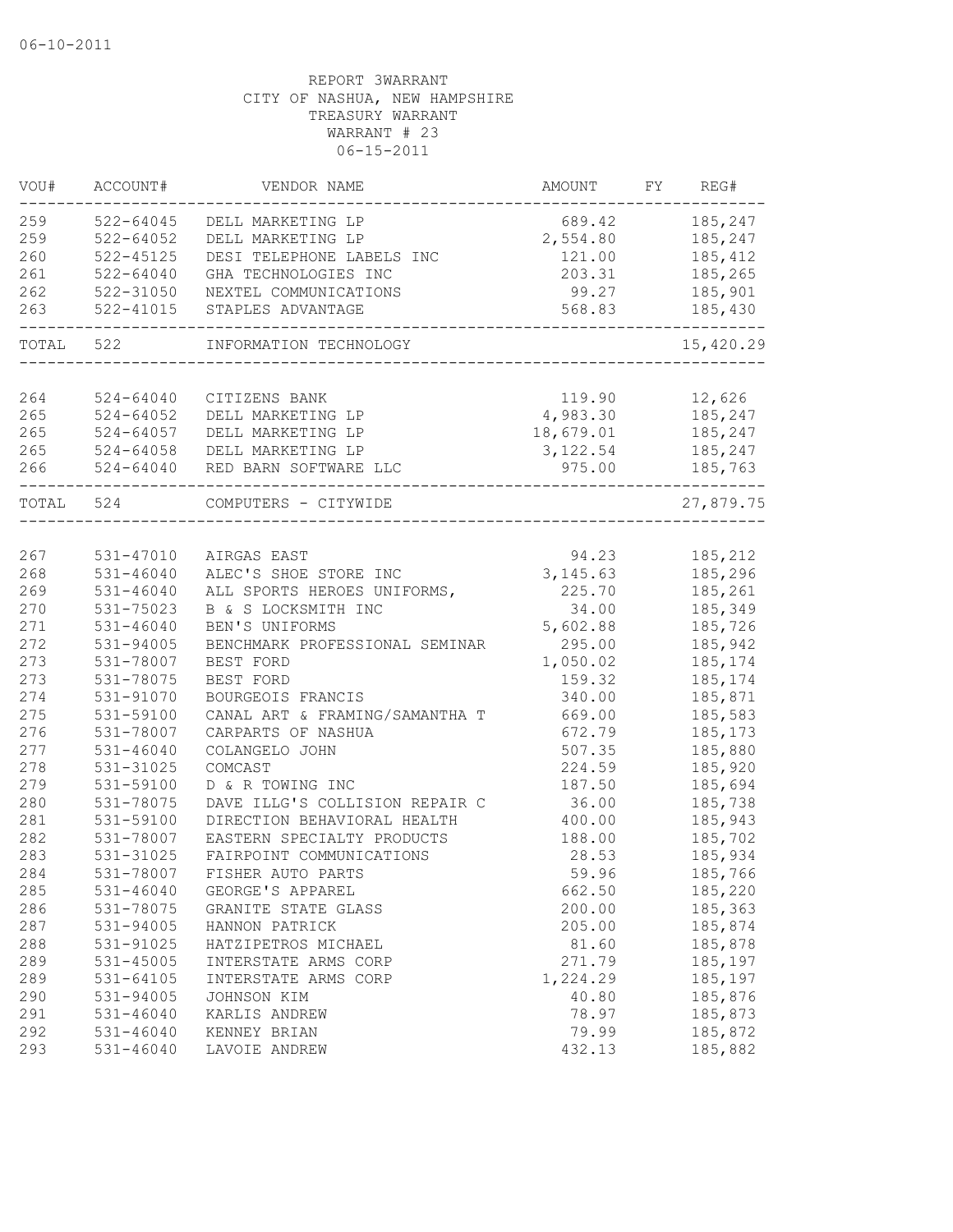06-10-2011

REPORT 3WARRANT
CITY OF NASHUA, NEW HAMPSHIRE
TREASURY WARRANT
WARRANT # 23
06-15-2011

| VOU# | ACCOUNT# | VENDOR NAME | AMOUNT | FY | REG# |
|---|---|---|---|---|---|
| 259 | 522-64045 | DELL MARKETING LP | 689.42 | | 185,247 |
| 259 | 522-64052 | DELL MARKETING LP | 2,554.80 | | 185,247 |
| 260 | 522-45125 | DESI TELEPHONE LABELS INC | 121.00 | | 185,412 |
| 261 | 522-64040 | GHA TECHNOLOGIES INC | 203.31 | | 185,265 |
| 262 | 522-31050 | NEXTEL COMMUNICATIONS | 99.27 | | 185,901 |
| 263 | 522-41015 | STAPLES ADVANTAGE | 568.83 | | 185,430 |
| TOTAL | 522 | INFORMATION TECHNOLOGY | | | 15,420.29 |
| 264 | 524-64040 | CITIZENS BANK | 119.90 | | 12,626 |
| 265 | 524-64052 | DELL MARKETING LP | 4,983.30 | | 185,247 |
| 265 | 524-64057 | DELL MARKETING LP | 18,679.01 | | 185,247 |
| 265 | 524-64058 | DELL MARKETING LP | 3,122.54 | | 185,247 |
| 266 | 524-64040 | RED BARN SOFTWARE LLC | 975.00 | | 185,763 |
| TOTAL | 524 | COMPUTERS - CITYWIDE | | | 27,879.75 |
| 267 | 531-47010 | AIRGAS EAST | 94.23 | | 185,212 |
| 268 | 531-46040 | ALEC'S SHOE STORE INC | 3,145.63 | | 185,296 |
| 269 | 531-46040 | ALL SPORTS HEROES UNIFORMS, | 225.70 | | 185,261 |
| 270 | 531-75023 | B & S LOCKSMITH INC | 34.00 | | 185,349 |
| 271 | 531-46040 | BEN'S UNIFORMS | 5,602.88 | | 185,726 |
| 272 | 531-94005 | BENCHMARK PROFESSIONAL SEMINAR | 295.00 | | 185,942 |
| 273 | 531-78007 | BEST FORD | 1,050.02 | | 185,174 |
| 273 | 531-78075 | BEST FORD | 159.32 | | 185,174 |
| 274 | 531-91070 | BOURGEOIS FRANCIS | 340.00 | | 185,871 |
| 275 | 531-59100 | CANAL ART & FRAMING/SAMANTHA T | 669.00 | | 185,583 |
| 276 | 531-78007 | CARPARTS OF NASHUA | 672.79 | | 185,173 |
| 277 | 531-46040 | COLANGELO JOHN | 507.35 | | 185,880 |
| 278 | 531-31025 | COMCAST | 224.59 | | 185,920 |
| 279 | 531-59100 | D & R TOWING INC | 187.50 | | 185,694 |
| 280 | 531-78075 | DAVE ILLG'S COLLISION REPAIR C | 36.00 | | 185,738 |
| 281 | 531-59100 | DIRECTION BEHAVIORAL HEALTH | 400.00 | | 185,943 |
| 282 | 531-78007 | EASTERN SPECIALTY PRODUCTS | 188.00 | | 185,702 |
| 283 | 531-31025 | FAIRPOINT COMMUNICATIONS | 28.53 | | 185,934 |
| 284 | 531-78007 | FISHER AUTO PARTS | 59.96 | | 185,766 |
| 285 | 531-46040 | GEORGE'S APPAREL | 662.50 | | 185,220 |
| 286 | 531-78075 | GRANITE STATE GLASS | 200.00 | | 185,363 |
| 287 | 531-94005 | HANNON PATRICK | 205.00 | | 185,874 |
| 288 | 531-91025 | HATZIPETROS MICHAEL | 81.60 | | 185,878 |
| 289 | 531-45005 | INTERSTATE ARMS CORP | 271.79 | | 185,197 |
| 289 | 531-64105 | INTERSTATE ARMS CORP | 1,224.29 | | 185,197 |
| 290 | 531-94005 | JOHNSON KIM | 40.80 | | 185,876 |
| 291 | 531-46040 | KARLIS ANDREW | 78.97 | | 185,873 |
| 292 | 531-46040 | KENNEY BRIAN | 79.99 | | 185,872 |
| 293 | 531-46040 | LAVOIE ANDREW | 432.13 | | 185,882 |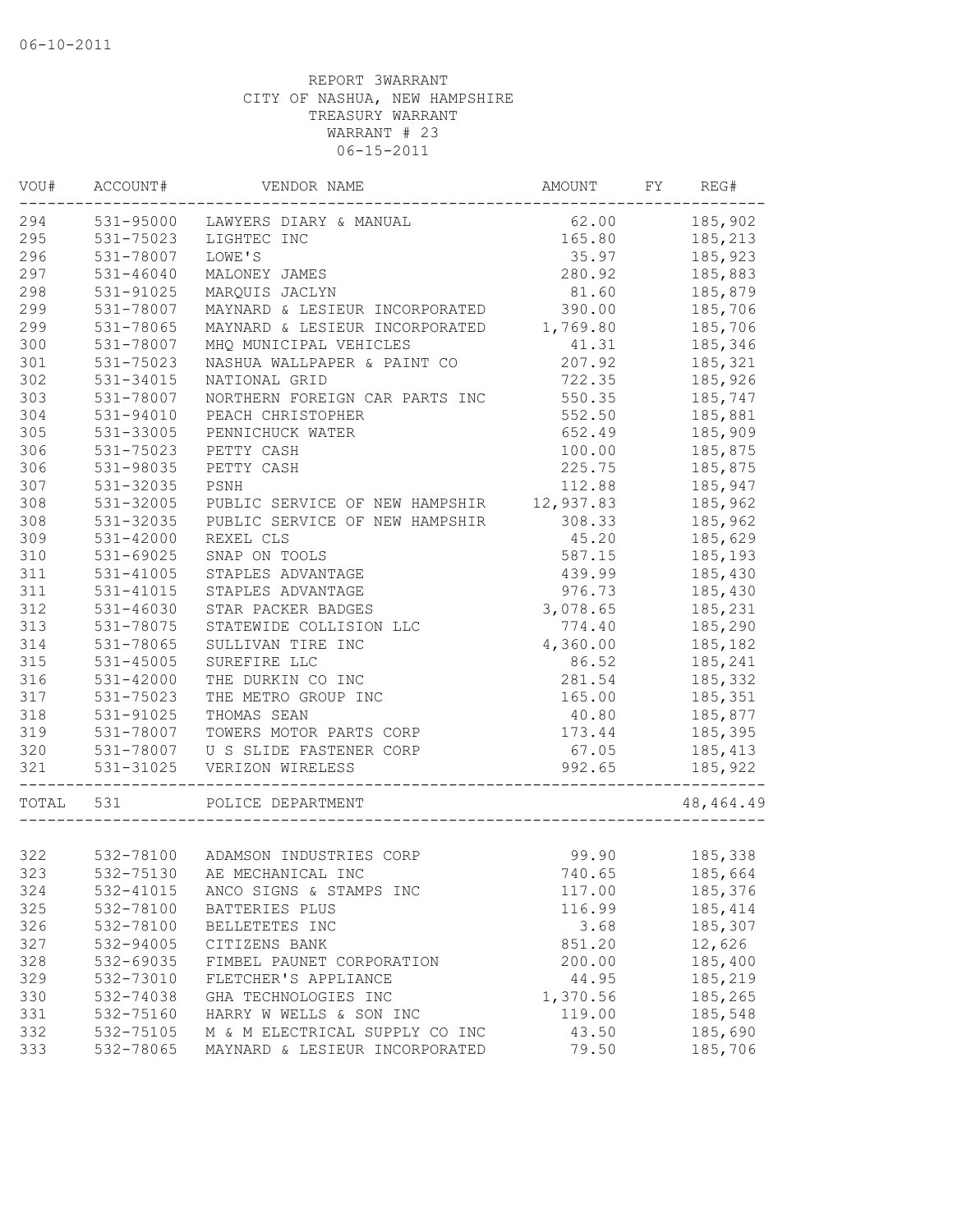06-10-2011

REPORT 3WARRANT
CITY OF NASHUA, NEW HAMPSHIRE
TREASURY WARRANT
WARRANT # 23
06-15-2011

| VOU# | ACCOUNT# | VENDOR NAME | AMOUNT | FY | REG# |
|---|---|---|---|---|---|
| 294 | 531-95000 | LAWYERS DIARY & MANUAL | 62.00 | | 185,902 |
| 295 | 531-75023 | LIGHTEC INC | 165.80 | | 185,213 |
| 296 | 531-78007 | LOWE'S | 35.97 | | 185,923 |
| 297 | 531-46040 | MALONEY JAMES | 280.92 | | 185,883 |
| 298 | 531-91025 | MARQUIS JACLYN | 81.60 | | 185,879 |
| 299 | 531-78007 | MAYNARD & LESIEUR INCORPORATED | 390.00 | | 185,706 |
| 299 | 531-78065 | MAYNARD & LESIEUR INCORPORATED | 1,769.80 | | 185,706 |
| 300 | 531-78007 | MHQ MUNICIPAL VEHICLES | 41.31 | | 185,346 |
| 301 | 531-75023 | NASHUA WALLPAPER & PAINT CO | 207.92 | | 185,321 |
| 302 | 531-34015 | NATIONAL GRID | 722.35 | | 185,926 |
| 303 | 531-78007 | NORTHERN FOREIGN CAR PARTS INC | 550.35 | | 185,747 |
| 304 | 531-94010 | PEACH CHRISTOPHER | 552.50 | | 185,881 |
| 305 | 531-33005 | PENNICHUCK WATER | 652.49 | | 185,909 |
| 306 | 531-75023 | PETTY CASH | 100.00 | | 185,875 |
| 306 | 531-98035 | PETTY CASH | 225.75 | | 185,875 |
| 307 | 531-32035 | PSNH | 112.88 | | 185,947 |
| 308 | 531-32005 | PUBLIC SERVICE OF NEW HAMPSHIR | 12,937.83 | | 185,962 |
| 308 | 531-32035 | PUBLIC SERVICE OF NEW HAMPSHIR | 308.33 | | 185,962 |
| 309 | 531-42000 | REXEL CLS | 45.20 | | 185,629 |
| 310 | 531-69025 | SNAP ON TOOLS | 587.15 | | 185,193 |
| 311 | 531-41005 | STAPLES ADVANTAGE | 439.99 | | 185,430 |
| 311 | 531-41015 | STAPLES ADVANTAGE | 976.73 | | 185,430 |
| 312 | 531-46030 | STAR PACKER BADGES | 3,078.65 | | 185,231 |
| 313 | 531-78075 | STATEWIDE COLLISION LLC | 774.40 | | 185,290 |
| 314 | 531-78065 | SULLIVAN TIRE INC | 4,360.00 | | 185,182 |
| 315 | 531-45005 | SUREFIRE LLC | 86.52 | | 185,241 |
| 316 | 531-42000 | THE DURKIN CO INC | 281.54 | | 185,332 |
| 317 | 531-75023 | THE METRO GROUP INC | 165.00 | | 185,351 |
| 318 | 531-91025 | THOMAS SEAN | 40.80 | | 185,877 |
| 319 | 531-78007 | TOWERS MOTOR PARTS CORP | 173.44 | | 185,395 |
| 320 | 531-78007 | U S SLIDE FASTENER CORP | 67.05 | | 185,413 |
| 321 | 531-31025 | VERIZON WIRELESS | 992.65 | | 185,922 |
| TOTAL | 531 | POLICE DEPARTMENT | | | 48,464.49 |
| 322 | 532-78100 | ADAMSON INDUSTRIES CORP | 99.90 | | 185,338 |
| 323 | 532-75130 | AE MECHANICAL INC | 740.65 | | 185,664 |
| 324 | 532-41015 | ANCO SIGNS & STAMPS INC | 117.00 | | 185,376 |
| 325 | 532-78100 | BATTERIES PLUS | 116.99 | | 185,414 |
| 326 | 532-78100 | BELLETETES INC | 3.68 | | 185,307 |
| 327 | 532-94005 | CITIZENS BANK | 851.20 | | 12,626 |
| 328 | 532-69035 | FIMBEL PAUNET CORPORATION | 200.00 | | 185,400 |
| 329 | 532-73010 | FLETCHER'S APPLIANCE | 44.95 | | 185,219 |
| 330 | 532-74038 | GHA TECHNOLOGIES INC | 1,370.56 | | 185,265 |
| 331 | 532-75160 | HARRY W WELLS & SON INC | 119.00 | | 185,548 |
| 332 | 532-75105 | M & M ELECTRICAL SUPPLY CO INC | 43.50 | | 185,690 |
| 333 | 532-78065 | MAYNARD & LESIEUR INCORPORATED | 79.50 | | 185,706 |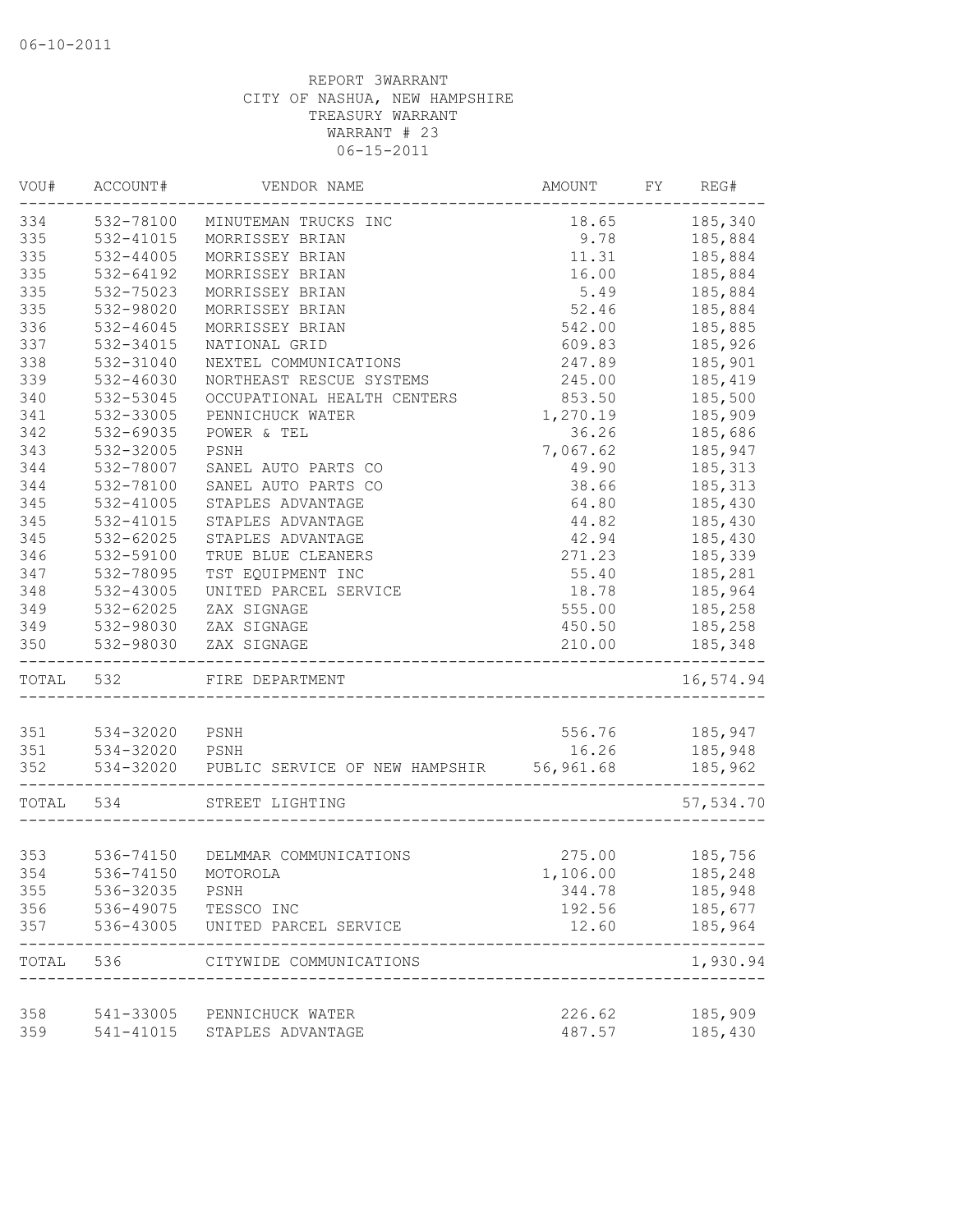06-10-2011

REPORT 3WARRANT
CITY OF NASHUA, NEW HAMPSHIRE
TREASURY WARRANT
WARRANT # 23
06-15-2011

| VOU# | ACCOUNT# | VENDOR NAME | AMOUNT | FY | REG# |
|---|---|---|---|---|---|
| 334 | 532-78100 | MINUTEMAN TRUCKS INC | 18.65 | | 185,340 |
| 335 | 532-41015 | MORRISSEY BRIAN | 9.78 | | 185,884 |
| 335 | 532-44005 | MORRISSEY BRIAN | 11.31 | | 185,884 |
| 335 | 532-64192 | MORRISSEY BRIAN | 16.00 | | 185,884 |
| 335 | 532-75023 | MORRISSEY BRIAN | 5.49 | | 185,884 |
| 335 | 532-98020 | MORRISSEY BRIAN | 52.46 | | 185,884 |
| 336 | 532-46045 | MORRISSEY BRIAN | 542.00 | | 185,885 |
| 337 | 532-34015 | NATIONAL GRID | 609.83 | | 185,926 |
| 338 | 532-31040 | NEXTEL COMMUNICATIONS | 247.89 | | 185,901 |
| 339 | 532-46030 | NORTHEAST RESCUE SYSTEMS | 245.00 | | 185,419 |
| 340 | 532-53045 | OCCUPATIONAL HEALTH CENTERS | 853.50 | | 185,500 |
| 341 | 532-33005 | PENNICHUCK WATER | 1,270.19 | | 185,909 |
| 342 | 532-69035 | POWER & TEL | 36.26 | | 185,686 |
| 343 | 532-32005 | PSNH | 7,067.62 | | 185,947 |
| 344 | 532-78007 | SANEL AUTO PARTS CO | 49.90 | | 185,313 |
| 344 | 532-78100 | SANEL AUTO PARTS CO | 38.66 | | 185,313 |
| 345 | 532-41005 | STAPLES ADVANTAGE | 64.80 | | 185,430 |
| 345 | 532-41015 | STAPLES ADVANTAGE | 44.82 | | 185,430 |
| 345 | 532-62025 | STAPLES ADVANTAGE | 42.94 | | 185,430 |
| 346 | 532-59100 | TRUE BLUE CLEANERS | 271.23 | | 185,339 |
| 347 | 532-78095 | TST EQUIPMENT INC | 55.40 | | 185,281 |
| 348 | 532-43005 | UNITED PARCEL SERVICE | 18.78 | | 185,964 |
| 349 | 532-62025 | ZAX SIGNAGE | 555.00 | | 185,258 |
| 349 | 532-98030 | ZAX SIGNAGE | 450.50 | | 185,258 |
| 350 | 532-98030 | ZAX SIGNAGE | 210.00 | | 185,348 |
| TOTAL | 532 | FIRE DEPARTMENT | | | 16,574.94 |
| 351 | 534-32020 | PSNH | 556.76 | | 185,947 |
| 351 | 534-32020 | PSNH | 16.26 | | 185,948 |
| 352 | 534-32020 | PUBLIC SERVICE OF NEW HAMPSHIR | 56,961.68 | | 185,962 |
| TOTAL | 534 | STREET LIGHTING | | | 57,534.70 |
| 353 | 536-74150 | DELMMAR COMMUNICATIONS | 275.00 | | 185,756 |
| 354 | 536-74150 | MOTOROLA | 1,106.00 | | 185,248 |
| 355 | 536-32035 | PSNH | 344.78 | | 185,948 |
| 356 | 536-49075 | TESSCO INC | 192.56 | | 185,677 |
| 357 | 536-43005 | UNITED PARCEL SERVICE | 12.60 | | 185,964 |
| TOTAL | 536 | CITYWIDE COMMUNICATIONS | | | 1,930.94 |
| 358 | 541-33005 | PENNICHUCK WATER | 226.62 | | 185,909 |
| 359 | 541-41015 | STAPLES ADVANTAGE | 487.57 | | 185,430 |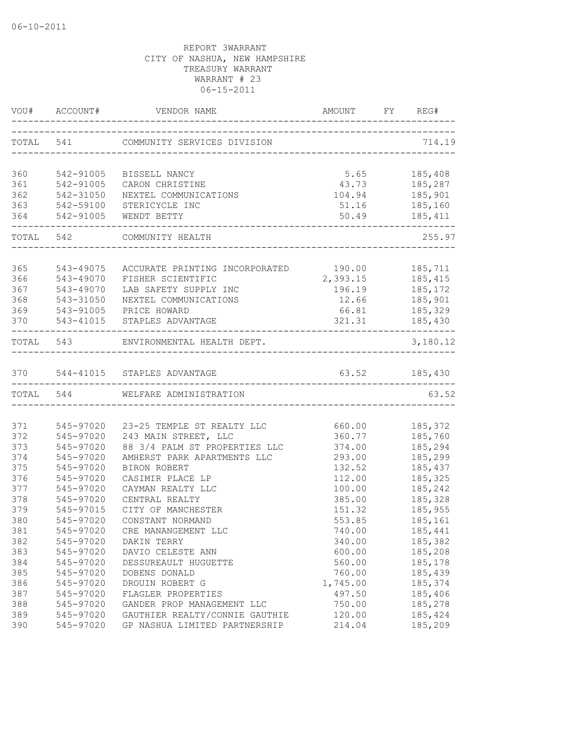06-10-2011

REPORT 3WARRANT
CITY OF NASHUA, NEW HAMPSHIRE
TREASURY WARRANT
WARRANT # 23
06-15-2011

| VOU# | ACCOUNT# | VENDOR NAME | AMOUNT | FY | REG# |
|---|---|---|---|---|---|
| TOTAL | 541 | COMMUNITY SERVICES DIVISION | | | 714.19 |
| 360 | 542-91005 | BISSELL NANCY | 5.65 | | 185,408 |
| 361 | 542-91005 | CARON CHRISTINE | 43.73 | | 185,287 |
| 362 | 542-31050 | NEXTEL COMMUNICATIONS | 104.94 | | 185,901 |
| 363 | 542-59100 | STERICYCLE INC | 51.16 | | 185,160 |
| 364 | 542-91005 | WENDT BETTY | 50.49 | | 185,411 |
| TOTAL | 542 | COMMUNITY HEALTH | | | 255.97 |
| 365 | 543-49075 | ACCURATE PRINTING INCORPORATED | 190.00 | | 185,711 |
| 366 | 543-49070 | FISHER SCIENTIFIC | 2,393.15 | | 185,415 |
| 367 | 543-49070 | LAB SAFETY SUPPLY INC | 196.19 | | 185,172 |
| 368 | 543-31050 | NEXTEL COMMUNICATIONS | 12.66 | | 185,901 |
| 369 | 543-91005 | PRICE HOWARD | 66.81 | | 185,329 |
| 370 | 543-41015 | STAPLES ADVANTAGE | 321.31 | | 185,430 |
| TOTAL | 543 | ENVIRONMENTAL HEALTH DEPT. | | | 3,180.12 |
| 370 | 544-41015 | STAPLES ADVANTAGE | 63.52 | | 185,430 |
| TOTAL | 544 | WELFARE ADMINISTRATION | | | 63.52 |
| 371 | 545-97020 | 23-25 TEMPLE ST REALTY LLC | 660.00 | | 185,372 |
| 372 | 545-97020 | 243 MAIN STREET, LLC | 360.77 | | 185,760 |
| 373 | 545-97020 | 88 3/4 PALM ST PROPERTIES LLC | 374.00 | | 185,294 |
| 374 | 545-97020 | AMHERST PARK APARTMENTS LLC | 293.00 | | 185,299 |
| 375 | 545-97020 | BIRON ROBERT | 132.52 | | 185,437 |
| 376 | 545-97020 | CASIMIR PLACE LP | 112.00 | | 185,325 |
| 377 | 545-97020 | CAYMAN REALTY LLC | 100.00 | | 185,242 |
| 378 | 545-97020 | CENTRAL REALTY | 385.00 | | 185,328 |
| 379 | 545-97015 | CITY OF MANCHESTER | 151.32 | | 185,955 |
| 380 | 545-97020 | CONSTANT NORMAND | 553.85 | | 185,161 |
| 381 | 545-97020 | CRE MANANGEMENT LLC | 740.00 | | 185,441 |
| 382 | 545-97020 | DAKIN TERRY | 340.00 | | 185,382 |
| 383 | 545-97020 | DAVIO CELESTE ANN | 600.00 | | 185,208 |
| 384 | 545-97020 | DESSUREAULT HUGUETTE | 560.00 | | 185,178 |
| 385 | 545-97020 | DOBENS DONALD | 760.00 | | 185,439 |
| 386 | 545-97020 | DROUIN ROBERT G | 1,745.00 | | 185,374 |
| 387 | 545-97020 | FLAGLER PROPERTIES | 497.50 | | 185,406 |
| 388 | 545-97020 | GANDER PROP MANAGEMENT LLC | 750.00 | | 185,278 |
| 389 | 545-97020 | GAUTHIER REALTY/CONNIE GAUTHIE | 120.00 | | 185,424 |
| 390 | 545-97020 | GP NASHUA LIMITED PARTNERSHIP | 214.04 | | 185,209 |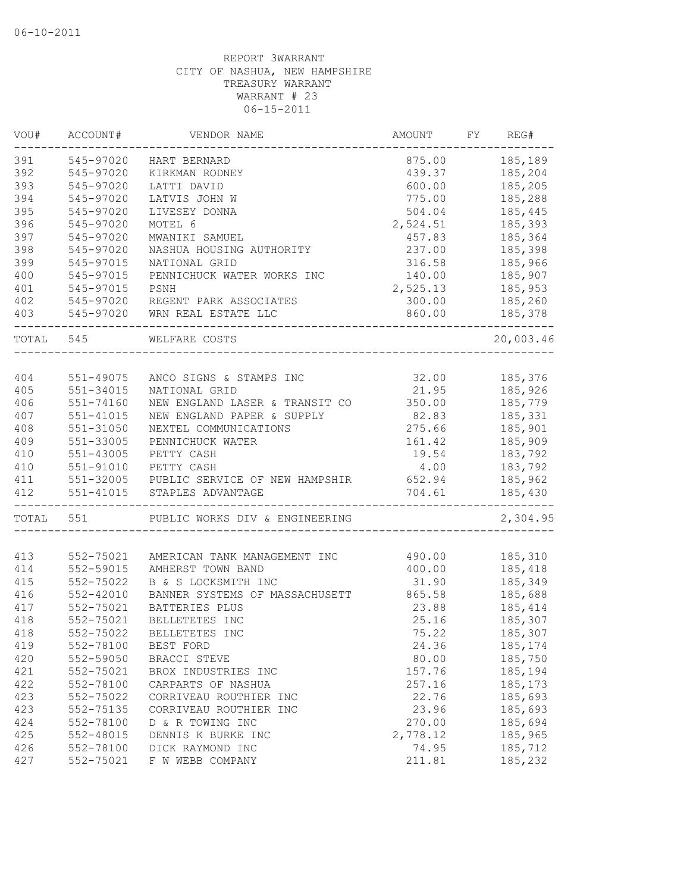06-10-2011

REPORT 3WARRANT
CITY OF NASHUA, NEW HAMPSHIRE
TREASURY WARRANT
WARRANT # 23
06-15-2011

| VOU# | ACCOUNT# | VENDOR NAME | AMOUNT | FY | REG# |
|---|---|---|---|---|---|
| 391 | 545-97020 | HART BERNARD | 875.00 | | 185,189 |
| 392 | 545-97020 | KIRKMAN RODNEY | 439.37 | | 185,204 |
| 393 | 545-97020 | LATTI DAVID | 600.00 | | 185,205 |
| 394 | 545-97020 | LATVIS JOHN W | 775.00 | | 185,288 |
| 395 | 545-97020 | LIVESEY DONNA | 504.04 | | 185,445 |
| 396 | 545-97020 | MOTEL 6 | 2,524.51 | | 185,393 |
| 397 | 545-97020 | MWANIKI SAMUEL | 457.83 | | 185,364 |
| 398 | 545-97020 | NASHUA HOUSING AUTHORITY | 237.00 | | 185,398 |
| 399 | 545-97015 | NATIONAL GRID | 316.58 | | 185,966 |
| 400 | 545-97015 | PENNICHUCK WATER WORKS INC | 140.00 | | 185,907 |
| 401 | 545-97015 | PSNH | 2,525.13 | | 185,953 |
| 402 | 545-97020 | REGENT PARK ASSOCIATES | 300.00 | | 185,260 |
| 403 | 545-97020 | WRN REAL ESTATE LLC | 860.00 | | 185,378 |
| TOTAL | 545 | WELFARE COSTS | | | 20,003.46 |
| 404 | 551-49075 | ANCO SIGNS & STAMPS INC | 32.00 | | 185,376 |
| 405 | 551-34015 | NATIONAL GRID | 21.95 | | 185,926 |
| 406 | 551-74160 | NEW ENGLAND LASER & TRANSIT CO | 350.00 | | 185,779 |
| 407 | 551-41015 | NEW ENGLAND PAPER & SUPPLY | 82.83 | | 185,331 |
| 408 | 551-31050 | NEXTEL COMMUNICATIONS | 275.66 | | 185,901 |
| 409 | 551-33005 | PENNICHUCK WATER | 161.42 | | 185,909 |
| 410 | 551-43005 | PETTY CASH | 19.54 | | 183,792 |
| 410 | 551-91010 | PETTY CASH | 4.00 | | 183,792 |
| 411 | 551-32005 | PUBLIC SERVICE OF NEW HAMPSHIR | 652.94 | | 185,962 |
| 412 | 551-41015 | STAPLES ADVANTAGE | 704.61 | | 185,430 |
| TOTAL | 551 | PUBLIC WORKS DIV & ENGINEERING | | | 2,304.95 |
| 413 | 552-75021 | AMERICAN TANK MANAGEMENT INC | 490.00 | | 185,310 |
| 414 | 552-59015 | AMHERST TOWN BAND | 400.00 | | 185,418 |
| 415 | 552-75022 | B & S LOCKSMITH INC | 31.90 | | 185,349 |
| 416 | 552-42010 | BANNER SYSTEMS OF MASSACHUSETT | 865.58 | | 185,688 |
| 417 | 552-75021 | BATTERIES PLUS | 23.88 | | 185,414 |
| 418 | 552-75021 | BELLETETES INC | 25.16 | | 185,307 |
| 418 | 552-75022 | BELLETETES INC | 75.22 | | 185,307 |
| 419 | 552-78100 | BEST FORD | 24.36 | | 185,174 |
| 420 | 552-59050 | BRACCI STEVE | 80.00 | | 185,750 |
| 421 | 552-75021 | BROX INDUSTRIES INC | 157.76 | | 185,194 |
| 422 | 552-78100 | CARPARTS OF NASHUA | 257.16 | | 185,173 |
| 423 | 552-75022 | CORRIVEAU ROUTHIER INC | 22.76 | | 185,693 |
| 423 | 552-75135 | CORRIVEAU ROUTHIER INC | 23.96 | | 185,693 |
| 424 | 552-78100 | D & R TOWING INC | 270.00 | | 185,694 |
| 425 | 552-48015 | DENNIS K BURKE INC | 2,778.12 | | 185,965 |
| 426 | 552-78100 | DICK RAYMOND INC | 74.95 | | 185,712 |
| 427 | 552-75021 | F W WEBB COMPANY | 211.81 | | 185,232 |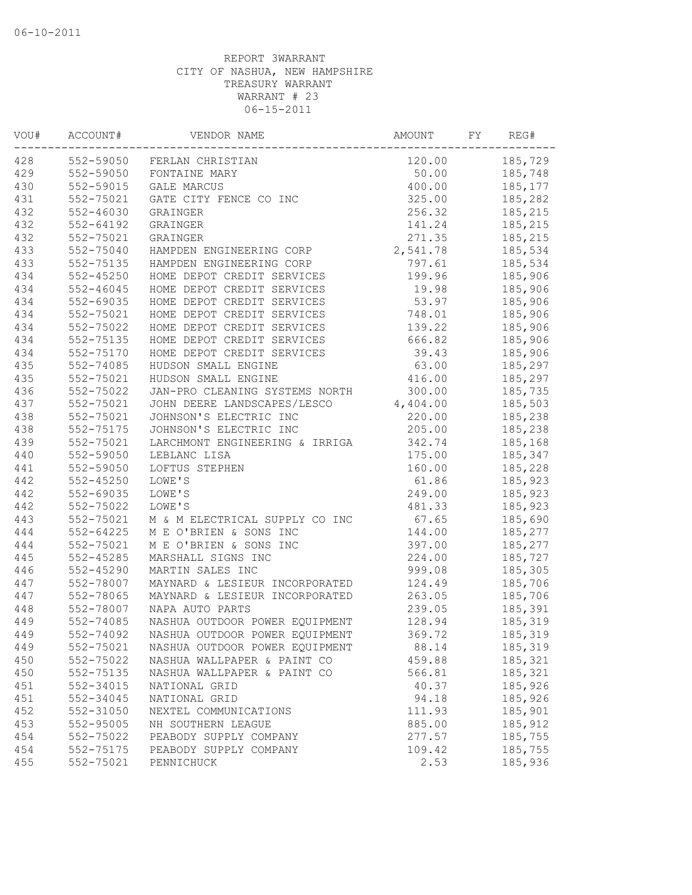06-10-2011

REPORT 3WARRANT
CITY OF NASHUA, NEW HAMPSHIRE
TREASURY WARRANT
WARRANT # 23
06-15-2011

| VOU# | ACCOUNT# | VENDOR NAME | AMOUNT | FY | REG# |
|---|---|---|---|---|---|
| 428 | 552-59050 | FERLAN CHRISTIAN | 120.00 | | 185,729 |
| 429 | 552-59050 | FONTAINE MARY | 50.00 | | 185,748 |
| 430 | 552-59015 | GALE MARCUS | 400.00 | | 185,177 |
| 431 | 552-75021 | GATE CITY FENCE CO INC | 325.00 | | 185,282 |
| 432 | 552-46030 | GRAINGER | 256.32 | | 185,215 |
| 432 | 552-64192 | GRAINGER | 141.24 | | 185,215 |
| 432 | 552-75021 | GRAINGER | 271.35 | | 185,215 |
| 433 | 552-75040 | HAMPDEN ENGINEERING CORP | 2,541.78 | | 185,534 |
| 433 | 552-75135 | HAMPDEN ENGINEERING CORP | 797.61 | | 185,534 |
| 434 | 552-45250 | HOME DEPOT CREDIT SERVICES | 199.96 | | 185,906 |
| 434 | 552-46045 | HOME DEPOT CREDIT SERVICES | 19.98 | | 185,906 |
| 434 | 552-69035 | HOME DEPOT CREDIT SERVICES | 53.97 | | 185,906 |
| 434 | 552-75021 | HOME DEPOT CREDIT SERVICES | 748.01 | | 185,906 |
| 434 | 552-75022 | HOME DEPOT CREDIT SERVICES | 139.22 | | 185,906 |
| 434 | 552-75135 | HOME DEPOT CREDIT SERVICES | 666.82 | | 185,906 |
| 434 | 552-75170 | HOME DEPOT CREDIT SERVICES | 39.43 | | 185,906 |
| 435 | 552-74085 | HUDSON SMALL ENGINE | 63.00 | | 185,297 |
| 435 | 552-75021 | HUDSON SMALL ENGINE | 416.00 | | 185,297 |
| 436 | 552-75022 | JAN-PRO CLEANING SYSTEMS NORTH | 300.00 | | 185,735 |
| 437 | 552-75021 | JOHN DEERE LANDSCAPES/LESCO | 4,404.00 | | 185,503 |
| 438 | 552-75021 | JOHNSON'S ELECTRIC INC | 220.00 | | 185,238 |
| 438 | 552-75175 | JOHNSON'S ELECTRIC INC | 205.00 | | 185,238 |
| 439 | 552-75021 | LARCHMONT ENGINEERING & IRRIGA | 342.74 | | 185,168 |
| 440 | 552-59050 | LEBLANC LISA | 175.00 | | 185,347 |
| 441 | 552-59050 | LOFTUS STEPHEN | 160.00 | | 185,228 |
| 442 | 552-45250 | LOWE'S | 61.86 | | 185,923 |
| 442 | 552-69035 | LOWE'S | 249.00 | | 185,923 |
| 442 | 552-75022 | LOWE'S | 481.33 | | 185,923 |
| 443 | 552-75021 | M & M ELECTRICAL SUPPLY CO INC | 67.65 | | 185,690 |
| 444 | 552-64225 | M E O'BRIEN & SONS INC | 144.00 | | 185,277 |
| 444 | 552-75021 | M E O'BRIEN & SONS INC | 397.00 | | 185,277 |
| 445 | 552-45285 | MARSHALL SIGNS INC | 224.00 | | 185,727 |
| 446 | 552-45290 | MARTIN SALES INC | 999.08 | | 185,305 |
| 447 | 552-78007 | MAYNARD & LESIEUR INCORPORATED | 124.49 | | 185,706 |
| 447 | 552-78065 | MAYNARD & LESIEUR INCORPORATED | 263.05 | | 185,706 |
| 448 | 552-78007 | NAPA AUTO PARTS | 239.05 | | 185,391 |
| 449 | 552-74085 | NASHUA OUTDOOR POWER EQUIPMENT | 128.94 | | 185,319 |
| 449 | 552-74092 | NASHUA OUTDOOR POWER EQUIPMENT | 369.72 | | 185,319 |
| 449 | 552-75021 | NASHUA OUTDOOR POWER EQUIPMENT | 88.14 | | 185,319 |
| 450 | 552-75022 | NASHUA WALLPAPER & PAINT CO | 459.88 | | 185,321 |
| 450 | 552-75135 | NASHUA WALLPAPER & PAINT CO | 566.81 | | 185,321 |
| 451 | 552-34015 | NATIONAL GRID | 40.37 | | 185,926 |
| 451 | 552-34045 | NATIONAL GRID | 94.18 | | 185,926 |
| 452 | 552-31050 | NEXTEL COMMUNICATIONS | 111.93 | | 185,901 |
| 453 | 552-95005 | NH SOUTHERN LEAGUE | 885.00 | | 185,912 |
| 454 | 552-75022 | PEABODY SUPPLY COMPANY | 277.57 | | 185,755 |
| 454 | 552-75175 | PEABODY SUPPLY COMPANY | 109.42 | | 185,755 |
| 455 | 552-75021 | PENNICHUCK | 2.53 | | 185,936 |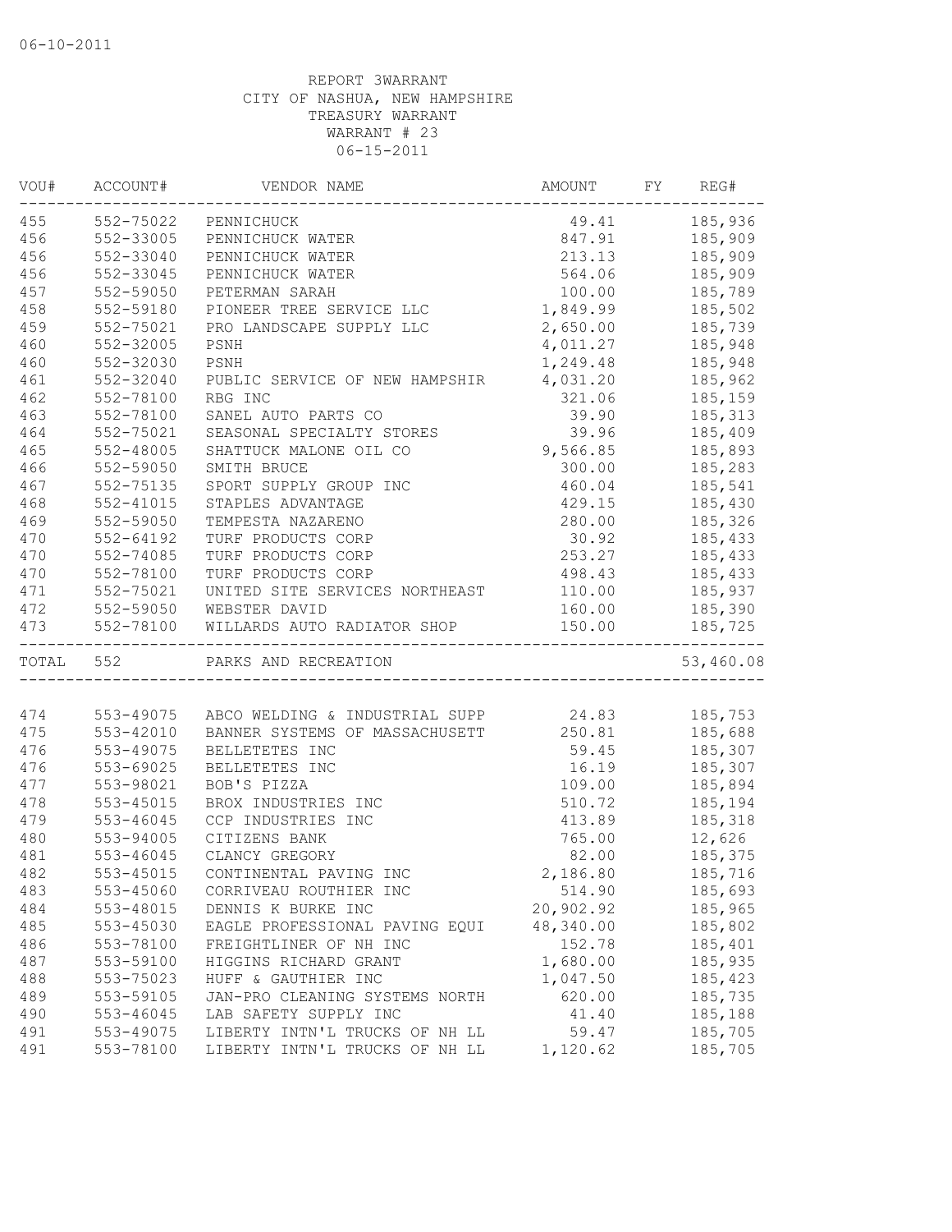06-10-2011

REPORT 3WARRANT
CITY OF NASHUA, NEW HAMPSHIRE
TREASURY WARRANT
WARRANT # 23
06-15-2011

| VOU# | ACCOUNT# | VENDOR NAME | AMOUNT | FY | REG# |
|---|---|---|---|---|---|
| 455 | 552-75022 | PENNICHUCK | 49.41 | | 185,936 |
| 456 | 552-33005 | PENNICHUCK WATER | 847.91 | | 185,909 |
| 456 | 552-33040 | PENNICHUCK WATER | 213.13 | | 185,909 |
| 456 | 552-33045 | PENNICHUCK WATER | 564.06 | | 185,909 |
| 457 | 552-59050 | PETERMAN SARAH | 100.00 | | 185,789 |
| 458 | 552-59180 | PIONEER TREE SERVICE LLC | 1,849.99 | | 185,502 |
| 459 | 552-75021 | PRO LANDSCAPE SUPPLY LLC | 2,650.00 | | 185,739 |
| 460 | 552-32005 | PSNH | 4,011.27 | | 185,948 |
| 460 | 552-32030 | PSNH | 1,249.48 | | 185,948 |
| 461 | 552-32040 | PUBLIC SERVICE OF NEW HAMPSHIR | 4,031.20 | | 185,962 |
| 462 | 552-78100 | RBG INC | 321.06 | | 185,159 |
| 463 | 552-78100 | SANEL AUTO PARTS CO | 39.90 | | 185,313 |
| 464 | 552-75021 | SEASONAL SPECIALTY STORES | 39.96 | | 185,409 |
| 465 | 552-48005 | SHATTUCK MALONE OIL CO | 9,566.85 | | 185,893 |
| 466 | 552-59050 | SMITH BRUCE | 300.00 | | 185,283 |
| 467 | 552-75135 | SPORT SUPPLY GROUP INC | 460.04 | | 185,541 |
| 468 | 552-41015 | STAPLES ADVANTAGE | 429.15 | | 185,430 |
| 469 | 552-59050 | TEMPESTA NAZARENO | 280.00 | | 185,326 |
| 470 | 552-64192 | TURF PRODUCTS CORP | 30.92 | | 185,433 |
| 470 | 552-74085 | TURF PRODUCTS CORP | 253.27 | | 185,433 |
| 470 | 552-78100 | TURF PRODUCTS CORP | 498.43 | | 185,433 |
| 471 | 552-75021 | UNITED SITE SERVICES NORTHEAST | 110.00 | | 185,937 |
| 472 | 552-59050 | WEBSTER DAVID | 160.00 | | 185,390 |
| 473 | 552-78100 | WILLARDS AUTO RADIATOR SHOP | 150.00 | | 185,725 |
| TOTAL | 552 | PARKS AND RECREATION | | | 53,460.08 |
| 474 | 553-49075 | ABCO WELDING & INDUSTRIAL SUPP | 24.83 | | 185,753 |
| 475 | 553-42010 | BANNER SYSTEMS OF MASSACHUSETT | 250.81 | | 185,688 |
| 476 | 553-49075 | BELLETETES INC | 59.45 | | 185,307 |
| 476 | 553-69025 | BELLETETES INC | 16.19 | | 185,307 |
| 477 | 553-98021 | BOB'S PIZZA | 109.00 | | 185,894 |
| 478 | 553-45015 | BROX INDUSTRIES INC | 510.72 | | 185,194 |
| 479 | 553-46045 | CCP INDUSTRIES INC | 413.89 | | 185,318 |
| 480 | 553-94005 | CITIZENS BANK | 765.00 | | 12,626 |
| 481 | 553-46045 | CLANCY GREGORY | 82.00 | | 185,375 |
| 482 | 553-45015 | CONTINENTAL PAVING INC | 2,186.80 | | 185,716 |
| 483 | 553-45060 | CORRIVEAU ROUTHIER INC | 514.90 | | 185,693 |
| 484 | 553-48015 | DENNIS K BURKE INC | 20,902.92 | | 185,965 |
| 485 | 553-45030 | EAGLE PROFESSIONAL PAVING EQUI | 48,340.00 | | 185,802 |
| 486 | 553-78100 | FREIGHTLINER OF NH INC | 152.78 | | 185,401 |
| 487 | 553-59100 | HIGGINS RICHARD GRANT | 1,680.00 | | 185,935 |
| 488 | 553-75023 | HUFF & GAUTHIER INC | 1,047.50 | | 185,423 |
| 489 | 553-59105 | JAN-PRO CLEANING SYSTEMS NORTH | 620.00 | | 185,735 |
| 490 | 553-46045 | LAB SAFETY SUPPLY INC | 41.40 | | 185,188 |
| 491 | 553-49075 | LIBERTY INTN'L TRUCKS OF NH LL | 59.47 | | 185,705 |
| 491 | 553-78100 | LIBERTY INTN'L TRUCKS OF NH LL | 1,120.62 | | 185,705 |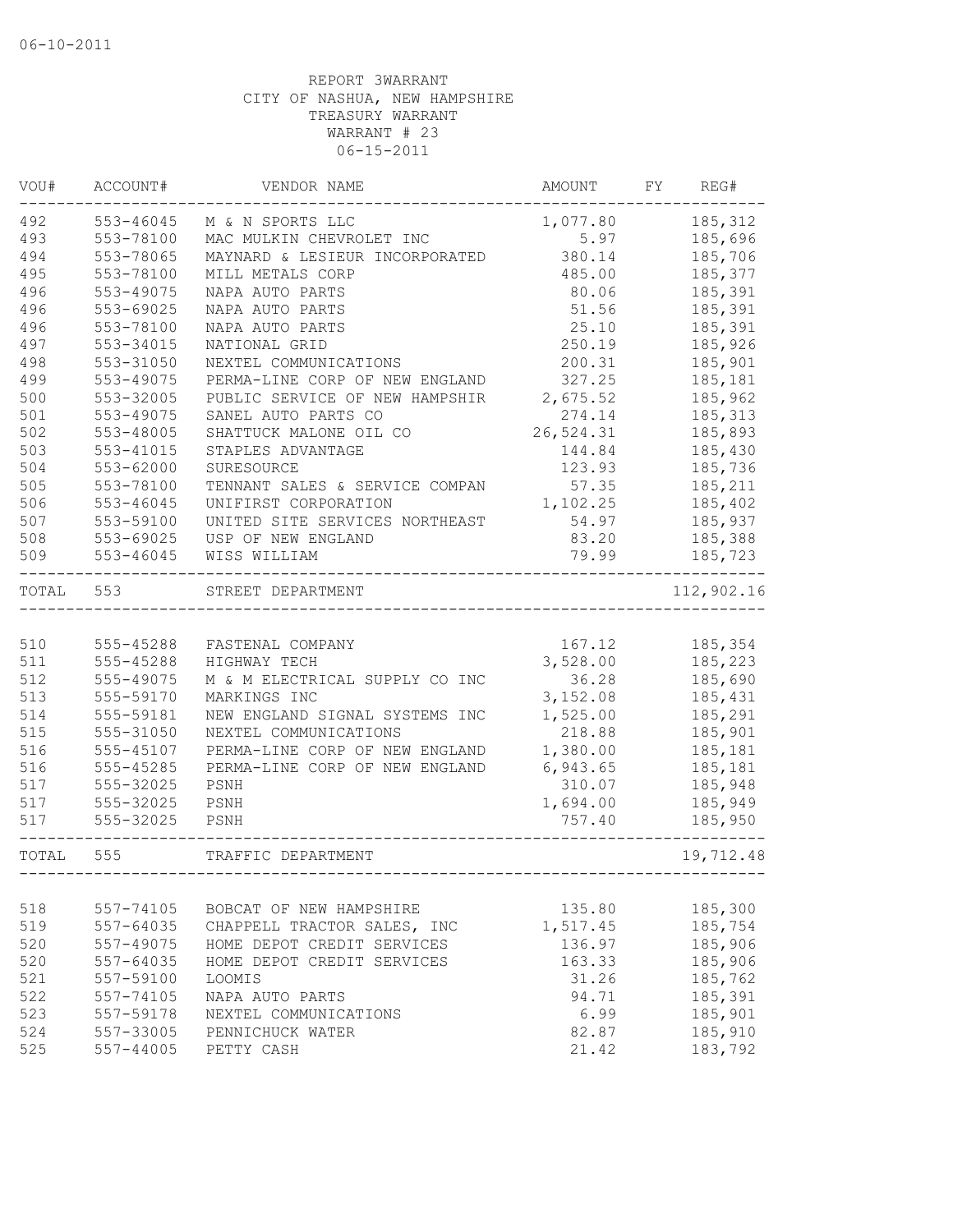06-10-2011

REPORT 3WARRANT
CITY OF NASHUA, NEW HAMPSHIRE
TREASURY WARRANT
WARRANT # 23
06-15-2011

| VOU# | ACCOUNT# | VENDOR NAME | AMOUNT | FY | REG# |
|---|---|---|---|---|---|
| 492 | 553-46045 | M & N SPORTS LLC | 1,077.80 | | 185,312 |
| 493 | 553-78100 | MAC MULKIN CHEVROLET INC | 5.97 | | 185,696 |
| 494 | 553-78065 | MAYNARD & LESIEUR INCORPORATED | 380.14 | | 185,706 |
| 495 | 553-78100 | MILL METALS CORP | 485.00 | | 185,377 |
| 496 | 553-49075 | NAPA AUTO PARTS | 80.06 | | 185,391 |
| 496 | 553-69025 | NAPA AUTO PARTS | 51.56 | | 185,391 |
| 496 | 553-78100 | NAPA AUTO PARTS | 25.10 | | 185,391 |
| 497 | 553-34015 | NATIONAL GRID | 250.19 | | 185,926 |
| 498 | 553-31050 | NEXTEL COMMUNICATIONS | 200.31 | | 185,901 |
| 499 | 553-49075 | PERMA-LINE CORP OF NEW ENGLAND | 327.25 | | 185,181 |
| 500 | 553-32005 | PUBLIC SERVICE OF NEW HAMPSHIR | 2,675.52 | | 185,962 |
| 501 | 553-49075 | SANEL AUTO PARTS CO | 274.14 | | 185,313 |
| 502 | 553-48005 | SHATTUCK MALONE OIL CO | 26,524.31 | | 185,893 |
| 503 | 553-41015 | STAPLES ADVANTAGE | 144.84 | | 185,430 |
| 504 | 553-62000 | SURESOURCE | 123.93 | | 185,736 |
| 505 | 553-78100 | TENNANT SALES & SERVICE COMPAN | 57.35 | | 185,211 |
| 506 | 553-46045 | UNIFIRST CORPORATION | 1,102.25 | | 185,402 |
| 507 | 553-59100 | UNITED SITE SERVICES NORTHEAST | 54.97 | | 185,937 |
| 508 | 553-69025 | USP OF NEW ENGLAND | 83.20 | | 185,388 |
| 509 | 553-46045 | WISS WILLIAM | 79.99 | | 185,723 |
| TOTAL | 553 | STREET DEPARTMENT | | | 112,902.16 |
| 510 | 555-45288 | FASTENAL COMPANY | 167.12 | | 185,354 |
| 511 | 555-45288 | HIGHWAY TECH | 3,528.00 | | 185,223 |
| 512 | 555-49075 | M & M ELECTRICAL SUPPLY CO INC | 36.28 | | 185,690 |
| 513 | 555-59170 | MARKINGS INC | 3,152.08 | | 185,431 |
| 514 | 555-59181 | NEW ENGLAND SIGNAL SYSTEMS INC | 1,525.00 | | 185,291 |
| 515 | 555-31050 | NEXTEL COMMUNICATIONS | 218.88 | | 185,901 |
| 516 | 555-45107 | PERMA-LINE CORP OF NEW ENGLAND | 1,380.00 | | 185,181 |
| 516 | 555-45285 | PERMA-LINE CORP OF NEW ENGLAND | 6,943.65 | | 185,181 |
| 517 | 555-32025 | PSNH | 310.07 | | 185,948 |
| 517 | 555-32025 | PSNH | 1,694.00 | | 185,949 |
| 517 | 555-32025 | PSNH | 757.40 | | 185,950 |
| TOTAL | 555 | TRAFFIC DEPARTMENT | | | 19,712.48 |
| 518 | 557-74105 | BOBCAT OF NEW HAMPSHIRE | 135.80 | | 185,300 |
| 519 | 557-64035 | CHAPPELL TRACTOR SALES, INC | 1,517.45 | | 185,754 |
| 520 | 557-49075 | HOME DEPOT CREDIT SERVICES | 136.97 | | 185,906 |
| 520 | 557-64035 | HOME DEPOT CREDIT SERVICES | 163.33 | | 185,906 |
| 521 | 557-59100 | LOOMIS | 31.26 | | 185,762 |
| 522 | 557-74105 | NAPA AUTO PARTS | 94.71 | | 185,391 |
| 523 | 557-59178 | NEXTEL COMMUNICATIONS | 6.99 | | 185,901 |
| 524 | 557-33005 | PENNICHUCK WATER | 82.87 | | 185,910 |
| 525 | 557-44005 | PETTY CASH | 21.42 | | 183,792 |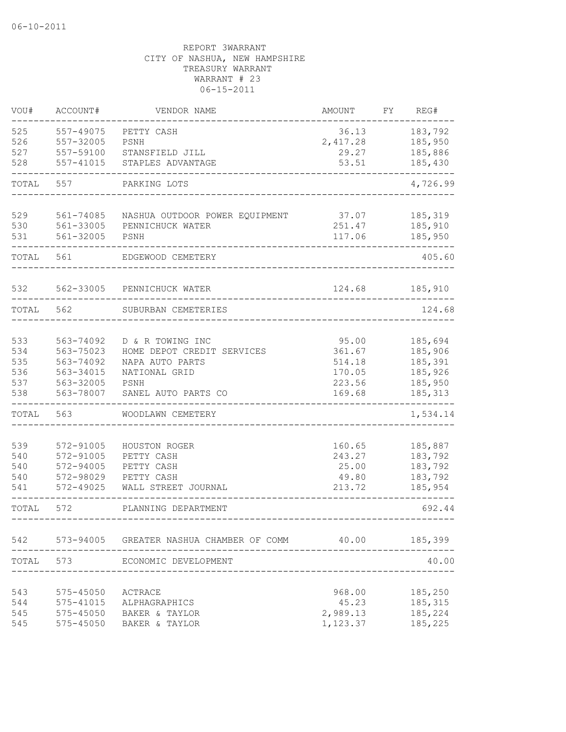06-10-2011

REPORT 3WARRANT
CITY OF NASHUA, NEW HAMPSHIRE
TREASURY WARRANT
WARRANT # 23
06-15-2011

| VOU# | ACCOUNT# | VENDOR NAME | AMOUNT | FY | REG# |
|---|---|---|---|---|---|
| 525 | 557-49075 | PETTY CASH | 36.13 | | 183,792 |
| 526 | 557-32005 | PSNH | 2,417.28 | | 185,950 |
| 527 | 557-59100 | STANSFIELD JILL | 29.27 | | 185,886 |
| 528 | 557-41015 | STAPLES ADVANTAGE | 53.51 | | 185,430 |
| TOTAL | 557 | PARKING LOTS | | | 4,726.99 |
| 529 | 561-74085 | NASHUA OUTDOOR POWER EQUIPMENT | 37.07 | | 185,319 |
| 530 | 561-33005 | PENNICHUCK WATER | 251.47 | | 185,910 |
| 531 | 561-32005 | PSNH | 117.06 | | 185,950 |
| TOTAL | 561 | EDGEWOOD CEMETERY | | | 405.60 |
| 532 | 562-33005 | PENNICHUCK WATER | 124.68 | | 185,910 |
| TOTAL | 562 | SUBURBAN CEMETERIES | | | 124.68 |
| 533 | 563-74092 | D & R TOWING INC | 95.00 | | 185,694 |
| 534 | 563-75023 | HOME DEPOT CREDIT SERVICES | 361.67 | | 185,906 |
| 535 | 563-74092 | NAPA AUTO PARTS | 514.18 | | 185,391 |
| 536 | 563-34015 | NATIONAL GRID | 170.05 | | 185,926 |
| 537 | 563-32005 | PSNH | 223.56 | | 185,950 |
| 538 | 563-78007 | SANEL AUTO PARTS CO | 169.68 | | 185,313 |
| TOTAL | 563 | WOODLAWN CEMETERY | | | 1,534.14 |
| 539 | 572-91005 | HOUSTON ROGER | 160.65 | | 185,887 |
| 540 | 572-91005 | PETTY CASH | 243.27 | | 183,792 |
| 540 | 572-94005 | PETTY CASH | 25.00 | | 183,792 |
| 540 | 572-98029 | PETTY CASH | 49.80 | | 183,792 |
| 541 | 572-49025 | WALL STREET JOURNAL | 213.72 | | 185,954 |
| TOTAL | 572 | PLANNING DEPARTMENT | | | 692.44 |
| 542 | 573-94005 | GREATER NASHUA CHAMBER OF COMM | 40.00 | | 185,399 |
| TOTAL | 573 | ECONOMIC DEVELOPMENT | | | 40.00 |
| 543 | 575-45050 | ACTRACE | 968.00 | | 185,250 |
| 544 | 575-41015 | ALPHAGRAPHICS | 45.23 | | 185,315 |
| 545 | 575-45050 | BAKER & TAYLOR | 2,989.13 | | 185,224 |
| 545 | 575-45050 | BAKER & TAYLOR | 1,123.37 | | 185,225 |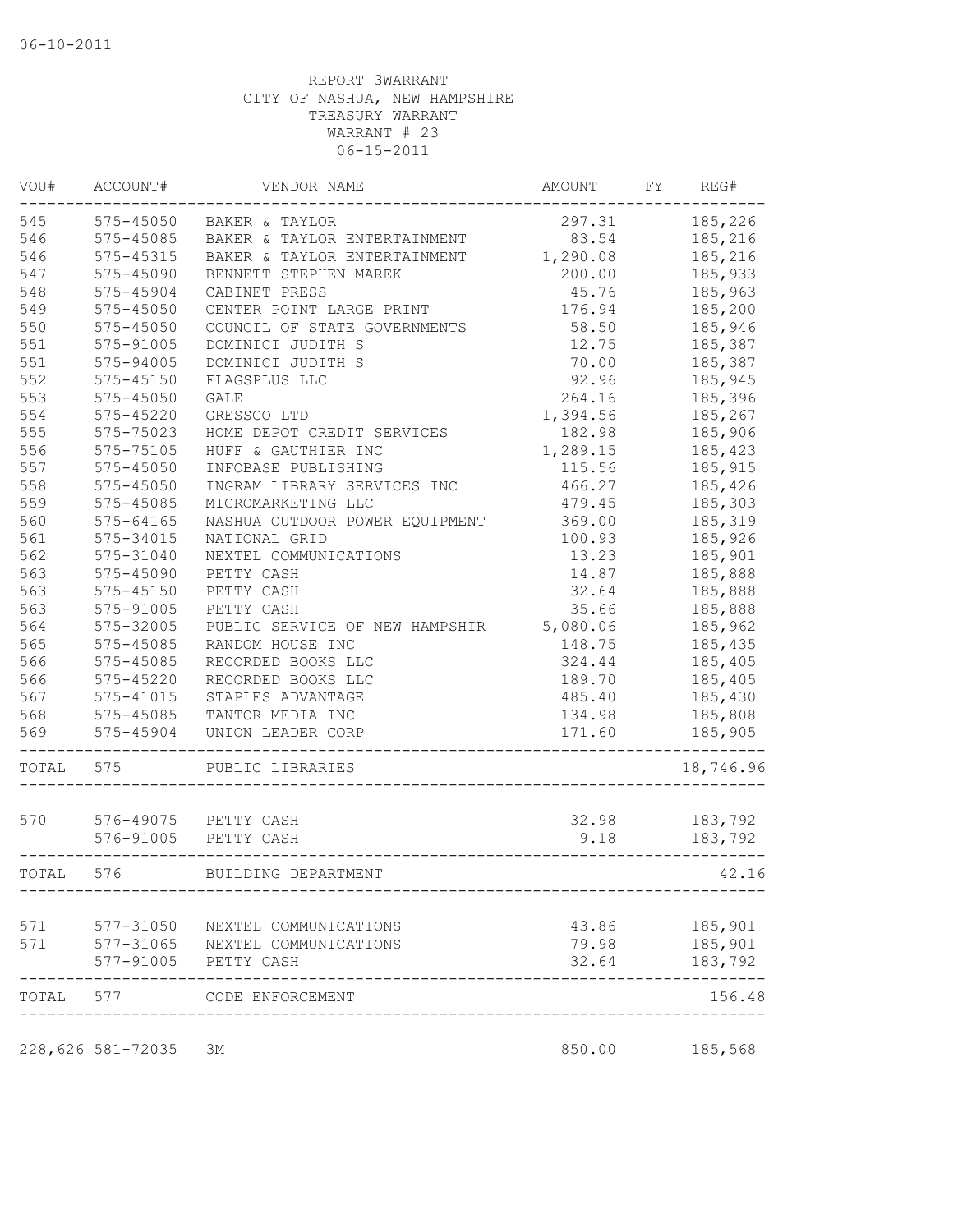06-10-2011

REPORT 3WARRANT
CITY OF NASHUA, NEW HAMPSHIRE
TREASURY WARRANT
WARRANT # 23
06-15-2011

| VOU# | ACCOUNT# | VENDOR NAME | AMOUNT | FY | REG# |
|---|---|---|---|---|---|
| 545 | 575-45050 | BAKER & TAYLOR | 297.31 | | 185,226 |
| 546 | 575-45085 | BAKER & TAYLOR ENTERTAINMENT | 83.54 | | 185,216 |
| 546 | 575-45315 | BAKER & TAYLOR ENTERTAINMENT | 1,290.08 | | 185,216 |
| 547 | 575-45090 | BENNETT STEPHEN MAREK | 200.00 | | 185,933 |
| 548 | 575-45904 | CABINET PRESS | 45.76 | | 185,963 |
| 549 | 575-45050 | CENTER POINT LARGE PRINT | 176.94 | | 185,200 |
| 550 | 575-45050 | COUNCIL OF STATE GOVERNMENTS | 58.50 | | 185,946 |
| 551 | 575-91005 | DOMINICI JUDITH S | 12.75 | | 185,387 |
| 551 | 575-94005 | DOMINICI JUDITH S | 70.00 | | 185,387 |
| 552 | 575-45150 | FLAGSPLUS LLC | 92.96 | | 185,945 |
| 553 | 575-45050 | GALE | 264.16 | | 185,396 |
| 554 | 575-45220 | GRESSCO LTD | 1,394.56 | | 185,267 |
| 555 | 575-75023 | HOME DEPOT CREDIT SERVICES | 182.98 | | 185,906 |
| 556 | 575-75105 | HUFF & GAUTHIER INC | 1,289.15 | | 185,423 |
| 557 | 575-45050 | INFOBASE PUBLISHING | 115.56 | | 185,915 |
| 558 | 575-45050 | INGRAM LIBRARY SERVICES INC | 466.27 | | 185,426 |
| 559 | 575-45085 | MICROMARKETING LLC | 479.45 | | 185,303 |
| 560 | 575-64165 | NASHUA OUTDOOR POWER EQUIPMENT | 369.00 | | 185,319 |
| 561 | 575-34015 | NATIONAL GRID | 100.93 | | 185,926 |
| 562 | 575-31040 | NEXTEL COMMUNICATIONS | 13.23 | | 185,901 |
| 563 | 575-45090 | PETTY CASH | 14.87 | | 185,888 |
| 563 | 575-45150 | PETTY CASH | 32.64 | | 185,888 |
| 563 | 575-91005 | PETTY CASH | 35.66 | | 185,888 |
| 564 | 575-32005 | PUBLIC SERVICE OF NEW HAMPSHIR | 5,080.06 | | 185,962 |
| 565 | 575-45085 | RANDOM HOUSE INC | 148.75 | | 185,435 |
| 566 | 575-45085 | RECORDED BOOKS LLC | 324.44 | | 185,405 |
| 566 | 575-45220 | RECORDED BOOKS LLC | 189.70 | | 185,405 |
| 567 | 575-41015 | STAPLES ADVANTAGE | 485.40 | | 185,430 |
| 568 | 575-45085 | TANTOR MEDIA INC | 134.98 | | 185,808 |
| 569 | 575-45904 | UNION LEADER CORP | 171.60 | | 185,905 |
| TOTAL | 575 | PUBLIC LIBRARIES | | | 18,746.96 |
| 570 | 576-49075 | PETTY CASH | 32.98 | | 183,792 |
| | 576-91005 | PETTY CASH | 9.18 | | 183,792 |
| TOTAL | 576 | BUILDING DEPARTMENT | | | 42.16 |
| 571 | 577-31050 | NEXTEL COMMUNICATIONS | 43.86 | | 185,901 |
| 571 | 577-31065 | NEXTEL COMMUNICATIONS | 79.98 | | 185,901 |
| | 577-91005 | PETTY CASH | 32.64 | | 183,792 |
| TOTAL | 577 | CODE ENFORCEMENT | | | 156.48 |
| 228,626 | 581-72035 | 3M | 850.00 | | 185,568 |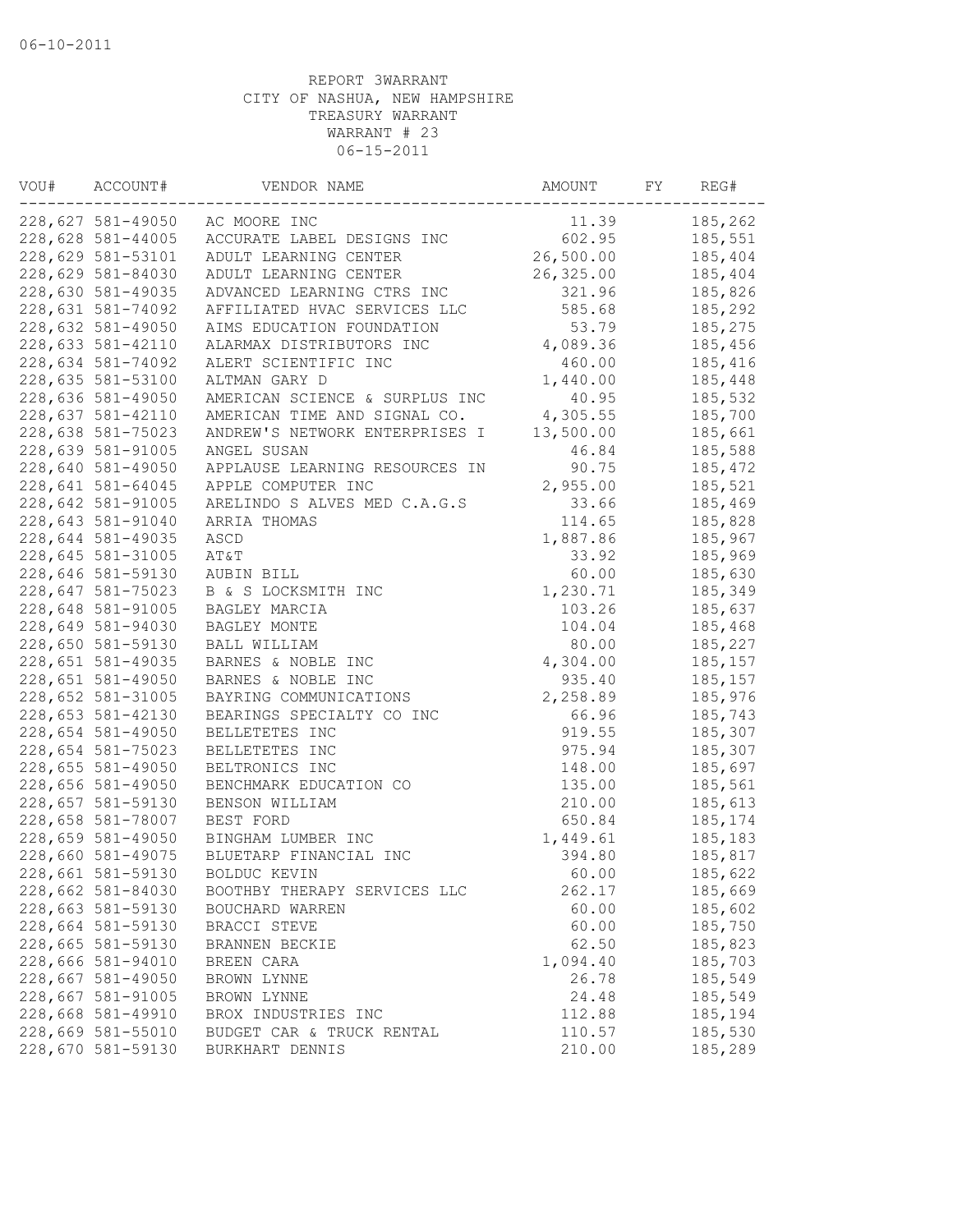06-10-2011

REPORT 3WARRANT
CITY OF NASHUA, NEW HAMPSHIRE
TREASURY WARRANT
WARRANT # 23
06-15-2011

| VOU# | ACCOUNT# | VENDOR NAME | AMOUNT | FY | REG# |
|---|---|---|---|---|---|
| 228,627 | 581-49050 | AC MOORE INC | 11.39 | | 185,262 |
| 228,628 | 581-44005 | ACCURATE LABEL DESIGNS INC | 602.95 | | 185,551 |
| 228,629 | 581-53101 | ADULT LEARNING CENTER | 26,500.00 | | 185,404 |
| 228,629 | 581-84030 | ADULT LEARNING CENTER | 26,325.00 | | 185,404 |
| 228,630 | 581-49035 | ADVANCED LEARNING CTRS INC | 321.96 | | 185,826 |
| 228,631 | 581-74092 | AFFILIATED HVAC SERVICES LLC | 585.68 | | 185,292 |
| 228,632 | 581-49050 | AIMS EDUCATION FOUNDATION | 53.79 | | 185,275 |
| 228,633 | 581-42110 | ALARMAX DISTRIBUTORS INC | 4,089.36 | | 185,456 |
| 228,634 | 581-74092 | ALERT SCIENTIFIC INC | 460.00 | | 185,416 |
| 228,635 | 581-53100 | ALTMAN GARY D | 1,440.00 | | 185,448 |
| 228,636 | 581-49050 | AMERICAN SCIENCE & SURPLUS INC | 40.95 | | 185,532 |
| 228,637 | 581-42110 | AMERICAN TIME AND SIGNAL CO. | 4,305.55 | | 185,700 |
| 228,638 | 581-75023 | ANDREW'S NETWORK ENTERPRISES I | 13,500.00 | | 185,661 |
| 228,639 | 581-91005 | ANGEL SUSAN | 46.84 | | 185,588 |
| 228,640 | 581-49050 | APPLAUSE LEARNING RESOURCES IN | 90.75 | | 185,472 |
| 228,641 | 581-64045 | APPLE COMPUTER INC | 2,955.00 | | 185,521 |
| 228,642 | 581-91005 | ARELINDO S ALVES MED C.A.G.S | 33.66 | | 185,469 |
| 228,643 | 581-91040 | ARRIA THOMAS | 114.65 | | 185,828 |
| 228,644 | 581-49035 | ASCD | 1,887.86 | | 185,967 |
| 228,645 | 581-31005 | AT&T | 33.92 | | 185,969 |
| 228,646 | 581-59130 | AUBIN BILL | 60.00 | | 185,630 |
| 228,647 | 581-75023 | B & S LOCKSMITH INC | 1,230.71 | | 185,349 |
| 228,648 | 581-91005 | BAGLEY MARCIA | 103.26 | | 185,637 |
| 228,649 | 581-94030 | BAGLEY MONTE | 104.04 | | 185,468 |
| 228,650 | 581-59130 | BALL WILLIAM | 80.00 | | 185,227 |
| 228,651 | 581-49035 | BARNES & NOBLE INC | 4,304.00 | | 185,157 |
| 228,651 | 581-49050 | BARNES & NOBLE INC | 935.40 | | 185,157 |
| 228,652 | 581-31005 | BAYRING COMMUNICATIONS | 2,258.89 | | 185,976 |
| 228,653 | 581-42130 | BEARINGS SPECIALTY CO INC | 66.96 | | 185,743 |
| 228,654 | 581-49050 | BELLETETES INC | 919.55 | | 185,307 |
| 228,654 | 581-75023 | BELLETETES INC | 975.94 | | 185,307 |
| 228,655 | 581-49050 | BELTRONICS INC | 148.00 | | 185,697 |
| 228,656 | 581-49050 | BENCHMARK EDUCATION CO | 135.00 | | 185,561 |
| 228,657 | 581-59130 | BENSON WILLIAM | 210.00 | | 185,613 |
| 228,658 | 581-78007 | BEST FORD | 650.84 | | 185,174 |
| 228,659 | 581-49050 | BINGHAM LUMBER INC | 1,449.61 | | 185,183 |
| 228,660 | 581-49075 | BLUETARP FINANCIAL INC | 394.80 | | 185,817 |
| 228,661 | 581-59130 | BOLDUC KEVIN | 60.00 | | 185,622 |
| 228,662 | 581-84030 | BOOTHBY THERAPY SERVICES LLC | 262.17 | | 185,669 |
| 228,663 | 581-59130 | BOUCHARD WARREN | 60.00 | | 185,602 |
| 228,664 | 581-59130 | BRACCI STEVE | 60.00 | | 185,750 |
| 228,665 | 581-59130 | BRANNEN BECKIE | 62.50 | | 185,823 |
| 228,666 | 581-94010 | BREEN CARA | 1,094.40 | | 185,703 |
| 228,667 | 581-49050 | BROWN LYNNE | 26.78 | | 185,549 |
| 228,667 | 581-91005 | BROWN LYNNE | 24.48 | | 185,549 |
| 228,668 | 581-49910 | BROX INDUSTRIES INC | 112.88 | | 185,194 |
| 228,669 | 581-55010 | BUDGET CAR & TRUCK RENTAL | 110.57 | | 185,530 |
| 228,670 | 581-59130 | BURKHART DENNIS | 210.00 | | 185,289 |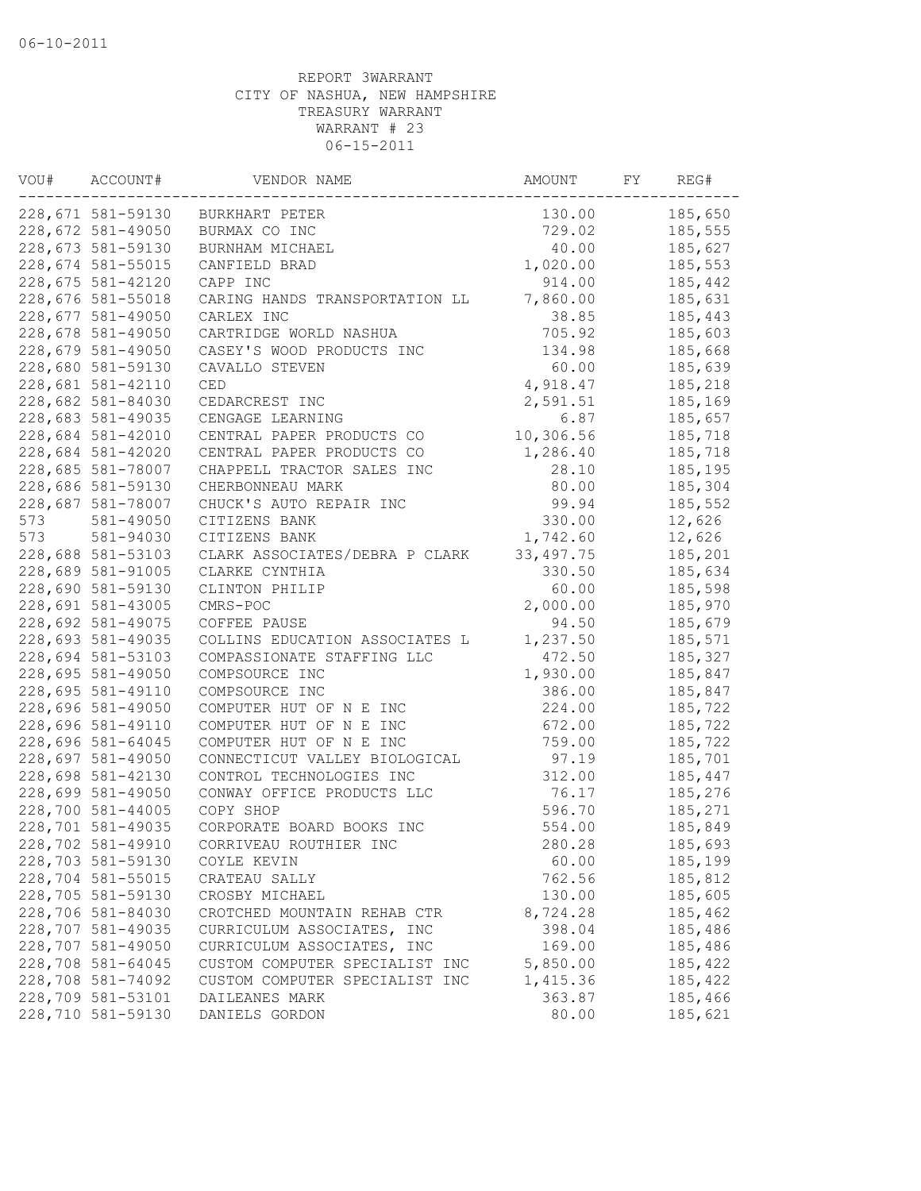06-10-2011

REPORT 3WARRANT
CITY OF NASHUA, NEW HAMPSHIRE
TREASURY WARRANT
WARRANT # 23
06-15-2011

| VOU# | ACCOUNT# | VENDOR NAME | AMOUNT | FY | REG# |
|---|---|---|---|---|---|
| 228,671 | 581-59130 | BURKHART PETER | 130.00 | | 185,650 |
| 228,672 | 581-49050 | BURMAX CO INC | 729.02 | | 185,555 |
| 228,673 | 581-59130 | BURNHAM MICHAEL | 40.00 | | 185,627 |
| 228,674 | 581-55015 | CANFIELD BRAD | 1,020.00 | | 185,553 |
| 228,675 | 581-42120 | CAPP INC | 914.00 | | 185,442 |
| 228,676 | 581-55018 | CARING HANDS TRANSPORTATION LL | 7,860.00 | | 185,631 |
| 228,677 | 581-49050 | CARLEX INC | 38.85 | | 185,443 |
| 228,678 | 581-49050 | CARTRIDGE WORLD NASHUA | 705.92 | | 185,603 |
| 228,679 | 581-49050 | CASEY'S WOOD PRODUCTS INC | 134.98 | | 185,668 |
| 228,680 | 581-59130 | CAVALLO STEVEN | 60.00 | | 185,639 |
| 228,681 | 581-42110 | CED | 4,918.47 | | 185,218 |
| 228,682 | 581-84030 | CEDARCREST INC | 2,591.51 | | 185,169 |
| 228,683 | 581-49035 | CENGAGE LEARNING | 6.87 | | 185,657 |
| 228,684 | 581-42010 | CENTRAL PAPER PRODUCTS CO | 10,306.56 | | 185,718 |
| 228,684 | 581-42020 | CENTRAL PAPER PRODUCTS CO | 1,286.40 | | 185,718 |
| 228,685 | 581-78007 | CHAPPELL TRACTOR SALES INC | 28.10 | | 185,195 |
| 228,686 | 581-59130 | CHERBONNEAU MARK | 80.00 | | 185,304 |
| 228,687 | 581-78007 | CHUCK'S AUTO REPAIR INC | 99.94 | | 185,552 |
| 573 | 581-49050 | CITIZENS BANK | 330.00 | | 12,626 |
| 573 | 581-94030 | CITIZENS BANK | 1,742.60 | | 12,626 |
| 228,688 | 581-53103 | CLARK ASSOCIATES/DEBRA P CLARK | 33,497.75 | | 185,201 |
| 228,689 | 581-91005 | CLARKE CYNTHIA | 330.50 | | 185,634 |
| 228,690 | 581-59130 | CLINTON PHILIP | 60.00 | | 185,598 |
| 228,691 | 581-43005 | CMRS-POC | 2,000.00 | | 185,970 |
| 228,692 | 581-49075 | COFFEE PAUSE | 94.50 | | 185,679 |
| 228,693 | 581-49035 | COLLINS EDUCATION ASSOCIATES L | 1,237.50 | | 185,571 |
| 228,694 | 581-53103 | COMPASSIONATE STAFFING LLC | 472.50 | | 185,327 |
| 228,695 | 581-49050 | COMPSOURCE INC | 1,930.00 | | 185,847 |
| 228,695 | 581-49110 | COMPSOURCE INC | 386.00 | | 185,847 |
| 228,696 | 581-49050 | COMPUTER HUT OF N E INC | 224.00 | | 185,722 |
| 228,696 | 581-49110 | COMPUTER HUT OF N E INC | 672.00 | | 185,722 |
| 228,696 | 581-64045 | COMPUTER HUT OF N E INC | 759.00 | | 185,722 |
| 228,697 | 581-49050 | CONNECTICUT VALLEY BIOLOGICAL | 97.19 | | 185,701 |
| 228,698 | 581-42130 | CONTROL TECHNOLOGIES INC | 312.00 | | 185,447 |
| 228,699 | 581-49050 | CONWAY OFFICE PRODUCTS LLC | 76.17 | | 185,276 |
| 228,700 | 581-44005 | COPY SHOP | 596.70 | | 185,271 |
| 228,701 | 581-49035 | CORPORATE BOARD BOOKS INC | 554.00 | | 185,849 |
| 228,702 | 581-49910 | CORRIVEAU ROUTHIER INC | 280.28 | | 185,693 |
| 228,703 | 581-59130 | COYLE KEVIN | 60.00 | | 185,199 |
| 228,704 | 581-55015 | CRATEAU SALLY | 762.56 | | 185,812 |
| 228,705 | 581-59130 | CROSBY MICHAEL | 130.00 | | 185,605 |
| 228,706 | 581-84030 | CROTCHED MOUNTAIN REHAB CTR | 8,724.28 | | 185,462 |
| 228,707 | 581-49035 | CURRICULUM ASSOCIATES, INC | 398.04 | | 185,486 |
| 228,707 | 581-49050 | CURRICULUM ASSOCIATES, INC | 169.00 | | 185,486 |
| 228,708 | 581-64045 | CUSTOM COMPUTER SPECIALIST INC | 5,850.00 | | 185,422 |
| 228,708 | 581-74092 | CUSTOM COMPUTER SPECIALIST INC | 1,415.36 | | 185,422 |
| 228,709 | 581-53101 | DAILEANES MARK | 363.87 | | 185,466 |
| 228,710 | 581-59130 | DANIELS GORDON | 80.00 | | 185,621 |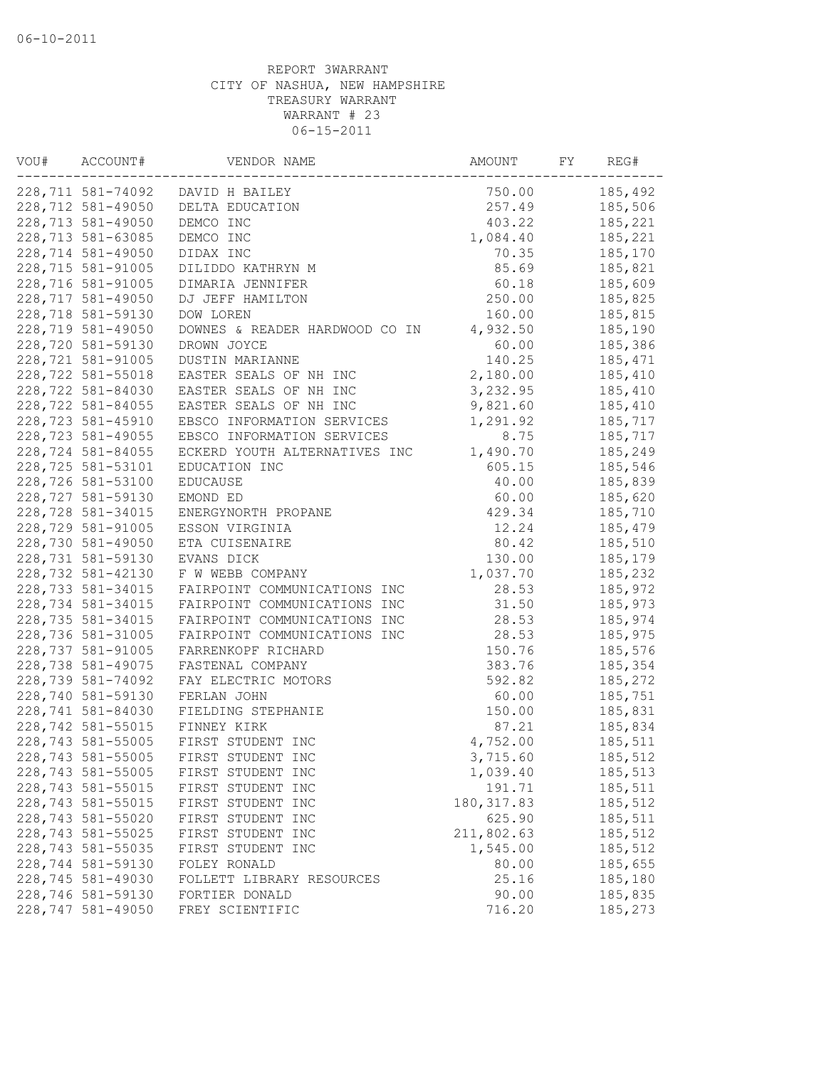06-10-2011

REPORT 3WARRANT
CITY OF NASHUA, NEW HAMPSHIRE
TREASURY WARRANT
WARRANT # 23
06-15-2011

| VOU# | ACCOUNT# | VENDOR NAME | AMOUNT | FY | REG# |
|---|---|---|---|---|---|
| 228,711 | 581-74092 | DAVID H BAILEY | 750.00 | | 185,492 |
| 228,712 | 581-49050 | DELTA EDUCATION | 257.49 | | 185,506 |
| 228,713 | 581-49050 | DEMCO INC | 403.22 | | 185,221 |
| 228,713 | 581-63085 | DEMCO INC | 1,084.40 | | 185,221 |
| 228,714 | 581-49050 | DIDAX INC | 70.35 | | 185,170 |
| 228,715 | 581-91005 | DILIDDO KATHRYN M | 85.69 | | 185,821 |
| 228,716 | 581-91005 | DIMARIA JENNIFER | 60.18 | | 185,609 |
| 228,717 | 581-49050 | DJ JEFF HAMILTON | 250.00 | | 185,825 |
| 228,718 | 581-59130 | DOW LOREN | 160.00 | | 185,815 |
| 228,719 | 581-49050 | DOWNES & READER HARDWOOD CO IN | 4,932.50 | | 185,190 |
| 228,720 | 581-59130 | DROWN JOYCE | 60.00 | | 185,386 |
| 228,721 | 581-91005 | DUSTIN MARIANNE | 140.25 | | 185,471 |
| 228,722 | 581-55018 | EASTER SEALS OF NH INC | 2,180.00 | | 185,410 |
| 228,722 | 581-84030 | EASTER SEALS OF NH INC | 3,232.95 | | 185,410 |
| 228,722 | 581-84055 | EASTER SEALS OF NH INC | 9,821.60 | | 185,410 |
| 228,723 | 581-45910 | EBSCO INFORMATION SERVICES | 1,291.92 | | 185,717 |
| 228,723 | 581-49055 | EBSCO INFORMATION SERVICES | 8.75 | | 185,717 |
| 228,724 | 581-84055 | ECKERD YOUTH ALTERNATIVES INC | 1,490.70 | | 185,249 |
| 228,725 | 581-53101 | EDUCATION INC | 605.15 | | 185,546 |
| 228,726 | 581-53100 | EDUCAUSE | 40.00 | | 185,839 |
| 228,727 | 581-59130 | EMOND ED | 60.00 | | 185,620 |
| 228,728 | 581-34015 | ENERGYNORTH PROPANE | 429.34 | | 185,710 |
| 228,729 | 581-91005 | ESSON VIRGINIA | 12.24 | | 185,479 |
| 228,730 | 581-49050 | ETA CUISENAIRE | 80.42 | | 185,510 |
| 228,731 | 581-59130 | EVANS DICK | 130.00 | | 185,179 |
| 228,732 | 581-42130 | F W WEBB COMPANY | 1,037.70 | | 185,232 |
| 228,733 | 581-34015 | FAIRPOINT COMMUNICATIONS INC | 28.53 | | 185,972 |
| 228,734 | 581-34015 | FAIRPOINT COMMUNICATIONS INC | 31.50 | | 185,973 |
| 228,735 | 581-34015 | FAIRPOINT COMMUNICATIONS INC | 28.53 | | 185,974 |
| 228,736 | 581-31005 | FAIRPOINT COMMUNICATIONS INC | 28.53 | | 185,975 |
| 228,737 | 581-91005 | FARRENKOPF RICHARD | 150.76 | | 185,576 |
| 228,738 | 581-49075 | FASTENAL COMPANY | 383.76 | | 185,354 |
| 228,739 | 581-74092 | FAY ELECTRIC MOTORS | 592.82 | | 185,272 |
| 228,740 | 581-59130 | FERLAN JOHN | 60.00 | | 185,751 |
| 228,741 | 581-84030 | FIELDING STEPHANIE | 150.00 | | 185,831 |
| 228,742 | 581-55015 | FINNEY KIRK | 87.21 | | 185,834 |
| 228,743 | 581-55005 | FIRST STUDENT INC | 4,752.00 | | 185,511 |
| 228,743 | 581-55005 | FIRST STUDENT INC | 3,715.60 | | 185,512 |
| 228,743 | 581-55005 | FIRST STUDENT INC | 1,039.40 | | 185,513 |
| 228,743 | 581-55015 | FIRST STUDENT INC | 191.71 | | 185,511 |
| 228,743 | 581-55015 | FIRST STUDENT INC | 180,317.83 | | 185,512 |
| 228,743 | 581-55020 | FIRST STUDENT INC | 625.90 | | 185,511 |
| 228,743 | 581-55025 | FIRST STUDENT INC | 211,802.63 | | 185,512 |
| 228,743 | 581-55035 | FIRST STUDENT INC | 1,545.00 | | 185,512 |
| 228,744 | 581-59130 | FOLEY RONALD | 80.00 | | 185,655 |
| 228,745 | 581-49030 | FOLLETT LIBRARY RESOURCES | 25.16 | | 185,180 |
| 228,746 | 581-59130 | FORTIER DONALD | 90.00 | | 185,835 |
| 228,747 | 581-49050 | FREY SCIENTIFIC | 716.20 | | 185,273 |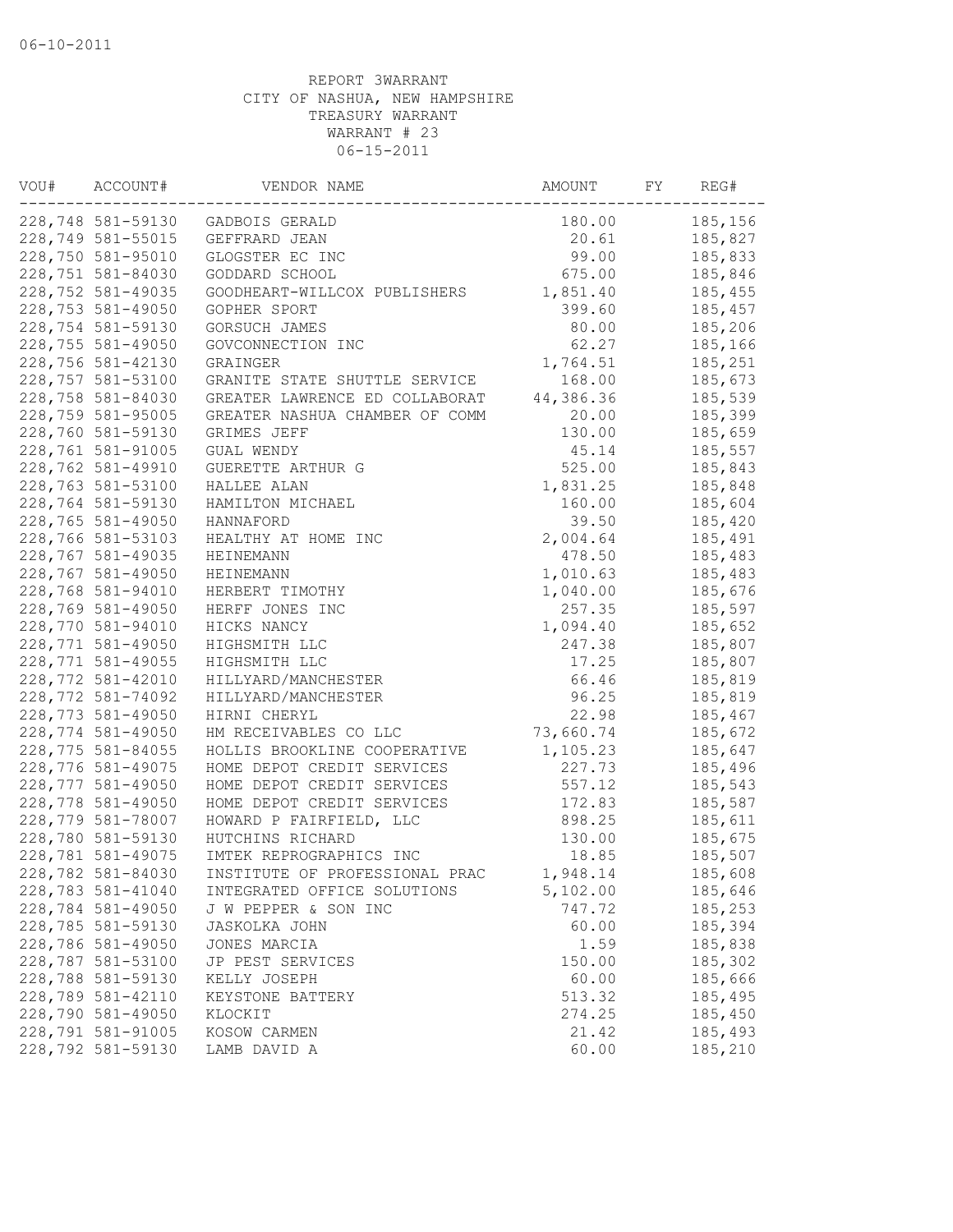06-10-2011

REPORT 3WARRANT
CITY OF NASHUA, NEW HAMPSHIRE
TREASURY WARRANT
WARRANT # 23
06-15-2011

| VOU# | ACCOUNT# | VENDOR NAME | AMOUNT | FY | REG# |
|---|---|---|---|---|---|
| 228,748 | 581-59130 | GADBOIS GERALD | 180.00 | | 185,156 |
| 228,749 | 581-55015 | GEFFRARD JEAN | 20.61 | | 185,827 |
| 228,750 | 581-95010 | GLOGSTER EC INC | 99.00 | | 185,833 |
| 228,751 | 581-84030 | GODDARD SCHOOL | 675.00 | | 185,846 |
| 228,752 | 581-49035 | GOODHEART-WILLCOX PUBLISHERS | 1,851.40 | | 185,455 |
| 228,753 | 581-49050 | GOPHER SPORT | 399.60 | | 185,457 |
| 228,754 | 581-59130 | GORSUCH JAMES | 80.00 | | 185,206 |
| 228,755 | 581-49050 | GOVCONNECTION INC | 62.27 | | 185,166 |
| 228,756 | 581-42130 | GRAINGER | 1,764.51 | | 185,251 |
| 228,757 | 581-53100 | GRANITE STATE SHUTTLE SERVICE | 168.00 | | 185,673 |
| 228,758 | 581-84030 | GREATER LAWRENCE ED COLLABORAT | 44,386.36 | | 185,539 |
| 228,759 | 581-95005 | GREATER NASHUA CHAMBER OF COMM | 20.00 | | 185,399 |
| 228,760 | 581-59130 | GRIMES JEFF | 130.00 | | 185,659 |
| 228,761 | 581-91005 | GUAL WENDY | 45.14 | | 185,557 |
| 228,762 | 581-49910 | GUERETTE ARTHUR G | 525.00 | | 185,843 |
| 228,763 | 581-53100 | HALLEE ALAN | 1,831.25 | | 185,848 |
| 228,764 | 581-59130 | HAMILTON MICHAEL | 160.00 | | 185,604 |
| 228,765 | 581-49050 | HANNAFORD | 39.50 | | 185,420 |
| 228,766 | 581-53103 | HEALTHY AT HOME INC | 2,004.64 | | 185,491 |
| 228,767 | 581-49035 | HEINEMANN | 478.50 | | 185,483 |
| 228,767 | 581-49050 | HEINEMANN | 1,010.63 | | 185,483 |
| 228,768 | 581-94010 | HERBERT TIMOTHY | 1,040.00 | | 185,676 |
| 228,769 | 581-49050 | HERFF JONES INC | 257.35 | | 185,597 |
| 228,770 | 581-94010 | HICKS NANCY | 1,094.40 | | 185,652 |
| 228,771 | 581-49050 | HIGHSMITH LLC | 247.38 | | 185,807 |
| 228,771 | 581-49055 | HIGHSMITH LLC | 17.25 | | 185,807 |
| 228,772 | 581-42010 | HILLYARD/MANCHESTER | 66.46 | | 185,819 |
| 228,772 | 581-74092 | HILLYARD/MANCHESTER | 96.25 | | 185,819 |
| 228,773 | 581-49050 | HIRNI CHERYL | 22.98 | | 185,467 |
| 228,774 | 581-49050 | HM RECEIVABLES CO LLC | 73,660.74 | | 185,672 |
| 228,775 | 581-84055 | HOLLIS BROOKLINE COOPERATIVE | 1,105.23 | | 185,647 |
| 228,776 | 581-49075 | HOME DEPOT CREDIT SERVICES | 227.73 | | 185,496 |
| 228,777 | 581-49050 | HOME DEPOT CREDIT SERVICES | 557.12 | | 185,543 |
| 228,778 | 581-49050 | HOME DEPOT CREDIT SERVICES | 172.83 | | 185,587 |
| 228,779 | 581-78007 | HOWARD P FAIRFIELD, LLC | 898.25 | | 185,611 |
| 228,780 | 581-59130 | HUTCHINS RICHARD | 130.00 | | 185,675 |
| 228,781 | 581-49075 | IMTEK REPROGRAPHICS INC | 18.85 | | 185,507 |
| 228,782 | 581-84030 | INSTITUTE OF PROFESSIONAL PRAC | 1,948.14 | | 185,608 |
| 228,783 | 581-41040 | INTEGRATED OFFICE SOLUTIONS | 5,102.00 | | 185,646 |
| 228,784 | 581-49050 | J W PEPPER & SON INC | 747.72 | | 185,253 |
| 228,785 | 581-59130 | JASKOLKA JOHN | 60.00 | | 185,394 |
| 228,786 | 581-49050 | JONES MARCIA | 1.59 | | 185,838 |
| 228,787 | 581-53100 | JP PEST SERVICES | 150.00 | | 185,302 |
| 228,788 | 581-59130 | KELLY JOSEPH | 60.00 | | 185,666 |
| 228,789 | 581-42110 | KEYSTONE BATTERY | 513.32 | | 185,495 |
| 228,790 | 581-49050 | KLOCKIT | 274.25 | | 185,450 |
| 228,791 | 581-91005 | KOSOW CARMEN | 21.42 | | 185,493 |
| 228,792 | 581-59130 | LAMB DAVID A | 60.00 | | 185,210 |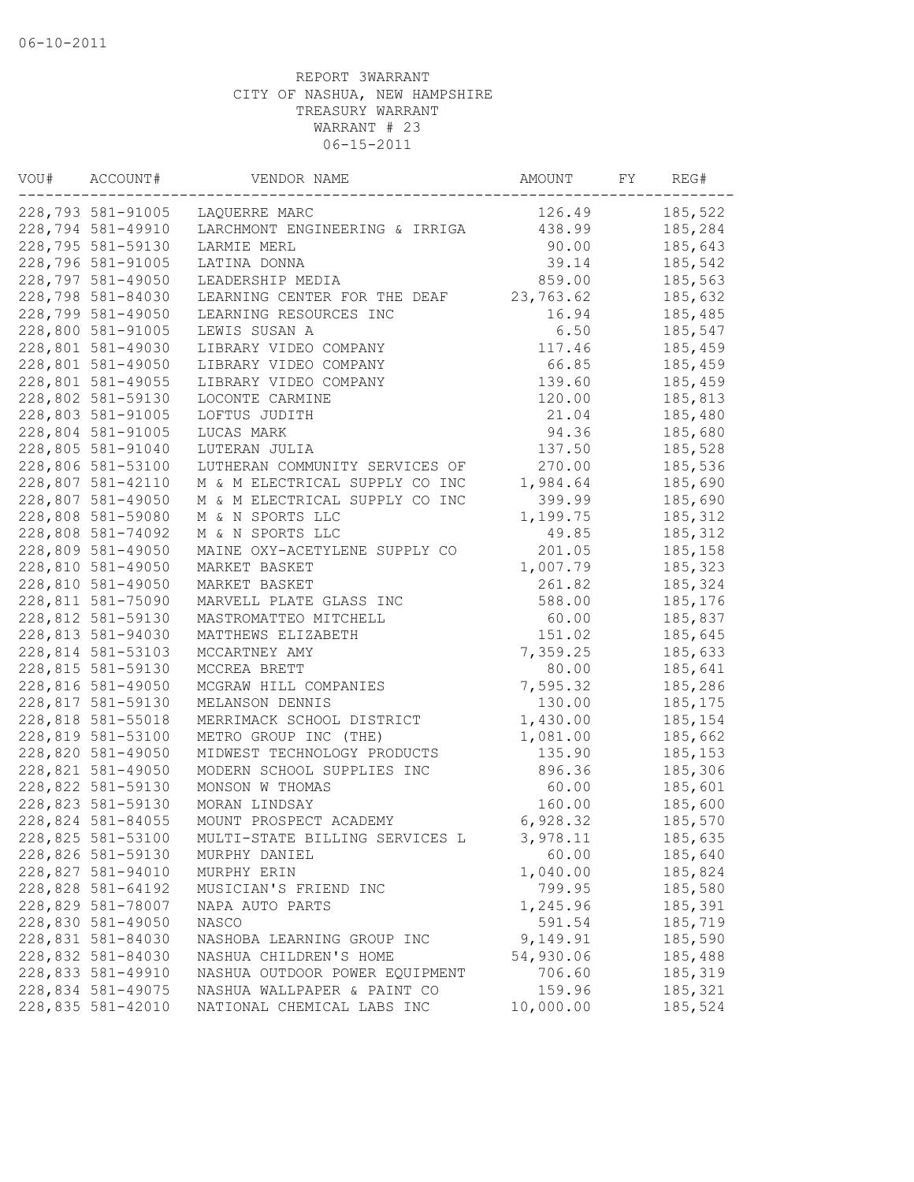06-10-2011

REPORT 3WARRANT
CITY OF NASHUA, NEW HAMPSHIRE
TREASURY WARRANT
WARRANT # 23
06-15-2011

| VOU# | ACCOUNT# | VENDOR NAME | AMOUNT | FY | REG# |
|---|---|---|---|---|---|
| 228,793 | 581-91005 | LAQUERRE MARC | 126.49 | | 185,522 |
| 228,794 | 581-49910 | LARCHMONT ENGINEERING & IRRIGA | 438.99 | | 185,284 |
| 228,795 | 581-59130 | LARMIE MERL | 90.00 | | 185,643 |
| 228,796 | 581-91005 | LATINA DONNA | 39.14 | | 185,542 |
| 228,797 | 581-49050 | LEADERSHIP MEDIA | 859.00 | | 185,563 |
| 228,798 | 581-84030 | LEARNING CENTER FOR THE DEAF | 23,763.62 | | 185,632 |
| 228,799 | 581-49050 | LEARNING RESOURCES INC | 16.94 | | 185,485 |
| 228,800 | 581-91005 | LEWIS SUSAN A | 6.50 | | 185,547 |
| 228,801 | 581-49030 | LIBRARY VIDEO COMPANY | 117.46 | | 185,459 |
| 228,801 | 581-49050 | LIBRARY VIDEO COMPANY | 66.85 | | 185,459 |
| 228,801 | 581-49055 | LIBRARY VIDEO COMPANY | 139.60 | | 185,459 |
| 228,802 | 581-59130 | LOCONTE CARMINE | 120.00 | | 185,813 |
| 228,803 | 581-91005 | LOFTUS JUDITH | 21.04 | | 185,480 |
| 228,804 | 581-91005 | LUCAS MARK | 94.36 | | 185,680 |
| 228,805 | 581-91040 | LUTERAN JULIA | 137.50 | | 185,528 |
| 228,806 | 581-53100 | LUTHERAN COMMUNITY SERVICES OF | 270.00 | | 185,536 |
| 228,807 | 581-42110 | M & M ELECTRICAL SUPPLY CO INC | 1,984.64 | | 185,690 |
| 228,807 | 581-49050 | M & M ELECTRICAL SUPPLY CO INC | 399.99 | | 185,690 |
| 228,808 | 581-59080 | M & N SPORTS LLC | 1,199.75 | | 185,312 |
| 228,808 | 581-74092 | M & N SPORTS LLC | 49.85 | | 185,312 |
| 228,809 | 581-49050 | MAINE OXY-ACETYLENE SUPPLY CO | 201.05 | | 185,158 |
| 228,810 | 581-49050 | MARKET BASKET | 1,007.79 | | 185,323 |
| 228,810 | 581-49050 | MARKET BASKET | 261.82 | | 185,324 |
| 228,811 | 581-75090 | MARVELL PLATE GLASS INC | 588.00 | | 185,176 |
| 228,812 | 581-59130 | MASTROMATTEO MITCHELL | 60.00 | | 185,837 |
| 228,813 | 581-94030 | MATTHEWS ELIZABETH | 151.02 | | 185,645 |
| 228,814 | 581-53103 | MCCARTNEY AMY | 7,359.25 | | 185,633 |
| 228,815 | 581-59130 | MCCREA BRETT | 80.00 | | 185,641 |
| 228,816 | 581-49050 | MCGRAW HILL COMPANIES | 7,595.32 | | 185,286 |
| 228,817 | 581-59130 | MELANSON DENNIS | 130.00 | | 185,175 |
| 228,818 | 581-55018 | MERRIMACK SCHOOL DISTRICT | 1,430.00 | | 185,154 |
| 228,819 | 581-53100 | METRO GROUP INC (THE) | 1,081.00 | | 185,662 |
| 228,820 | 581-49050 | MIDWEST TECHNOLOGY PRODUCTS | 135.90 | | 185,153 |
| 228,821 | 581-49050 | MODERN SCHOOL SUPPLIES INC | 896.36 | | 185,306 |
| 228,822 | 581-59130 | MONSON W THOMAS | 60.00 | | 185,601 |
| 228,823 | 581-59130 | MORAN LINDSAY | 160.00 | | 185,600 |
| 228,824 | 581-84055 | MOUNT PROSPECT ACADEMY | 6,928.32 | | 185,570 |
| 228,825 | 581-53100 | MULTI-STATE BILLING SERVICES L | 3,978.11 | | 185,635 |
| 228,826 | 581-59130 | MURPHY DANIEL | 60.00 | | 185,640 |
| 228,827 | 581-94010 | MURPHY ERIN | 1,040.00 | | 185,824 |
| 228,828 | 581-64192 | MUSICIAN'S FRIEND INC | 799.95 | | 185,580 |
| 228,829 | 581-78007 | NAPA AUTO PARTS | 1,245.96 | | 185,391 |
| 228,830 | 581-49050 | NASCO | 591.54 | | 185,719 |
| 228,831 | 581-84030 | NASHOBA LEARNING GROUP INC | 9,149.91 | | 185,590 |
| 228,832 | 581-84030 | NASHUA CHILDREN'S HOME | 54,930.06 | | 185,488 |
| 228,833 | 581-49910 | NASHUA OUTDOOR POWER EQUIPMENT | 706.60 | | 185,319 |
| 228,834 | 581-49075 | NASHUA WALLPAPER & PAINT CO | 159.96 | | 185,321 |
| 228,835 | 581-42010 | NATIONAL CHEMICAL LABS INC | 10,000.00 | | 185,524 |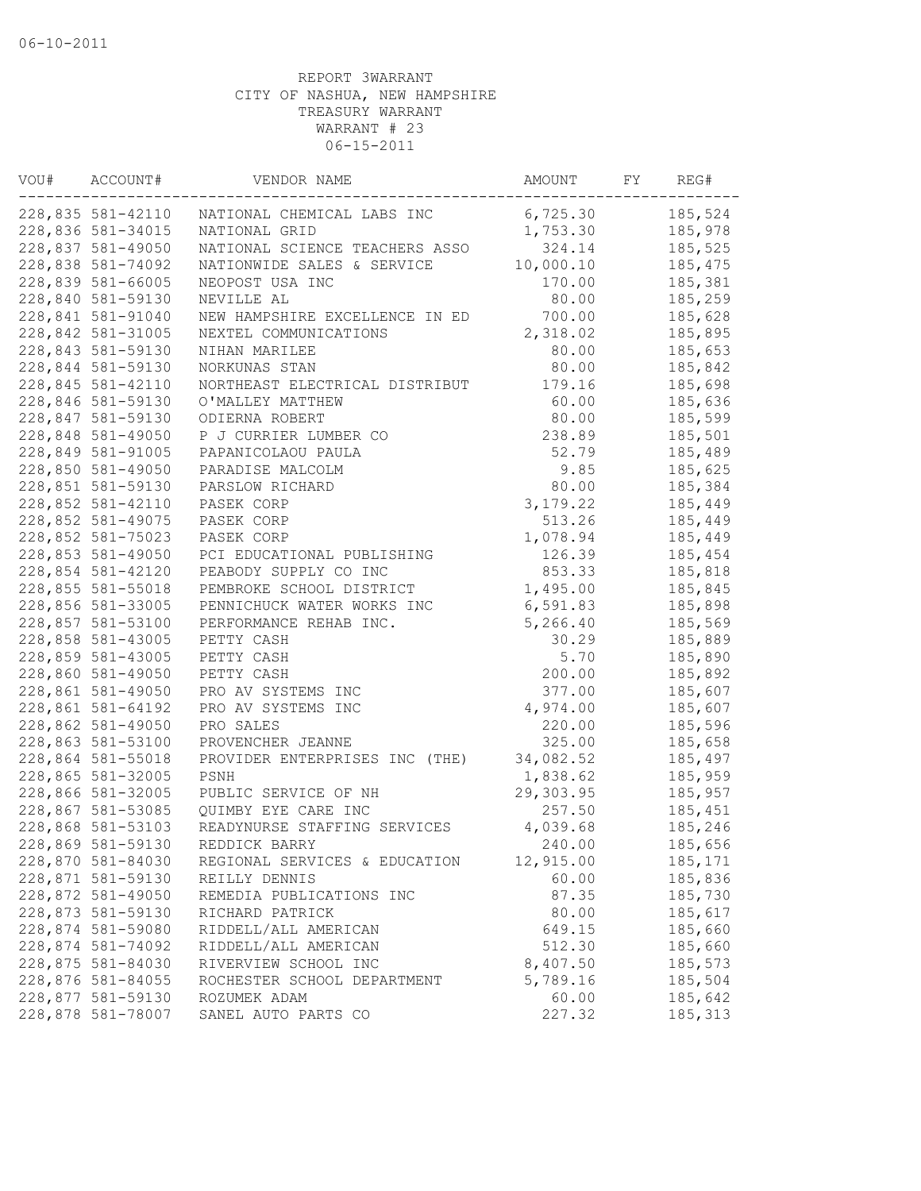06-10-2011

REPORT 3WARRANT
CITY OF NASHUA, NEW HAMPSHIRE
TREASURY WARRANT
WARRANT # 23
06-15-2011

| VOU# | ACCOUNT# | VENDOR NAME | AMOUNT | FY | REG# |
|---|---|---|---|---|---|
| 228,835 | 581-42110 | NATIONAL CHEMICAL LABS INC | 6,725.30 | | 185,524 |
| 228,836 | 581-34015 | NATIONAL GRID | 1,753.30 | | 185,978 |
| 228,837 | 581-49050 | NATIONAL SCIENCE TEACHERS ASSO | 324.14 | | 185,525 |
| 228,838 | 581-74092 | NATIONWIDE SALES & SERVICE | 10,000.10 | | 185,475 |
| 228,839 | 581-66005 | NEOPOST USA INC | 170.00 | | 185,381 |
| 228,840 | 581-59130 | NEVILLE AL | 80.00 | | 185,259 |
| 228,841 | 581-91040 | NEW HAMPSHIRE EXCELLENCE IN ED | 700.00 | | 185,628 |
| 228,842 | 581-31005 | NEXTEL COMMUNICATIONS | 2,318.02 | | 185,895 |
| 228,843 | 581-59130 | NIHAN MARILEE | 80.00 | | 185,653 |
| 228,844 | 581-59130 | NORKUNAS STAN | 80.00 | | 185,842 |
| 228,845 | 581-42110 | NORTHEAST ELECTRICAL DISTRIBUT | 179.16 | | 185,698 |
| 228,846 | 581-59130 | O'MALLEY MATTHEW | 60.00 | | 185,636 |
| 228,847 | 581-59130 | ODIERNA ROBERT | 80.00 | | 185,599 |
| 228,848 | 581-49050 | P J CURRIER LUMBER CO | 238.89 | | 185,501 |
| 228,849 | 581-91005 | PAPANICOLAOU PAULA | 52.79 | | 185,489 |
| 228,850 | 581-49050 | PARADISE MALCOLM | 9.85 | | 185,625 |
| 228,851 | 581-59130 | PARSLOW RICHARD | 80.00 | | 185,384 |
| 228,852 | 581-42110 | PASEK CORP | 3,179.22 | | 185,449 |
| 228,852 | 581-49075 | PASEK CORP | 513.26 | | 185,449 |
| 228,852 | 581-75023 | PASEK CORP | 1,078.94 | | 185,449 |
| 228,853 | 581-49050 | PCI EDUCATIONAL PUBLISHING | 126.39 | | 185,454 |
| 228,854 | 581-42120 | PEABODY SUPPLY CO INC | 853.33 | | 185,818 |
| 228,855 | 581-55018 | PEMBROKE SCHOOL DISTRICT | 1,495.00 | | 185,845 |
| 228,856 | 581-33005 | PENNICHUCK WATER WORKS INC | 6,591.83 | | 185,898 |
| 228,857 | 581-53100 | PERFORMANCE REHAB INC. | 5,266.40 | | 185,569 |
| 228,858 | 581-43005 | PETTY CASH | 30.29 | | 185,889 |
| 228,859 | 581-43005 | PETTY CASH | 5.70 | | 185,890 |
| 228,860 | 581-49050 | PETTY CASH | 200.00 | | 185,892 |
| 228,861 | 581-49050 | PRO AV SYSTEMS INC | 377.00 | | 185,607 |
| 228,861 | 581-64192 | PRO AV SYSTEMS INC | 4,974.00 | | 185,607 |
| 228,862 | 581-49050 | PRO SALES | 220.00 | | 185,596 |
| 228,863 | 581-53100 | PROVENCHER JEANNE | 325.00 | | 185,658 |
| 228,864 | 581-55018 | PROVIDER ENTERPRISES INC (THE) | 34,082.52 | | 185,497 |
| 228,865 | 581-32005 | PSNH | 1,838.62 | | 185,959 |
| 228,866 | 581-32005 | PUBLIC SERVICE OF NH | 29,303.95 | | 185,957 |
| 228,867 | 581-53085 | QUIMBY EYE CARE INC | 257.50 | | 185,451 |
| 228,868 | 581-53103 | READYNURSE STAFFING SERVICES | 4,039.68 | | 185,246 |
| 228,869 | 581-59130 | REDDICK BARRY | 240.00 | | 185,656 |
| 228,870 | 581-84030 | REGIONAL SERVICES & EDUCATION | 12,915.00 | | 185,171 |
| 228,871 | 581-59130 | REILLY DENNIS | 60.00 | | 185,836 |
| 228,872 | 581-49050 | REMEDIA PUBLICATIONS INC | 87.35 | | 185,730 |
| 228,873 | 581-59130 | RICHARD PATRICK | 80.00 | | 185,617 |
| 228,874 | 581-59080 | RIDDELL/ALL AMERICAN | 649.15 | | 185,660 |
| 228,874 | 581-74092 | RIDDELL/ALL AMERICAN | 512.30 | | 185,660 |
| 228,875 | 581-84030 | RIVERVIEW SCHOOL INC | 8,407.50 | | 185,573 |
| 228,876 | 581-84055 | ROCHESTER SCHOOL DEPARTMENT | 5,789.16 | | 185,504 |
| 228,877 | 581-59130 | ROZUMEK ADAM | 60.00 | | 185,642 |
| 228,878 | 581-78007 | SANEL AUTO PARTS CO | 227.32 | | 185,313 |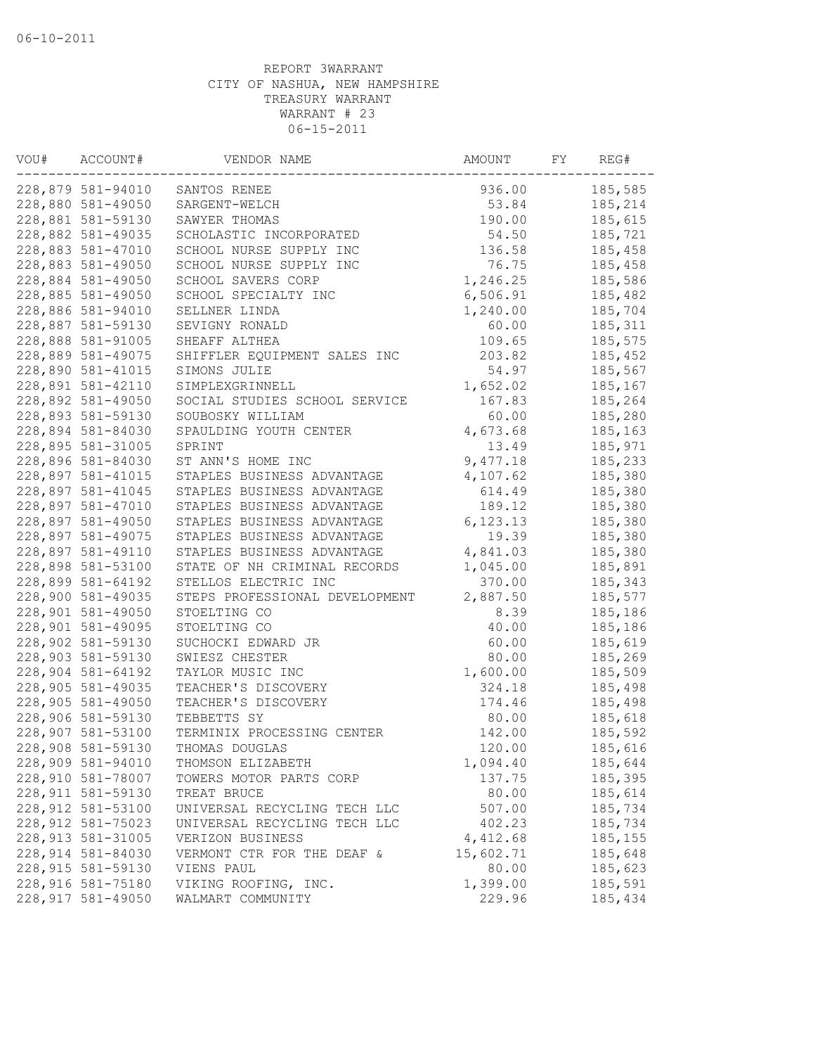06-10-2011

REPORT 3WARRANT
CITY OF NASHUA, NEW HAMPSHIRE
TREASURY WARRANT
WARRANT # 23
06-15-2011

| VOU# | ACCOUNT# | VENDOR NAME | AMOUNT | FY | REG# |
|---|---|---|---|---|---|
| 228,879 | 581-94010 | SANTOS RENEE | 936.00 | | 185,585 |
| 228,880 | 581-49050 | SARGENT-WELCH | 53.84 | | 185,214 |
| 228,881 | 581-59130 | SAWYER THOMAS | 190.00 | | 185,615 |
| 228,882 | 581-49035 | SCHOLASTIC INCORPORATED | 54.50 | | 185,721 |
| 228,883 | 581-47010 | SCHOOL NURSE SUPPLY INC | 136.58 | | 185,458 |
| 228,883 | 581-49050 | SCHOOL NURSE SUPPLY INC | 76.75 | | 185,458 |
| 228,884 | 581-49050 | SCHOOL SAVERS CORP | 1,246.25 | | 185,586 |
| 228,885 | 581-49050 | SCHOOL SPECIALTY INC | 6,506.91 | | 185,482 |
| 228,886 | 581-94010 | SELLNER LINDA | 1,240.00 | | 185,704 |
| 228,887 | 581-59130 | SEVIGNY RONALD | 60.00 | | 185,311 |
| 228,888 | 581-91005 | SHEAFF ALTHEA | 109.65 | | 185,575 |
| 228,889 | 581-49075 | SHIFFLER EQUIPMENT SALES INC | 203.82 | | 185,452 |
| 228,890 | 581-41015 | SIMONS JULIE | 54.97 | | 185,567 |
| 228,891 | 581-42110 | SIMPLEXGRINNELL | 1,652.02 | | 185,167 |
| 228,892 | 581-49050 | SOCIAL STUDIES SCHOOL SERVICE | 167.83 | | 185,264 |
| 228,893 | 581-59130 | SOUBOSKY WILLIAM | 60.00 | | 185,280 |
| 228,894 | 581-84030 | SPAULDING YOUTH CENTER | 4,673.68 | | 185,163 |
| 228,895 | 581-31005 | SPRINT | 13.49 | | 185,971 |
| 228,896 | 581-84030 | ST ANN'S HOME INC | 9,477.18 | | 185,233 |
| 228,897 | 581-41015 | STAPLES BUSINESS ADVANTAGE | 4,107.62 | | 185,380 |
| 228,897 | 581-41045 | STAPLES BUSINESS ADVANTAGE | 614.49 | | 185,380 |
| 228,897 | 581-47010 | STAPLES BUSINESS ADVANTAGE | 189.12 | | 185,380 |
| 228,897 | 581-49050 | STAPLES BUSINESS ADVANTAGE | 6,123.13 | | 185,380 |
| 228,897 | 581-49075 | STAPLES BUSINESS ADVANTAGE | 19.39 | | 185,380 |
| 228,897 | 581-49110 | STAPLES BUSINESS ADVANTAGE | 4,841.03 | | 185,380 |
| 228,898 | 581-53100 | STATE OF NH CRIMINAL RECORDS | 1,045.00 | | 185,891 |
| 228,899 | 581-64192 | STELLOS ELECTRIC INC | 370.00 | | 185,343 |
| 228,900 | 581-49035 | STEPS PROFESSIONAL DEVELOPMENT | 2,887.50 | | 185,577 |
| 228,901 | 581-49050 | STOELTING CO | 8.39 | | 185,186 |
| 228,901 | 581-49095 | STOELTING CO | 40.00 | | 185,186 |
| 228,902 | 581-59130 | SUCHOCKI EDWARD JR | 60.00 | | 185,619 |
| 228,903 | 581-59130 | SWIESZ CHESTER | 80.00 | | 185,269 |
| 228,904 | 581-64192 | TAYLOR MUSIC INC | 1,600.00 | | 185,509 |
| 228,905 | 581-49035 | TEACHER'S DISCOVERY | 324.18 | | 185,498 |
| 228,905 | 581-49050 | TEACHER'S DISCOVERY | 174.46 | | 185,498 |
| 228,906 | 581-59130 | TEBBETTS SY | 80.00 | | 185,618 |
| 228,907 | 581-53100 | TERMINIX PROCESSING CENTER | 142.00 | | 185,592 |
| 228,908 | 581-59130 | THOMAS DOUGLAS | 120.00 | | 185,616 |
| 228,909 | 581-94010 | THOMSON ELIZABETH | 1,094.40 | | 185,644 |
| 228,910 | 581-78007 | TOWERS MOTOR PARTS CORP | 137.75 | | 185,395 |
| 228,911 | 581-59130 | TREAT BRUCE | 80.00 | | 185,614 |
| 228,912 | 581-53100 | UNIVERSAL RECYCLING TECH LLC | 507.00 | | 185,734 |
| 228,912 | 581-75023 | UNIVERSAL RECYCLING TECH LLC | 402.23 | | 185,734 |
| 228,913 | 581-31005 | VERIZON BUSINESS | 4,412.68 | | 185,155 |
| 228,914 | 581-84030 | VERMONT CTR FOR THE DEAF & | 15,602.71 | | 185,648 |
| 228,915 | 581-59130 | VIENS PAUL | 80.00 | | 185,623 |
| 228,916 | 581-75180 | VIKING ROOFING, INC. | 1,399.00 | | 185,591 |
| 228,917 | 581-49050 | WALMART COMMUNITY | 229.96 | | 185,434 |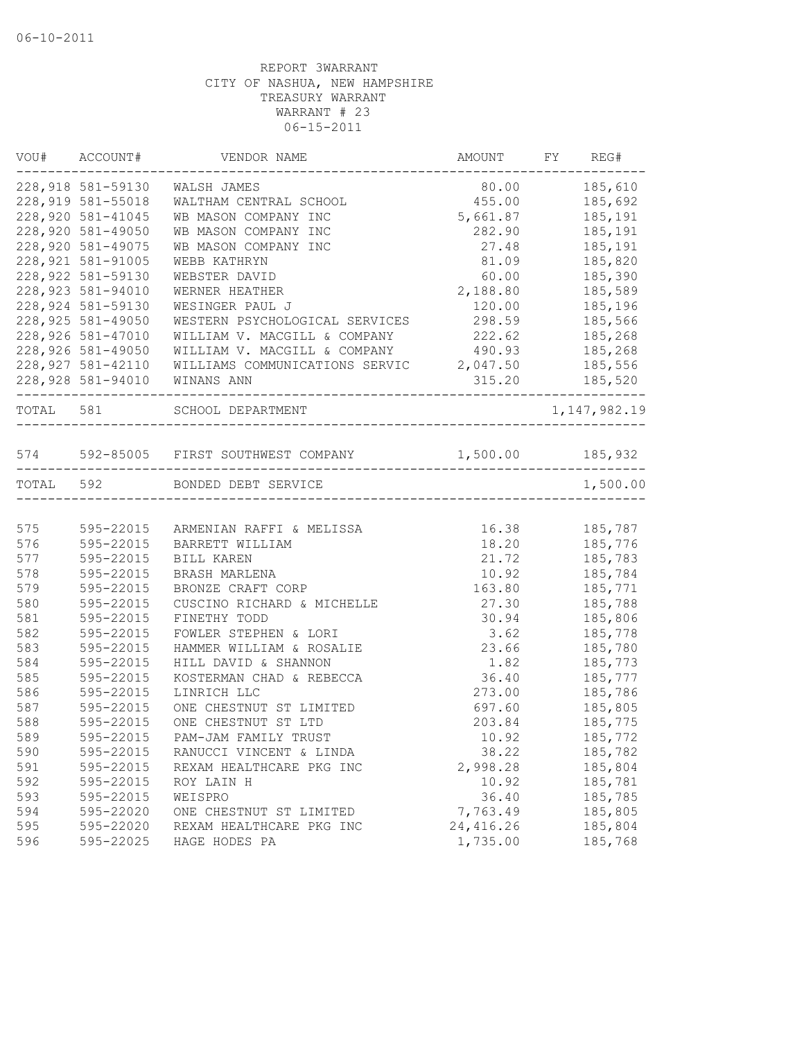06-10-2011

REPORT 3WARRANT
CITY OF NASHUA, NEW HAMPSHIRE
TREASURY WARRANT
WARRANT # 23
06-15-2011

| VOU# | ACCOUNT# | VENDOR NAME | AMOUNT | FY | REG# |
|---|---|---|---|---|---|
| 228,918 | 581-59130 | WALSH JAMES | 80.00 | | 185,610 |
| 228,919 | 581-55018 | WALTHAM CENTRAL SCHOOL | 455.00 | | 185,692 |
| 228,920 | 581-41045 | WB MASON COMPANY INC | 5,661.87 | | 185,191 |
| 228,920 | 581-49050 | WB MASON COMPANY INC | 282.90 | | 185,191 |
| 228,920 | 581-49075 | WB MASON COMPANY INC | 27.48 | | 185,191 |
| 228,921 | 581-91005 | WEBB KATHRYN | 81.09 | | 185,820 |
| 228,922 | 581-59130 | WEBSTER DAVID | 60.00 | | 185,390 |
| 228,923 | 581-94010 | WERNER HEATHER | 2,188.80 | | 185,589 |
| 228,924 | 581-59130 | WESINGER PAUL J | 120.00 | | 185,196 |
| 228,925 | 581-49050 | WESTERN PSYCHOLOGICAL SERVICES | 298.59 | | 185,566 |
| 228,926 | 581-47010 | WILLIAM V. MACGILL & COMPANY | 222.62 | | 185,268 |
| 228,926 | 581-49050 | WILLIAM V. MACGILL & COMPANY | 490.93 | | 185,268 |
| 228,927 | 581-42110 | WILLIAMS COMMUNICATIONS SERVIC | 2,047.50 | | 185,556 |
| 228,928 | 581-94010 | WINANS ANN | 315.20 | | 185,520 |
| TOTAL | 581 | SCHOOL DEPARTMENT | | | 1,147,982.19 |
| 574 | 592-85005 | FIRST SOUTHWEST COMPANY | 1,500.00 | | 185,932 |
| TOTAL | 592 | BONDED DEBT SERVICE | | | 1,500.00 |
| 575 | 595-22015 | ARMENIAN RAFFI & MELISSA | 16.38 | | 185,787 |
| 576 | 595-22015 | BARRETT WILLIAM | 18.20 | | 185,776 |
| 577 | 595-22015 | BILL KAREN | 21.72 | | 185,783 |
| 578 | 595-22015 | BRASH MARLENA | 10.92 | | 185,784 |
| 579 | 595-22015 | BRONZE CRAFT CORP | 163.80 | | 185,771 |
| 580 | 595-22015 | CUSCINO RICHARD & MICHELLE | 27.30 | | 185,788 |
| 581 | 595-22015 | FINETHY TODD | 30.94 | | 185,806 |
| 582 | 595-22015 | FOWLER STEPHEN & LORI | 3.62 | | 185,778 |
| 583 | 595-22015 | HAMMER WILLIAM & ROSALIE | 23.66 | | 185,780 |
| 584 | 595-22015 | HILL DAVID & SHANNON | 1.82 | | 185,773 |
| 585 | 595-22015 | KOSTERMAN CHAD & REBECCA | 36.40 | | 185,777 |
| 586 | 595-22015 | LINRICH LLC | 273.00 | | 185,786 |
| 587 | 595-22015 | ONE CHESTNUT ST LIMITED | 697.60 | | 185,805 |
| 588 | 595-22015 | ONE CHESTNUT ST LTD | 203.84 | | 185,775 |
| 589 | 595-22015 | PAM-JAM FAMILY TRUST | 10.92 | | 185,772 |
| 590 | 595-22015 | RANUCCI VINCENT & LINDA | 38.22 | | 185,782 |
| 591 | 595-22015 | REXAM HEALTHCARE PKG INC | 2,998.28 | | 185,804 |
| 592 | 595-22015 | ROY LAIN H | 10.92 | | 185,781 |
| 593 | 595-22015 | WEISPRO | 36.40 | | 185,785 |
| 594 | 595-22020 | ONE CHESTNUT ST LIMITED | 7,763.49 | | 185,805 |
| 595 | 595-22020 | REXAM HEALTHCARE PKG INC | 24,416.26 | | 185,804 |
| 596 | 595-22025 | HAGE HODES PA | 1,735.00 | | 185,768 |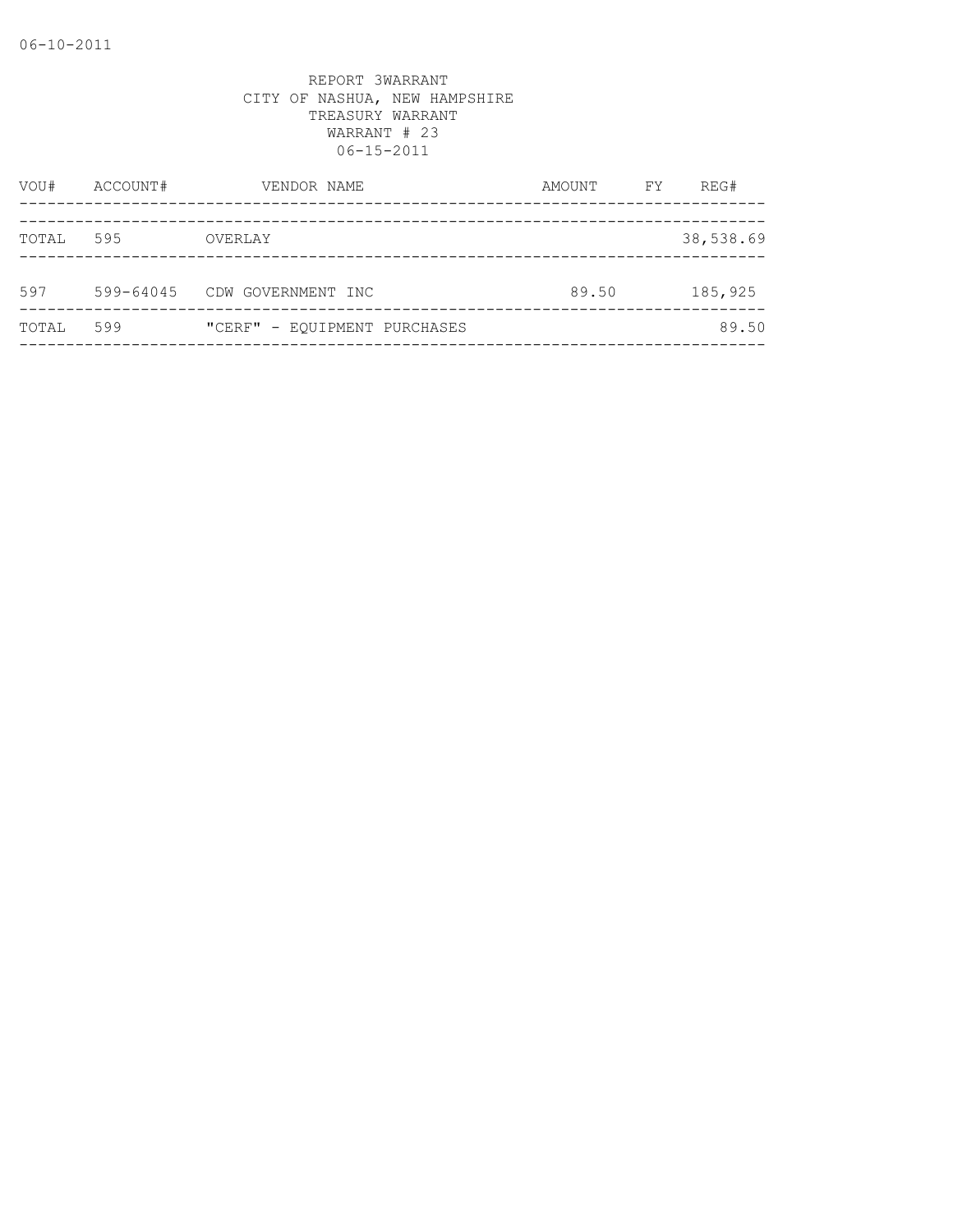REPORT 3WARRANT
CITY OF NASHUA, NEW HAMPSHIRE
TREASURY WARRANT
WARRANT # 23
06-15-2011

| VOU# | ACCOUNT# | VENDOR NAME | AMOUNT | FY | REG# |
|---|---|---|---|---|---|
| TOTAL | 595 | OVERLAY | | | 38,538.69 |
| 597 | 599-64045 | CDW GOVERNMENT INC | 89.50 | | 185,925 |
| TOTAL | 599 | "CERF" - EQUIPMENT PURCHASES | | | 89.50 |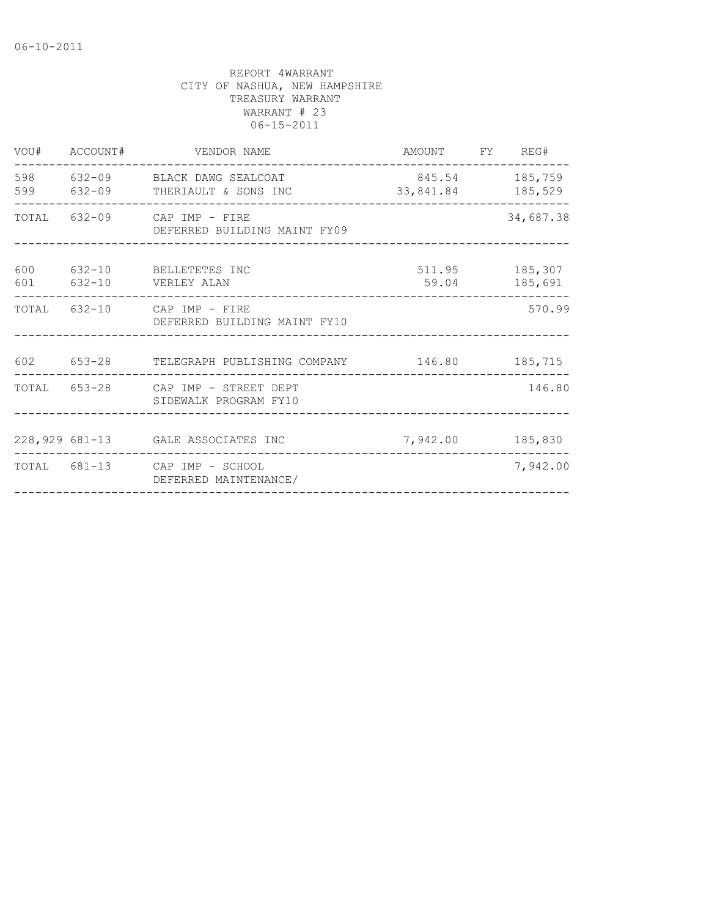06-10-2011

REPORT 4WARRANT
CITY OF NASHUA, NEW HAMPSHIRE
TREASURY WARRANT
WARRANT # 23
06-15-2011

| VOU# | ACCOUNT# | VENDOR NAME | AMOUNT | FY | REG# |
|---|---|---|---|---|---|
| 598 | 632-09 | BLACK DAWG SEALCOAT | 845.54 | | 185,759 |
| 599 | 632-09 | THERIAULT & SONS INC | 33,841.84 | | 185,529 |
| TOTAL | 632-09 | CAP IMP - FIRE<br>DEFERRED BUILDING MAINT FY09 | | | 34,687.38 |
| 600 | 632-10 | BELLETETES INC | 511.95 | | 185,307 |
| 601 | 632-10 | VERLEY ALAN | 59.04 | | 185,691 |
| TOTAL | 632-10 | CAP IMP - FIRE<br>DEFERRED BUILDING MAINT FY10 | | | 570.99 |
| 602 | 653-28 | TELEGRAPH PUBLISHING COMPANY | 146.80 | | 185,715 |
| TOTAL | 653-28 | CAP IMP - STREET DEPT<br>SIDEWALK PROGRAM FY10 | | | 146.80 |
| 228,929 | 681-13 | GALE ASSOCIATES INC | 7,942.00 | | 185,830 |
| TOTAL | 681-13 | CAP IMP - SCHOOL<br>DEFERRED MAINTENANCE/ | | | 7,942.00 |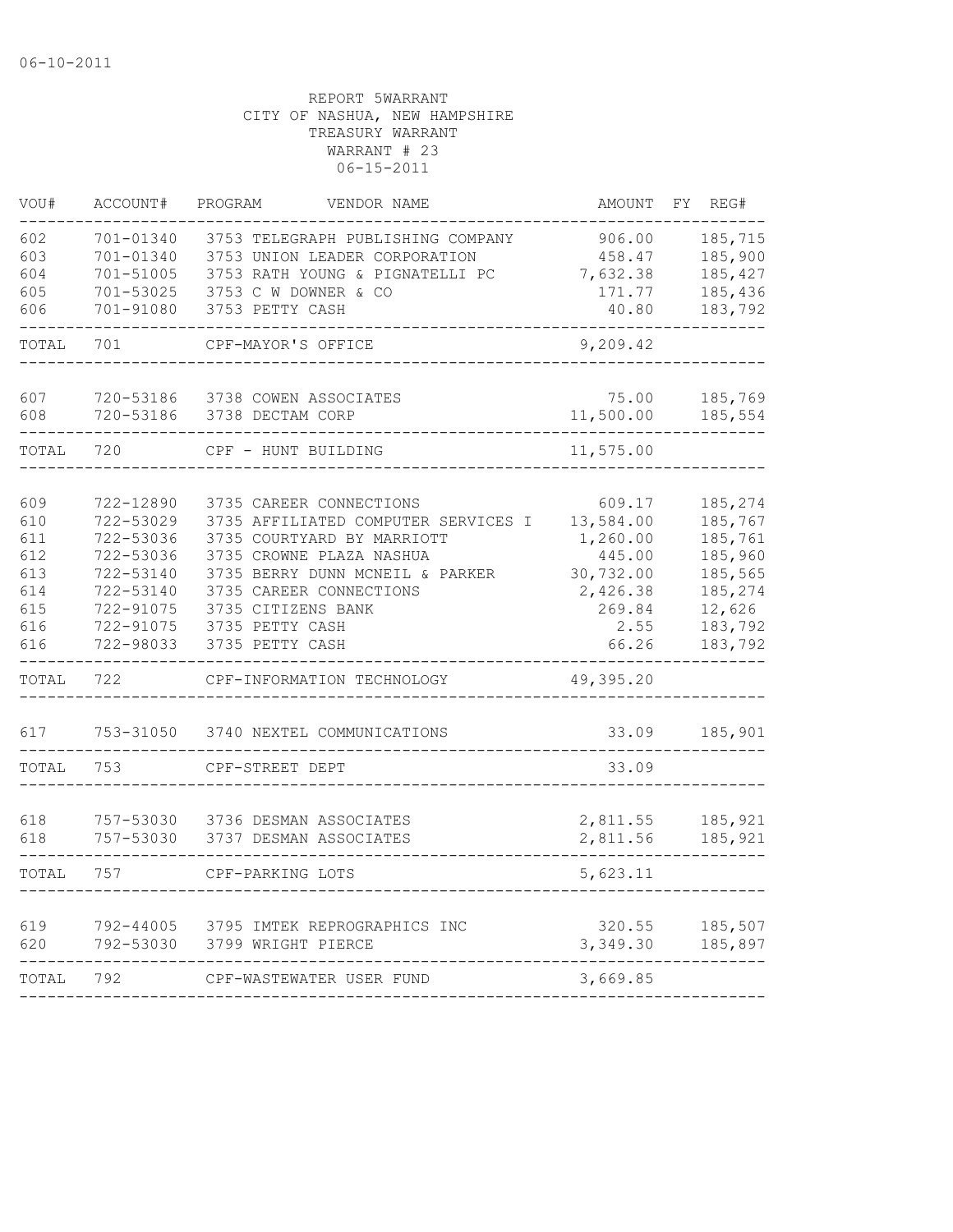06-10-2011

REPORT 5WARRANT
CITY OF NASHUA, NEW HAMPSHIRE
TREASURY WARRANT
WARRANT # 23
06-15-2011

| VOU# | ACCOUNT# | PROGRAM | VENDOR NAME | AMOUNT | FY | REG# |
|---|---|---|---|---|---|---|
| 602 | 701-01340 | 3753 | TELEGRAPH PUBLISHING COMPANY | 906.00 | | 185,715 |
| 603 | 701-01340 | 3753 | UNION LEADER CORPORATION | 458.47 | | 185,900 |
| 604 | 701-51005 | 3753 | RATH YOUNG & PIGNATELLI PC | 7,632.38 | | 185,427 |
| 605 | 701-53025 | 3753 | C W DOWNER & CO | 171.77 | | 185,436 |
| 606 | 701-91080 | 3753 | PETTY CASH | 40.80 | | 183,792 |
| TOTAL | 701 | | CPF-MAYOR'S OFFICE | 9,209.42 | | |
| 607 | 720-53186 | 3738 | COWEN ASSOCIATES | 75.00 | | 185,769 |
| 608 | 720-53186 | 3738 | DECTAM CORP | 11,500.00 | | 185,554 |
| TOTAL | 720 | | CPF - HUNT BUILDING | 11,575.00 | | |
| 609 | 722-12890 | 3735 | CAREER CONNECTIONS | 609.17 | | 185,274 |
| 610 | 722-53029 | 3735 | AFFILIATED COMPUTER SERVICES I | 13,584.00 | | 185,767 |
| 611 | 722-53036 | 3735 | COURTYARD BY MARRIOTT | 1,260.00 | | 185,761 |
| 612 | 722-53036 | 3735 | CROWNE PLAZA NASHUA | 445.00 | | 185,960 |
| 613 | 722-53140 | 3735 | BERRY DUNN MCNEIL & PARKER | 30,732.00 | | 185,565 |
| 614 | 722-53140 | 3735 | CAREER CONNECTIONS | 2,426.38 | | 185,274 |
| 615 | 722-91075 | 3735 | CITIZENS BANK | 269.84 | | 12,626 |
| 616 | 722-91075 | 3735 | PETTY CASH | 2.55 | | 183,792 |
| 616 | 722-98033 | 3735 | PETTY CASH | 66.26 | | 183,792 |
| TOTAL | 722 | | CPF-INFORMATION TECHNOLOGY | 49,395.20 | | |
| 617 | 753-31050 | 3740 | NEXTEL COMMUNICATIONS | 33.09 | | 185,901 |
| TOTAL | 753 | | CPF-STREET DEPT | 33.09 | | |
| 618 | 757-53030 | 3736 | DESMAN ASSOCIATES | 2,811.55 | | 185,921 |
| 618 | 757-53030 | 3737 | DESMAN ASSOCIATES | 2,811.56 | | 185,921 |
| TOTAL | 757 | | CPF-PARKING LOTS | 5,623.11 | | |
| 619 | 792-44005 | 3795 | IMTEK REPROGRAPHICS INC | 320.55 | | 185,507 |
| 620 | 792-53030 | 3799 | WRIGHT PIERCE | 3,349.30 | | 185,897 |
| TOTAL | 792 | | CPF-WASTEWATER USER FUND | 3,669.85 | | |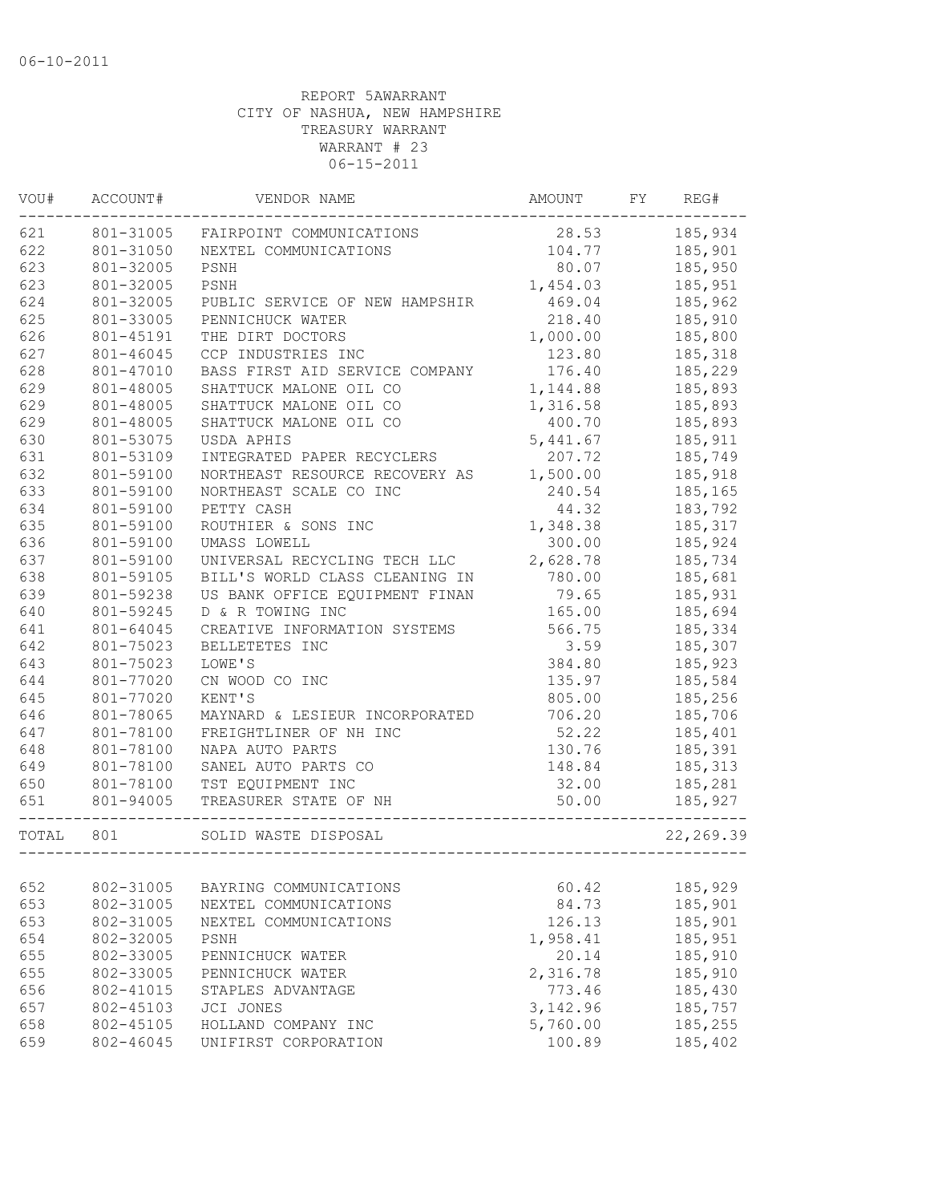06-10-2011

REPORT 5AWARRANT
CITY OF NASHUA, NEW HAMPSHIRE
TREASURY WARRANT
WARRANT # 23
06-15-2011

| VOU# | ACCOUNT# | VENDOR NAME | AMOUNT | FY | REG# |
|---|---|---|---|---|---|
| 621 | 801-31005 | FAIRPOINT COMMUNICATIONS | 28.53 | | 185,934 |
| 622 | 801-31050 | NEXTEL COMMUNICATIONS | 104.77 | | 185,901 |
| 623 | 801-32005 | PSNH | 80.07 | | 185,950 |
| 623 | 801-32005 | PSNH | 1,454.03 | | 185,951 |
| 624 | 801-32005 | PUBLIC SERVICE OF NEW HAMPSHIR | 469.04 | | 185,962 |
| 625 | 801-33005 | PENNICHUCK WATER | 218.40 | | 185,910 |
| 626 | 801-45191 | THE DIRT DOCTORS | 1,000.00 | | 185,800 |
| 627 | 801-46045 | CCP INDUSTRIES INC | 123.80 | | 185,318 |
| 628 | 801-47010 | BASS FIRST AID SERVICE COMPANY | 176.40 | | 185,229 |
| 629 | 801-48005 | SHATTUCK MALONE OIL CO | 1,144.88 | | 185,893 |
| 629 | 801-48005 | SHATTUCK MALONE OIL CO | 1,316.58 | | 185,893 |
| 629 | 801-48005 | SHATTUCK MALONE OIL CO | 400.70 | | 185,893 |
| 630 | 801-53075 | USDA APHIS | 5,441.67 | | 185,911 |
| 631 | 801-53109 | INTEGRATED PAPER RECYCLERS | 207.72 | | 185,749 |
| 632 | 801-59100 | NORTHEAST RESOURCE RECOVERY AS | 1,500.00 | | 185,918 |
| 633 | 801-59100 | NORTHEAST SCALE CO INC | 240.54 | | 185,165 |
| 634 | 801-59100 | PETTY CASH | 44.32 | | 183,792 |
| 635 | 801-59100 | ROUTHIER & SONS INC | 1,348.38 | | 185,317 |
| 636 | 801-59100 | UMASS LOWELL | 300.00 | | 185,924 |
| 637 | 801-59100 | UNIVERSAL RECYCLING TECH LLC | 2,628.78 | | 185,734 |
| 638 | 801-59105 | BILL'S WORLD CLASS CLEANING IN | 780.00 | | 185,681 |
| 639 | 801-59238 | US BANK OFFICE EQUIPMENT FINAN | 79.65 | | 185,931 |
| 640 | 801-59245 | D & R TOWING INC | 165.00 | | 185,694 |
| 641 | 801-64045 | CREATIVE INFORMATION SYSTEMS | 566.75 | | 185,334 |
| 642 | 801-75023 | BELLETETES INC | 3.59 | | 185,307 |
| 643 | 801-75023 | LOWE'S | 384.80 | | 185,923 |
| 644 | 801-77020 | CN WOOD CO INC | 135.97 | | 185,584 |
| 645 | 801-77020 | KENT'S | 805.00 | | 185,256 |
| 646 | 801-78065 | MAYNARD & LESIEUR INCORPORATED | 706.20 | | 185,706 |
| 647 | 801-78100 | FREIGHTLINER OF NH INC | 52.22 | | 185,401 |
| 648 | 801-78100 | NAPA AUTO PARTS | 130.76 | | 185,391 |
| 649 | 801-78100 | SANEL AUTO PARTS CO | 148.84 | | 185,313 |
| 650 | 801-78100 | TST EQUIPMENT INC | 32.00 | | 185,281 |
| 651 | 801-94005 | TREASURER STATE OF NH | 50.00 | | 185,927 |
| TOTAL | 801 | SOLID WASTE DISPOSAL | | | 22,269.39 |
| 652 | 802-31005 | BAYRING COMMUNICATIONS | 60.42 | | 185,929 |
| 653 | 802-31005 | NEXTEL COMMUNICATIONS | 84.73 | | 185,901 |
| 653 | 802-31005 | NEXTEL COMMUNICATIONS | 126.13 | | 185,901 |
| 654 | 802-32005 | PSNH | 1,958.41 | | 185,951 |
| 655 | 802-33005 | PENNICHUCK WATER | 20.14 | | 185,910 |
| 655 | 802-33005 | PENNICHUCK WATER | 2,316.78 | | 185,910 |
| 656 | 802-41015 | STAPLES ADVANTAGE | 773.46 | | 185,430 |
| 657 | 802-45103 | JCI JONES | 3,142.96 | | 185,757 |
| 658 | 802-45105 | HOLLAND COMPANY INC | 5,760.00 | | 185,255 |
| 659 | 802-46045 | UNIFIRST CORPORATION | 100.89 | | 185,402 |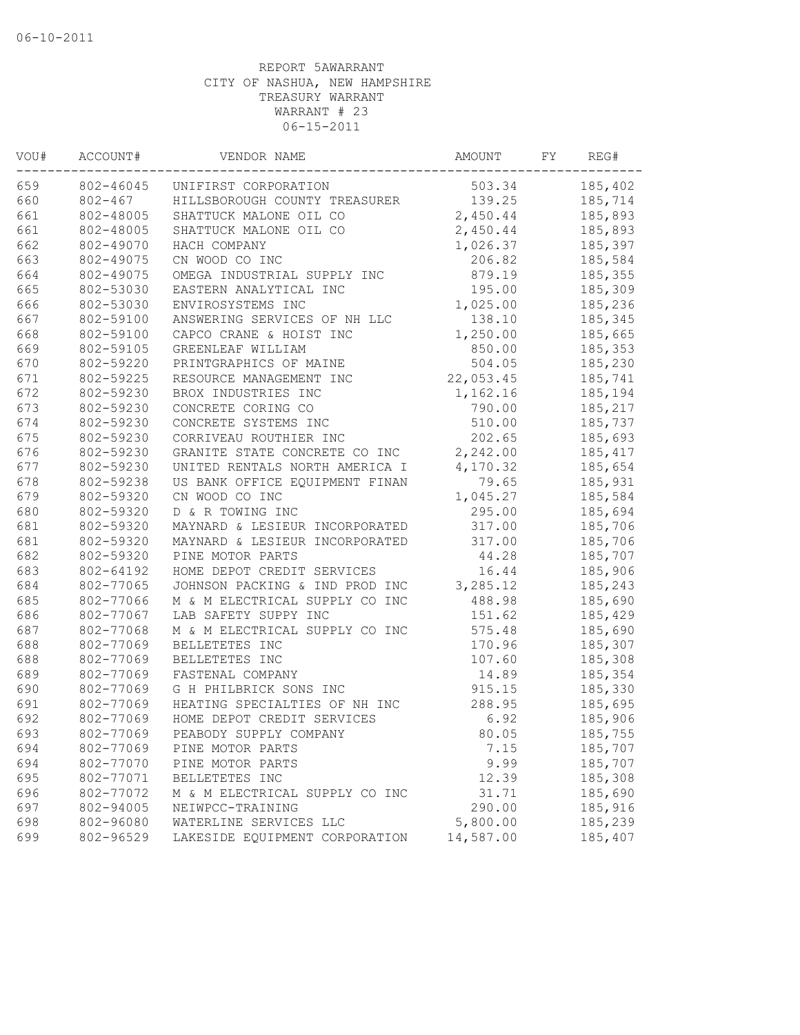06-10-2011

REPORT 5AWARRANT
CITY OF NASHUA, NEW HAMPSHIRE
TREASURY WARRANT
WARRANT # 23
06-15-2011

| VOU# | ACCOUNT# | VENDOR NAME | AMOUNT | FY | REG# |
|---|---|---|---|---|---|
| 659 | 802-46045 | UNIFIRST CORPORATION | 503.34 | | 185,402 |
| 660 | 802-467 | HILLSBOROUGH COUNTY TREASURER | 139.25 | | 185,714 |
| 661 | 802-48005 | SHATTUCK MALONE OIL CO | 2,450.44 | | 185,893 |
| 661 | 802-48005 | SHATTUCK MALONE OIL CO | 2,450.44 | | 185,893 |
| 662 | 802-49070 | HACH COMPANY | 1,026.37 | | 185,397 |
| 663 | 802-49075 | CN WOOD CO INC | 206.82 | | 185,584 |
| 664 | 802-49075 | OMEGA INDUSTRIAL SUPPLY INC | 879.19 | | 185,355 |
| 665 | 802-53030 | EASTERN ANALYTICAL INC | 195.00 | | 185,309 |
| 666 | 802-53030 | ENVIROSYSTEMS INC | 1,025.00 | | 185,236 |
| 667 | 802-59100 | ANSWERING SERVICES OF NH LLC | 138.10 | | 185,345 |
| 668 | 802-59100 | CAPCO CRANE & HOIST INC | 1,250.00 | | 185,665 |
| 669 | 802-59105 | GREENLEAF WILLIAM | 850.00 | | 185,353 |
| 670 | 802-59220 | PRINTGRAPHICS OF MAINE | 504.05 | | 185,230 |
| 671 | 802-59225 | RESOURCE MANAGEMENT INC | 22,053.45 | | 185,741 |
| 672 | 802-59230 | BROX INDUSTRIES INC | 1,162.16 | | 185,194 |
| 673 | 802-59230 | CONCRETE CORING CO | 790.00 | | 185,217 |
| 674 | 802-59230 | CONCRETE SYSTEMS INC | 510.00 | | 185,737 |
| 675 | 802-59230 | CORRIVEAU ROUTHIER INC | 202.65 | | 185,693 |
| 676 | 802-59230 | GRANITE STATE CONCRETE CO INC | 2,242.00 | | 185,417 |
| 677 | 802-59230 | UNITED RENTALS NORTH AMERICA I | 4,170.32 | | 185,654 |
| 678 | 802-59238 | US BANK OFFICE EQUIPMENT FINAN | 79.65 | | 185,931 |
| 679 | 802-59320 | CN WOOD CO INC | 1,045.27 | | 185,584 |
| 680 | 802-59320 | D & R TOWING INC | 295.00 | | 185,694 |
| 681 | 802-59320 | MAYNARD & LESIEUR INCORPORATED | 317.00 | | 185,706 |
| 681 | 802-59320 | MAYNARD & LESIEUR INCORPORATED | 317.00 | | 185,706 |
| 682 | 802-59320 | PINE MOTOR PARTS | 44.28 | | 185,707 |
| 683 | 802-64192 | HOME DEPOT CREDIT SERVICES | 16.44 | | 185,906 |
| 684 | 802-77065 | JOHNSON PACKING & IND PROD INC | 3,285.12 | | 185,243 |
| 685 | 802-77066 | M & M ELECTRICAL SUPPLY CO INC | 488.98 | | 185,690 |
| 686 | 802-77067 | LAB SAFETY SUPPY INC | 151.62 | | 185,429 |
| 687 | 802-77068 | M & M ELECTRICAL SUPPLY CO INC | 575.48 | | 185,690 |
| 688 | 802-77069 | BELLETETES INC | 170.96 | | 185,307 |
| 688 | 802-77069 | BELLETETES INC | 107.60 | | 185,308 |
| 689 | 802-77069 | FASTENAL COMPANY | 14.89 | | 185,354 |
| 690 | 802-77069 | G H PHILBRICK SONS INC | 915.15 | | 185,330 |
| 691 | 802-77069 | HEATING SPECIALTIES OF NH INC | 288.95 | | 185,695 |
| 692 | 802-77069 | HOME DEPOT CREDIT SERVICES | 6.92 | | 185,906 |
| 693 | 802-77069 | PEABODY SUPPLY COMPANY | 80.05 | | 185,755 |
| 694 | 802-77069 | PINE MOTOR PARTS | 7.15 | | 185,707 |
| 694 | 802-77070 | PINE MOTOR PARTS | 9.99 | | 185,707 |
| 695 | 802-77071 | BELLETETES INC | 12.39 | | 185,308 |
| 696 | 802-77072 | M & M ELECTRICAL SUPPLY CO INC | 31.71 | | 185,690 |
| 697 | 802-94005 | NEIWPCC-TRAINING | 290.00 | | 185,916 |
| 698 | 802-96080 | WATERLINE SERVICES LLC | 5,800.00 | | 185,239 |
| 699 | 802-96529 | LAKESIDE EQUIPMENT CORPORATION | 14,587.00 | | 185,407 |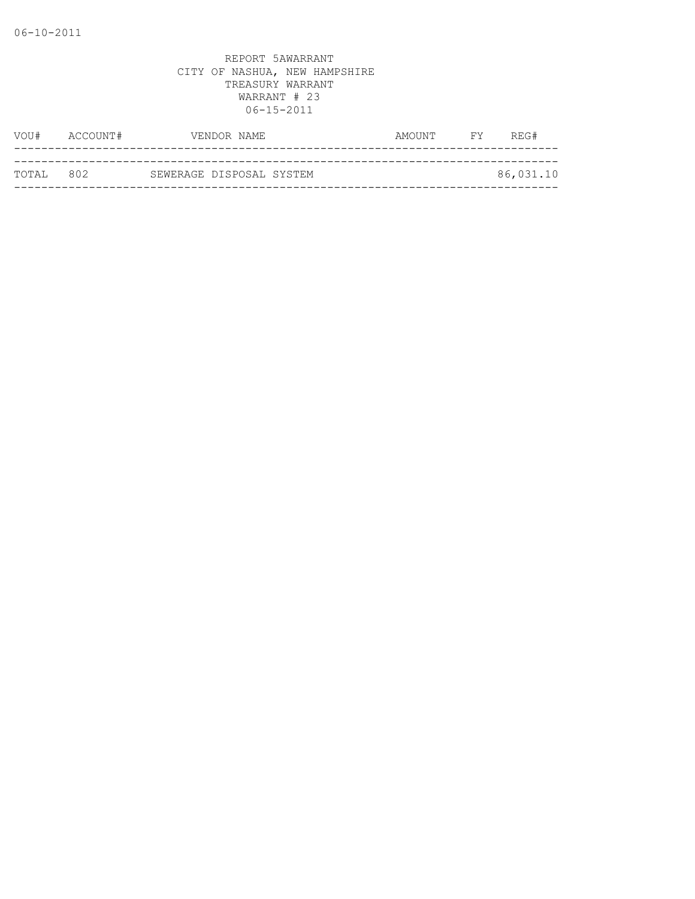REPORT 5AWARRANT
CITY OF NASHUA, NEW HAMPSHIRE
TREASURY WARRANT
WARRANT # 23
06-15-2011

| VOU# | ACCOUNT# | VENDOR NAME | AMOUNT | FY | REG# |
|---|---|---|---|---|---|
| TOTAL | 802 | SEWERAGE DISPOSAL SYSTEM | | | 86,031.10 |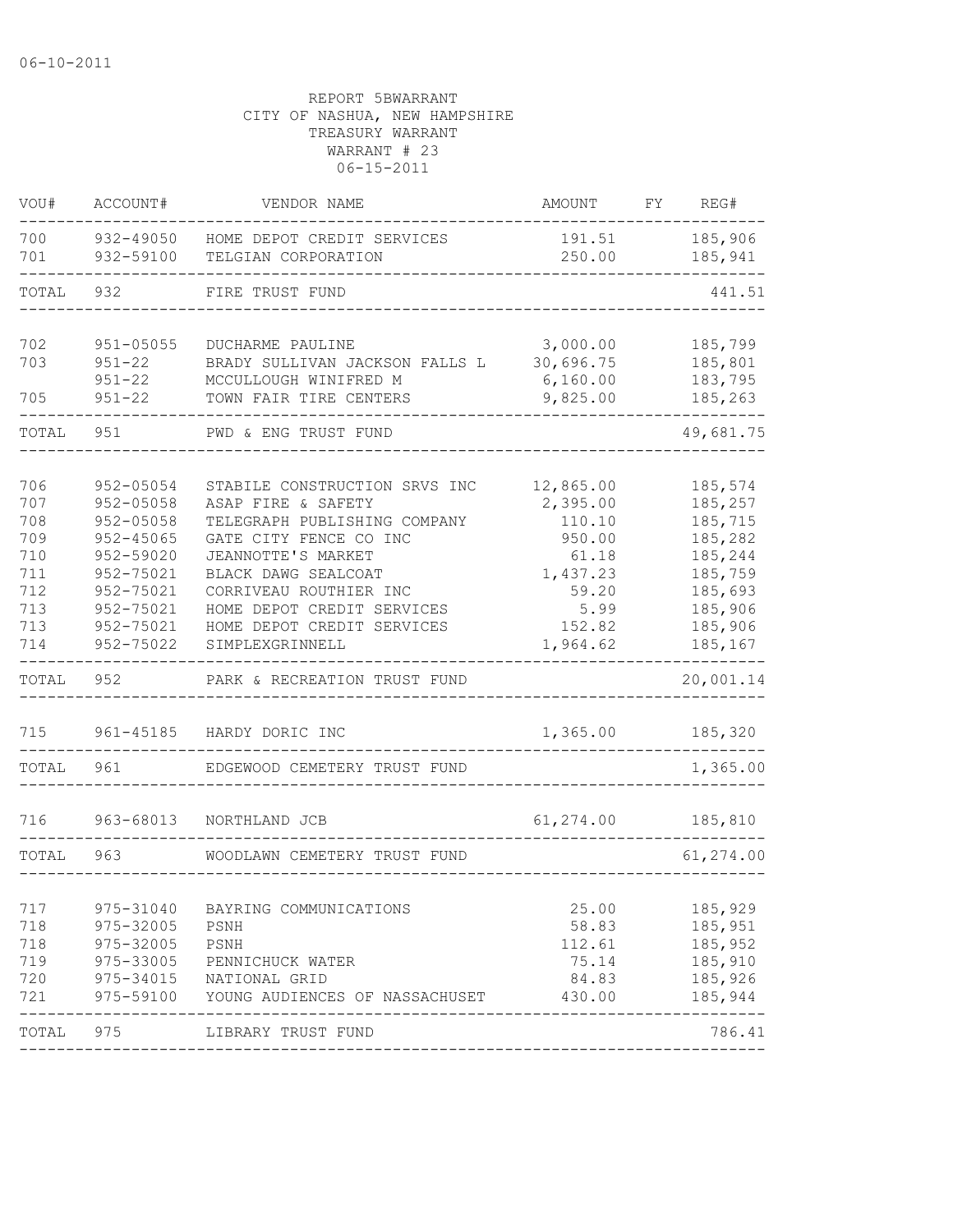06-10-2011

REPORT 5BWARRANT
CITY OF NASHUA, NEW HAMPSHIRE
TREASURY WARRANT
WARRANT # 23
06-15-2011

| VOU# | ACCOUNT# | VENDOR NAME | AMOUNT | FY | REG# |
|---|---|---|---|---|---|
| 700 | 932-49050 | HOME DEPOT CREDIT SERVICES | 191.51 | | 185,906 |
| 701 | 932-59100 | TELGIAN CORPORATION | 250.00 | | 185,941 |
| TOTAL | 932 | FIRE TRUST FUND | | | 441.51 |
| 702 | 951-05055 | DUCHARME PAULINE | 3,000.00 | | 185,799 |
| 703 | 951-22 | BRADY SULLIVAN JACKSON FALLS L | 30,696.75 | | 185,801 |
| | 951-22 | MCCULLOUGH WINIFRED M | 6,160.00 | | 183,795 |
| 705 | 951-22 | TOWN FAIR TIRE CENTERS | 9,825.00 | | 185,263 |
| TOTAL | 951 | PWD & ENG TRUST FUND | | | 49,681.75 |
| 706 | 952-05054 | STABILE CONSTRUCTION SRVS INC | 12,865.00 | | 185,574 |
| 707 | 952-05058 | ASAP FIRE & SAFETY | 2,395.00 | | 185,257 |
| 708 | 952-05058 | TELEGRAPH PUBLISHING COMPANY | 110.10 | | 185,715 |
| 709 | 952-45065 | GATE CITY FENCE CO INC | 950.00 | | 185,282 |
| 710 | 952-59020 | JEANNOTTE'S MARKET | 61.18 | | 185,244 |
| 711 | 952-75021 | BLACK DAWG SEALCOAT | 1,437.23 | | 185,759 |
| 712 | 952-75021 | CORRIVEAU ROUTHIER INC | 59.20 | | 185,693 |
| 713 | 952-75021 | HOME DEPOT CREDIT SERVICES | 5.99 | | 185,906 |
| 713 | 952-75021 | HOME DEPOT CREDIT SERVICES | 152.82 | | 185,906 |
| 714 | 952-75022 | SIMPLEXGRINNELL | 1,964.62 | | 185,167 |
| TOTAL | 952 | PARK & RECREATION TRUST FUND | | | 20,001.14 |
| 715 | 961-45185 | HARDY DORIC INC | 1,365.00 | | 185,320 |
| TOTAL | 961 | EDGEWOOD CEMETERY TRUST FUND | | | 1,365.00 |
| 716 | 963-68013 | NORTHLAND JCB | 61,274.00 | | 185,810 |
| TOTAL | 963 | WOODLAWN CEMETERY TRUST FUND | | | 61,274.00 |
| 717 | 975-31040 | BAYRING COMMUNICATIONS | 25.00 | | 185,929 |
| 718 | 975-32005 | PSNH | 58.83 | | 185,951 |
| 718 | 975-32005 | PSNH | 112.61 | | 185,952 |
| 719 | 975-33005 | PENNICHUCK WATER | 75.14 | | 185,910 |
| 720 | 975-34015 | NATIONAL GRID | 84.83 | | 185,926 |
| 721 | 975-59100 | YOUNG AUDIENCES OF NASSACHUSET | 430.00 | | 185,944 |
| TOTAL | 975 | LIBRARY TRUST FUND | | | 786.41 |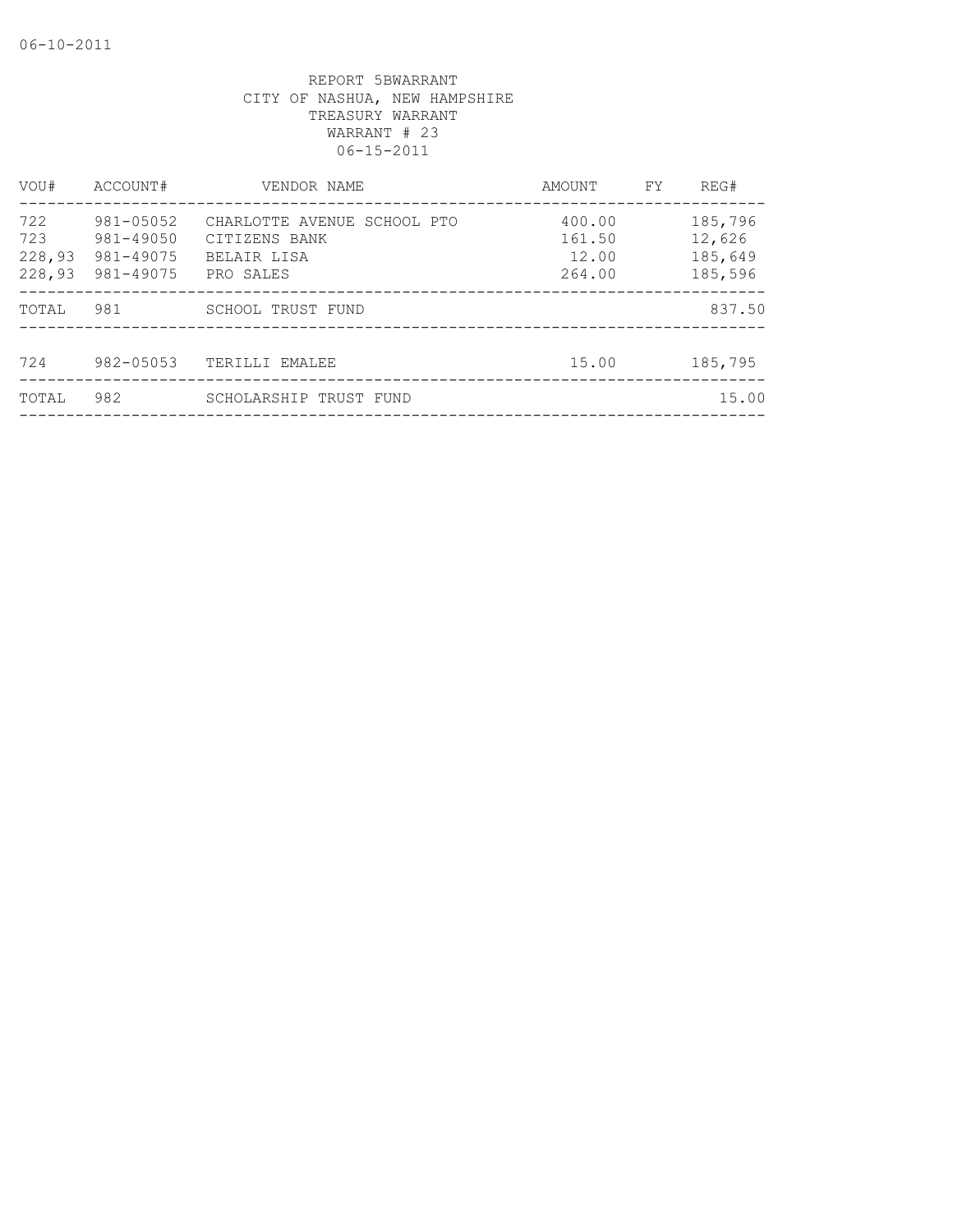06-10-2011

REPORT 5BWARRANT
CITY OF NASHUA, NEW HAMPSHIRE
TREASURY WARRANT
WARRANT # 23
06-15-2011

| VOU# | ACCOUNT# | VENDOR NAME | AMOUNT | FY | REG# |
|---|---|---|---|---|---|
| 722 | 981-05052 | CHARLOTTE AVENUE SCHOOL PTO | 400.00 | | 185,796 |
| 723 | 981-49050 | CITIZENS BANK | 161.50 | | 12,626 |
| 228,93 | 981-49075 | BELAIR LISA | 12.00 | | 185,649 |
| 228,93 | 981-49075 | PRO SALES | 264.00 | | 185,596 |
| TOTAL | 981 | SCHOOL TRUST FUND | | | 837.50 |
| 724 | 982-05053 | TERILLI EMALEE | 15.00 | | 185,795 |
| TOTAL | 982 | SCHOLARSHIP TRUST FUND | | | 15.00 |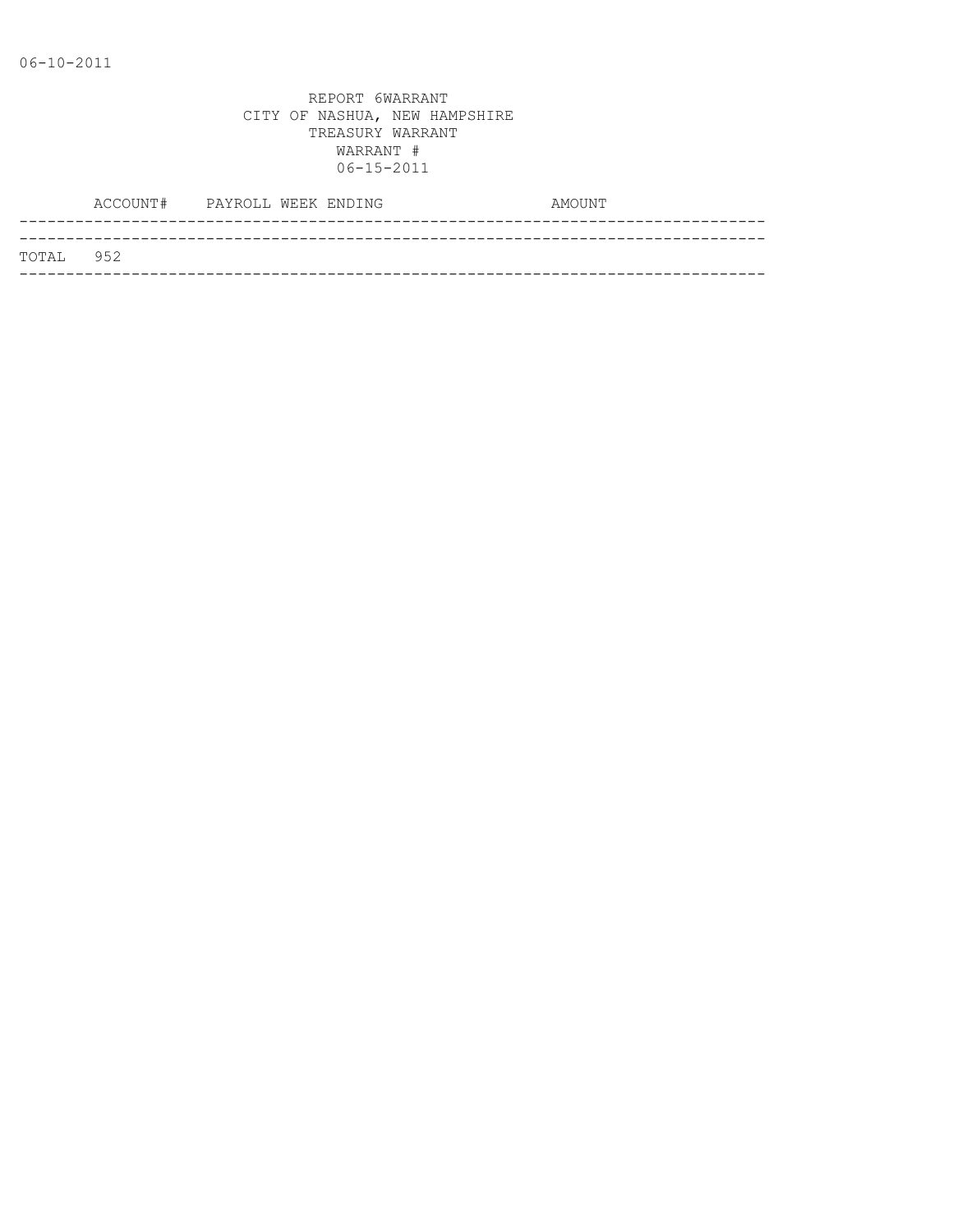06-10-2011

REPORT 6WARRANT
CITY OF NASHUA, NEW HAMPSHIRE
TREASURY WARRANT
WARRANT #
06-15-2011

| ACCOUNT# | PAYROLL WEEK ENDING | AMOUNT |
|---|---|---|
| TOTAL 952 | | |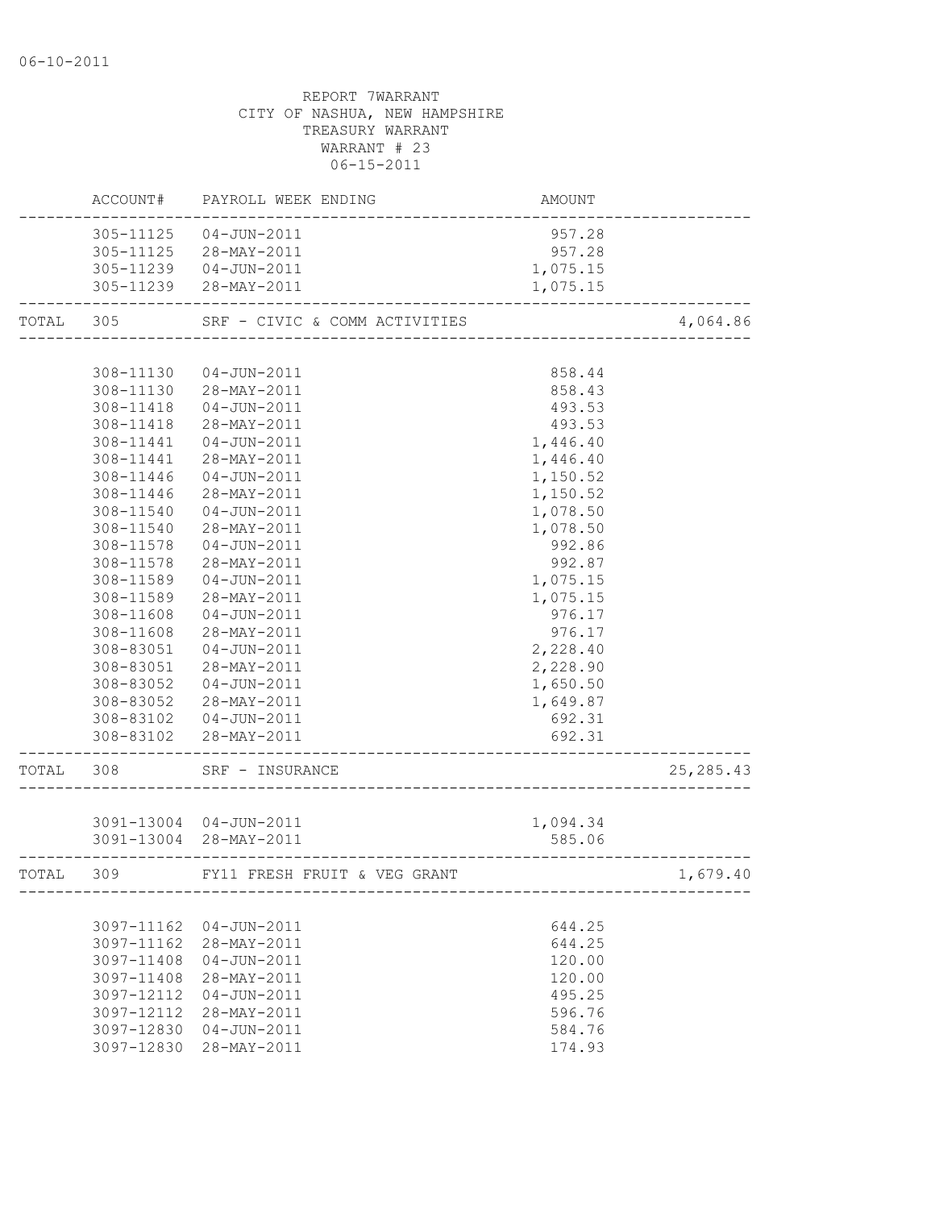06-10-2011

REPORT 7WARRANT
CITY OF NASHUA, NEW HAMPSHIRE
TREASURY WARRANT
WARRANT # 23
06-15-2011

| | ACCOUNT# | PAYROLL WEEK ENDING | AMOUNT | |
|---|---|---|---|---|
| | 305-11125 | 04-JUN-2011 | 957.28 | |
| | 305-11125 | 28-MAY-2011 | 957.28 | |
| | 305-11239 | 04-JUN-2011 | 1,075.15 | |
| | 305-11239 | 28-MAY-2011 | 1,075.15 | |
| TOTAL | 305 | SRF - CIVIC & COMM ACTIVITIES | | 4,064.86 |
| | 308-11130 | 04-JUN-2011 | 858.44 | |
| | 308-11130 | 28-MAY-2011 | 858.43 | |
| | 308-11418 | 04-JUN-2011 | 493.53 | |
| | 308-11418 | 28-MAY-2011 | 493.53 | |
| | 308-11441 | 04-JUN-2011 | 1,446.40 | |
| | 308-11441 | 28-MAY-2011 | 1,446.40 | |
| | 308-11446 | 04-JUN-2011 | 1,150.52 | |
| | 308-11446 | 28-MAY-2011 | 1,150.52 | |
| | 308-11540 | 04-JUN-2011 | 1,078.50 | |
| | 308-11540 | 28-MAY-2011 | 1,078.50 | |
| | 308-11578 | 04-JUN-2011 | 992.86 | |
| | 308-11578 | 28-MAY-2011 | 992.87 | |
| | 308-11589 | 04-JUN-2011 | 1,075.15 | |
| | 308-11589 | 28-MAY-2011 | 1,075.15 | |
| | 308-11608 | 04-JUN-2011 | 976.17 | |
| | 308-11608 | 28-MAY-2011 | 976.17 | |
| | 308-83051 | 04-JUN-2011 | 2,228.40 | |
| | 308-83051 | 28-MAY-2011 | 2,228.90 | |
| | 308-83052 | 04-JUN-2011 | 1,650.50 | |
| | 308-83052 | 28-MAY-2011 | 1,649.87 | |
| | 308-83102 | 04-JUN-2011 | 692.31 | |
| | 308-83102 | 28-MAY-2011 | 692.31 | |
| TOTAL | 308 | SRF - INSURANCE | | 25,285.43 |
| | 3091-13004 | 04-JUN-2011 | 1,094.34 | |
| | 3091-13004 | 28-MAY-2011 | 585.06 | |
| TOTAL | 309 | FY11 FRESH FRUIT & VEG GRANT | | 1,679.40 |
| | 3097-11162 | 04-JUN-2011 | 644.25 | |
| | 3097-11162 | 28-MAY-2011 | 644.25 | |
| | 3097-11408 | 04-JUN-2011 | 120.00 | |
| | 3097-11408 | 28-MAY-2011 | 120.00 | |
| | 3097-12112 | 04-JUN-2011 | 495.25 | |
| | 3097-12112 | 28-MAY-2011 | 596.76 | |
| | 3097-12830 | 04-JUN-2011 | 584.76 | |
| | 3097-12830 | 28-MAY-2011 | 174.93 | |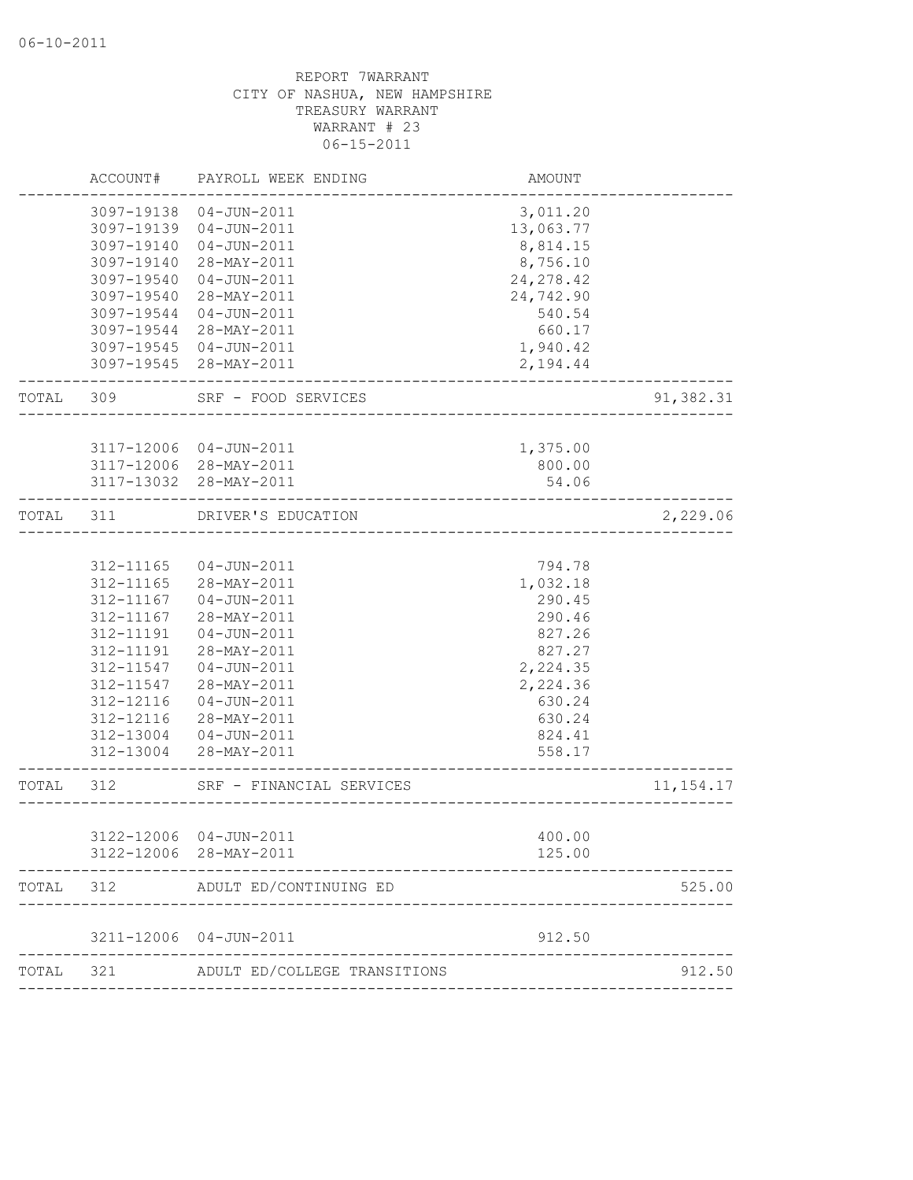06-10-2011

REPORT 7WARRANT
CITY OF NASHUA, NEW HAMPSHIRE
TREASURY WARRANT
WARRANT # 23
06-15-2011

| | ACCOUNT# | PAYROLL WEEK ENDING | AMOUNT | |
|---|---|---|---|---|
| | 3097-19138 | 04-JUN-2011 | 3,011.20 | |
| | 3097-19139 | 04-JUN-2011 | 13,063.77 | |
| | 3097-19140 | 04-JUN-2011 | 8,814.15 | |
| | 3097-19140 | 28-MAY-2011 | 8,756.10 | |
| | 3097-19540 | 04-JUN-2011 | 24,278.42 | |
| | 3097-19540 | 28-MAY-2011 | 24,742.90 | |
| | 3097-19544 | 04-JUN-2011 | 540.54 | |
| | 3097-19544 | 28-MAY-2011 | 660.17 | |
| | 3097-19545 | 04-JUN-2011 | 1,940.42 | |
| | 3097-19545 | 28-MAY-2011 | 2,194.44 | |
| TOTAL | 309 | SRF - FOOD SERVICES | | 91,382.31 |
| | 3117-12006 | 04-JUN-2011 | 1,375.00 | |
| | 3117-12006 | 28-MAY-2011 | 800.00 | |
| | 3117-13032 | 28-MAY-2011 | 54.06 | |
| TOTAL | 311 | DRIVER'S EDUCATION | | 2,229.06 |
| | 312-11165 | 04-JUN-2011 | 794.78 | |
| | 312-11165 | 28-MAY-2011 | 1,032.18 | |
| | 312-11167 | 04-JUN-2011 | 290.45 | |
| | 312-11167 | 28-MAY-2011 | 290.46 | |
| | 312-11191 | 04-JUN-2011 | 827.26 | |
| | 312-11191 | 28-MAY-2011 | 827.27 | |
| | 312-11547 | 04-JUN-2011 | 2,224.35 | |
| | 312-11547 | 28-MAY-2011 | 2,224.36 | |
| | 312-12116 | 04-JUN-2011 | 630.24 | |
| | 312-12116 | 28-MAY-2011 | 630.24 | |
| | 312-13004 | 04-JUN-2011 | 824.41 | |
| | 312-13004 | 28-MAY-2011 | 558.17 | |
| TOTAL | 312 | SRF - FINANCIAL SERVICES | | 11,154.17 |
| | 3122-12006 | 04-JUN-2011 | 400.00 | |
| | 3122-12006 | 28-MAY-2011 | 125.00 | |
| TOTAL | 312 | ADULT ED/CONTINUING ED | | 525.00 |
| | 3211-12006 | 04-JUN-2011 | 912.50 | |
| TOTAL | 321 | ADULT ED/COLLEGE TRANSITIONS | | 912.50 |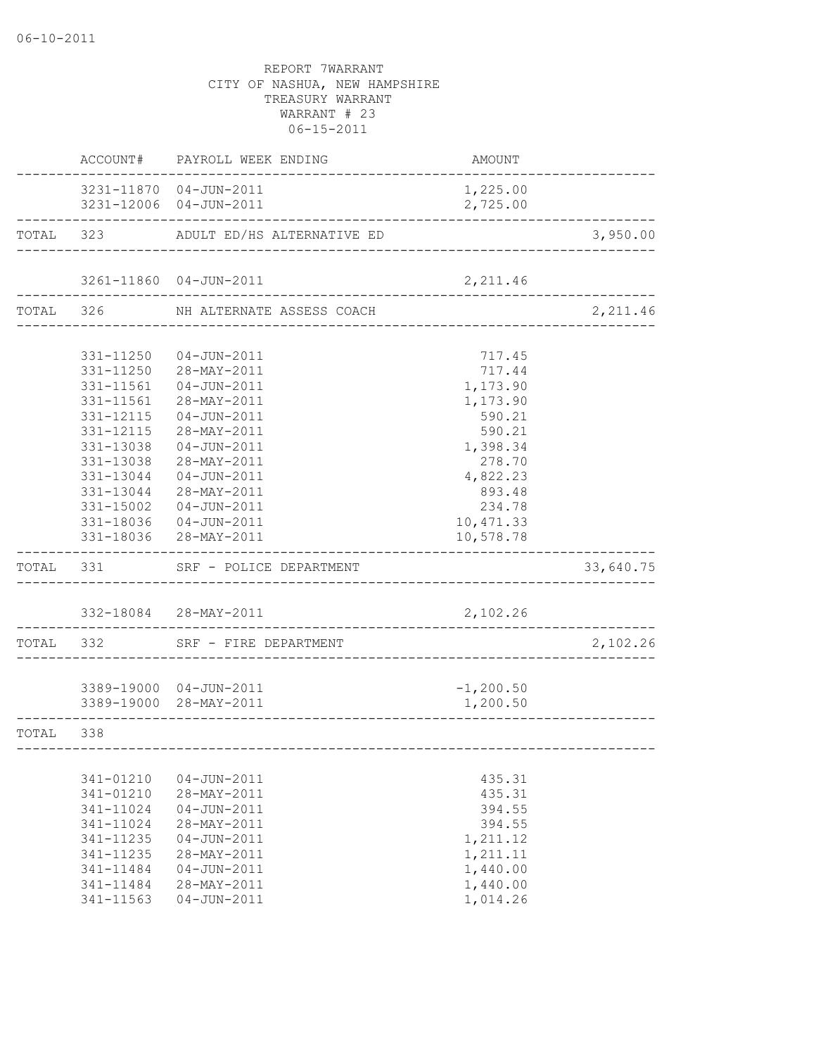06-10-2011

REPORT 7WARRANT
CITY OF NASHUA, NEW HAMPSHIRE
TREASURY WARRANT
WARRANT # 23
06-15-2011

| | ACCOUNT# | PAYROLL WEEK ENDING | AMOUNT | |
|---|---|---|---|---|
| | 3231-11870 | 04-JUN-2011 | 1,225.00 | |
| | 3231-12006 | 04-JUN-2011 | 2,725.00 | |
| TOTAL | 323 | ADULT ED/HS ALTERNATIVE ED | | 3,950.00 |
| | 3261-11860 | 04-JUN-2011 | 2,211.46 | |
| TOTAL | 326 | NH ALTERNATE ASSESS COACH | | 2,211.46 |
| | 331-11250 | 04-JUN-2011 | 717.45 | |
| | 331-11250 | 28-MAY-2011 | 717.44 | |
| | 331-11561 | 04-JUN-2011 | 1,173.90 | |
| | 331-11561 | 28-MAY-2011 | 1,173.90 | |
| | 331-12115 | 04-JUN-2011 | 590.21 | |
| | 331-12115 | 28-MAY-2011 | 590.21 | |
| | 331-13038 | 04-JUN-2011 | 1,398.34 | |
| | 331-13038 | 28-MAY-2011 | 278.70 | |
| | 331-13044 | 04-JUN-2011 | 4,822.23 | |
| | 331-13044 | 28-MAY-2011 | 893.48 | |
| | 331-15002 | 04-JUN-2011 | 234.78 | |
| | 331-18036 | 04-JUN-2011 | 10,471.33 | |
| | 331-18036 | 28-MAY-2011 | 10,578.78 | |
| TOTAL | 331 | SRF - POLICE DEPARTMENT | | 33,640.75 |
| | 332-18084 | 28-MAY-2011 | 2,102.26 | |
| TOTAL | 332 | SRF - FIRE DEPARTMENT | | 2,102.26 |
| | 3389-19000 | 04-JUN-2011 | -1,200.50 | |
| | 3389-19000 | 28-MAY-2011 | 1,200.50 | |
| TOTAL | 338 | | | |
| | 341-01210 | 04-JUN-2011 | 435.31 | |
| | 341-01210 | 28-MAY-2011 | 435.31 | |
| | 341-11024 | 04-JUN-2011 | 394.55 | |
| | 341-11024 | 28-MAY-2011 | 394.55 | |
| | 341-11235 | 04-JUN-2011 | 1,211.12 | |
| | 341-11235 | 28-MAY-2011 | 1,211.11 | |
| | 341-11484 | 04-JUN-2011 | 1,440.00 | |
| | 341-11484 | 28-MAY-2011 | 1,440.00 | |
| | 341-11563 | 04-JUN-2011 | 1,014.26 | |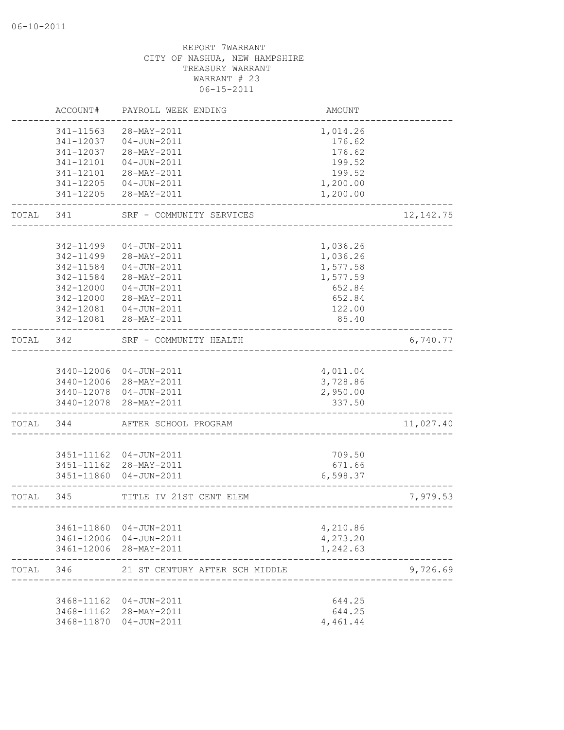REPORT 7WARRANT
CITY OF NASHUA, NEW HAMPSHIRE
TREASURY WARRANT
WARRANT # 23
06-15-2011

| | ACCOUNT# | PAYROLL WEEK ENDING | AMOUNT | |
|---|---|---|---|---|
| | 341-11563 | 28-MAY-2011 | 1,014.26 | |
| | 341-12037 | 04-JUN-2011 | 176.62 | |
| | 341-12037 | 28-MAY-2011 | 176.62 | |
| | 341-12101 | 04-JUN-2011 | 199.52 | |
| | 341-12101 | 28-MAY-2011 | 199.52 | |
| | 341-12205 | 04-JUN-2011 | 1,200.00 | |
| | 341-12205 | 28-MAY-2011 | 1,200.00 | |
| TOTAL | 341 | SRF - COMMUNITY SERVICES | | 12,142.75 |
| | 342-11499 | 04-JUN-2011 | 1,036.26 | |
| | 342-11499 | 28-MAY-2011 | 1,036.26 | |
| | 342-11584 | 04-JUN-2011 | 1,577.58 | |
| | 342-11584 | 28-MAY-2011 | 1,577.59 | |
| | 342-12000 | 04-JUN-2011 | 652.84 | |
| | 342-12000 | 28-MAY-2011 | 652.84 | |
| | 342-12081 | 04-JUN-2011 | 122.00 | |
| | 342-12081 | 28-MAY-2011 | 85.40 | |
| TOTAL | 342 | SRF - COMMUNITY HEALTH | | 6,740.77 |
| | 3440-12006 | 04-JUN-2011 | 4,011.04 | |
| | 3440-12006 | 28-MAY-2011 | 3,728.86 | |
| | 3440-12078 | 04-JUN-2011 | 2,950.00 | |
| | 3440-12078 | 28-MAY-2011 | 337.50 | |
| TOTAL | 344 | AFTER SCHOOL PROGRAM | | 11,027.40 |
| | 3451-11162 | 04-JUN-2011 | 709.50 | |
| | 3451-11162 | 28-MAY-2011 | 671.66 | |
| | 3451-11860 | 04-JUN-2011 | 6,598.37 | |
| TOTAL | 345 | TITLE IV 21ST CENT ELEM | | 7,979.53 |
| | 3461-11860 | 04-JUN-2011 | 4,210.86 | |
| | 3461-12006 | 04-JUN-2011 | 4,273.20 | |
| | 3461-12006 | 28-MAY-2011 | 1,242.63 | |
| TOTAL | 346 | 21 ST CENTURY AFTER SCH MIDDLE | | 9,726.69 |
| | 3468-11162 | 04-JUN-2011 | 644.25 | |
| | 3468-11162 | 28-MAY-2011 | 644.25 | |
| | 3468-11870 | 04-JUN-2011 | 4,461.44 | |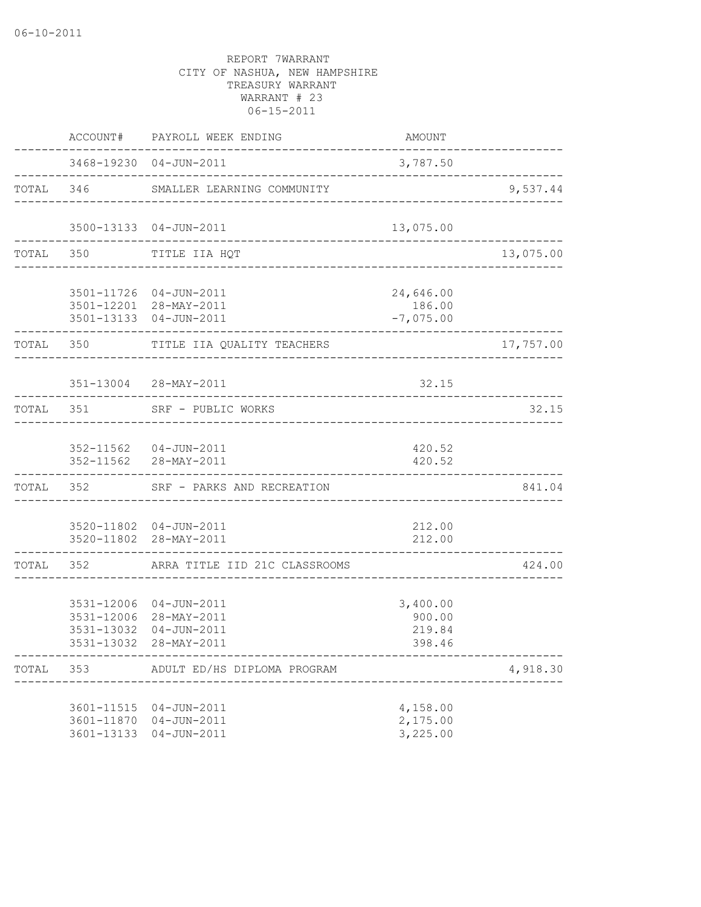06-10-2011

REPORT 7WARRANT
CITY OF NASHUA, NEW HAMPSHIRE
TREASURY WARRANT
WARRANT # 23
06-15-2011

| | ACCOUNT# | PAYROLL WEEK ENDING | AMOUNT | |
|---|---|---|---|---|
| | 3468-19230 | 04-JUN-2011 | 3,787.50 | |
| TOTAL | 346 | SMALLER LEARNING COMMUNITY | | 9,537.44 |
| | 3500-13133 | 04-JUN-2011 | 13,075.00 | |
| TOTAL | 350 | TITLE IIA HQT | | 13,075.00 |
| | 3501-11726 | 04-JUN-2011 | 24,646.00 | |
| | 3501-12201 | 28-MAY-2011 | 186.00 | |
| | 3501-13133 | 04-JUN-2011 | -7,075.00 | |
| TOTAL | 350 | TITLE IIA QUALITY TEACHERS | | 17,757.00 |
| | 351-13004 | 28-MAY-2011 | 32.15 | |
| TOTAL | 351 | SRF - PUBLIC WORKS | | 32.15 |
| | 352-11562 | 04-JUN-2011 | 420.52 | |
| | 352-11562 | 28-MAY-2011 | 420.52 | |
| TOTAL | 352 | SRF - PARKS AND RECREATION | | 841.04 |
| | 3520-11802 | 04-JUN-2011 | 212.00 | |
| | 3520-11802 | 28-MAY-2011 | 212.00 | |
| TOTAL | 352 | ARRA TITLE IID 21C CLASSROOMS | | 424.00 |
| | 3531-12006 | 04-JUN-2011 | 3,400.00 | |
| | 3531-12006 | 28-MAY-2011 | 900.00 | |
| | 3531-13032 | 04-JUN-2011 | 219.84 | |
| | 3531-13032 | 28-MAY-2011 | 398.46 | |
| TOTAL | 353 | ADULT ED/HS DIPLOMA PROGRAM | | 4,918.30 |
| | 3601-11515 | 04-JUN-2011 | 4,158.00 | |
| | 3601-11870 | 04-JUN-2011 | 2,175.00 | |
| | 3601-13133 | 04-JUN-2011 | 3,225.00 | |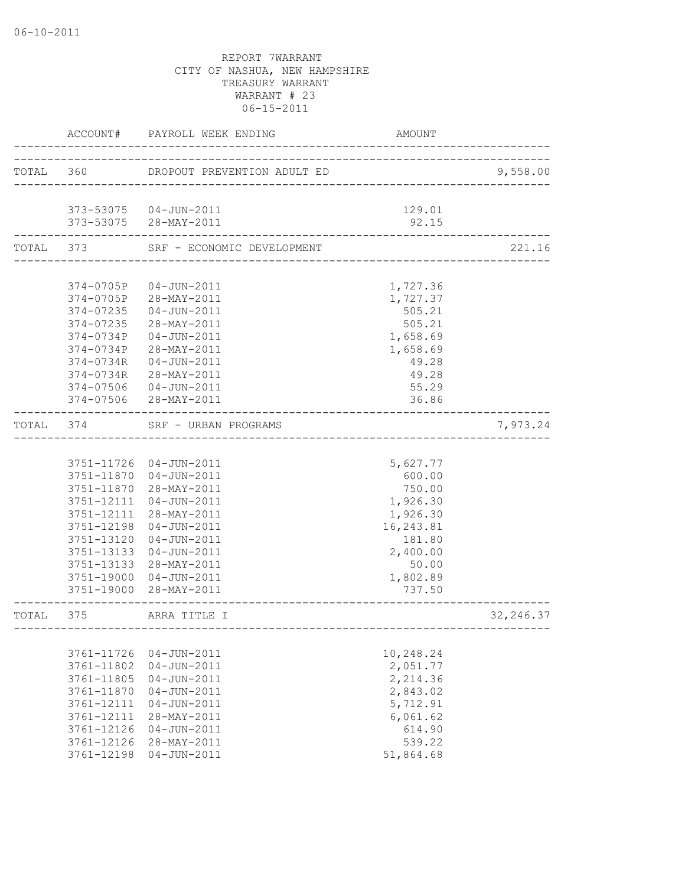06-10-2011

REPORT 7WARRANT
CITY OF NASHUA, NEW HAMPSHIRE
TREASURY WARRANT
WARRANT # 23
06-15-2011

| | ACCOUNT# | PAYROLL WEEK ENDING | AMOUNT | |
|---|---|---|---|---|
| TOTAL | 360 | DROPOUT PREVENTION ADULT ED | | 9,558.00 |
| | 373-53075 | 04-JUN-2011 | 129.01 | |
| | 373-53075 | 28-MAY-2011 | 92.15 | |
| TOTAL | 373 | SRF - ECONOMIC DEVELOPMENT | | 221.16 |
| | 374-0705P | 04-JUN-2011 | 1,727.36 | |
| | 374-0705P | 28-MAY-2011 | 1,727.37 | |
| | 374-07235 | 04-JUN-2011 | 505.21 | |
| | 374-07235 | 28-MAY-2011 | 505.21 | |
| | 374-0734P | 04-JUN-2011 | 1,658.69 | |
| | 374-0734P | 28-MAY-2011 | 1,658.69 | |
| | 374-0734R | 04-JUN-2011 | 49.28 | |
| | 374-0734R | 28-MAY-2011 | 49.28 | |
| | 374-07506 | 04-JUN-2011 | 55.29 | |
| | 374-07506 | 28-MAY-2011 | 36.86 | |
| TOTAL | 374 | SRF - URBAN PROGRAMS | | 7,973.24 |
| | 3751-11726 | 04-JUN-2011 | 5,627.77 | |
| | 3751-11870 | 04-JUN-2011 | 600.00 | |
| | 3751-11870 | 28-MAY-2011 | 750.00 | |
| | 3751-12111 | 04-JUN-2011 | 1,926.30 | |
| | 3751-12111 | 28-MAY-2011 | 1,926.30 | |
| | 3751-12198 | 04-JUN-2011 | 16,243.81 | |
| | 3751-13120 | 04-JUN-2011 | 181.80 | |
| | 3751-13133 | 04-JUN-2011 | 2,400.00 | |
| | 3751-13133 | 28-MAY-2011 | 50.00 | |
| | 3751-19000 | 04-JUN-2011 | 1,802.89 | |
| | 3751-19000 | 28-MAY-2011 | 737.50 | |
| TOTAL | 375 | ARRA TITLE I | | 32,246.37 |
| | 3761-11726 | 04-JUN-2011 | 10,248.24 | |
| | 3761-11802 | 04-JUN-2011 | 2,051.77 | |
| | 3761-11805 | 04-JUN-2011 | 2,214.36 | |
| | 3761-11870 | 04-JUN-2011 | 2,843.02 | |
| | 3761-12111 | 04-JUN-2011 | 5,712.91 | |
| | 3761-12111 | 28-MAY-2011 | 6,061.62 | |
| | 3761-12126 | 04-JUN-2011 | 614.90 | |
| | 3761-12126 | 28-MAY-2011 | 539.22 | |
| | 3761-12198 | 04-JUN-2011 | 51,864.68 | |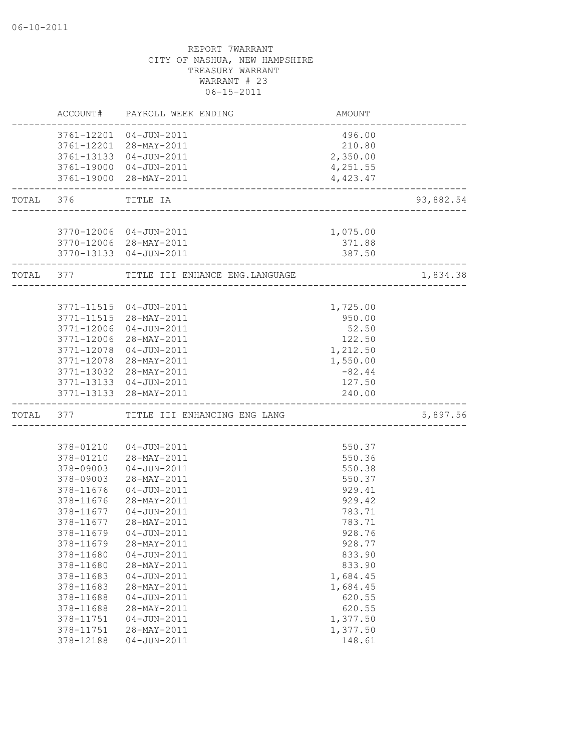06-10-2011

REPORT 7WARRANT
CITY OF NASHUA, NEW HAMPSHIRE
TREASURY WARRANT
WARRANT # 23
06-15-2011

| | ACCOUNT# | PAYROLL WEEK ENDING | AMOUNT | |
|---|---|---|---|---|
| | 3761-12201 | 04-JUN-2011 | 496.00 | |
| | 3761-12201 | 28-MAY-2011 | 210.80 | |
| | 3761-13133 | 04-JUN-2011 | 2,350.00 | |
| | 3761-19000 | 04-JUN-2011 | 4,251.55 | |
| | 3761-19000 | 28-MAY-2011 | 4,423.47 | |
| TOTAL | 376 | TITLE IA | | 93,882.54 |
| | 3770-12006 | 04-JUN-2011 | 1,075.00 | |
| | 3770-12006 | 28-MAY-2011 | 371.88 | |
| | 3770-13133 | 04-JUN-2011 | 387.50 | |
| TOTAL | 377 | TITLE III ENHANCE ENG.LANGUAGE | | 1,834.38 |
| | 3771-11515 | 04-JUN-2011 | 1,725.00 | |
| | 3771-11515 | 28-MAY-2011 | 950.00 | |
| | 3771-12006 | 04-JUN-2011 | 52.50 | |
| | 3771-12006 | 28-MAY-2011 | 122.50 | |
| | 3771-12078 | 04-JUN-2011 | 1,212.50 | |
| | 3771-12078 | 28-MAY-2011 | 1,550.00 | |
| | 3771-13032 | 28-MAY-2011 | -82.44 | |
| | 3771-13133 | 04-JUN-2011 | 127.50 | |
| | 3771-13133 | 28-MAY-2011 | 240.00 | |
| TOTAL | 377 | TITLE III ENHANCING ENG LANG | | 5,897.56 |
| | 378-01210 | 04-JUN-2011 | 550.37 | |
| | 378-01210 | 28-MAY-2011 | 550.36 | |
| | 378-09003 | 04-JUN-2011 | 550.38 | |
| | 378-09003 | 28-MAY-2011 | 550.37 | |
| | 378-11676 | 04-JUN-2011 | 929.41 | |
| | 378-11676 | 28-MAY-2011 | 929.42 | |
| | 378-11677 | 04-JUN-2011 | 783.71 | |
| | 378-11677 | 28-MAY-2011 | 783.71 | |
| | 378-11679 | 04-JUN-2011 | 928.76 | |
| | 378-11679 | 28-MAY-2011 | 928.77 | |
| | 378-11680 | 04-JUN-2011 | 833.90 | |
| | 378-11680 | 28-MAY-2011 | 833.90 | |
| | 378-11683 | 04-JUN-2011 | 1,684.45 | |
| | 378-11683 | 28-MAY-2011 | 1,684.45 | |
| | 378-11688 | 04-JUN-2011 | 620.55 | |
| | 378-11688 | 28-MAY-2011 | 620.55 | |
| | 378-11751 | 04-JUN-2011 | 1,377.50 | |
| | 378-11751 | 28-MAY-2011 | 1,377.50 | |
| | 378-12188 | 04-JUN-2011 | 148.61 | |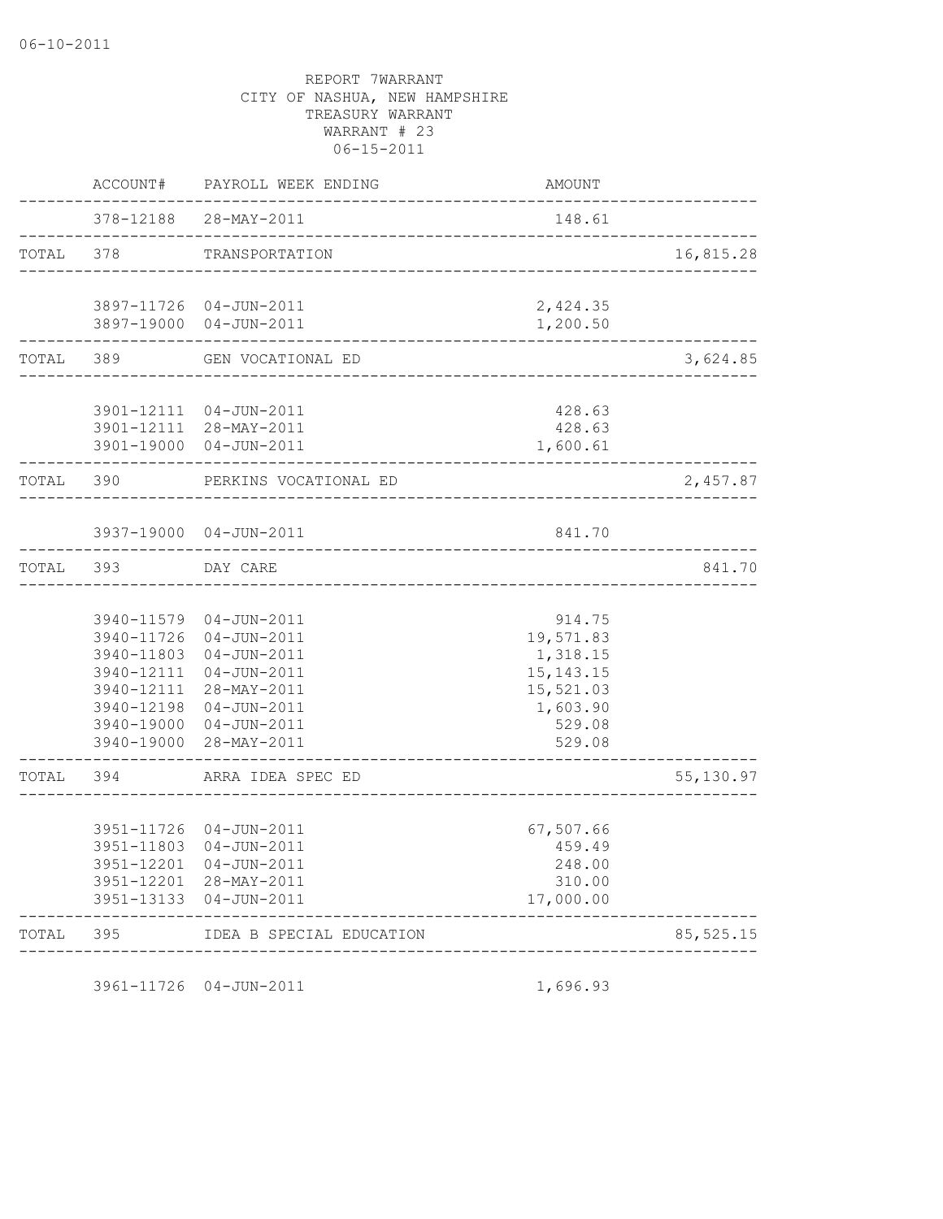06-10-2011

REPORT 7WARRANT
CITY OF NASHUA, NEW HAMPSHIRE
TREASURY WARRANT
WARRANT # 23
06-15-2011

| | ACCOUNT# | PAYROLL WEEK ENDING | AMOUNT | |
|---|---|---|---|---|
| | 378-12188 | 28-MAY-2011 | 148.61 | |
| TOTAL | 378 | TRANSPORTATION | | 16,815.28 |
| | 3897-11726 | 04-JUN-2011 | 2,424.35 | |
| | 3897-19000 | 04-JUN-2011 | 1,200.50 | |
| TOTAL | 389 | GEN VOCATIONAL ED | | 3,624.85 |
| | 3901-12111 | 04-JUN-2011 | 428.63 | |
| | 3901-12111 | 28-MAY-2011 | 428.63 | |
| | 3901-19000 | 04-JUN-2011 | 1,600.61 | |
| TOTAL | 390 | PERKINS VOCATIONAL ED | | 2,457.87 |
| | 3937-19000 | 04-JUN-2011 | 841.70 | |
| TOTAL | 393 | DAY CARE | | 841.70 |
| | 3940-11579 | 04-JUN-2011 | 914.75 | |
| | 3940-11726 | 04-JUN-2011 | 19,571.83 | |
| | 3940-11803 | 04-JUN-2011 | 1,318.15 | |
| | 3940-12111 | 04-JUN-2011 | 15,143.15 | |
| | 3940-12111 | 28-MAY-2011 | 15,521.03 | |
| | 3940-12198 | 04-JUN-2011 | 1,603.90 | |
| | 3940-19000 | 04-JUN-2011 | 529.08 | |
| | 3940-19000 | 28-MAY-2011 | 529.08 | |
| TOTAL | 394 | ARRA IDEA SPEC ED | | 55,130.97 |
| | 3951-11726 | 04-JUN-2011 | 67,507.66 | |
| | 3951-11803 | 04-JUN-2011 | 459.49 | |
| | 3951-12201 | 04-JUN-2011 | 248.00 | |
| | 3951-12201 | 28-MAY-2011 | 310.00 | |
| | 3951-13133 | 04-JUN-2011 | 17,000.00 | |
| TOTAL | 395 | IDEA B SPECIAL EDUCATION | | 85,525.15 |
| | 3961-11726 | 04-JUN-2011 | 1,696.93 | |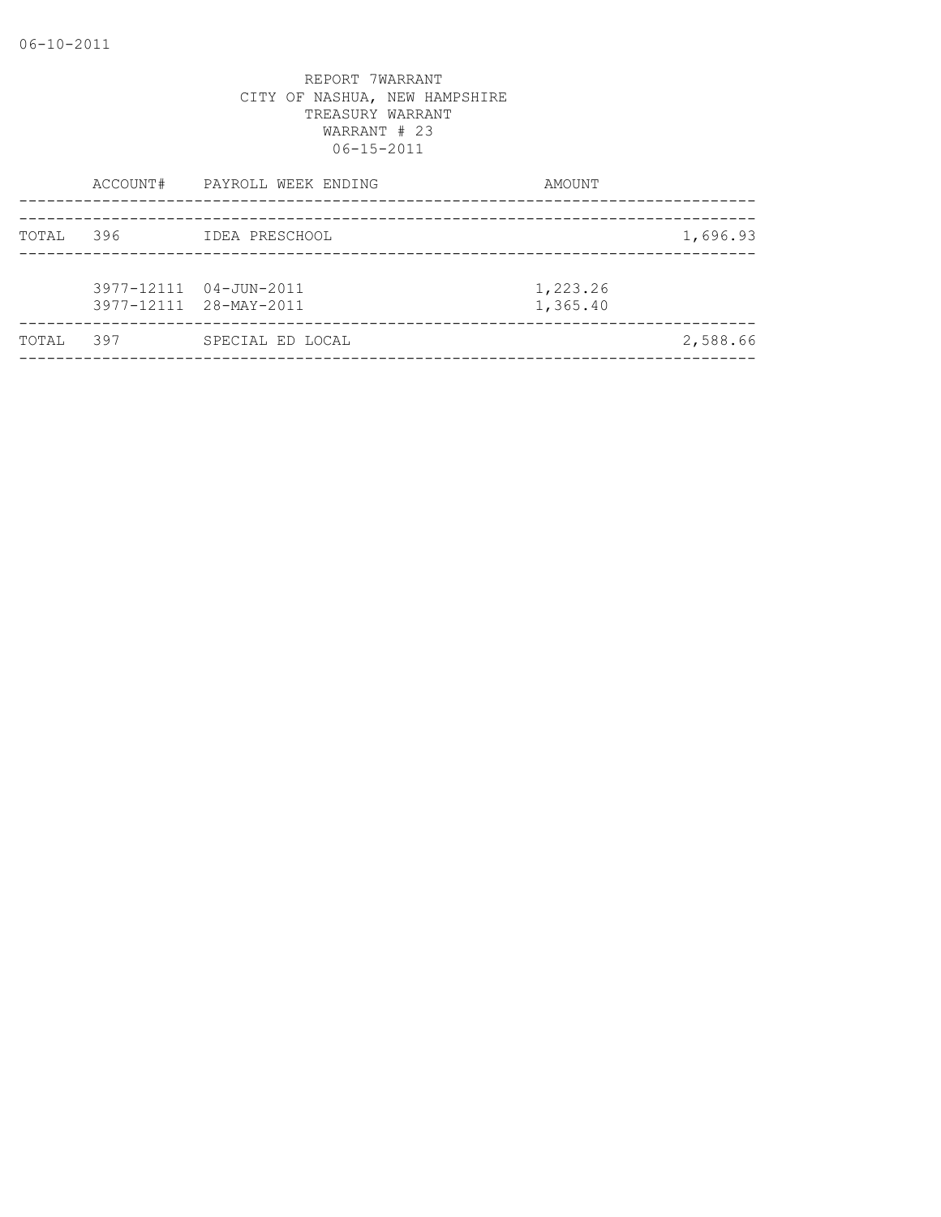REPORT 7WARRANT
CITY OF NASHUA, NEW HAMPSHIRE
TREASURY WARRANT
WARRANT # 23
06-15-2011

| | ACCOUNT# | PAYROLL WEEK ENDING | AMOUNT | |
|---|---|---|---|---|
| TOTAL | 396 | IDEA PRESCHOOL | | 1,696.93 |
| | 3977-12111 | 04-JUN-2011 | 1,223.26 | |
| | 3977-12111 | 28-MAY-2011 | 1,365.40 | |
| TOTAL | 397 | SPECIAL ED LOCAL | | 2,588.66 |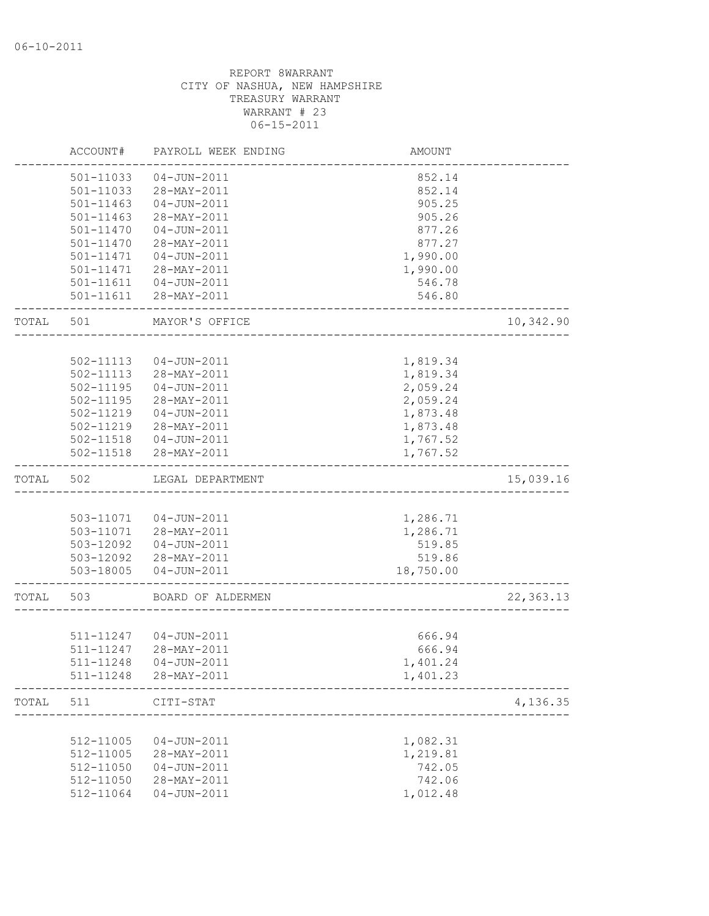06-10-2011

REPORT 8WARRANT
CITY OF NASHUA, NEW HAMPSHIRE
TREASURY WARRANT
WARRANT # 23
06-15-2011

| | ACCOUNT# | PAYROLL WEEK ENDING | AMOUNT | |
|---|---|---|---|---|
| | 501-11033 | 04-JUN-2011 | 852.14 | |
| | 501-11033 | 28-MAY-2011 | 852.14 | |
| | 501-11463 | 04-JUN-2011 | 905.25 | |
| | 501-11463 | 28-MAY-2011 | 905.26 | |
| | 501-11470 | 04-JUN-2011 | 877.26 | |
| | 501-11470 | 28-MAY-2011 | 877.27 | |
| | 501-11471 | 04-JUN-2011 | 1,990.00 | |
| | 501-11471 | 28-MAY-2011 | 1,990.00 | |
| | 501-11611 | 04-JUN-2011 | 546.78 | |
| | 501-11611 | 28-MAY-2011 | 546.80 | |
| TOTAL | 501 | MAYOR'S OFFICE | | 10,342.90 |
| | 502-11113 | 04-JUN-2011 | 1,819.34 | |
| | 502-11113 | 28-MAY-2011 | 1,819.34 | |
| | 502-11195 | 04-JUN-2011 | 2,059.24 | |
| | 502-11195 | 28-MAY-2011 | 2,059.24 | |
| | 502-11219 | 04-JUN-2011 | 1,873.48 | |
| | 502-11219 | 28-MAY-2011 | 1,873.48 | |
| | 502-11518 | 04-JUN-2011 | 1,767.52 | |
| | 502-11518 | 28-MAY-2011 | 1,767.52 | |
| TOTAL | 502 | LEGAL DEPARTMENT | | 15,039.16 |
| | 503-11071 | 04-JUN-2011 | 1,286.71 | |
| | 503-11071 | 28-MAY-2011 | 1,286.71 | |
| | 503-12092 | 04-JUN-2011 | 519.85 | |
| | 503-12092 | 28-MAY-2011 | 519.86 | |
| | 503-18005 | 04-JUN-2011 | 18,750.00 | |
| TOTAL | 503 | BOARD OF ALDERMEN | | 22,363.13 |
| | 511-11247 | 04-JUN-2011 | 666.94 | |
| | 511-11247 | 28-MAY-2011 | 666.94 | |
| | 511-11248 | 04-JUN-2011 | 1,401.24 | |
| | 511-11248 | 28-MAY-2011 | 1,401.23 | |
| TOTAL | 511 | CITI-STAT | | 4,136.35 |
| | 512-11005 | 04-JUN-2011 | 1,082.31 | |
| | 512-11005 | 28-MAY-2011 | 1,219.81 | |
| | 512-11050 | 04-JUN-2011 | 742.05 | |
| | 512-11050 | 28-MAY-2011 | 742.06 | |
| | 512-11064 | 04-JUN-2011 | 1,012.48 | |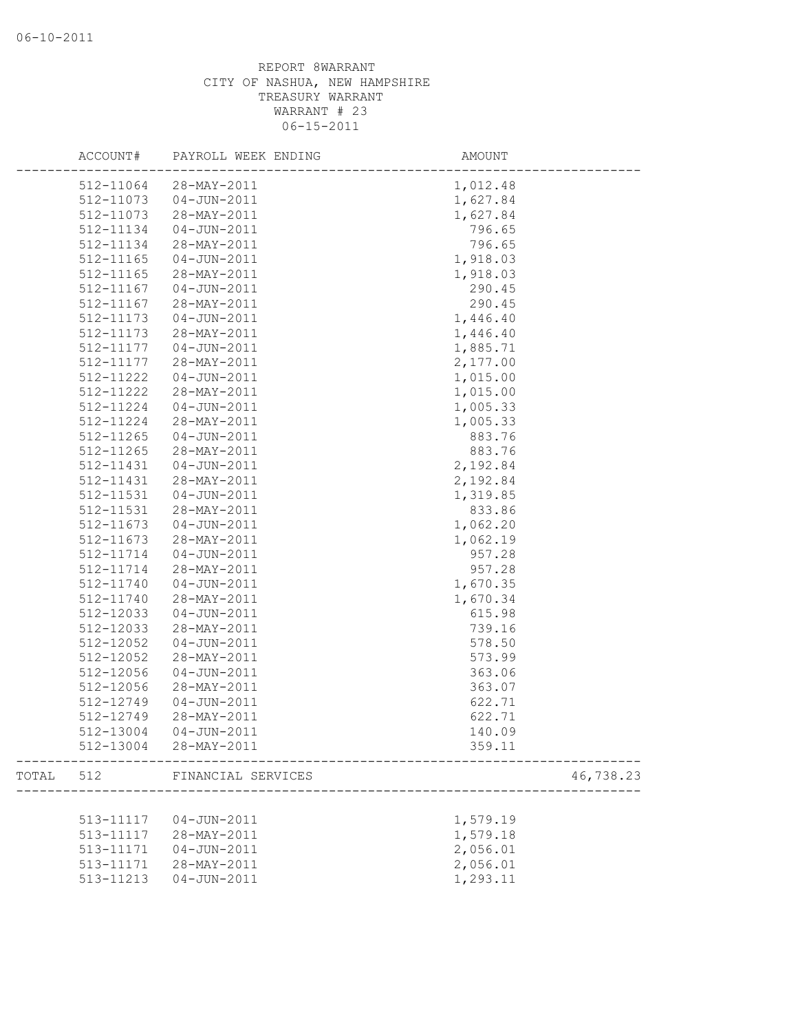REPORT 8WARRANT
CITY OF NASHUA, NEW HAMPSHIRE
TREASURY WARRANT
WARRANT # 23
06-15-2011

| ACCOUNT# | PAYROLL WEEK ENDING | AMOUNT | |
|---|---|---|---|
| 512-11064 | 28-MAY-2011 | 1,012.48 | |
| 512-11073 | 04-JUN-2011 | 1,627.84 | |
| 512-11073 | 28-MAY-2011 | 1,627.84 | |
| 512-11134 | 04-JUN-2011 | 796.65 | |
| 512-11134 | 28-MAY-2011 | 796.65 | |
| 512-11165 | 04-JUN-2011 | 1,918.03 | |
| 512-11165 | 28-MAY-2011 | 1,918.03 | |
| 512-11167 | 04-JUN-2011 | 290.45 | |
| 512-11167 | 28-MAY-2011 | 290.45 | |
| 512-11173 | 04-JUN-2011 | 1,446.40 | |
| 512-11173 | 28-MAY-2011 | 1,446.40 | |
| 512-11177 | 04-JUN-2011 | 1,885.71 | |
| 512-11177 | 28-MAY-2011 | 2,177.00 | |
| 512-11222 | 04-JUN-2011 | 1,015.00 | |
| 512-11222 | 28-MAY-2011 | 1,015.00 | |
| 512-11224 | 04-JUN-2011 | 1,005.33 | |
| 512-11224 | 28-MAY-2011 | 1,005.33 | |
| 512-11265 | 04-JUN-2011 | 883.76 | |
| 512-11265 | 28-MAY-2011 | 883.76 | |
| 512-11431 | 04-JUN-2011 | 2,192.84 | |
| 512-11431 | 28-MAY-2011 | 2,192.84 | |
| 512-11531 | 04-JUN-2011 | 1,319.85 | |
| 512-11531 | 28-MAY-2011 | 833.86 | |
| 512-11673 | 04-JUN-2011 | 1,062.20 | |
| 512-11673 | 28-MAY-2011 | 1,062.19 | |
| 512-11714 | 04-JUN-2011 | 957.28 | |
| 512-11714 | 28-MAY-2011 | 957.28 | |
| 512-11740 | 04-JUN-2011 | 1,670.35 | |
| 512-11740 | 28-MAY-2011 | 1,670.34 | |
| 512-12033 | 04-JUN-2011 | 615.98 | |
| 512-12033 | 28-MAY-2011 | 739.16 | |
| 512-12052 | 04-JUN-2011 | 578.50 | |
| 512-12052 | 28-MAY-2011 | 573.99 | |
| 512-12056 | 04-JUN-2011 | 363.06 | |
| 512-12056 | 28-MAY-2011 | 363.07 | |
| 512-12749 | 04-JUN-2011 | 622.71 | |
| 512-12749 | 28-MAY-2011 | 622.71 | |
| 512-13004 | 04-JUN-2011 | 140.09 | |
| 512-13004 | 28-MAY-2011 | 359.11 | |
| TOTAL 512 | FINANCIAL SERVICES | | 46,738.23 |
| 513-11117 | 04-JUN-2011 | 1,579.19 | |
| 513-11117 | 28-MAY-2011 | 1,579.18 | |
| 513-11171 | 04-JUN-2011 | 2,056.01 | |
| 513-11171 | 28-MAY-2011 | 2,056.01 | |
| 513-11213 | 04-JUN-2011 | 1,293.11 | |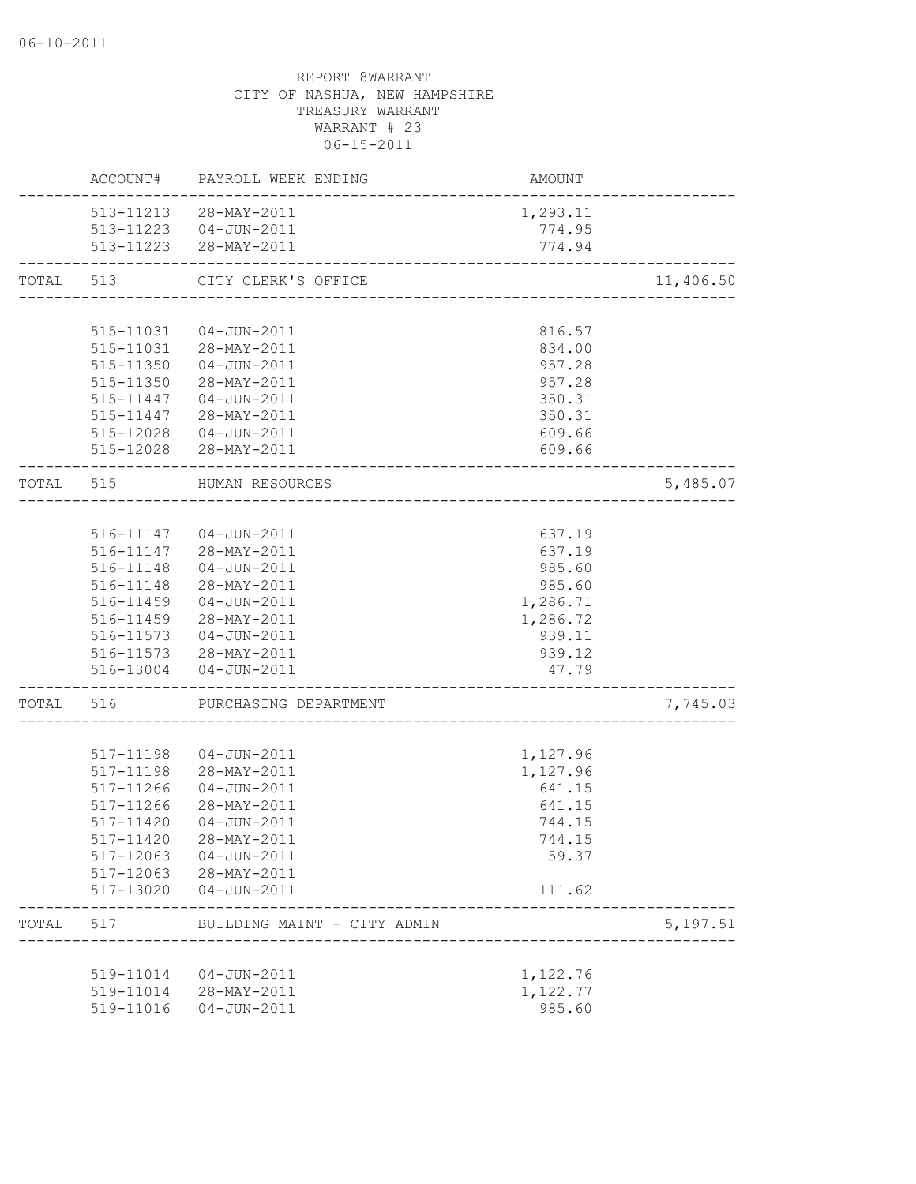REPORT 8WARRANT
CITY OF NASHUA, NEW HAMPSHIRE
TREASURY WARRANT
WARRANT # 23
06-15-2011

| | ACCOUNT# | PAYROLL WEEK ENDING | AMOUNT | |
|---|---|---|---|---|
| | 513-11213 | 28-MAY-2011 | 1,293.11 | |
| | 513-11223 | 04-JUN-2011 | 774.95 | |
| | 513-11223 | 28-MAY-2011 | 774.94 | |
| TOTAL | 513 | CITY CLERK'S OFFICE | | 11,406.50 |
| | 515-11031 | 04-JUN-2011 | 816.57 | |
| | 515-11031 | 28-MAY-2011 | 834.00 | |
| | 515-11350 | 04-JUN-2011 | 957.28 | |
| | 515-11350 | 28-MAY-2011 | 957.28 | |
| | 515-11447 | 04-JUN-2011 | 350.31 | |
| | 515-11447 | 28-MAY-2011 | 350.31 | |
| | 515-12028 | 04-JUN-2011 | 609.66 | |
| | 515-12028 | 28-MAY-2011 | 609.66 | |
| TOTAL | 515 | HUMAN RESOURCES | | 5,485.07 |
| | 516-11147 | 04-JUN-2011 | 637.19 | |
| | 516-11147 | 28-MAY-2011 | 637.19 | |
| | 516-11148 | 04-JUN-2011 | 985.60 | |
| | 516-11148 | 28-MAY-2011 | 985.60 | |
| | 516-11459 | 04-JUN-2011 | 1,286.71 | |
| | 516-11459 | 28-MAY-2011 | 1,286.72 | |
| | 516-11573 | 04-JUN-2011 | 939.11 | |
| | 516-11573 | 28-MAY-2011 | 939.12 | |
| | 516-13004 | 04-JUN-2011 | 47.79 | |
| TOTAL | 516 | PURCHASING DEPARTMENT | | 7,745.03 |
| | 517-11198 | 04-JUN-2011 | 1,127.96 | |
| | 517-11198 | 28-MAY-2011 | 1,127.96 | |
| | 517-11266 | 04-JUN-2011 | 641.15 | |
| | 517-11266 | 28-MAY-2011 | 641.15 | |
| | 517-11420 | 04-JUN-2011 | 744.15 | |
| | 517-11420 | 28-MAY-2011 | 744.15 | |
| | 517-12063 | 04-JUN-2011 | 59.37 | |
| | 517-12063 | 28-MAY-2011 | | |
| | 517-13020 | 04-JUN-2011 | 111.62 | |
| TOTAL | 517 | BUILDING MAINT - CITY ADMIN | | 5,197.51 |
| | 519-11014 | 04-JUN-2011 | 1,122.76 | |
| | 519-11014 | 28-MAY-2011 | 1,122.77 | |
| | 519-11016 | 04-JUN-2011 | 985.60 | |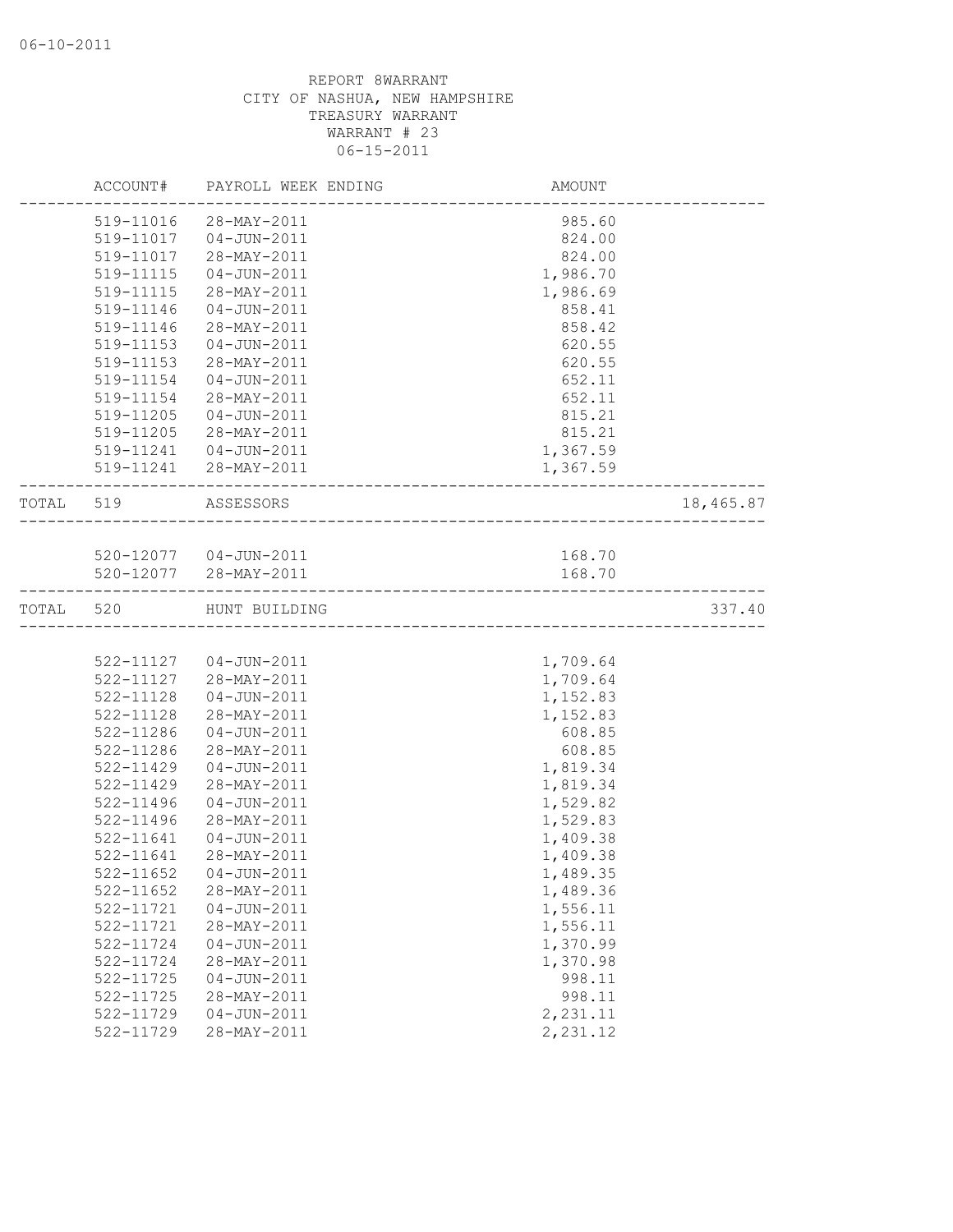06-10-2011

REPORT 8WARRANT
CITY OF NASHUA, NEW HAMPSHIRE
TREASURY WARRANT
WARRANT # 23
06-15-2011

| | ACCOUNT# | PAYROLL WEEK ENDING | AMOUNT | |
|---|---|---|---|---|
| | 519-11016 | 28-MAY-2011 | 985.60 | |
| | 519-11017 | 04-JUN-2011 | 824.00 | |
| | 519-11017 | 28-MAY-2011 | 824.00 | |
| | 519-11115 | 04-JUN-2011 | 1,986.70 | |
| | 519-11115 | 28-MAY-2011 | 1,986.69 | |
| | 519-11146 | 04-JUN-2011 | 858.41 | |
| | 519-11146 | 28-MAY-2011 | 858.42 | |
| | 519-11153 | 04-JUN-2011 | 620.55 | |
| | 519-11153 | 28-MAY-2011 | 620.55 | |
| | 519-11154 | 04-JUN-2011 | 652.11 | |
| | 519-11154 | 28-MAY-2011 | 652.11 | |
| | 519-11205 | 04-JUN-2011 | 815.21 | |
| | 519-11205 | 28-MAY-2011 | 815.21 | |
| | 519-11241 | 04-JUN-2011 | 1,367.59 | |
| | 519-11241 | 28-MAY-2011 | 1,367.59 | |
| TOTAL | 519 | ASSESSORS | | 18,465.87 |
| | 520-12077 | 04-JUN-2011 | 168.70 | |
| | 520-12077 | 28-MAY-2011 | 168.70 | |
| TOTAL | 520 | HUNT BUILDING | | 337.40 |
| | 522-11127 | 04-JUN-2011 | 1,709.64 | |
| | 522-11127 | 28-MAY-2011 | 1,709.64 | |
| | 522-11128 | 04-JUN-2011 | 1,152.83 | |
| | 522-11128 | 28-MAY-2011 | 1,152.83 | |
| | 522-11286 | 04-JUN-2011 | 608.85 | |
| | 522-11286 | 28-MAY-2011 | 608.85 | |
| | 522-11429 | 04-JUN-2011 | 1,819.34 | |
| | 522-11429 | 28-MAY-2011 | 1,819.34 | |
| | 522-11496 | 04-JUN-2011 | 1,529.82 | |
| | 522-11496 | 28-MAY-2011 | 1,529.83 | |
| | 522-11641 | 04-JUN-2011 | 1,409.38 | |
| | 522-11641 | 28-MAY-2011 | 1,409.38 | |
| | 522-11652 | 04-JUN-2011 | 1,489.35 | |
| | 522-11652 | 28-MAY-2011 | 1,489.36 | |
| | 522-11721 | 04-JUN-2011 | 1,556.11 | |
| | 522-11721 | 28-MAY-2011 | 1,556.11 | |
| | 522-11724 | 04-JUN-2011 | 1,370.99 | |
| | 522-11724 | 28-MAY-2011 | 1,370.98 | |
| | 522-11725 | 04-JUN-2011 | 998.11 | |
| | 522-11725 | 28-MAY-2011 | 998.11 | |
| | 522-11729 | 04-JUN-2011 | 2,231.11 | |
| | 522-11729 | 28-MAY-2011 | 2,231.12 | |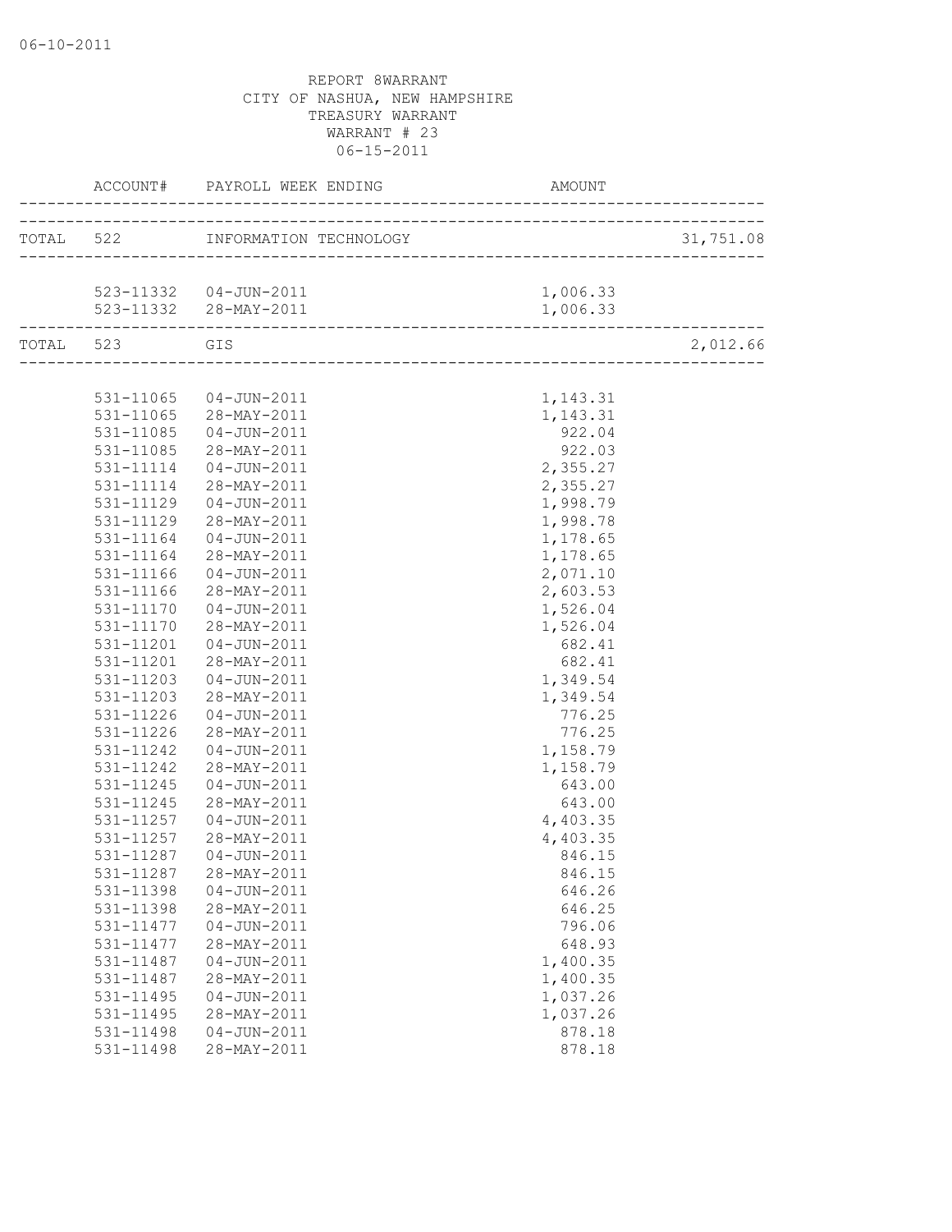REPORT 8WARRANT
CITY OF NASHUA, NEW HAMPSHIRE
TREASURY WARRANT
WARRANT # 23
06-15-2011

| | ACCOUNT# | PAYROLL WEEK ENDING | AMOUNT | |
|---|---|---|---|---|
| TOTAL | 522 | INFORMATION TECHNOLOGY | | 31,751.08 |
| | 523-11332 | 04-JUN-2011 | 1,006.33 | |
| | 523-11332 | 28-MAY-2011 | 1,006.33 | |
| TOTAL | 523 | GIS | | 2,012.66 |
| | 531-11065 | 04-JUN-2011 | 1,143.31 | |
| | 531-11065 | 28-MAY-2011 | 1,143.31 | |
| | 531-11085 | 04-JUN-2011 | 922.04 | |
| | 531-11085 | 28-MAY-2011 | 922.03 | |
| | 531-11114 | 04-JUN-2011 | 2,355.27 | |
| | 531-11114 | 28-MAY-2011 | 2,355.27 | |
| | 531-11129 | 04-JUN-2011 | 1,998.79 | |
| | 531-11129 | 28-MAY-2011 | 1,998.78 | |
| | 531-11164 | 04-JUN-2011 | 1,178.65 | |
| | 531-11164 | 28-MAY-2011 | 1,178.65 | |
| | 531-11166 | 04-JUN-2011 | 2,071.10 | |
| | 531-11166 | 28-MAY-2011 | 2,603.53 | |
| | 531-11170 | 04-JUN-2011 | 1,526.04 | |
| | 531-11170 | 28-MAY-2011 | 1,526.04 | |
| | 531-11201 | 04-JUN-2011 | 682.41 | |
| | 531-11201 | 28-MAY-2011 | 682.41 | |
| | 531-11203 | 04-JUN-2011 | 1,349.54 | |
| | 531-11203 | 28-MAY-2011 | 1,349.54 | |
| | 531-11226 | 04-JUN-2011 | 776.25 | |
| | 531-11226 | 28-MAY-2011 | 776.25 | |
| | 531-11242 | 04-JUN-2011 | 1,158.79 | |
| | 531-11242 | 28-MAY-2011 | 1,158.79 | |
| | 531-11245 | 04-JUN-2011 | 643.00 | |
| | 531-11245 | 28-MAY-2011 | 643.00 | |
| | 531-11257 | 04-JUN-2011 | 4,403.35 | |
| | 531-11257 | 28-MAY-2011 | 4,403.35 | |
| | 531-11287 | 04-JUN-2011 | 846.15 | |
| | 531-11287 | 28-MAY-2011 | 846.15 | |
| | 531-11398 | 04-JUN-2011 | 646.26 | |
| | 531-11398 | 28-MAY-2011 | 646.25 | |
| | 531-11477 | 04-JUN-2011 | 796.06 | |
| | 531-11477 | 28-MAY-2011 | 648.93 | |
| | 531-11487 | 04-JUN-2011 | 1,400.35 | |
| | 531-11487 | 28-MAY-2011 | 1,400.35 | |
| | 531-11495 | 04-JUN-2011 | 1,037.26 | |
| | 531-11495 | 28-MAY-2011 | 1,037.26 | |
| | 531-11498 | 04-JUN-2011 | 878.18 | |
| | 531-11498 | 28-MAY-2011 | 878.18 | |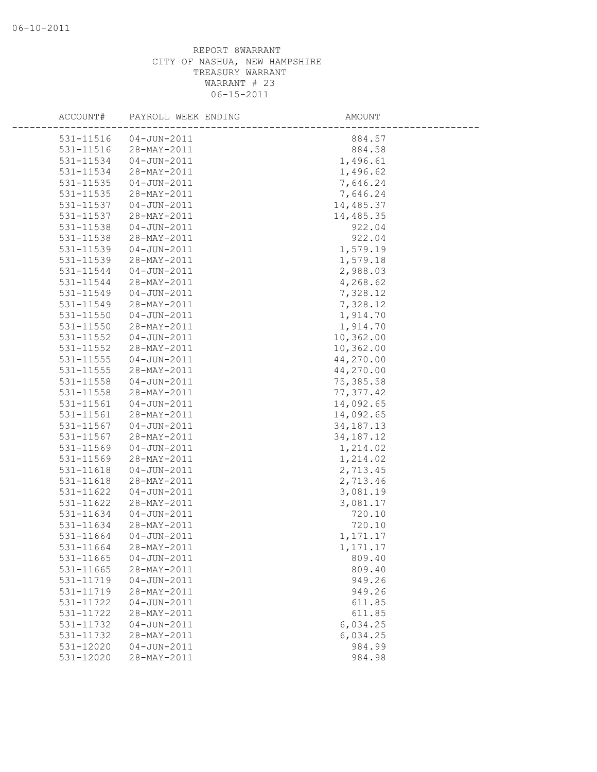REPORT 8WARRANT
CITY OF NASHUA, NEW HAMPSHIRE
TREASURY WARRANT
WARRANT # 23
06-15-2011

| ACCOUNT# | PAYROLL WEEK ENDING | AMOUNT |
|---|---|---|
| 531-11516 | 04-JUN-2011 | 884.57 |
| 531-11516 | 28-MAY-2011 | 884.58 |
| 531-11534 | 04-JUN-2011 | 1,496.61 |
| 531-11534 | 28-MAY-2011 | 1,496.62 |
| 531-11535 | 04-JUN-2011 | 7,646.24 |
| 531-11535 | 28-MAY-2011 | 7,646.24 |
| 531-11537 | 04-JUN-2011 | 14,485.37 |
| 531-11537 | 28-MAY-2011 | 14,485.35 |
| 531-11538 | 04-JUN-2011 | 922.04 |
| 531-11538 | 28-MAY-2011 | 922.04 |
| 531-11539 | 04-JUN-2011 | 1,579.19 |
| 531-11539 | 28-MAY-2011 | 1,579.18 |
| 531-11544 | 04-JUN-2011 | 2,988.03 |
| 531-11544 | 28-MAY-2011 | 4,268.62 |
| 531-11549 | 04-JUN-2011 | 7,328.12 |
| 531-11549 | 28-MAY-2011 | 7,328.12 |
| 531-11550 | 04-JUN-2011 | 1,914.70 |
| 531-11550 | 28-MAY-2011 | 1,914.70 |
| 531-11552 | 04-JUN-2011 | 10,362.00 |
| 531-11552 | 28-MAY-2011 | 10,362.00 |
| 531-11555 | 04-JUN-2011 | 44,270.00 |
| 531-11555 | 28-MAY-2011 | 44,270.00 |
| 531-11558 | 04-JUN-2011 | 75,385.58 |
| 531-11558 | 28-MAY-2011 | 77,377.42 |
| 531-11561 | 04-JUN-2011 | 14,092.65 |
| 531-11561 | 28-MAY-2011 | 14,092.65 |
| 531-11567 | 04-JUN-2011 | 34,187.13 |
| 531-11567 | 28-MAY-2011 | 34,187.12 |
| 531-11569 | 04-JUN-2011 | 1,214.02 |
| 531-11569 | 28-MAY-2011 | 1,214.02 |
| 531-11618 | 04-JUN-2011 | 2,713.45 |
| 531-11618 | 28-MAY-2011 | 2,713.46 |
| 531-11622 | 04-JUN-2011 | 3,081.19 |
| 531-11622 | 28-MAY-2011 | 3,081.17 |
| 531-11634 | 04-JUN-2011 | 720.10 |
| 531-11634 | 28-MAY-2011 | 720.10 |
| 531-11664 | 04-JUN-2011 | 1,171.17 |
| 531-11664 | 28-MAY-2011 | 1,171.17 |
| 531-11665 | 04-JUN-2011 | 809.40 |
| 531-11665 | 28-MAY-2011 | 809.40 |
| 531-11719 | 04-JUN-2011 | 949.26 |
| 531-11719 | 28-MAY-2011 | 949.26 |
| 531-11722 | 04-JUN-2011 | 611.85 |
| 531-11722 | 28-MAY-2011 | 611.85 |
| 531-11732 | 04-JUN-2011 | 6,034.25 |
| 531-11732 | 28-MAY-2011 | 6,034.25 |
| 531-12020 | 04-JUN-2011 | 984.99 |
| 531-12020 | 28-MAY-2011 | 984.98 |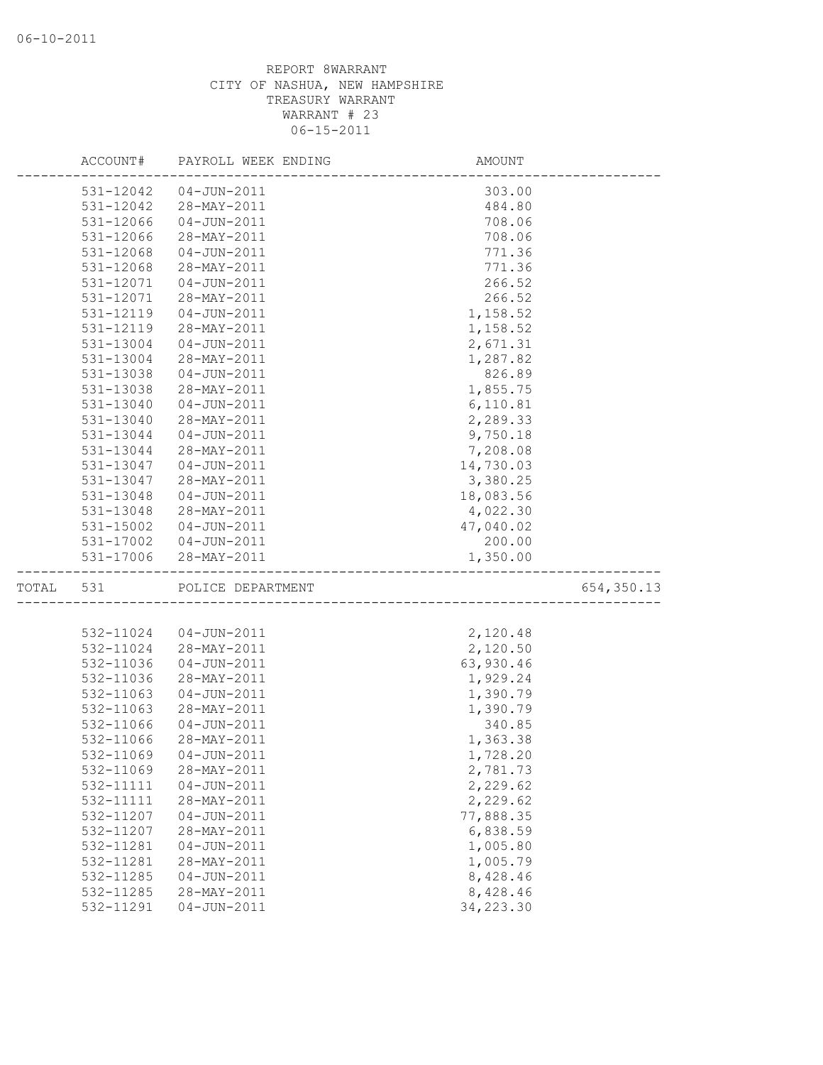REPORT 8WARRANT
CITY OF NASHUA, NEW HAMPSHIRE
TREASURY WARRANT
WARRANT # 23
06-15-2011

| ACCOUNT# | PAYROLL WEEK ENDING | AMOUNT | |
|---|---|---|---|
| 531-12042 | 04-JUN-2011 | 303.00 | |
| 531-12042 | 28-MAY-2011 | 484.80 | |
| 531-12066 | 04-JUN-2011 | 708.06 | |
| 531-12066 | 28-MAY-2011 | 708.06 | |
| 531-12068 | 04-JUN-2011 | 771.36 | |
| 531-12068 | 28-MAY-2011 | 771.36 | |
| 531-12071 | 04-JUN-2011 | 266.52 | |
| 531-12071 | 28-MAY-2011 | 266.52 | |
| 531-12119 | 04-JUN-2011 | 1,158.52 | |
| 531-12119 | 28-MAY-2011 | 1,158.52 | |
| 531-13004 | 04-JUN-2011 | 2,671.31 | |
| 531-13004 | 28-MAY-2011 | 1,287.82 | |
| 531-13038 | 04-JUN-2011 | 826.89 | |
| 531-13038 | 28-MAY-2011 | 1,855.75 | |
| 531-13040 | 04-JUN-2011 | 6,110.81 | |
| 531-13040 | 28-MAY-2011 | 2,289.33 | |
| 531-13044 | 04-JUN-2011 | 9,750.18 | |
| 531-13044 | 28-MAY-2011 | 7,208.08 | |
| 531-13047 | 04-JUN-2011 | 14,730.03 | |
| 531-13047 | 28-MAY-2011 | 3,380.25 | |
| 531-13048 | 04-JUN-2011 | 18,083.56 | |
| 531-13048 | 28-MAY-2011 | 4,022.30 | |
| 531-15002 | 04-JUN-2011 | 47,040.02 | |
| 531-17002 | 04-JUN-2011 | 200.00 | |
| 531-17006 | 28-MAY-2011 | 1,350.00 | |
| TOTAL 531 | POLICE DEPARTMENT | | 654,350.13 |
| 532-11024 | 04-JUN-2011 | 2,120.48 | |
| 532-11024 | 28-MAY-2011 | 2,120.50 | |
| 532-11036 | 04-JUN-2011 | 63,930.46 | |
| 532-11036 | 28-MAY-2011 | 1,929.24 | |
| 532-11063 | 04-JUN-2011 | 1,390.79 | |
| 532-11063 | 28-MAY-2011 | 1,390.79 | |
| 532-11066 | 04-JUN-2011 | 340.85 | |
| 532-11066 | 28-MAY-2011 | 1,363.38 | |
| 532-11069 | 04-JUN-2011 | 1,728.20 | |
| 532-11069 | 28-MAY-2011 | 2,781.73 | |
| 532-11111 | 04-JUN-2011 | 2,229.62 | |
| 532-11111 | 28-MAY-2011 | 2,229.62 | |
| 532-11207 | 04-JUN-2011 | 77,888.35 | |
| 532-11207 | 28-MAY-2011 | 6,838.59 | |
| 532-11281 | 04-JUN-2011 | 1,005.80 | |
| 532-11281 | 28-MAY-2011 | 1,005.79 | |
| 532-11285 | 04-JUN-2011 | 8,428.46 | |
| 532-11285 | 28-MAY-2011 | 8,428.46 | |
| 532-11291 | 04-JUN-2011 | 34,223.30 | |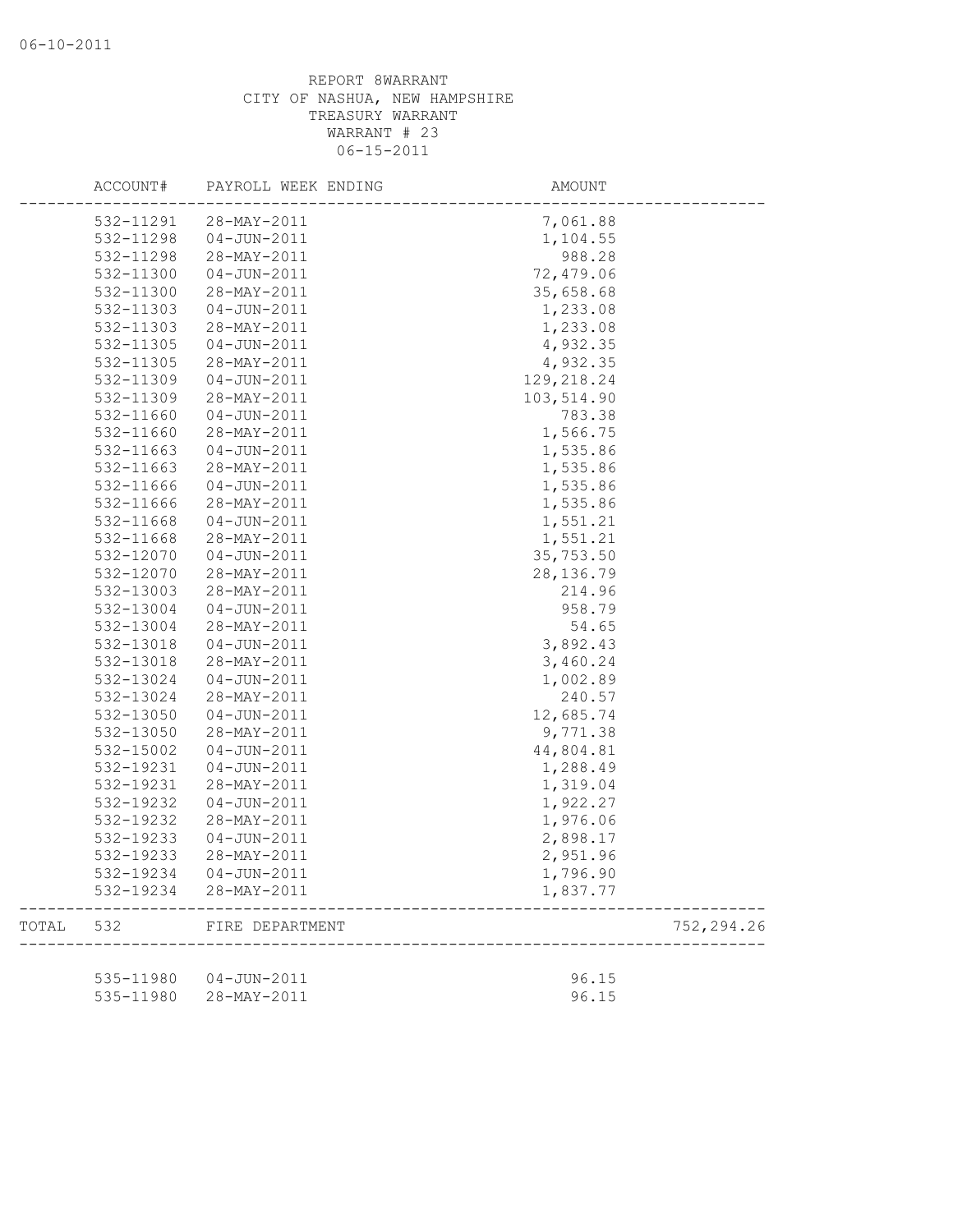REPORT 8WARRANT
CITY OF NASHUA, NEW HAMPSHIRE
TREASURY WARRANT
WARRANT # 23
06-15-2011

| | ACCOUNT# | PAYROLL WEEK ENDING | AMOUNT | |
|---|---|---|---|---|
| | 532-11291 | 28-MAY-2011 | 7,061.88 | |
| | 532-11298 | 04-JUN-2011 | 1,104.55 | |
| | 532-11298 | 28-MAY-2011 | 988.28 | |
| | 532-11300 | 04-JUN-2011 | 72,479.06 | |
| | 532-11300 | 28-MAY-2011 | 35,658.68 | |
| | 532-11303 | 04-JUN-2011 | 1,233.08 | |
| | 532-11303 | 28-MAY-2011 | 1,233.08 | |
| | 532-11305 | 04-JUN-2011 | 4,932.35 | |
| | 532-11305 | 28-MAY-2011 | 4,932.35 | |
| | 532-11309 | 04-JUN-2011 | 129,218.24 | |
| | 532-11309 | 28-MAY-2011 | 103,514.90 | |
| | 532-11660 | 04-JUN-2011 | 783.38 | |
| | 532-11660 | 28-MAY-2011 | 1,566.75 | |
| | 532-11663 | 04-JUN-2011 | 1,535.86 | |
| | 532-11663 | 28-MAY-2011 | 1,535.86 | |
| | 532-11666 | 04-JUN-2011 | 1,535.86 | |
| | 532-11666 | 28-MAY-2011 | 1,535.86 | |
| | 532-11668 | 04-JUN-2011 | 1,551.21 | |
| | 532-11668 | 28-MAY-2011 | 1,551.21 | |
| | 532-12070 | 04-JUN-2011 | 35,753.50 | |
| | 532-12070 | 28-MAY-2011 | 28,136.79 | |
| | 532-13003 | 28-MAY-2011 | 214.96 | |
| | 532-13004 | 04-JUN-2011 | 958.79 | |
| | 532-13004 | 28-MAY-2011 | 54.65 | |
| | 532-13018 | 04-JUN-2011 | 3,892.43 | |
| | 532-13018 | 28-MAY-2011 | 3,460.24 | |
| | 532-13024 | 04-JUN-2011 | 1,002.89 | |
| | 532-13024 | 28-MAY-2011 | 240.57 | |
| | 532-13050 | 04-JUN-2011 | 12,685.74 | |
| | 532-13050 | 28-MAY-2011 | 9,771.38 | |
| | 532-15002 | 04-JUN-2011 | 44,804.81 | |
| | 532-19231 | 04-JUN-2011 | 1,288.49 | |
| | 532-19231 | 28-MAY-2011 | 1,319.04 | |
| | 532-19232 | 04-JUN-2011 | 1,922.27 | |
| | 532-19232 | 28-MAY-2011 | 1,976.06 | |
| | 532-19233 | 04-JUN-2011 | 2,898.17 | |
| | 532-19233 | 28-MAY-2011 | 2,951.96 | |
| | 532-19234 | 04-JUN-2011 | 1,796.90 | |
| | 532-19234 | 28-MAY-2011 | 1,837.77 | |
| TOTAL | 532 | FIRE DEPARTMENT | | 752,294.26 |
| | 535-11980 | 04-JUN-2011 | 96.15 | |
| | 535-11980 | 28-MAY-2011 | 96.15 | |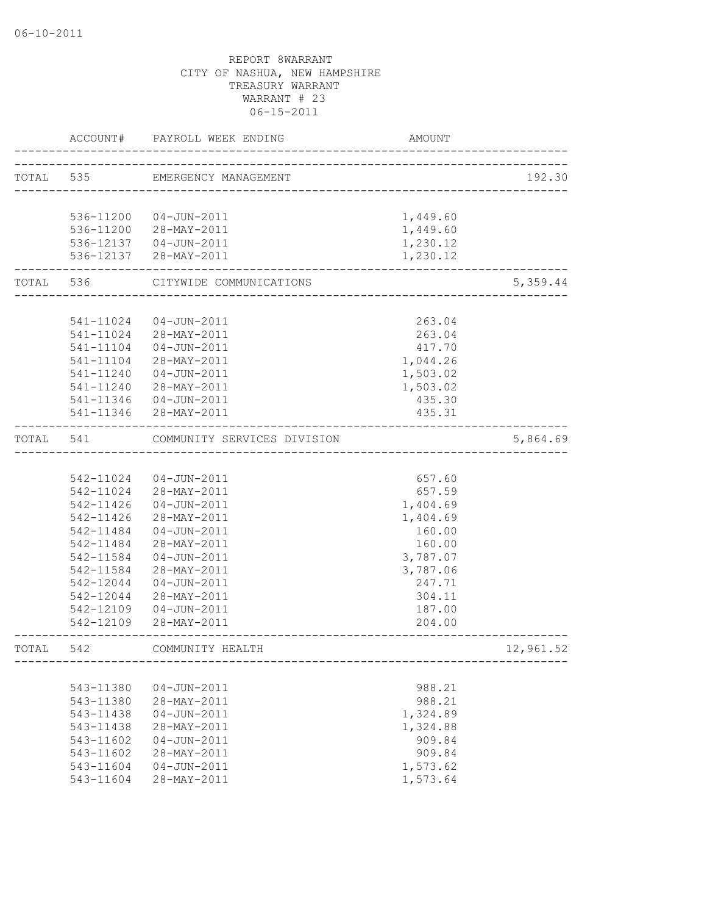06-10-2011

REPORT 8WARRANT
CITY OF NASHUA, NEW HAMPSHIRE
TREASURY WARRANT
WARRANT # 23
06-15-2011

| | ACCOUNT# | PAYROLL WEEK ENDING | AMOUNT | |
|---|---|---|---|---|
| TOTAL | 535 | EMERGENCY MANAGEMENT | | 192.30 |
| | 536-11200 | 04-JUN-2011 | 1,449.60 | |
| | 536-11200 | 28-MAY-2011 | 1,449.60 | |
| | 536-12137 | 04-JUN-2011 | 1,230.12 | |
| | 536-12137 | 28-MAY-2011 | 1,230.12 | |
| TOTAL | 536 | CITYWIDE COMMUNICATIONS | | 5,359.44 |
| | 541-11024 | 04-JUN-2011 | 263.04 | |
| | 541-11024 | 28-MAY-2011 | 263.04 | |
| | 541-11104 | 04-JUN-2011 | 417.70 | |
| | 541-11104 | 28-MAY-2011 | 1,044.26 | |
| | 541-11240 | 04-JUN-2011 | 1,503.02 | |
| | 541-11240 | 28-MAY-2011 | 1,503.02 | |
| | 541-11346 | 04-JUN-2011 | 435.30 | |
| | 541-11346 | 28-MAY-2011 | 435.31 | |
| TOTAL | 541 | COMMUNITY SERVICES DIVISION | | 5,864.69 |
| | 542-11024 | 04-JUN-2011 | 657.60 | |
| | 542-11024 | 28-MAY-2011 | 657.59 | |
| | 542-11426 | 04-JUN-2011 | 1,404.69 | |
| | 542-11426 | 28-MAY-2011 | 1,404.69 | |
| | 542-11484 | 04-JUN-2011 | 160.00 | |
| | 542-11484 | 28-MAY-2011 | 160.00 | |
| | 542-11584 | 04-JUN-2011 | 3,787.07 | |
| | 542-11584 | 28-MAY-2011 | 3,787.06 | |
| | 542-12044 | 04-JUN-2011 | 247.71 | |
| | 542-12044 | 28-MAY-2011 | 304.11 | |
| | 542-12109 | 04-JUN-2011 | 187.00 | |
| | 542-12109 | 28-MAY-2011 | 204.00 | |
| TOTAL | 542 | COMMUNITY HEALTH | | 12,961.52 |
| | 543-11380 | 04-JUN-2011 | 988.21 | |
| | 543-11380 | 28-MAY-2011 | 988.21 | |
| | 543-11438 | 04-JUN-2011 | 1,324.89 | |
| | 543-11438 | 28-MAY-2011 | 1,324.88 | |
| | 543-11602 | 04-JUN-2011 | 909.84 | |
| | 543-11602 | 28-MAY-2011 | 909.84 | |
| | 543-11604 | 04-JUN-2011 | 1,573.62 | |
| | 543-11604 | 28-MAY-2011 | 1,573.64 | |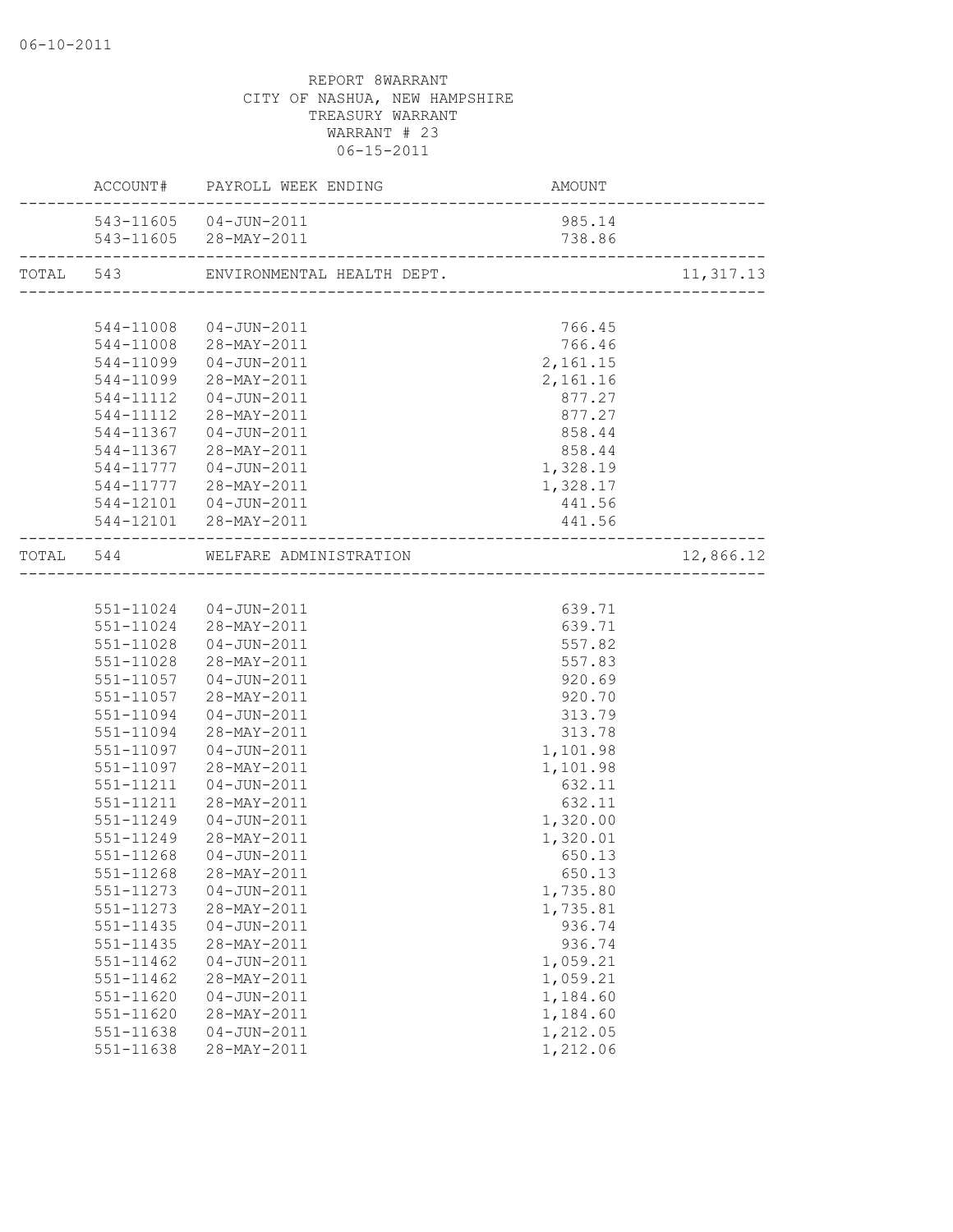REPORT 8WARRANT
CITY OF NASHUA, NEW HAMPSHIRE
TREASURY WARRANT
WARRANT # 23
06-15-2011

| | ACCOUNT# | PAYROLL WEEK ENDING | AMOUNT | |
|---|---|---|---|---|
| | 543-11605 | 04-JUN-2011 | 985.14 | |
| | 543-11605 | 28-MAY-2011 | 738.86 | |
| TOTAL | 543 | ENVIRONMENTAL HEALTH DEPT. | | 11,317.13 |
| | 544-11008 | 04-JUN-2011 | 766.45 | |
| | 544-11008 | 28-MAY-2011 | 766.46 | |
| | 544-11099 | 04-JUN-2011 | 2,161.15 | |
| | 544-11099 | 28-MAY-2011 | 2,161.16 | |
| | 544-11112 | 04-JUN-2011 | 877.27 | |
| | 544-11112 | 28-MAY-2011 | 877.27 | |
| | 544-11367 | 04-JUN-2011 | 858.44 | |
| | 544-11367 | 28-MAY-2011 | 858.44 | |
| | 544-11777 | 04-JUN-2011 | 1,328.19 | |
| | 544-11777 | 28-MAY-2011 | 1,328.17 | |
| | 544-12101 | 04-JUN-2011 | 441.56 | |
| | 544-12101 | 28-MAY-2011 | 441.56 | |
| TOTAL | 544 | WELFARE ADMINISTRATION | | 12,866.12 |
| | 551-11024 | 04-JUN-2011 | 639.71 | |
| | 551-11024 | 28-MAY-2011 | 639.71 | |
| | 551-11028 | 04-JUN-2011 | 557.82 | |
| | 551-11028 | 28-MAY-2011 | 557.83 | |
| | 551-11057 | 04-JUN-2011 | 920.69 | |
| | 551-11057 | 28-MAY-2011 | 920.70 | |
| | 551-11094 | 04-JUN-2011 | 313.79 | |
| | 551-11094 | 28-MAY-2011 | 313.78 | |
| | 551-11097 | 04-JUN-2011 | 1,101.98 | |
| | 551-11097 | 28-MAY-2011 | 1,101.98 | |
| | 551-11211 | 04-JUN-2011 | 632.11 | |
| | 551-11211 | 28-MAY-2011 | 632.11 | |
| | 551-11249 | 04-JUN-2011 | 1,320.00 | |
| | 551-11249 | 28-MAY-2011 | 1,320.01 | |
| | 551-11268 | 04-JUN-2011 | 650.13 | |
| | 551-11268 | 28-MAY-2011 | 650.13 | |
| | 551-11273 | 04-JUN-2011 | 1,735.80 | |
| | 551-11273 | 28-MAY-2011 | 1,735.81 | |
| | 551-11435 | 04-JUN-2011 | 936.74 | |
| | 551-11435 | 28-MAY-2011 | 936.74 | |
| | 551-11462 | 04-JUN-2011 | 1,059.21 | |
| | 551-11462 | 28-MAY-2011 | 1,059.21 | |
| | 551-11620 | 04-JUN-2011 | 1,184.60 | |
| | 551-11620 | 28-MAY-2011 | 1,184.60 | |
| | 551-11638 | 04-JUN-2011 | 1,212.05 | |
| | 551-11638 | 28-MAY-2011 | 1,212.06 | |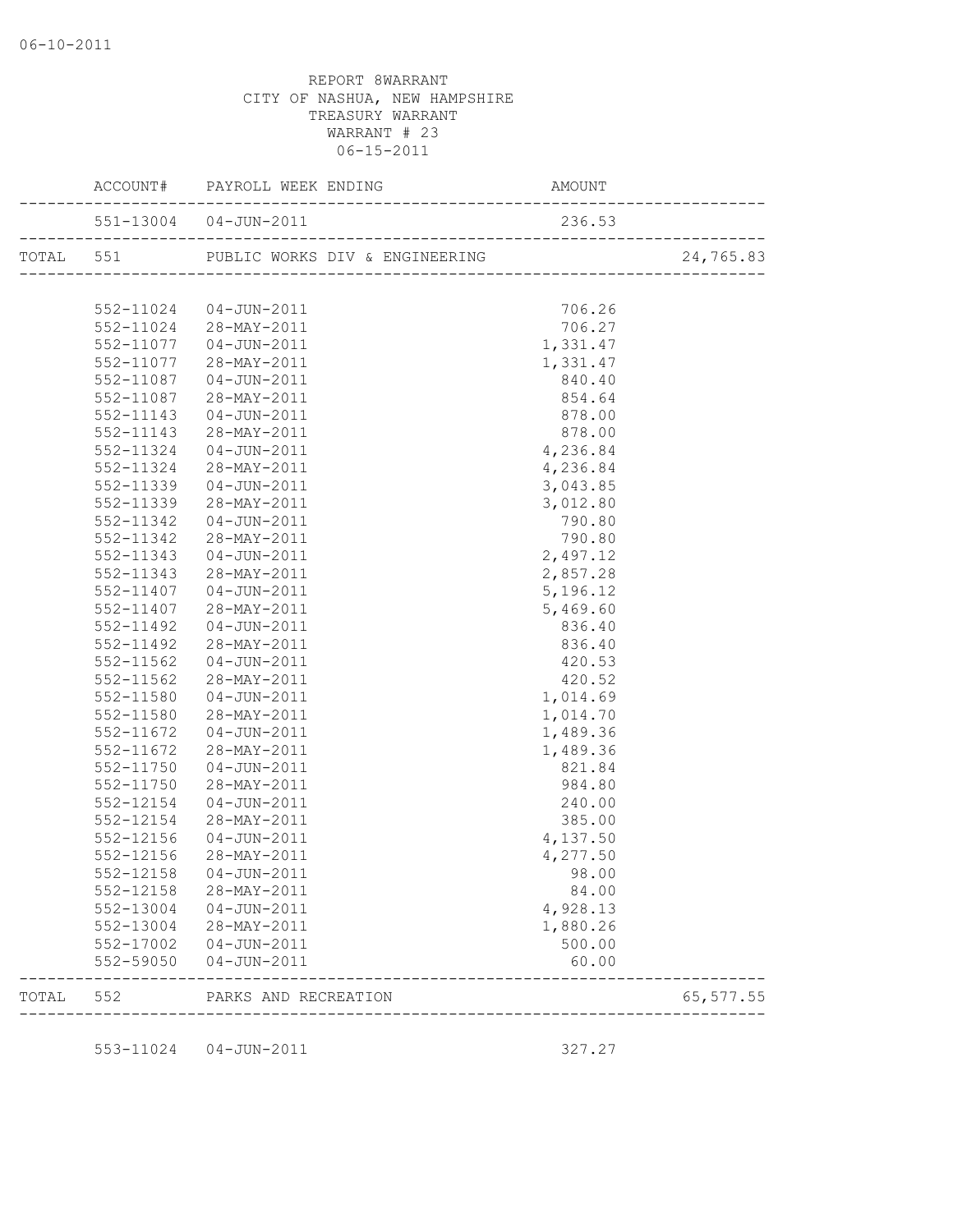06-10-2011

REPORT 8WARRANT
CITY OF NASHUA, NEW HAMPSHIRE
TREASURY WARRANT
WARRANT # 23
06-15-2011

| | ACCOUNT# | PAYROLL WEEK ENDING | AMOUNT | |
|---|---|---|---|---|
| | 551-13004 | 04-JUN-2011 | 236.53 | |
| TOTAL | 551 | PUBLIC WORKS DIV & ENGINEERING | | 24,765.83 |
| | 552-11024 | 04-JUN-2011 | 706.26 | |
| | 552-11024 | 28-MAY-2011 | 706.27 | |
| | 552-11077 | 04-JUN-2011 | 1,331.47 | |
| | 552-11077 | 28-MAY-2011 | 1,331.47 | |
| | 552-11087 | 04-JUN-2011 | 840.40 | |
| | 552-11087 | 28-MAY-2011 | 854.64 | |
| | 552-11143 | 04-JUN-2011 | 878.00 | |
| | 552-11143 | 28-MAY-2011 | 878.00 | |
| | 552-11324 | 04-JUN-2011 | 4,236.84 | |
| | 552-11324 | 28-MAY-2011 | 4,236.84 | |
| | 552-11339 | 04-JUN-2011 | 3,043.85 | |
| | 552-11339 | 28-MAY-2011 | 3,012.80 | |
| | 552-11342 | 04-JUN-2011 | 790.80 | |
| | 552-11342 | 28-MAY-2011 | 790.80 | |
| | 552-11343 | 04-JUN-2011 | 2,497.12 | |
| | 552-11343 | 28-MAY-2011 | 2,857.28 | |
| | 552-11407 | 04-JUN-2011 | 5,196.12 | |
| | 552-11407 | 28-MAY-2011 | 5,469.60 | |
| | 552-11492 | 04-JUN-2011 | 836.40 | |
| | 552-11492 | 28-MAY-2011 | 836.40 | |
| | 552-11562 | 04-JUN-2011 | 420.53 | |
| | 552-11562 | 28-MAY-2011 | 420.52 | |
| | 552-11580 | 04-JUN-2011 | 1,014.69 | |
| | 552-11580 | 28-MAY-2011 | 1,014.70 | |
| | 552-11672 | 04-JUN-2011 | 1,489.36 | |
| | 552-11672 | 28-MAY-2011 | 1,489.36 | |
| | 552-11750 | 04-JUN-2011 | 821.84 | |
| | 552-11750 | 28-MAY-2011 | 984.80 | |
| | 552-12154 | 04-JUN-2011 | 240.00 | |
| | 552-12154 | 28-MAY-2011 | 385.00 | |
| | 552-12156 | 04-JUN-2011 | 4,137.50 | |
| | 552-12156 | 28-MAY-2011 | 4,277.50 | |
| | 552-12158 | 04-JUN-2011 | 98.00 | |
| | 552-12158 | 28-MAY-2011 | 84.00 | |
| | 552-13004 | 04-JUN-2011 | 4,928.13 | |
| | 552-13004 | 28-MAY-2011 | 1,880.26 | |
| | 552-17002 | 04-JUN-2011 | 500.00 | |
| | 552-59050 | 04-JUN-2011 | 60.00 | |
| TOTAL | 552 | PARKS AND RECREATION | | 65,577.55 |
| | 553-11024 | 04-JUN-2011 | 327.27 | |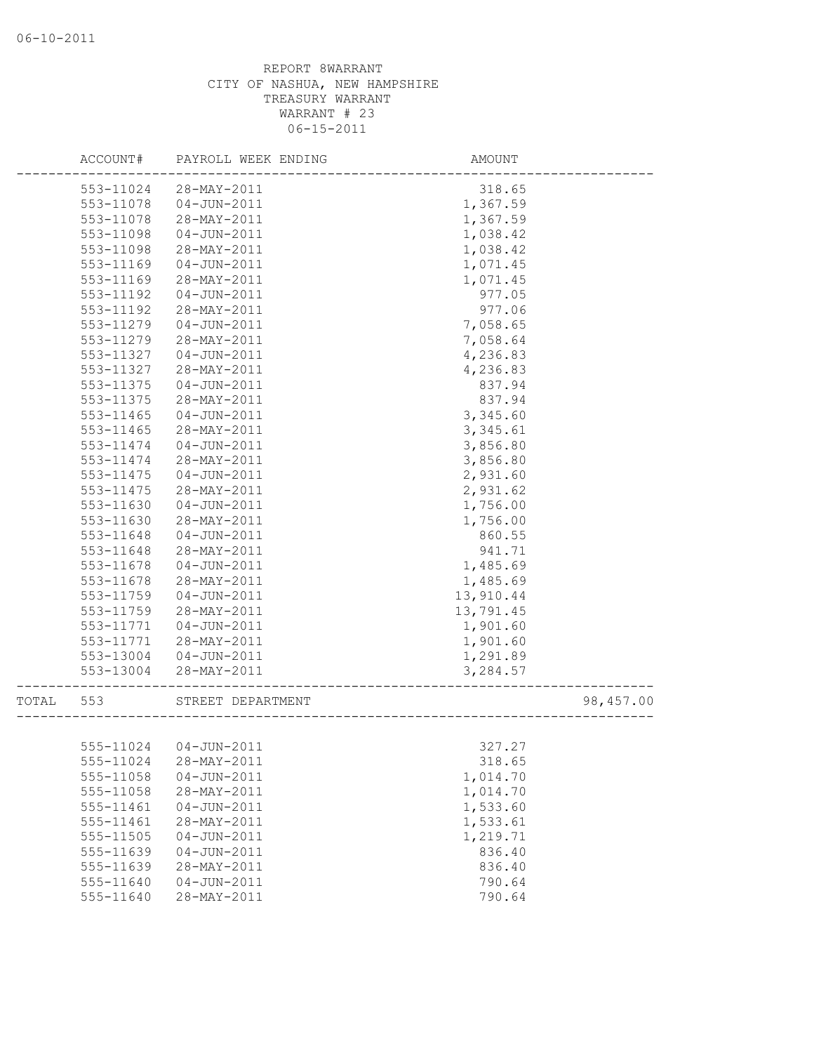REPORT 8WARRANT
CITY OF NASHUA, NEW HAMPSHIRE
TREASURY WARRANT
WARRANT # 23
06-15-2011

| ACCOUNT# | PAYROLL WEEK ENDING | AMOUNT | |
|---|---|---|---|
| 553-11024 | 28-MAY-2011 | 318.65 | |
| 553-11078 | 04-JUN-2011 | 1,367.59 | |
| 553-11078 | 28-MAY-2011 | 1,367.59 | |
| 553-11098 | 04-JUN-2011 | 1,038.42 | |
| 553-11098 | 28-MAY-2011 | 1,038.42 | |
| 553-11169 | 04-JUN-2011 | 1,071.45 | |
| 553-11169 | 28-MAY-2011 | 1,071.45 | |
| 553-11192 | 04-JUN-2011 | 977.05 | |
| 553-11192 | 28-MAY-2011 | 977.06 | |
| 553-11279 | 04-JUN-2011 | 7,058.65 | |
| 553-11279 | 28-MAY-2011 | 7,058.64 | |
| 553-11327 | 04-JUN-2011 | 4,236.83 | |
| 553-11327 | 28-MAY-2011 | 4,236.83 | |
| 553-11375 | 04-JUN-2011 | 837.94 | |
| 553-11375 | 28-MAY-2011 | 837.94 | |
| 553-11465 | 04-JUN-2011 | 3,345.60 | |
| 553-11465 | 28-MAY-2011 | 3,345.61 | |
| 553-11474 | 04-JUN-2011 | 3,856.80 | |
| 553-11474 | 28-MAY-2011 | 3,856.80 | |
| 553-11475 | 04-JUN-2011 | 2,931.60 | |
| 553-11475 | 28-MAY-2011 | 2,931.62 | |
| 553-11630 | 04-JUN-2011 | 1,756.00 | |
| 553-11630 | 28-MAY-2011 | 1,756.00 | |
| 553-11648 | 04-JUN-2011 | 860.55 | |
| 553-11648 | 28-MAY-2011 | 941.71 | |
| 553-11678 | 04-JUN-2011 | 1,485.69 | |
| 553-11678 | 28-MAY-2011 | 1,485.69 | |
| 553-11759 | 04-JUN-2011 | 13,910.44 | |
| 553-11759 | 28-MAY-2011 | 13,791.45 | |
| 553-11771 | 04-JUN-2011 | 1,901.60 | |
| 553-11771 | 28-MAY-2011 | 1,901.60 | |
| 553-13004 | 04-JUN-2011 | 1,291.89 | |
| 553-13004 | 28-MAY-2011 | 3,284.57 | |
| TOTAL 553 | STREET DEPARTMENT | | 98,457.00 |
| 555-11024 | 04-JUN-2011 | 327.27 | |
| 555-11024 | 28-MAY-2011 | 318.65 | |
| 555-11058 | 04-JUN-2011 | 1,014.70 | |
| 555-11058 | 28-MAY-2011 | 1,014.70 | |
| 555-11461 | 04-JUN-2011 | 1,533.60 | |
| 555-11461 | 28-MAY-2011 | 1,533.61 | |
| 555-11505 | 04-JUN-2011 | 1,219.71 | |
| 555-11639 | 04-JUN-2011 | 836.40 | |
| 555-11639 | 28-MAY-2011 | 836.40 | |
| 555-11640 | 04-JUN-2011 | 790.64 | |
| 555-11640 | 28-MAY-2011 | 790.64 | |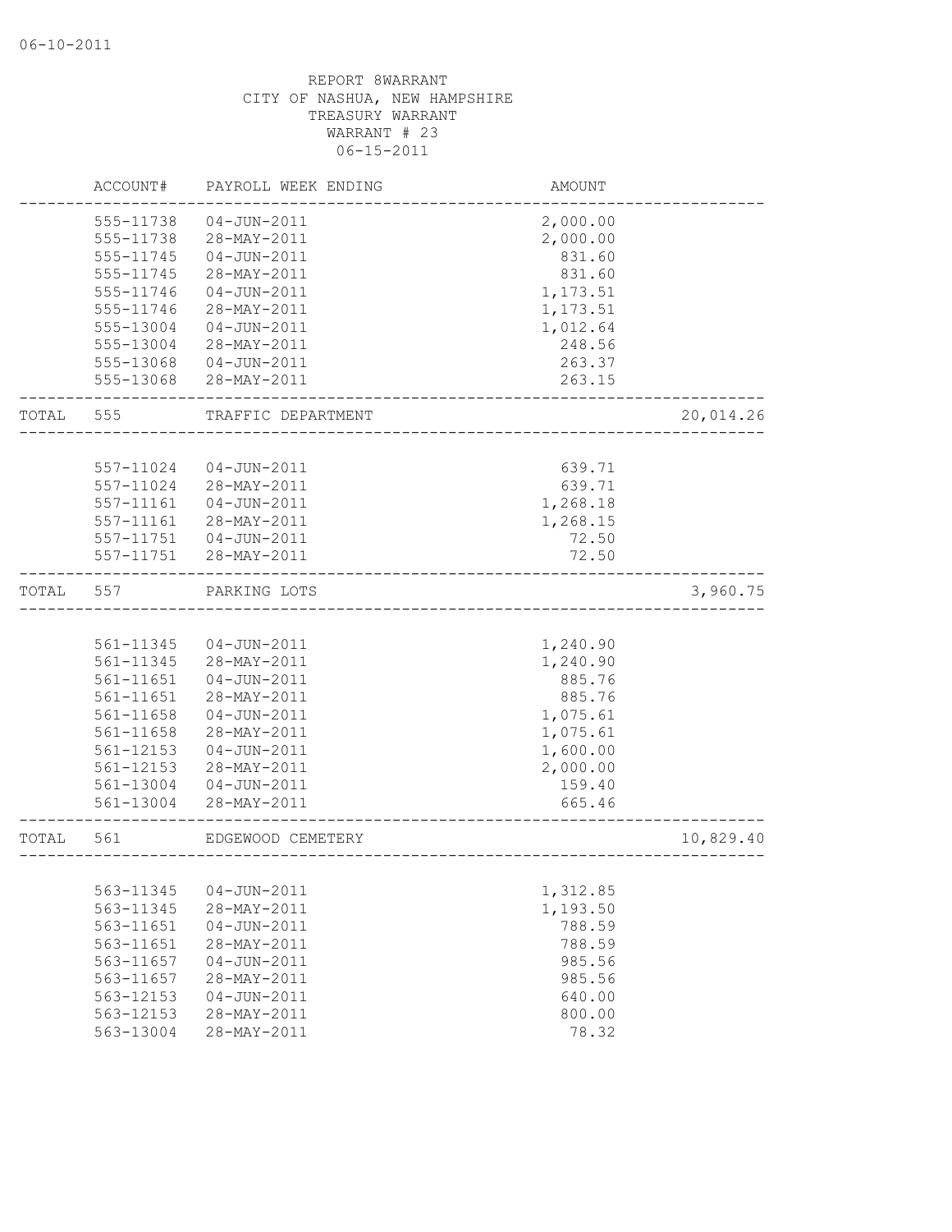06-10-2011

REPORT 8WARRANT
CITY OF NASHUA, NEW HAMPSHIRE
TREASURY WARRANT
WARRANT # 23
06-15-2011

| | ACCOUNT# | PAYROLL WEEK ENDING | AMOUNT | |
|---|---|---|---|---|
| | 555-11738 | 04-JUN-2011 | 2,000.00 | |
| | 555-11738 | 28-MAY-2011 | 2,000.00 | |
| | 555-11745 | 04-JUN-2011 | 831.60 | |
| | 555-11745 | 28-MAY-2011 | 831.60 | |
| | 555-11746 | 04-JUN-2011 | 1,173.51 | |
| | 555-11746 | 28-MAY-2011 | 1,173.51 | |
| | 555-13004 | 04-JUN-2011 | 1,012.64 | |
| | 555-13004 | 28-MAY-2011 | 248.56 | |
| | 555-13068 | 04-JUN-2011 | 263.37 | |
| | 555-13068 | 28-MAY-2011 | 263.15 | |
| TOTAL | 555 | TRAFFIC DEPARTMENT | | 20,014.26 |
| | 557-11024 | 04-JUN-2011 | 639.71 | |
| | 557-11024 | 28-MAY-2011 | 639.71 | |
| | 557-11161 | 04-JUN-2011 | 1,268.18 | |
| | 557-11161 | 28-MAY-2011 | 1,268.15 | |
| | 557-11751 | 04-JUN-2011 | 72.50 | |
| | 557-11751 | 28-MAY-2011 | 72.50 | |
| TOTAL | 557 | PARKING LOTS | | 3,960.75 |
| | 561-11345 | 04-JUN-2011 | 1,240.90 | |
| | 561-11345 | 28-MAY-2011 | 1,240.90 | |
| | 561-11651 | 04-JUN-2011 | 885.76 | |
| | 561-11651 | 28-MAY-2011 | 885.76 | |
| | 561-11658 | 04-JUN-2011 | 1,075.61 | |
| | 561-11658 | 28-MAY-2011 | 1,075.61 | |
| | 561-12153 | 04-JUN-2011 | 1,600.00 | |
| | 561-12153 | 28-MAY-2011 | 2,000.00 | |
| | 561-13004 | 04-JUN-2011 | 159.40 | |
| | 561-13004 | 28-MAY-2011 | 665.46 | |
| TOTAL | 561 | EDGEWOOD CEMETERY | | 10,829.40 |
| | 563-11345 | 04-JUN-2011 | 1,312.85 | |
| | 563-11345 | 28-MAY-2011 | 1,193.50 | |
| | 563-11651 | 04-JUN-2011 | 788.59 | |
| | 563-11651 | 28-MAY-2011 | 788.59 | |
| | 563-11657 | 04-JUN-2011 | 985.56 | |
| | 563-11657 | 28-MAY-2011 | 985.56 | |
| | 563-12153 | 04-JUN-2011 | 640.00 | |
| | 563-12153 | 28-MAY-2011 | 800.00 | |
| | 563-13004 | 28-MAY-2011 | 78.32 | |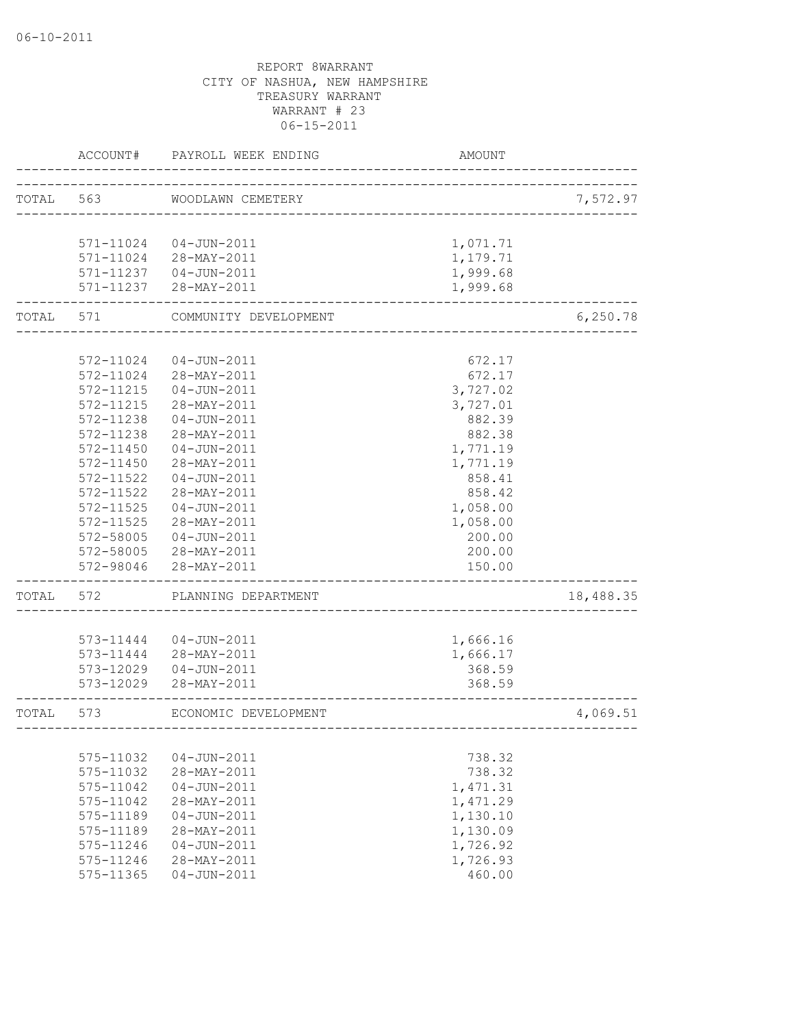06-10-2011

REPORT 8WARRANT
CITY OF NASHUA, NEW HAMPSHIRE
TREASURY WARRANT
WARRANT # 23
06-15-2011

| | ACCOUNT# | PAYROLL WEEK ENDING | AMOUNT | |
|---|---|---|---|---|
| TOTAL | 563 | WOODLAWN CEMETERY | | 7,572.97 |
| | 571-11024 | 04-JUN-2011 | 1,071.71 | |
| | 571-11024 | 28-MAY-2011 | 1,179.71 | |
| | 571-11237 | 04-JUN-2011 | 1,999.68 | |
| | 571-11237 | 28-MAY-2011 | 1,999.68 | |
| TOTAL | 571 | COMMUNITY DEVELOPMENT | | 6,250.78 |
| | 572-11024 | 04-JUN-2011 | 672.17 | |
| | 572-11024 | 28-MAY-2011 | 672.17 | |
| | 572-11215 | 04-JUN-2011 | 3,727.02 | |
| | 572-11215 | 28-MAY-2011 | 3,727.01 | |
| | 572-11238 | 04-JUN-2011 | 882.39 | |
| | 572-11238 | 28-MAY-2011 | 882.38 | |
| | 572-11450 | 04-JUN-2011 | 1,771.19 | |
| | 572-11450 | 28-MAY-2011 | 1,771.19 | |
| | 572-11522 | 04-JUN-2011 | 858.41 | |
| | 572-11522 | 28-MAY-2011 | 858.42 | |
| | 572-11525 | 04-JUN-2011 | 1,058.00 | |
| | 572-11525 | 28-MAY-2011 | 1,058.00 | |
| | 572-58005 | 04-JUN-2011 | 200.00 | |
| | 572-58005 | 28-MAY-2011 | 200.00 | |
| | 572-98046 | 28-MAY-2011 | 150.00 | |
| TOTAL | 572 | PLANNING DEPARTMENT | | 18,488.35 |
| | 573-11444 | 04-JUN-2011 | 1,666.16 | |
| | 573-11444 | 28-MAY-2011 | 1,666.17 | |
| | 573-12029 | 04-JUN-2011 | 368.59 | |
| | 573-12029 | 28-MAY-2011 | 368.59 | |
| TOTAL | 573 | ECONOMIC DEVELOPMENT | | 4,069.51 |
| | 575-11032 | 04-JUN-2011 | 738.32 | |
| | 575-11032 | 28-MAY-2011 | 738.32 | |
| | 575-11042 | 04-JUN-2011 | 1,471.31 | |
| | 575-11042 | 28-MAY-2011 | 1,471.29 | |
| | 575-11189 | 04-JUN-2011 | 1,130.10 | |
| | 575-11189 | 28-MAY-2011 | 1,130.09 | |
| | 575-11246 | 04-JUN-2011 | 1,726.92 | |
| | 575-11246 | 28-MAY-2011 | 1,726.93 | |
| | 575-11365 | 04-JUN-2011 | 460.00 | |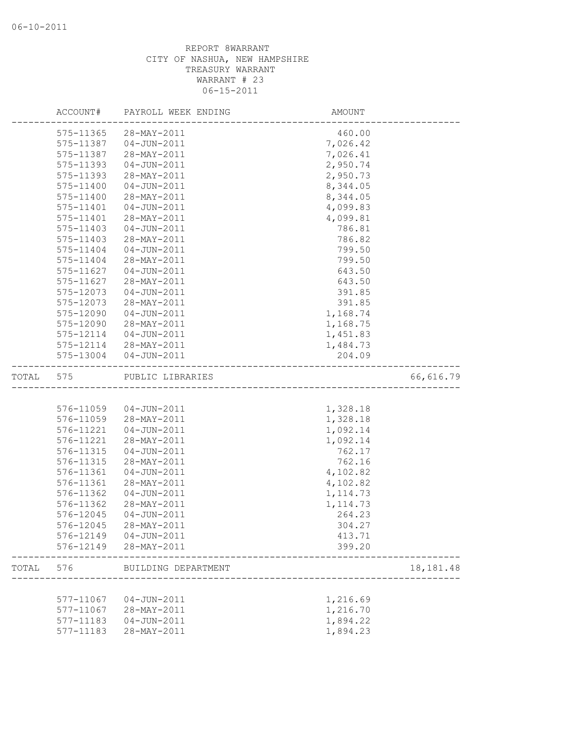06-10-2011

REPORT 8WARRANT
CITY OF NASHUA, NEW HAMPSHIRE
TREASURY WARRANT
WARRANT # 23
06-15-2011

| | ACCOUNT# | PAYROLL WEEK ENDING | AMOUNT | |
|---|---|---|---|---|
| | 575-11365 | 28-MAY-2011 | 460.00 | |
| | 575-11387 | 04-JUN-2011 | 7,026.42 | |
| | 575-11387 | 28-MAY-2011 | 7,026.41 | |
| | 575-11393 | 04-JUN-2011 | 2,950.74 | |
| | 575-11393 | 28-MAY-2011 | 2,950.73 | |
| | 575-11400 | 04-JUN-2011 | 8,344.05 | |
| | 575-11400 | 28-MAY-2011 | 8,344.05 | |
| | 575-11401 | 04-JUN-2011 | 4,099.83 | |
| | 575-11401 | 28-MAY-2011 | 4,099.81 | |
| | 575-11403 | 04-JUN-2011 | 786.81 | |
| | 575-11403 | 28-MAY-2011 | 786.82 | |
| | 575-11404 | 04-JUN-2011 | 799.50 | |
| | 575-11404 | 28-MAY-2011 | 799.50 | |
| | 575-11627 | 04-JUN-2011 | 643.50 | |
| | 575-11627 | 28-MAY-2011 | 643.50 | |
| | 575-12073 | 04-JUN-2011 | 391.85 | |
| | 575-12073 | 28-MAY-2011 | 391.85 | |
| | 575-12090 | 04-JUN-2011 | 1,168.74 | |
| | 575-12090 | 28-MAY-2011 | 1,168.75 | |
| | 575-12114 | 04-JUN-2011 | 1,451.83 | |
| | 575-12114 | 28-MAY-2011 | 1,484.73 | |
| | 575-13004 | 04-JUN-2011 | 204.09 | |
| TOTAL | 575 | PUBLIC LIBRARIES | | 66,616.79 |
| | 576-11059 | 04-JUN-2011 | 1,328.18 | |
| | 576-11059 | 28-MAY-2011 | 1,328.18 | |
| | 576-11221 | 04-JUN-2011 | 1,092.14 | |
| | 576-11221 | 28-MAY-2011 | 1,092.14 | |
| | 576-11315 | 04-JUN-2011 | 762.17 | |
| | 576-11315 | 28-MAY-2011 | 762.16 | |
| | 576-11361 | 04-JUN-2011 | 4,102.82 | |
| | 576-11361 | 28-MAY-2011 | 4,102.82 | |
| | 576-11362 | 04-JUN-2011 | 1,114.73 | |
| | 576-11362 | 28-MAY-2011 | 1,114.73 | |
| | 576-12045 | 04-JUN-2011 | 264.23 | |
| | 576-12045 | 28-MAY-2011 | 304.27 | |
| | 576-12149 | 04-JUN-2011 | 413.71 | |
| | 576-12149 | 28-MAY-2011 | 399.20 | |
| TOTAL | 576 | BUILDING DEPARTMENT | | 18,181.48 |
| | 577-11067 | 04-JUN-2011 | 1,216.69 | |
| | 577-11067 | 28-MAY-2011 | 1,216.70 | |
| | 577-11183 | 04-JUN-2011 | 1,894.22 | |
| | 577-11183 | 28-MAY-2011 | 1,894.23 | |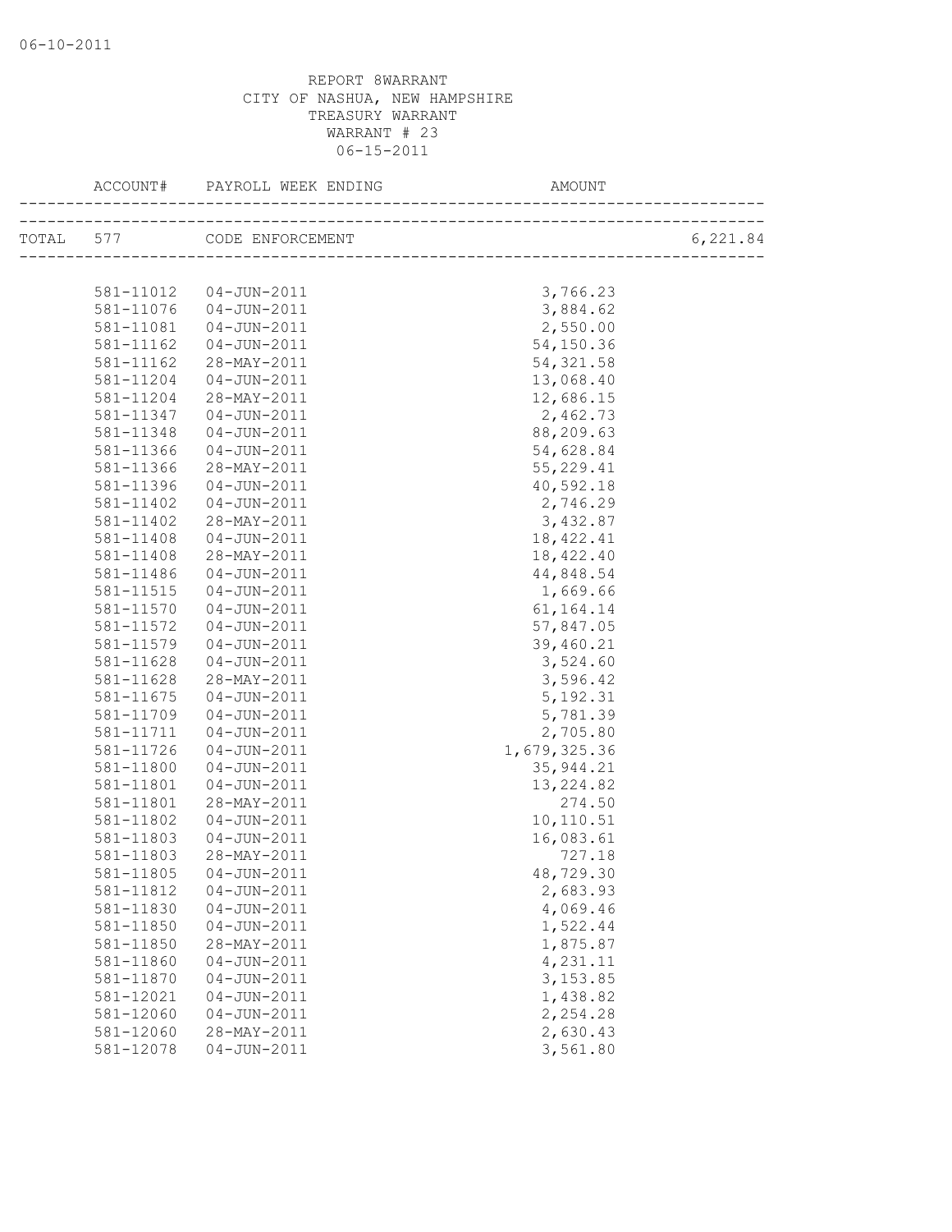REPORT 8WARRANT
CITY OF NASHUA, NEW HAMPSHIRE
TREASURY WARRANT
WARRANT # 23
06-15-2011

| ACCOUNT# | PAYROLL WEEK ENDING | AMOUNT | |
|---|---|---|---|
| TOTAL 577 | CODE ENFORCEMENT | | 6,221.84 |
| 581-11012 | 04-JUN-2011 | 3,766.23 | |
| 581-11076 | 04-JUN-2011 | 3,884.62 | |
| 581-11081 | 04-JUN-2011 | 2,550.00 | |
| 581-11162 | 04-JUN-2011 | 54,150.36 | |
| 581-11162 | 28-MAY-2011 | 54,321.58 | |
| 581-11204 | 04-JUN-2011 | 13,068.40 | |
| 581-11204 | 28-MAY-2011 | 12,686.15 | |
| 581-11347 | 04-JUN-2011 | 2,462.73 | |
| 581-11348 | 04-JUN-2011 | 88,209.63 | |
| 581-11366 | 04-JUN-2011 | 54,628.84 | |
| 581-11366 | 28-MAY-2011 | 55,229.41 | |
| 581-11396 | 04-JUN-2011 | 40,592.18 | |
| 581-11402 | 04-JUN-2011 | 2,746.29 | |
| 581-11402 | 28-MAY-2011 | 3,432.87 | |
| 581-11408 | 04-JUN-2011 | 18,422.41 | |
| 581-11408 | 28-MAY-2011 | 18,422.40 | |
| 581-11486 | 04-JUN-2011 | 44,848.54 | |
| 581-11515 | 04-JUN-2011 | 1,669.66 | |
| 581-11570 | 04-JUN-2011 | 61,164.14 | |
| 581-11572 | 04-JUN-2011 | 57,847.05 | |
| 581-11579 | 04-JUN-2011 | 39,460.21 | |
| 581-11628 | 04-JUN-2011 | 3,524.60 | |
| 581-11628 | 28-MAY-2011 | 3,596.42 | |
| 581-11675 | 04-JUN-2011 | 5,192.31 | |
| 581-11709 | 04-JUN-2011 | 5,781.39 | |
| 581-11711 | 04-JUN-2011 | 2,705.80 | |
| 581-11726 | 04-JUN-2011 | 1,679,325.36 | |
| 581-11800 | 04-JUN-2011 | 35,944.21 | |
| 581-11801 | 04-JUN-2011 | 13,224.82 | |
| 581-11801 | 28-MAY-2011 | 274.50 | |
| 581-11802 | 04-JUN-2011 | 10,110.51 | |
| 581-11803 | 04-JUN-2011 | 16,083.61 | |
| 581-11803 | 28-MAY-2011 | 727.18 | |
| 581-11805 | 04-JUN-2011 | 48,729.30 | |
| 581-11812 | 04-JUN-2011 | 2,683.93 | |
| 581-11830 | 04-JUN-2011 | 4,069.46 | |
| 581-11850 | 04-JUN-2011 | 1,522.44 | |
| 581-11850 | 28-MAY-2011 | 1,875.87 | |
| 581-11860 | 04-JUN-2011 | 4,231.11 | |
| 581-11870 | 04-JUN-2011 | 3,153.85 | |
| 581-12021 | 04-JUN-2011 | 1,438.82 | |
| 581-12060 | 04-JUN-2011 | 2,254.28 | |
| 581-12060 | 28-MAY-2011 | 2,630.43 | |
| 581-12078 | 04-JUN-2011 | 3,561.80 | |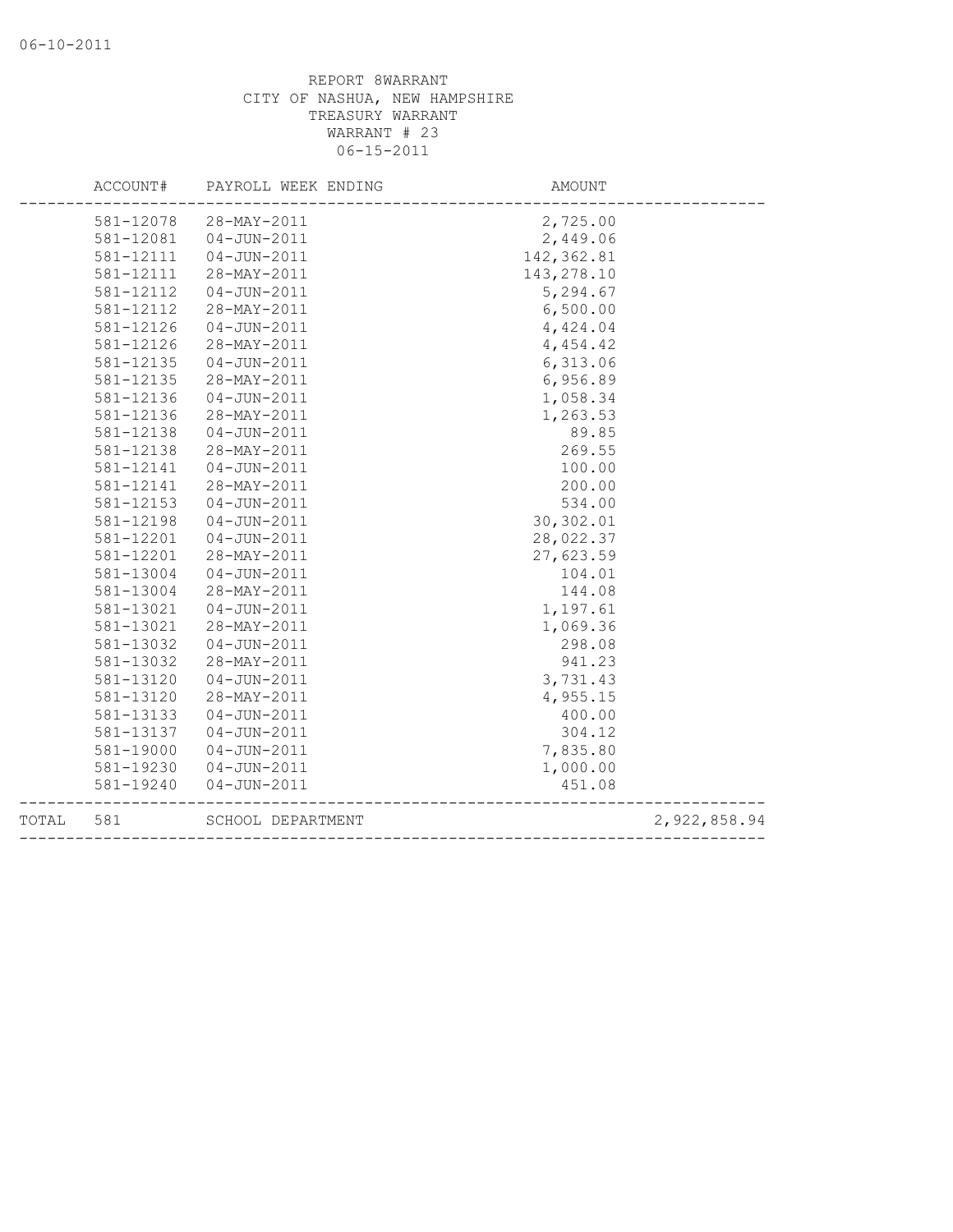REPORT 8WARRANT
CITY OF NASHUA, NEW HAMPSHIRE
TREASURY WARRANT
WARRANT # 23
06-15-2011

| ACCOUNT# | PAYROLL WEEK ENDING | AMOUNT | |
|---|---|---|---|
| 581-12078 | 28-MAY-2011 | 2,725.00 | |
| 581-12081 | 04-JUN-2011 | 2,449.06 | |
| 581-12111 | 04-JUN-2011 | 142,362.81 | |
| 581-12111 | 28-MAY-2011 | 143,278.10 | |
| 581-12112 | 04-JUN-2011 | 5,294.67 | |
| 581-12112 | 28-MAY-2011 | 6,500.00 | |
| 581-12126 | 04-JUN-2011 | 4,424.04 | |
| 581-12126 | 28-MAY-2011 | 4,454.42 | |
| 581-12135 | 04-JUN-2011 | 6,313.06 | |
| 581-12135 | 28-MAY-2011 | 6,956.89 | |
| 581-12136 | 04-JUN-2011 | 1,058.34 | |
| 581-12136 | 28-MAY-2011 | 1,263.53 | |
| 581-12138 | 04-JUN-2011 | 89.85 | |
| 581-12138 | 28-MAY-2011 | 269.55 | |
| 581-12141 | 04-JUN-2011 | 100.00 | |
| 581-12141 | 28-MAY-2011 | 200.00 | |
| 581-12153 | 04-JUN-2011 | 534.00 | |
| 581-12198 | 04-JUN-2011 | 30,302.01 | |
| 581-12201 | 04-JUN-2011 | 28,022.37 | |
| 581-12201 | 28-MAY-2011 | 27,623.59 | |
| 581-13004 | 04-JUN-2011 | 104.01 | |
| 581-13004 | 28-MAY-2011 | 144.08 | |
| 581-13021 | 04-JUN-2011 | 1,197.61 | |
| 581-13021 | 28-MAY-2011 | 1,069.36 | |
| 581-13032 | 04-JUN-2011 | 298.08 | |
| 581-13032 | 28-MAY-2011 | 941.23 | |
| 581-13120 | 04-JUN-2011 | 3,731.43 | |
| 581-13120 | 28-MAY-2011 | 4,955.15 | |
| 581-13133 | 04-JUN-2011 | 400.00 | |
| 581-13137 | 04-JUN-2011 | 304.12 | |
| 581-19000 | 04-JUN-2011 | 7,835.80 | |
| 581-19230 | 04-JUN-2011 | 1,000.00 | |
| 581-19240 | 04-JUN-2011 | 451.08 | |
| TOTAL 581 | SCHOOL DEPARTMENT | | 2,922,858.94 |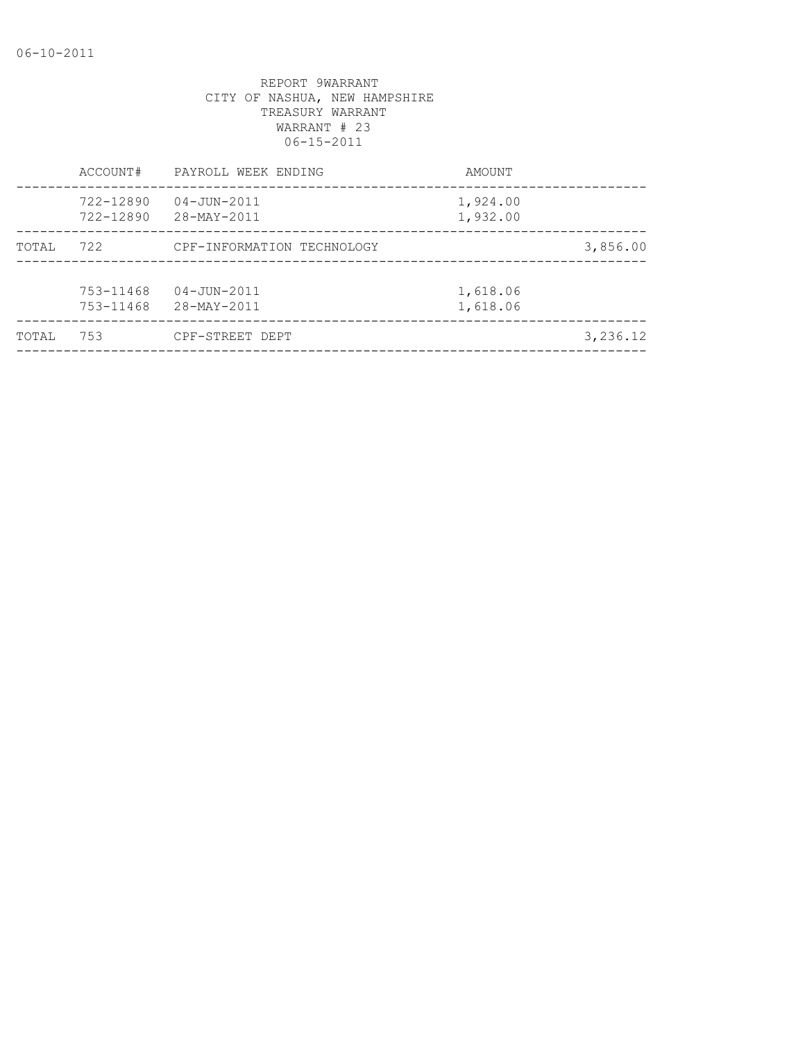REPORT 9WARRANT
CITY OF NASHUA, NEW HAMPSHIRE
TREASURY WARRANT
WARRANT # 23
06-15-2011

| | ACCOUNT# | PAYROLL WEEK ENDING | AMOUNT | |
|---|---|---|---|---|
| | 722-12890 | 04-JUN-2011 | 1,924.00 | |
| | 722-12890 | 28-MAY-2011 | 1,932.00 | |
| TOTAL | 722 | CPF-INFORMATION TECHNOLOGY | | 3,856.00 |
| | 753-11468 | 04-JUN-2011 | 1,618.06 | |
| | 753-11468 | 28-MAY-2011 | 1,618.06 | |
| TOTAL | 753 | CPF-STREET DEPT | | 3,236.12 |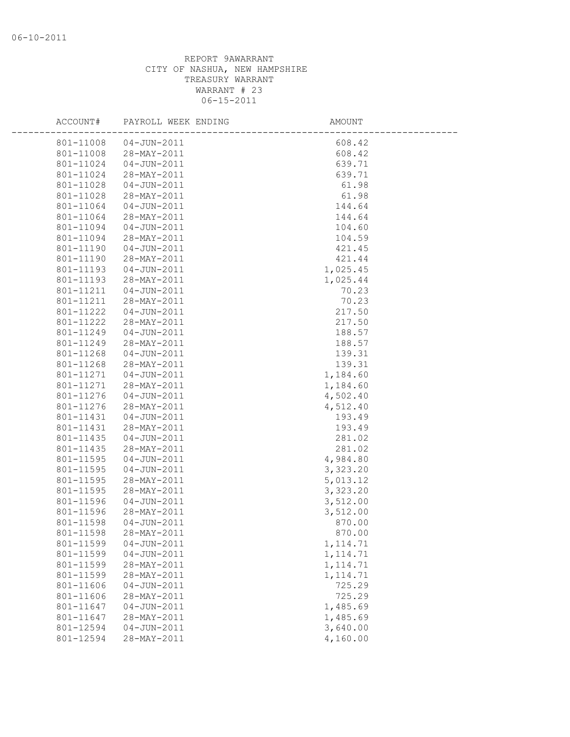06-10-2011

REPORT 9AWARRANT
CITY OF NASHUA, NEW HAMPSHIRE
TREASURY WARRANT
WARRANT # 23
06-15-2011

| ACCOUNT# | PAYROLL WEEK ENDING | AMOUNT |
|---|---|---|
| 801-11008 | 04-JUN-2011 | 608.42 |
| 801-11008 | 28-MAY-2011 | 608.42 |
| 801-11024 | 04-JUN-2011 | 639.71 |
| 801-11024 | 28-MAY-2011 | 639.71 |
| 801-11028 | 04-JUN-2011 | 61.98 |
| 801-11028 | 28-MAY-2011 | 61.98 |
| 801-11064 | 04-JUN-2011 | 144.64 |
| 801-11064 | 28-MAY-2011 | 144.64 |
| 801-11094 | 04-JUN-2011 | 104.60 |
| 801-11094 | 28-MAY-2011 | 104.59 |
| 801-11190 | 04-JUN-2011 | 421.45 |
| 801-11190 | 28-MAY-2011 | 421.44 |
| 801-11193 | 04-JUN-2011 | 1,025.45 |
| 801-11193 | 28-MAY-2011 | 1,025.44 |
| 801-11211 | 04-JUN-2011 | 70.23 |
| 801-11211 | 28-MAY-2011 | 70.23 |
| 801-11222 | 04-JUN-2011 | 217.50 |
| 801-11222 | 28-MAY-2011 | 217.50 |
| 801-11249 | 04-JUN-2011 | 188.57 |
| 801-11249 | 28-MAY-2011 | 188.57 |
| 801-11268 | 04-JUN-2011 | 139.31 |
| 801-11268 | 28-MAY-2011 | 139.31 |
| 801-11271 | 04-JUN-2011 | 1,184.60 |
| 801-11271 | 28-MAY-2011 | 1,184.60 |
| 801-11276 | 04-JUN-2011 | 4,502.40 |
| 801-11276 | 28-MAY-2011 | 4,512.40 |
| 801-11431 | 04-JUN-2011 | 193.49 |
| 801-11431 | 28-MAY-2011 | 193.49 |
| 801-11435 | 04-JUN-2011 | 281.02 |
| 801-11435 | 28-MAY-2011 | 281.02 |
| 801-11595 | 04-JUN-2011 | 4,984.80 |
| 801-11595 | 04-JUN-2011 | 3,323.20 |
| 801-11595 | 28-MAY-2011 | 5,013.12 |
| 801-11595 | 28-MAY-2011 | 3,323.20 |
| 801-11596 | 04-JUN-2011 | 3,512.00 |
| 801-11596 | 28-MAY-2011 | 3,512.00 |
| 801-11598 | 04-JUN-2011 | 870.00 |
| 801-11598 | 28-MAY-2011 | 870.00 |
| 801-11599 | 04-JUN-2011 | 1,114.71 |
| 801-11599 | 04-JUN-2011 | 1,114.71 |
| 801-11599 | 28-MAY-2011 | 1,114.71 |
| 801-11599 | 28-MAY-2011 | 1,114.71 |
| 801-11606 | 04-JUN-2011 | 725.29 |
| 801-11606 | 28-MAY-2011 | 725.29 |
| 801-11647 | 04-JUN-2011 | 1,485.69 |
| 801-11647 | 28-MAY-2011 | 1,485.69 |
| 801-12594 | 04-JUN-2011 | 3,640.00 |
| 801-12594 | 28-MAY-2011 | 4,160.00 |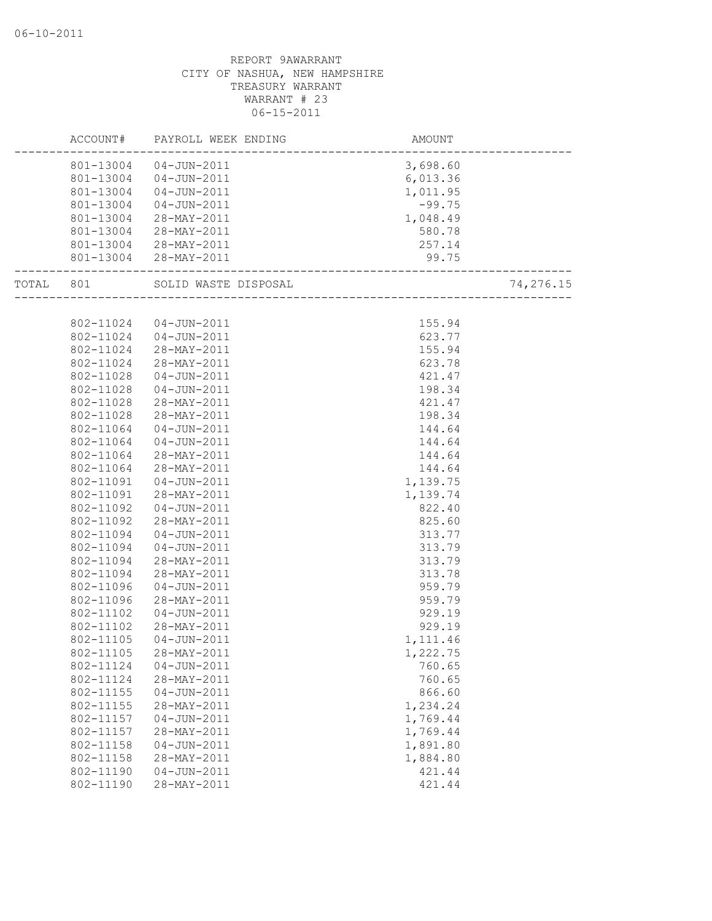REPORT 9AWARRANT
CITY OF NASHUA, NEW HAMPSHIRE
TREASURY WARRANT
WARRANT # 23
06-15-2011

| | ACCOUNT# | PAYROLL WEEK ENDING | AMOUNT | |
|---|---|---|---|---|
| | 801-13004 | 04-JUN-2011 | 3,698.60 | |
| | 801-13004 | 04-JUN-2011 | 6,013.36 | |
| | 801-13004 | 04-JUN-2011 | 1,011.95 | |
| | 801-13004 | 04-JUN-2011 | -99.75 | |
| | 801-13004 | 28-MAY-2011 | 1,048.49 | |
| | 801-13004 | 28-MAY-2011 | 580.78 | |
| | 801-13004 | 28-MAY-2011 | 257.14 | |
| | 801-13004 | 28-MAY-2011 | 99.75 | |
| TOTAL | 801 | SOLID WASTE DISPOSAL | | 74,276.15 |
| | 802-11024 | 04-JUN-2011 | 155.94 | |
| | 802-11024 | 04-JUN-2011 | 623.77 | |
| | 802-11024 | 28-MAY-2011 | 155.94 | |
| | 802-11024 | 28-MAY-2011 | 623.78 | |
| | 802-11028 | 04-JUN-2011 | 421.47 | |
| | 802-11028 | 04-JUN-2011 | 198.34 | |
| | 802-11028 | 28-MAY-2011 | 421.47 | |
| | 802-11028 | 28-MAY-2011 | 198.34 | |
| | 802-11064 | 04-JUN-2011 | 144.64 | |
| | 802-11064 | 04-JUN-2011 | 144.64 | |
| | 802-11064 | 28-MAY-2011 | 144.64 | |
| | 802-11064 | 28-MAY-2011 | 144.64 | |
| | 802-11091 | 04-JUN-2011 | 1,139.75 | |
| | 802-11091 | 28-MAY-2011 | 1,139.74 | |
| | 802-11092 | 04-JUN-2011 | 822.40 | |
| | 802-11092 | 28-MAY-2011 | 825.60 | |
| | 802-11094 | 04-JUN-2011 | 313.77 | |
| | 802-11094 | 04-JUN-2011 | 313.79 | |
| | 802-11094 | 28-MAY-2011 | 313.79 | |
| | 802-11094 | 28-MAY-2011 | 313.78 | |
| | 802-11096 | 04-JUN-2011 | 959.79 | |
| | 802-11096 | 28-MAY-2011 | 959.79 | |
| | 802-11102 | 04-JUN-2011 | 929.19 | |
| | 802-11102 | 28-MAY-2011 | 929.19 | |
| | 802-11105 | 04-JUN-2011 | 1,111.46 | |
| | 802-11105 | 28-MAY-2011 | 1,222.75 | |
| | 802-11124 | 04-JUN-2011 | 760.65 | |
| | 802-11124 | 28-MAY-2011 | 760.65 | |
| | 802-11155 | 04-JUN-2011 | 866.60 | |
| | 802-11155 | 28-MAY-2011 | 1,234.24 | |
| | 802-11157 | 04-JUN-2011 | 1,769.44 | |
| | 802-11157 | 28-MAY-2011 | 1,769.44 | |
| | 802-11158 | 04-JUN-2011 | 1,891.80 | |
| | 802-11158 | 28-MAY-2011 | 1,884.80 | |
| | 802-11190 | 04-JUN-2011 | 421.44 | |
| | 802-11190 | 28-MAY-2011 | 421.44 | |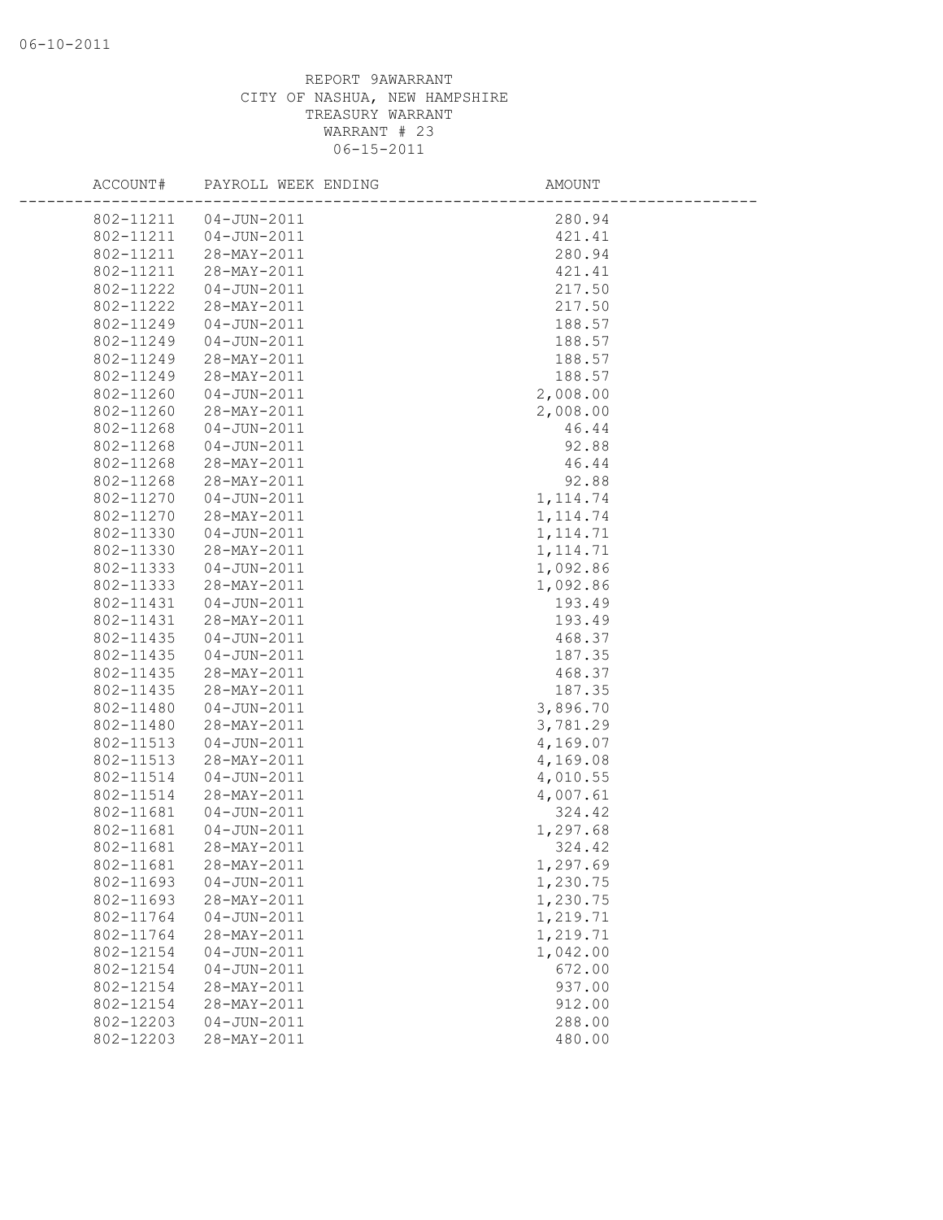REPORT 9AWARRANT
CITY OF NASHUA, NEW HAMPSHIRE
TREASURY WARRANT
WARRANT # 23
06-15-2011

| ACCOUNT# | PAYROLL WEEK ENDING | AMOUNT |
|---|---|---|
| 802-11211 | 04-JUN-2011 | 280.94 |
| 802-11211 | 04-JUN-2011 | 421.41 |
| 802-11211 | 28-MAY-2011 | 280.94 |
| 802-11211 | 28-MAY-2011 | 421.41 |
| 802-11222 | 04-JUN-2011 | 217.50 |
| 802-11222 | 28-MAY-2011 | 217.50 |
| 802-11249 | 04-JUN-2011 | 188.57 |
| 802-11249 | 04-JUN-2011 | 188.57 |
| 802-11249 | 28-MAY-2011 | 188.57 |
| 802-11249 | 28-MAY-2011 | 188.57 |
| 802-11260 | 04-JUN-2011 | 2,008.00 |
| 802-11260 | 28-MAY-2011 | 2,008.00 |
| 802-11268 | 04-JUN-2011 | 46.44 |
| 802-11268 | 04-JUN-2011 | 92.88 |
| 802-11268 | 28-MAY-2011 | 46.44 |
| 802-11268 | 28-MAY-2011 | 92.88 |
| 802-11270 | 04-JUN-2011 | 1,114.74 |
| 802-11270 | 28-MAY-2011 | 1,114.74 |
| 802-11330 | 04-JUN-2011 | 1,114.71 |
| 802-11330 | 28-MAY-2011 | 1,114.71 |
| 802-11333 | 04-JUN-2011 | 1,092.86 |
| 802-11333 | 28-MAY-2011 | 1,092.86 |
| 802-11431 | 04-JUN-2011 | 193.49 |
| 802-11431 | 28-MAY-2011 | 193.49 |
| 802-11435 | 04-JUN-2011 | 468.37 |
| 802-11435 | 04-JUN-2011 | 187.35 |
| 802-11435 | 28-MAY-2011 | 468.37 |
| 802-11435 | 28-MAY-2011 | 187.35 |
| 802-11480 | 04-JUN-2011 | 3,896.70 |
| 802-11480 | 28-MAY-2011 | 3,781.29 |
| 802-11513 | 04-JUN-2011 | 4,169.07 |
| 802-11513 | 28-MAY-2011 | 4,169.08 |
| 802-11514 | 04-JUN-2011 | 4,010.55 |
| 802-11514 | 28-MAY-2011 | 4,007.61 |
| 802-11681 | 04-JUN-2011 | 324.42 |
| 802-11681 | 04-JUN-2011 | 1,297.68 |
| 802-11681 | 28-MAY-2011 | 324.42 |
| 802-11681 | 28-MAY-2011 | 1,297.69 |
| 802-11693 | 04-JUN-2011 | 1,230.75 |
| 802-11693 | 28-MAY-2011 | 1,230.75 |
| 802-11764 | 04-JUN-2011 | 1,219.71 |
| 802-11764 | 28-MAY-2011 | 1,219.71 |
| 802-12154 | 04-JUN-2011 | 1,042.00 |
| 802-12154 | 04-JUN-2011 | 672.00 |
| 802-12154 | 28-MAY-2011 | 937.00 |
| 802-12154 | 28-MAY-2011 | 912.00 |
| 802-12203 | 04-JUN-2011 | 288.00 |
| 802-12203 | 28-MAY-2011 | 480.00 |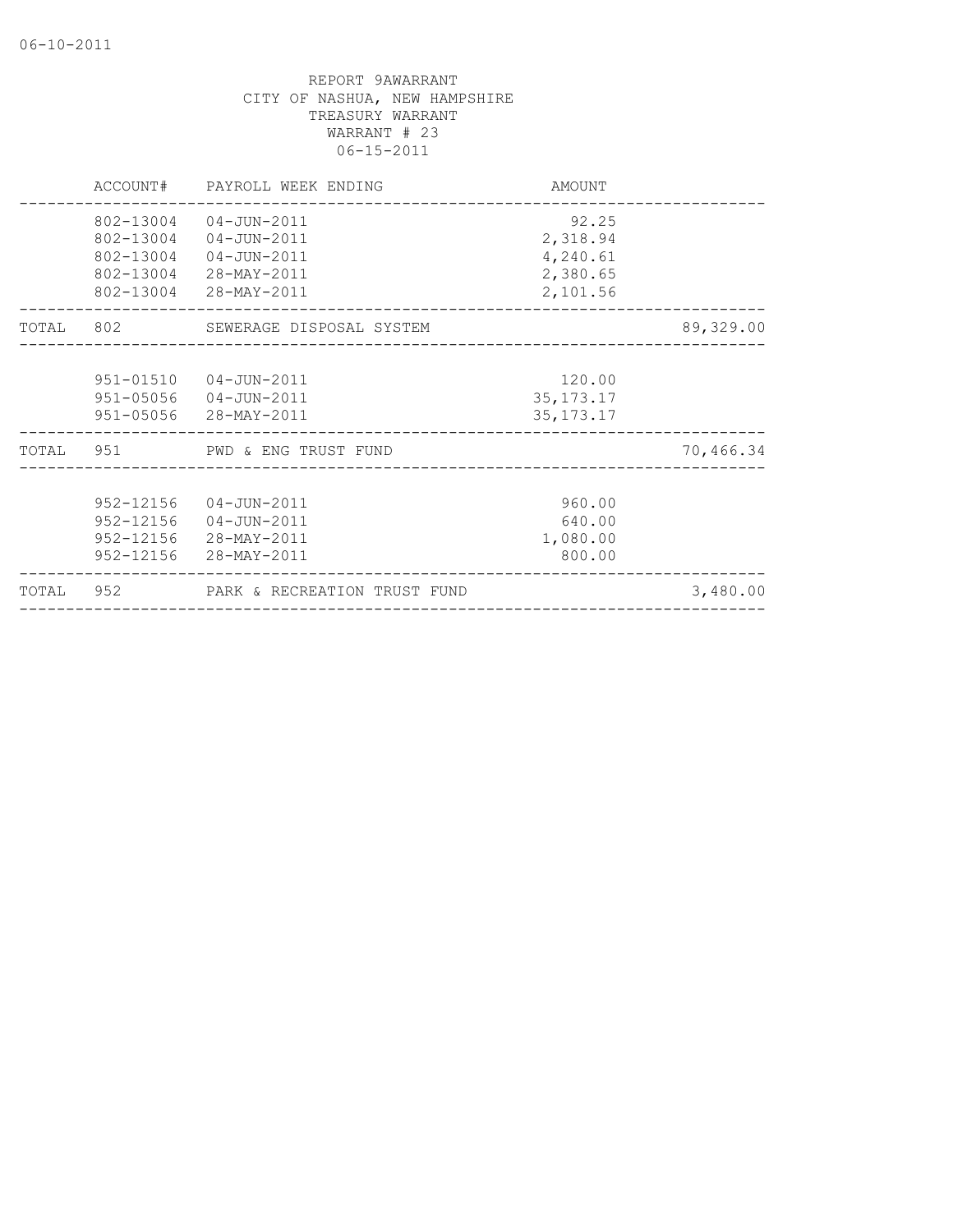06-10-2011

REPORT 9AWARRANT
CITY OF NASHUA, NEW HAMPSHIRE
TREASURY WARRANT
WARRANT # 23
06-15-2011

| | ACCOUNT# | PAYROLL WEEK ENDING | AMOUNT | |
|---|---|---|---|---|
| | 802-13004 | 04-JUN-2011 | 92.25 | |
| | 802-13004 | 04-JUN-2011 | 2,318.94 | |
| | 802-13004 | 04-JUN-2011 | 4,240.61 | |
| | 802-13004 | 28-MAY-2011 | 2,380.65 | |
| | 802-13004 | 28-MAY-2011 | 2,101.56 | |
| TOTAL | 802 | SEWERAGE DISPOSAL SYSTEM | | 89,329.00 |
| | 951-01510 | 04-JUN-2011 | 120.00 | |
| | 951-05056 | 04-JUN-2011 | 35,173.17 | |
| | 951-05056 | 28-MAY-2011 | 35,173.17 | |
| TOTAL | 951 | PWD & ENG TRUST FUND | | 70,466.34 |
| | 952-12156 | 04-JUN-2011 | 960.00 | |
| | 952-12156 | 04-JUN-2011 | 640.00 | |
| | 952-12156 | 28-MAY-2011 | 1,080.00 | |
| | 952-12156 | 28-MAY-2011 | 800.00 | |
| TOTAL | 952 | PARK & RECREATION TRUST FUND | | 3,480.00 |